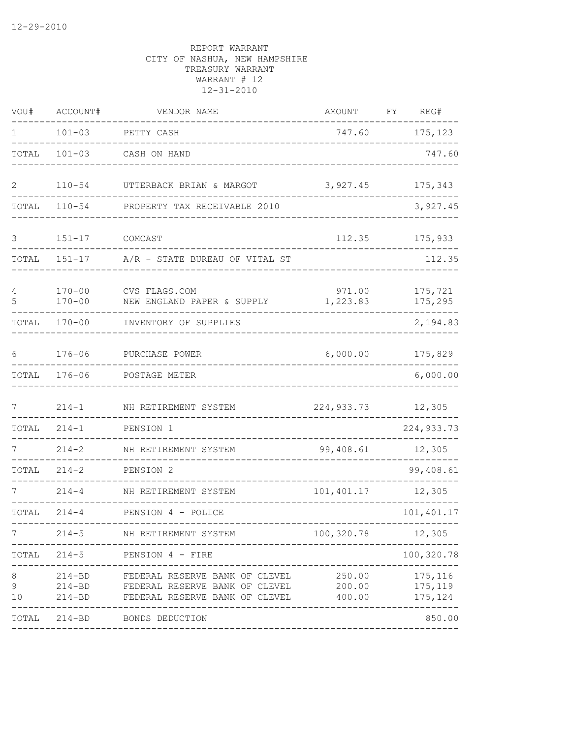12-29-2010

REPORT WARRANT
CITY OF NASHUA, NEW HAMPSHIRE
TREASURY WARRANT
WARRANT # 12
12-31-2010

| VOU# | ACCOUNT# | VENDOR NAME | AMOUNT | FY | REG# |
|---|---|---|---|---|---|
| 1 | 101-03 | PETTY CASH | 747.60 | | 175,123 |
| TOTAL | 101-03 | CASH ON HAND | | | 747.60 |
| 2 | 110-54 | UTTERBACK BRIAN & MARGOT | 3,927.45 | | 175,343 |
| TOTAL | 110-54 | PROPERTY TAX RECEIVABLE 2010 | | | 3,927.45 |
| 3 | 151-17 | COMCAST | 112.35 | | 175,933 |
| TOTAL | 151-17 | A/R - STATE BUREAU OF VITAL ST | | | 112.35 |
| 4 | 170-00 | CVS FLAGS.COM | 971.00 | | 175,721 |
| 5 | 170-00 | NEW ENGLAND PAPER & SUPPLY | 1,223.83 | | 175,295 |
| TOTAL | 170-00 | INVENTORY OF SUPPLIES | | | 2,194.83 |
| 6 | 176-06 | PURCHASE POWER | 6,000.00 | | 175,829 |
| TOTAL | 176-06 | POSTAGE METER | | | 6,000.00 |
| 7 | 214-1 | NH RETIREMENT SYSTEM | 224,933.73 | | 12,305 |
| TOTAL | 214-1 | PENSION 1 | | | 224,933.73 |
| 7 | 214-2 | NH RETIREMENT SYSTEM | 99,408.61 | | 12,305 |
| TOTAL | 214-2 | PENSION 2 | | | 99,408.61 |
| 7 | 214-4 | NH RETIREMENT SYSTEM | 101,401.17 | | 12,305 |
| TOTAL | 214-4 | PENSION 4 - POLICE | | | 101,401.17 |
| 7 | 214-5 | NH RETIREMENT SYSTEM | 100,320.78 | | 12,305 |
| TOTAL | 214-5 | PENSION 4 - FIRE | | | 100,320.78 |
| 8 | 214-BD | FEDERAL RESERVE BANK OF CLEVEL | 250.00 | | 175,116 |
| 9 | 214-BD | FEDERAL RESERVE BANK OF CLEVEL | 200.00 | | 175,119 |
| 10 | 214-BD | FEDERAL RESERVE BANK OF CLEVEL | 400.00 | | 175,124 |
| TOTAL | 214-BD | BONDS DEDUCTION | | | 850.00 |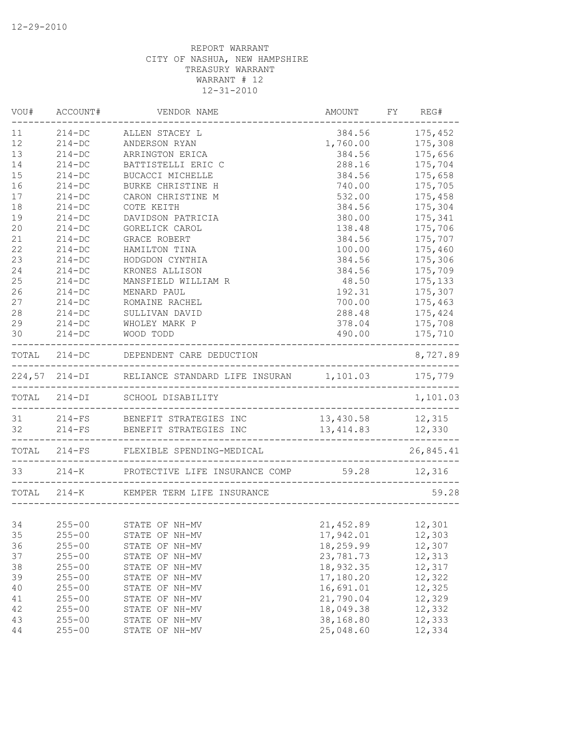12-29-2010

REPORT WARRANT
CITY OF NASHUA, NEW HAMPSHIRE
TREASURY WARRANT
WARRANT # 12
12-31-2010

| VOU# | ACCOUNT# | VENDOR NAME | AMOUNT | FY | REG# |
|---|---|---|---|---|---|
| 11 | 214-DC | ALLEN STACEY L | 384.56 | | 175,452 |
| 12 | 214-DC | ANDERSON RYAN | 1,760.00 | | 175,308 |
| 13 | 214-DC | ARRINGTON ERICA | 384.56 | | 175,656 |
| 14 | 214-DC | BATTISTELLI ERIC C | 288.16 | | 175,704 |
| 15 | 214-DC | BUCACCI MICHELLE | 384.56 | | 175,658 |
| 16 | 214-DC | BURKE CHRISTINE H | 740.00 | | 175,705 |
| 17 | 214-DC | CARON CHRISTINE M | 532.00 | | 175,458 |
| 18 | 214-DC | COTE KEITH | 384.56 | | 175,304 |
| 19 | 214-DC | DAVIDSON PATRICIA | 380.00 | | 175,341 |
| 20 | 214-DC | GORELICK CAROL | 138.48 | | 175,706 |
| 21 | 214-DC | GRACE ROBERT | 384.56 | | 175,707 |
| 22 | 214-DC | HAMILTON TINA | 100.00 | | 175,460 |
| 23 | 214-DC | HODGDON CYNTHIA | 384.56 | | 175,306 |
| 24 | 214-DC | KRONES ALLISON | 384.56 | | 175,709 |
| 25 | 214-DC | MANSFIELD WILLIAM R | 48.50 | | 175,133 |
| 26 | 214-DC | MENARD PAUL | 192.31 | | 175,307 |
| 27 | 214-DC | ROMAINE RACHEL | 700.00 | | 175,463 |
| 28 | 214-DC | SULLIVAN DAVID | 288.48 | | 175,424 |
| 29 | 214-DC | WHOLEY MARK P | 378.04 | | 175,708 |
| 30 | 214-DC | WOOD TODD | 490.00 | | 175,710 |
| TOTAL | 214-DC | DEPENDENT CARE DEDUCTION | | | 8,727.89 |
| 224,57 | 214-DI | RELIANCE STANDARD LIFE INSURAN | 1,101.03 | | 175,779 |
| TOTAL | 214-DI | SCHOOL DISABILITY | | | 1,101.03 |
| 31 | 214-FS | BENEFIT STRATEGIES INC | 13,430.58 | | 12,315 |
| 32 | 214-FS | BENEFIT STRATEGIES INC | 13,414.83 | | 12,330 |
| TOTAL | 214-FS | FLEXIBLE SPENDING-MEDICAL | | | 26,845.41 |
| 33 | 214-K | PROTECTIVE LIFE INSURANCE COMP | 59.28 | | 12,316 |
| TOTAL | 214-K | KEMPER TERM LIFE INSURANCE | | | 59.28 |
| 34 | 255-00 | STATE OF NH-MV | 21,452.89 | | 12,301 |
| 35 | 255-00 | STATE OF NH-MV | 17,942.01 | | 12,303 |
| 36 | 255-00 | STATE OF NH-MV | 18,259.99 | | 12,307 |
| 37 | 255-00 | STATE OF NH-MV | 23,781.73 | | 12,313 |
| 38 | 255-00 | STATE OF NH-MV | 18,932.35 | | 12,317 |
| 39 | 255-00 | STATE OF NH-MV | 17,180.20 | | 12,322 |
| 40 | 255-00 | STATE OF NH-MV | 16,691.01 | | 12,325 |
| 41 | 255-00 | STATE OF NH-MV | 21,790.04 | | 12,329 |
| 42 | 255-00 | STATE OF NH-MV | 18,049.38 | | 12,332 |
| 43 | 255-00 | STATE OF NH-MV | 38,168.80 | | 12,333 |
| 44 | 255-00 | STATE OF NH-MV | 25,048.60 | | 12,334 |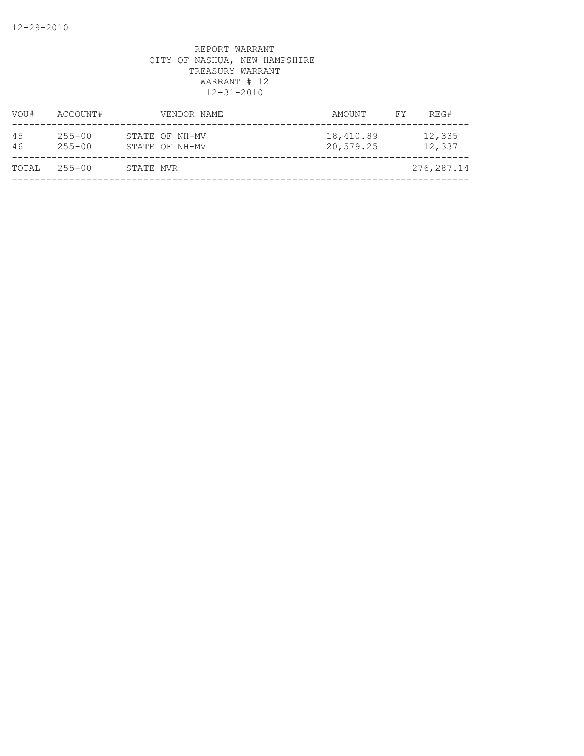REPORT WARRANT
CITY OF NASHUA, NEW HAMPSHIRE
TREASURY WARRANT
WARRANT # 12
12-31-2010

| VOU# | ACCOUNT# | VENDOR NAME | AMOUNT | FY | REG# |
|---|---|---|---|---|---|
| 45 | 255-00 | STATE OF NH-MV | 18,410.89 | | 12,335 |
| 46 | 255-00 | STATE OF NH-MV | 20,579.25 | | 12,337 |
| TOTAL | 255-00 | STATE MVR | | | 276,287.14 |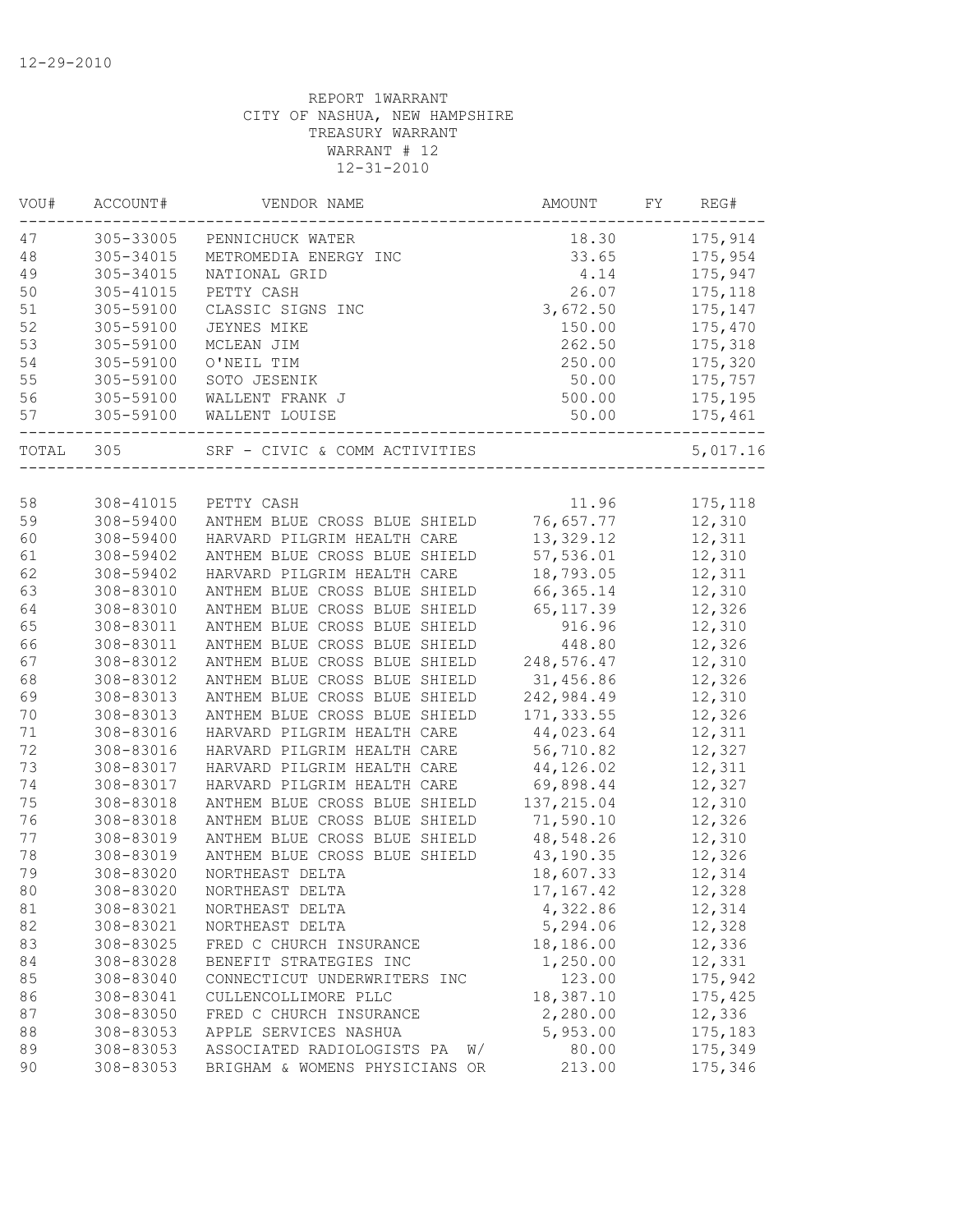12-29-2010

REPORT 1WARRANT
CITY OF NASHUA, NEW HAMPSHIRE
TREASURY WARRANT
WARRANT # 12
12-31-2010

| VOU# | ACCOUNT# | VENDOR NAME | AMOUNT | FY | REG# |
|---|---|---|---|---|---|
| 47 | 305-33005 | PENNICHUCK WATER | 18.30 | | 175,914 |
| 48 | 305-34015 | METROMEDIA ENERGY INC | 33.65 | | 175,954 |
| 49 | 305-34015 | NATIONAL GRID | 4.14 | | 175,947 |
| 50 | 305-41015 | PETTY CASH | 26.07 | | 175,118 |
| 51 | 305-59100 | CLASSIC SIGNS INC | 3,672.50 | | 175,147 |
| 52 | 305-59100 | JEYNES MIKE | 150.00 | | 175,470 |
| 53 | 305-59100 | MCLEAN JIM | 262.50 | | 175,318 |
| 54 | 305-59100 | O'NEIL TIM | 250.00 | | 175,320 |
| 55 | 305-59100 | SOTO JESENIK | 50.00 | | 175,757 |
| 56 | 305-59100 | WALLENT FRANK J | 500.00 | | 175,195 |
| 57 | 305-59100 | WALLENT LOUISE | 50.00 | | 175,461 |
| TOTAL | 305 | SRF - CIVIC & COMM ACTIVITIES | | | 5,017.16 |
| 58 | 308-41015 | PETTY CASH | 11.96 | | 175,118 |
| 59 | 308-59400 | ANTHEM BLUE CROSS BLUE SHIELD | 76,657.77 | | 12,310 |
| 60 | 308-59400 | HARVARD PILGRIM HEALTH CARE | 13,329.12 | | 12,311 |
| 61 | 308-59402 | ANTHEM BLUE CROSS BLUE SHIELD | 57,536.01 | | 12,310 |
| 62 | 308-59402 | HARVARD PILGRIM HEALTH CARE | 18,793.05 | | 12,311 |
| 63 | 308-83010 | ANTHEM BLUE CROSS BLUE SHIELD | 66,365.14 | | 12,310 |
| 64 | 308-83010 | ANTHEM BLUE CROSS BLUE SHIELD | 65,117.39 | | 12,326 |
| 65 | 308-83011 | ANTHEM BLUE CROSS BLUE SHIELD | 916.96 | | 12,310 |
| 66 | 308-83011 | ANTHEM BLUE CROSS BLUE SHIELD | 448.80 | | 12,326 |
| 67 | 308-83012 | ANTHEM BLUE CROSS BLUE SHIELD | 248,576.47 | | 12,310 |
| 68 | 308-83012 | ANTHEM BLUE CROSS BLUE SHIELD | 31,456.86 | | 12,326 |
| 69 | 308-83013 | ANTHEM BLUE CROSS BLUE SHIELD | 242,984.49 | | 12,310 |
| 70 | 308-83013 | ANTHEM BLUE CROSS BLUE SHIELD | 171,333.55 | | 12,326 |
| 71 | 308-83016 | HARVARD PILGRIM HEALTH CARE | 44,023.64 | | 12,311 |
| 72 | 308-83016 | HARVARD PILGRIM HEALTH CARE | 56,710.82 | | 12,327 |
| 73 | 308-83017 | HARVARD PILGRIM HEALTH CARE | 44,126.02 | | 12,311 |
| 74 | 308-83017 | HARVARD PILGRIM HEALTH CARE | 69,898.44 | | 12,327 |
| 75 | 308-83018 | ANTHEM BLUE CROSS BLUE SHIELD | 137,215.04 | | 12,310 |
| 76 | 308-83018 | ANTHEM BLUE CROSS BLUE SHIELD | 71,590.10 | | 12,326 |
| 77 | 308-83019 | ANTHEM BLUE CROSS BLUE SHIELD | 48,548.26 | | 12,310 |
| 78 | 308-83019 | ANTHEM BLUE CROSS BLUE SHIELD | 43,190.35 | | 12,326 |
| 79 | 308-83020 | NORTHEAST DELTA | 18,607.33 | | 12,314 |
| 80 | 308-83020 | NORTHEAST DELTA | 17,167.42 | | 12,328 |
| 81 | 308-83021 | NORTHEAST DELTA | 4,322.86 | | 12,314 |
| 82 | 308-83021 | NORTHEAST DELTA | 5,294.06 | | 12,328 |
| 83 | 308-83025 | FRED C CHURCH INSURANCE | 18,186.00 | | 12,336 |
| 84 | 308-83028 | BENEFIT STRATEGIES INC | 1,250.00 | | 12,331 |
| 85 | 308-83040 | CONNECTICUT UNDERWRITERS INC | 123.00 | | 175,942 |
| 86 | 308-83041 | CULLENCOLLIMORE PLLC | 18,387.10 | | 175,425 |
| 87 | 308-83050 | FRED C CHURCH INSURANCE | 2,280.00 | | 12,336 |
| 88 | 308-83053 | APPLE SERVICES NASHUA | 5,953.00 | | 175,183 |
| 89 | 308-83053 | ASSOCIATED RADIOLOGISTS PA W/ | 80.00 | | 175,349 |
| 90 | 308-83053 | BRIGHAM & WOMENS PHYSICIANS OR | 213.00 | | 175,346 |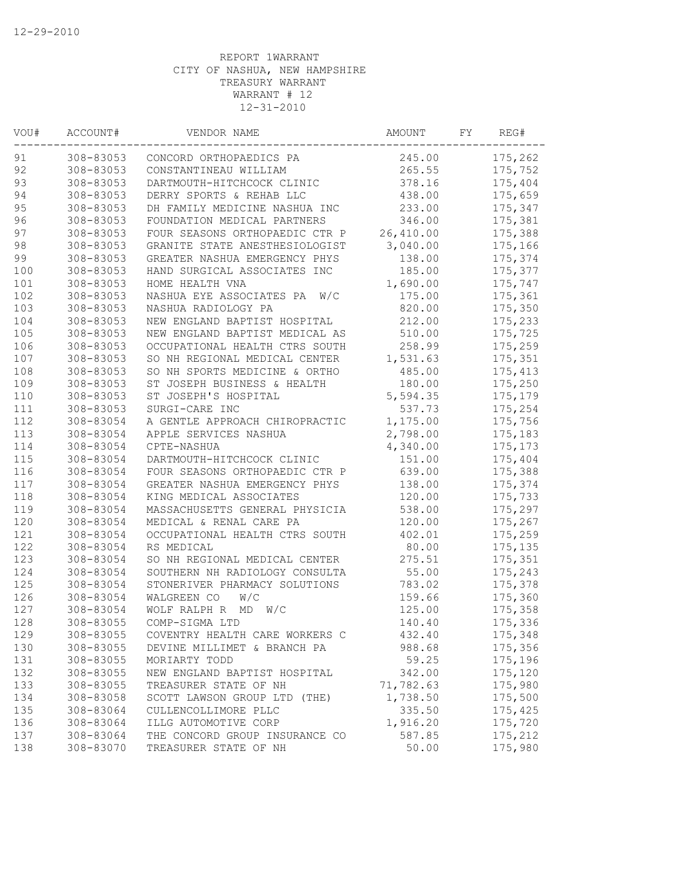12-29-2010

REPORT 1WARRANT
CITY OF NASHUA, NEW HAMPSHIRE
TREASURY WARRANT
WARRANT # 12
12-31-2010

| VOU# | ACCOUNT# | VENDOR NAME | AMOUNT | FY | REG# |
|---|---|---|---|---|---|
| 91 | 308-83053 | CONCORD ORTHOPAEDICS PA | 245.00 | | 175,262 |
| 92 | 308-83053 | CONSTANTINEAU WILLIAM | 265.55 | | 175,752 |
| 93 | 308-83053 | DARTMOUTH-HITCHCOCK CLINIC | 378.16 | | 175,404 |
| 94 | 308-83053 | DERRY SPORTS & REHAB LLC | 438.00 | | 175,659 |
| 95 | 308-83053 | DH FAMILY MEDICINE NASHUA INC | 233.00 | | 175,347 |
| 96 | 308-83053 | FOUNDATION MEDICAL PARTNERS | 346.00 | | 175,381 |
| 97 | 308-83053 | FOUR SEASONS ORTHOPAEDIC CTR P | 26,410.00 | | 175,388 |
| 98 | 308-83053 | GRANITE STATE ANESTHESIOLOGIST | 3,040.00 | | 175,166 |
| 99 | 308-83053 | GREATER NASHUA EMERGENCY PHYS | 138.00 | | 175,374 |
| 100 | 308-83053 | HAND SURGICAL ASSOCIATES INC | 185.00 | | 175,377 |
| 101 | 308-83053 | HOME HEALTH VNA | 1,690.00 | | 175,747 |
| 102 | 308-83053 | NASHUA EYE ASSOCIATES PA W/C | 175.00 | | 175,361 |
| 103 | 308-83053 | NASHUA RADIOLOGY PA | 820.00 | | 175,350 |
| 104 | 308-83053 | NEW ENGLAND BAPTIST HOSPITAL | 212.00 | | 175,233 |
| 105 | 308-83053 | NEW ENGLAND BAPTIST MEDICAL AS | 510.00 | | 175,725 |
| 106 | 308-83053 | OCCUPATIONAL HEALTH CTRS SOUTH | 258.99 | | 175,259 |
| 107 | 308-83053 | SO NH REGIONAL MEDICAL CENTER | 1,531.63 | | 175,351 |
| 108 | 308-83053 | SO NH SPORTS MEDICINE & ORTHO | 485.00 | | 175,413 |
| 109 | 308-83053 | ST JOSEPH BUSINESS & HEALTH | 180.00 | | 175,250 |
| 110 | 308-83053 | ST JOSEPH'S HOSPITAL | 5,594.35 | | 175,179 |
| 111 | 308-83053 | SURGI-CARE INC | 537.73 | | 175,254 |
| 112 | 308-83054 | A GENTLE APPROACH CHIROPRACTIC | 1,175.00 | | 175,756 |
| 113 | 308-83054 | APPLE SERVICES NASHUA | 2,798.00 | | 175,183 |
| 114 | 308-83054 | CPTE-NASHUA | 4,340.00 | | 175,173 |
| 115 | 308-83054 | DARTMOUTH-HITCHCOCK CLINIC | 151.00 | | 175,404 |
| 116 | 308-83054 | FOUR SEASONS ORTHOPAEDIC CTR P | 639.00 | | 175,388 |
| 117 | 308-83054 | GREATER NASHUA EMERGENCY PHYS | 138.00 | | 175,374 |
| 118 | 308-83054 | KING MEDICAL ASSOCIATES | 120.00 | | 175,733 |
| 119 | 308-83054 | MASSACHUSETTS GENERAL PHYSICIA | 538.00 | | 175,297 |
| 120 | 308-83054 | MEDICAL & RENAL CARE PA | 120.00 | | 175,267 |
| 121 | 308-83054 | OCCUPATIONAL HEALTH CTRS SOUTH | 402.01 | | 175,259 |
| 122 | 308-83054 | RS MEDICAL | 80.00 | | 175,135 |
| 123 | 308-83054 | SO NH REGIONAL MEDICAL CENTER | 275.51 | | 175,351 |
| 124 | 308-83054 | SOUTHERN NH RADIOLOGY CONSULTA | 55.00 | | 175,243 |
| 125 | 308-83054 | STONERIVER PHARMACY SOLUTIONS | 783.02 | | 175,378 |
| 126 | 308-83054 | WALGREEN CO W/C | 159.66 | | 175,360 |
| 127 | 308-83054 | WOLF RALPH R MD W/C | 125.00 | | 175,358 |
| 128 | 308-83055 | COMP-SIGMA LTD | 140.40 | | 175,336 |
| 129 | 308-83055 | COVENTRY HEALTH CARE WORKERS C | 432.40 | | 175,348 |
| 130 | 308-83055 | DEVINE MILLIMET & BRANCH PA | 988.68 | | 175,356 |
| 131 | 308-83055 | MORIARTY TODD | 59.25 | | 175,196 |
| 132 | 308-83055 | NEW ENGLAND BAPTIST HOSPITAL | 342.00 | | 175,120 |
| 133 | 308-83055 | TREASURER STATE OF NH | 71,782.63 | | 175,980 |
| 134 | 308-83058 | SCOTT LAWSON GROUP LTD (THE) | 1,738.50 | | 175,500 |
| 135 | 308-83064 | CULLENCOLLIMORE PLLC | 335.50 | | 175,425 |
| 136 | 308-83064 | ILLG AUTOMOTIVE CORP | 1,916.20 | | 175,720 |
| 137 | 308-83064 | THE CONCORD GROUP INSURANCE CO | 587.85 | | 175,212 |
| 138 | 308-83070 | TREASURER STATE OF NH | 50.00 | | 175,980 |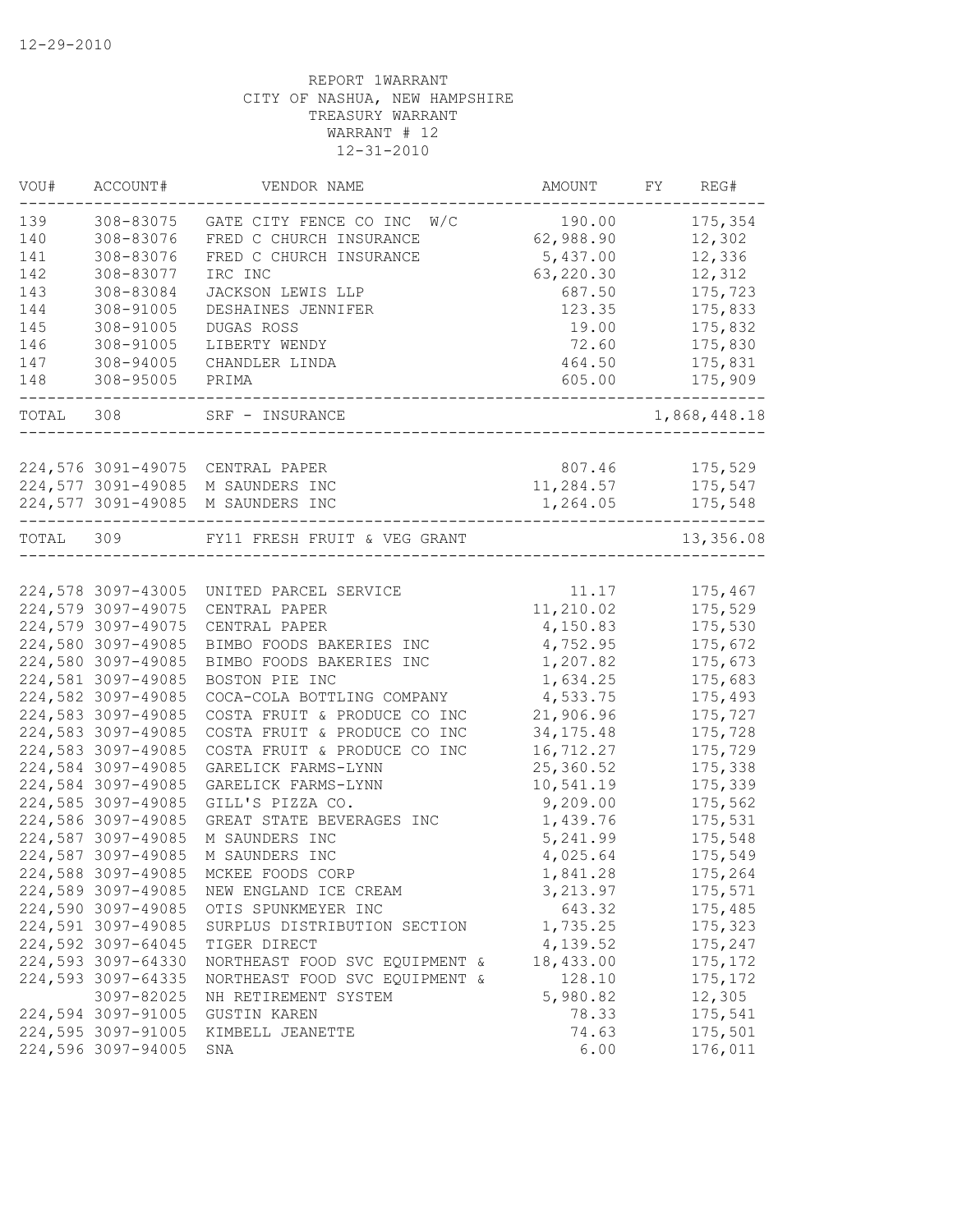12-29-2010

REPORT 1WARRANT
CITY OF NASHUA, NEW HAMPSHIRE
TREASURY WARRANT
WARRANT # 12
12-31-2010

| VOU# | ACCOUNT# | VENDOR NAME | AMOUNT | FY | REG# |
|---|---|---|---|---|---|
| 139 | 308-83075 | GATE CITY FENCE CO INC W/C | 190.00 | | 175,354 |
| 140 | 308-83076 | FRED C CHURCH INSURANCE | 62,988.90 | | 12,302 |
| 141 | 308-83076 | FRED C CHURCH INSURANCE | 5,437.00 | | 12,336 |
| 142 | 308-83077 | IRC INC | 63,220.30 | | 12,312 |
| 143 | 308-83084 | JACKSON LEWIS LLP | 687.50 | | 175,723 |
| 144 | 308-91005 | DESHAINES JENNIFER | 123.35 | | 175,833 |
| 145 | 308-91005 | DUGAS ROSS | 19.00 | | 175,832 |
| 146 | 308-91005 | LIBERTY WENDY | 72.60 | | 175,830 |
| 147 | 308-94005 | CHANDLER LINDA | 464.50 | | 175,831 |
| 148 | 308-95005 | PRIMA | 605.00 | | 175,909 |
| TOTAL | 308 | SRF - INSURANCE | | | 1,868,448.18 |
| 224,576 | 3091-49075 | CENTRAL PAPER | 807.46 | | 175,529 |
| 224,577 | 3091-49085 | M SAUNDERS INC | 11,284.57 | | 175,547 |
| 224,577 | 3091-49085 | M SAUNDERS INC | 1,264.05 | | 175,548 |
| TOTAL | 309 | FY11 FRESH FRUIT & VEG GRANT | | | 13,356.08 |
| 224,578 | 3097-43005 | UNITED PARCEL SERVICE | 11.17 | | 175,467 |
| 224,579 | 3097-49075 | CENTRAL PAPER | 11,210.02 | | 175,529 |
| 224,579 | 3097-49075 | CENTRAL PAPER | 4,150.83 | | 175,530 |
| 224,580 | 3097-49085 | BIMBO FOODS BAKERIES INC | 4,752.95 | | 175,672 |
| 224,580 | 3097-49085 | BIMBO FOODS BAKERIES INC | 1,207.82 | | 175,673 |
| 224,581 | 3097-49085 | BOSTON PIE INC | 1,634.25 | | 175,683 |
| 224,582 | 3097-49085 | COCA-COLA BOTTLING COMPANY | 4,533.75 | | 175,493 |
| 224,583 | 3097-49085 | COSTA FRUIT & PRODUCE CO INC | 21,906.96 | | 175,727 |
| 224,583 | 3097-49085 | COSTA FRUIT & PRODUCE CO INC | 34,175.48 | | 175,728 |
| 224,583 | 3097-49085 | COSTA FRUIT & PRODUCE CO INC | 16,712.27 | | 175,729 |
| 224,584 | 3097-49085 | GARELICK FARMS-LYNN | 25,360.52 | | 175,338 |
| 224,584 | 3097-49085 | GARELICK FARMS-LYNN | 10,541.19 | | 175,339 |
| 224,585 | 3097-49085 | GILL'S PIZZA CO. | 9,209.00 | | 175,562 |
| 224,586 | 3097-49085 | GREAT STATE BEVERAGES INC | 1,439.76 | | 175,531 |
| 224,587 | 3097-49085 | M SAUNDERS INC | 5,241.99 | | 175,548 |
| 224,587 | 3097-49085 | M SAUNDERS INC | 4,025.64 | | 175,549 |
| 224,588 | 3097-49085 | MCKEE FOODS CORP | 1,841.28 | | 175,264 |
| 224,589 | 3097-49085 | NEW ENGLAND ICE CREAM | 3,213.97 | | 175,571 |
| 224,590 | 3097-49085 | OTIS SPUNKMEYER INC | 643.32 | | 175,485 |
| 224,591 | 3097-49085 | SURPLUS DISTRIBUTION SECTION | 1,735.25 | | 175,323 |
| 224,592 | 3097-64045 | TIGER DIRECT | 4,139.52 | | 175,247 |
| 224,593 | 3097-64330 | NORTHEAST FOOD SVC EQUIPMENT & | 18,433.00 | | 175,172 |
| 224,593 | 3097-64335 | NORTHEAST FOOD SVC EQUIPMENT & | 128.10 | | 175,172 |
| | 3097-82025 | NH RETIREMENT SYSTEM | 5,980.82 | | 12,305 |
| 224,594 | 3097-91005 | GUSTIN KAREN | 78.33 | | 175,541 |
| 224,595 | 3097-91005 | KIMBELL JEANETTE | 74.63 | | 175,501 |
| 224,596 | 3097-94005 | SNA | 6.00 | | 176,011 |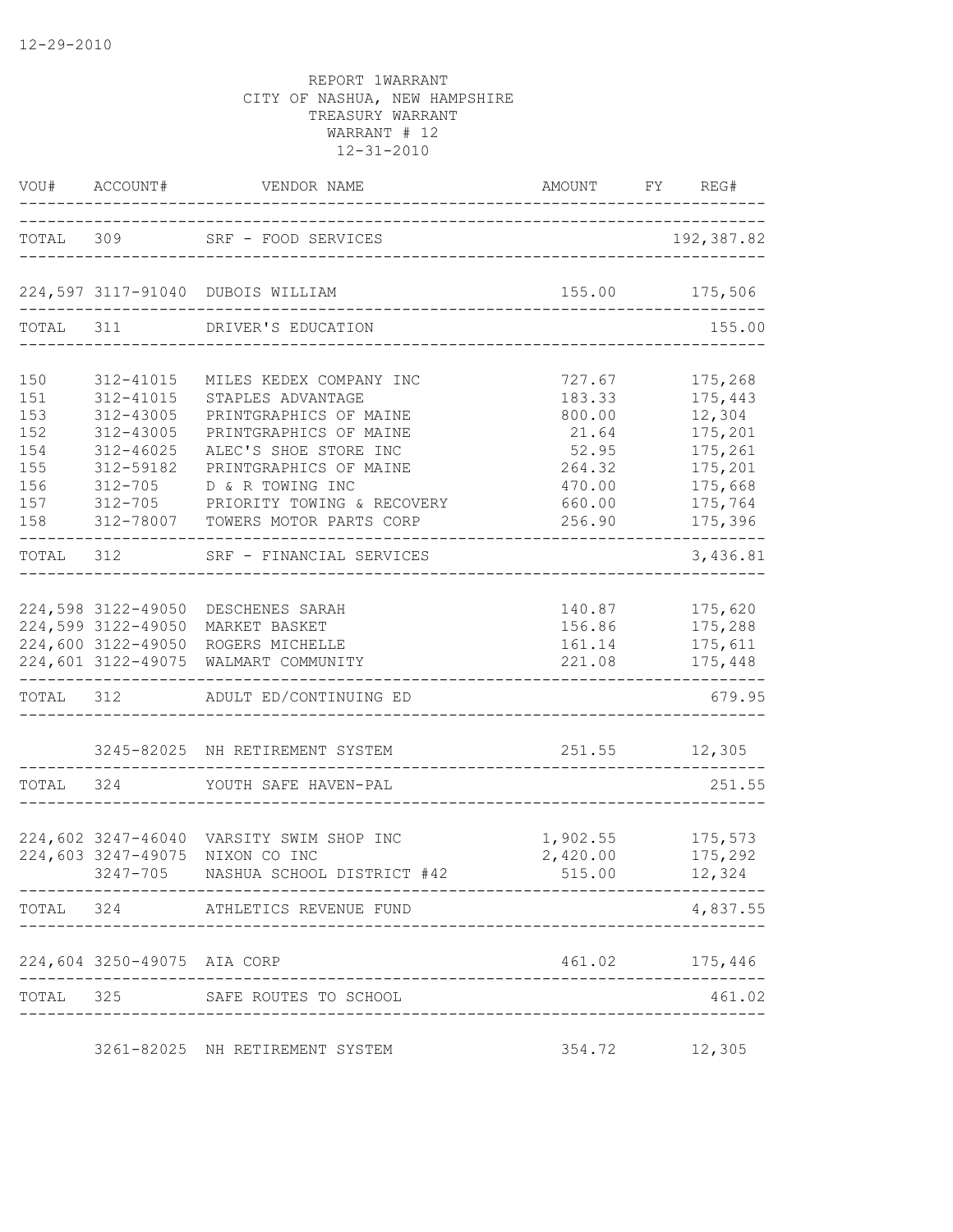12-29-2010

REPORT 1WARRANT
CITY OF NASHUA, NEW HAMPSHIRE
TREASURY WARRANT
WARRANT # 12
12-31-2010

| VOU# | ACCOUNT# | VENDOR NAME | AMOUNT | FY | REG# |
|---|---|---|---|---|---|
| TOTAL | 309 | SRF - FOOD SERVICES | | | 192,387.82 |
| 224,597 | 3117-91040 | DUBOIS WILLIAM | 155.00 | | 175,506 |
| TOTAL | 311 | DRIVER'S EDUCATION | | | 155.00 |
| 150 | 312-41015 | MILES KEDEX COMPANY INC | 727.67 | | 175,268 |
| 151 | 312-41015 | STAPLES ADVANTAGE | 183.33 | | 175,443 |
| 153 | 312-43005 | PRINTGRAPHICS OF MAINE | 800.00 | | 12,304 |
| 152 | 312-43005 | PRINTGRAPHICS OF MAINE | 21.64 | | 175,201 |
| 154 | 312-46025 | ALEC'S SHOE STORE INC | 52.95 | | 175,261 |
| 155 | 312-59182 | PRINTGRAPHICS OF MAINE | 264.32 | | 175,201 |
| 156 | 312-705 | D & R TOWING INC | 470.00 | | 175,668 |
| 157 | 312-705 | PRIORITY TOWING & RECOVERY | 660.00 | | 175,764 |
| 158 | 312-78007 | TOWERS MOTOR PARTS CORP | 256.90 | | 175,396 |
| TOTAL | 312 | SRF - FINANCIAL SERVICES | | | 3,436.81 |
| 224,598 | 3122-49050 | DESCHENES SARAH | 140.87 | | 175,620 |
| 224,599 | 3122-49050 | MARKET BASKET | 156.86 | | 175,288 |
| 224,600 | 3122-49050 | ROGERS MICHELLE | 161.14 | | 175,611 |
| 224,601 | 3122-49075 | WALMART COMMUNITY | 221.08 | | 175,448 |
| TOTAL | 312 | ADULT ED/CONTINUING ED | | | 679.95 |
| | 3245-82025 | NH RETIREMENT SYSTEM | 251.55 | | 12,305 |
| TOTAL | 324 | YOUTH SAFE HAVEN-PAL | | | 251.55 |
| 224,602 | 3247-46040 | VARSITY SWIM SHOP INC | 1,902.55 | | 175,573 |
| 224,603 | 3247-49075 | NIXON CO INC | 2,420.00 | | 175,292 |
| | 3247-705 | NASHUA SCHOOL DISTRICT #42 | 515.00 | | 12,324 |
| TOTAL | 324 | ATHLETICS REVENUE FUND | | | 4,837.55 |
| 224,604 | 3250-49075 | AIA CORP | 461.02 | | 175,446 |
| TOTAL | 325 | SAFE ROUTES TO SCHOOL | | | 461.02 |
| | 3261-82025 | NH RETIREMENT SYSTEM | 354.72 | | 12,305 |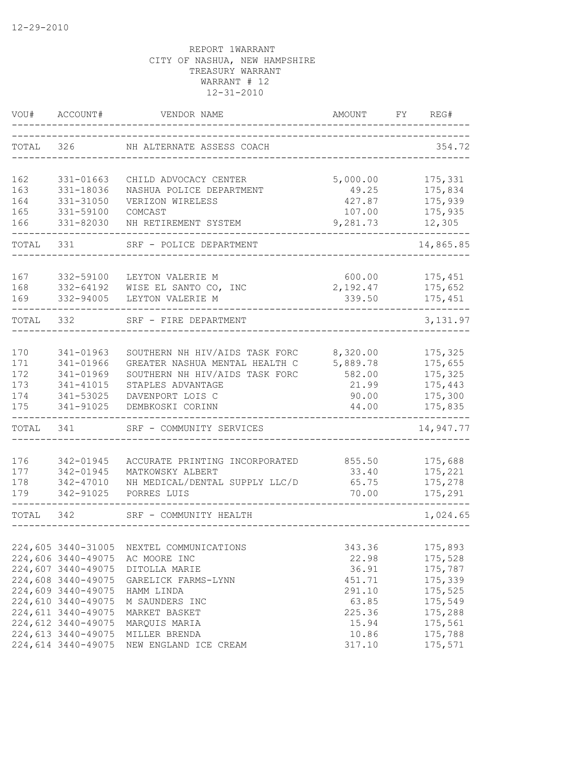12-29-2010

REPORT 1WARRANT
CITY OF NASHUA, NEW HAMPSHIRE
TREASURY WARRANT
WARRANT # 12
12-31-2010

| VOU# | ACCOUNT# | VENDOR NAME | AMOUNT | FY | REG# |
|---|---|---|---|---|---|
| TOTAL | 326 | NH ALTERNATE ASSESS COACH | | | 354.72 |
| 162 | 331-01663 | CHILD ADVOCACY CENTER | 5,000.00 | | 175,331 |
| 163 | 331-18036 | NASHUA POLICE DEPARTMENT | 49.25 | | 175,834 |
| 164 | 331-31050 | VERIZON WIRELESS | 427.87 | | 175,939 |
| 165 | 331-59100 | COMCAST | 107.00 | | 175,935 |
| 166 | 331-82030 | NH RETIREMENT SYSTEM | 9,281.73 | | 12,305 |
| TOTAL | 331 | SRF - POLICE DEPARTMENT | | | 14,865.85 |
| 167 | 332-59100 | LEYTON VALERIE M | 600.00 | | 175,451 |
| 168 | 332-64192 | WISE EL SANTO CO, INC | 2,192.47 | | 175,652 |
| 169 | 332-94005 | LEYTON VALERIE M | 339.50 | | 175,451 |
| TOTAL | 332 | SRF - FIRE DEPARTMENT | | | 3,131.97 |
| 170 | 341-01963 | SOUTHERN NH HIV/AIDS TASK FORC | 8,320.00 | | 175,325 |
| 171 | 341-01966 | GREATER NASHUA MENTAL HEALTH C | 5,889.78 | | 175,655 |
| 172 | 341-01969 | SOUTHERN NH HIV/AIDS TASK FORC | 582.00 | | 175,325 |
| 173 | 341-41015 | STAPLES ADVANTAGE | 21.99 | | 175,443 |
| 174 | 341-53025 | DAVENPORT LOIS C | 90.00 | | 175,300 |
| 175 | 341-91025 | DEMBKOSKI CORINN | 44.00 | | 175,835 |
| TOTAL | 341 | SRF - COMMUNITY SERVICES | | | 14,947.77 |
| 176 | 342-01945 | ACCURATE PRINTING INCORPORATED | 855.50 | | 175,688 |
| 177 | 342-01945 | MATKOWSKY ALBERT | 33.40 | | 175,221 |
| 178 | 342-47010 | NH MEDICAL/DENTAL SUPPLY LLC/D | 65.75 | | 175,278 |
| 179 | 342-91025 | PORRES LUIS | 70.00 | | 175,291 |
| TOTAL | 342 | SRF - COMMUNITY HEALTH | | | 1,024.65 |
| 224,605 | 3440-31005 | NEXTEL COMMUNICATIONS | 343.36 | | 175,893 |
| 224,606 | 3440-49075 | AC MOORE INC | 22.98 | | 175,528 |
| 224,607 | 3440-49075 | DITOLLA MARIE | 36.91 | | 175,787 |
| 224,608 | 3440-49075 | GARELICK FARMS-LYNN | 451.71 | | 175,339 |
| 224,609 | 3440-49075 | HAMM LINDA | 291.10 | | 175,525 |
| 224,610 | 3440-49075 | M SAUNDERS INC | 63.85 | | 175,549 |
| 224,611 | 3440-49075 | MARKET BASKET | 225.36 | | 175,288 |
| 224,612 | 3440-49075 | MARQUIS MARIA | 15.94 | | 175,561 |
| 224,613 | 3440-49075 | MILLER BRENDA | 10.86 | | 175,788 |
| 224,614 | 3440-49075 | NEW ENGLAND ICE CREAM | 317.10 | | 175,571 |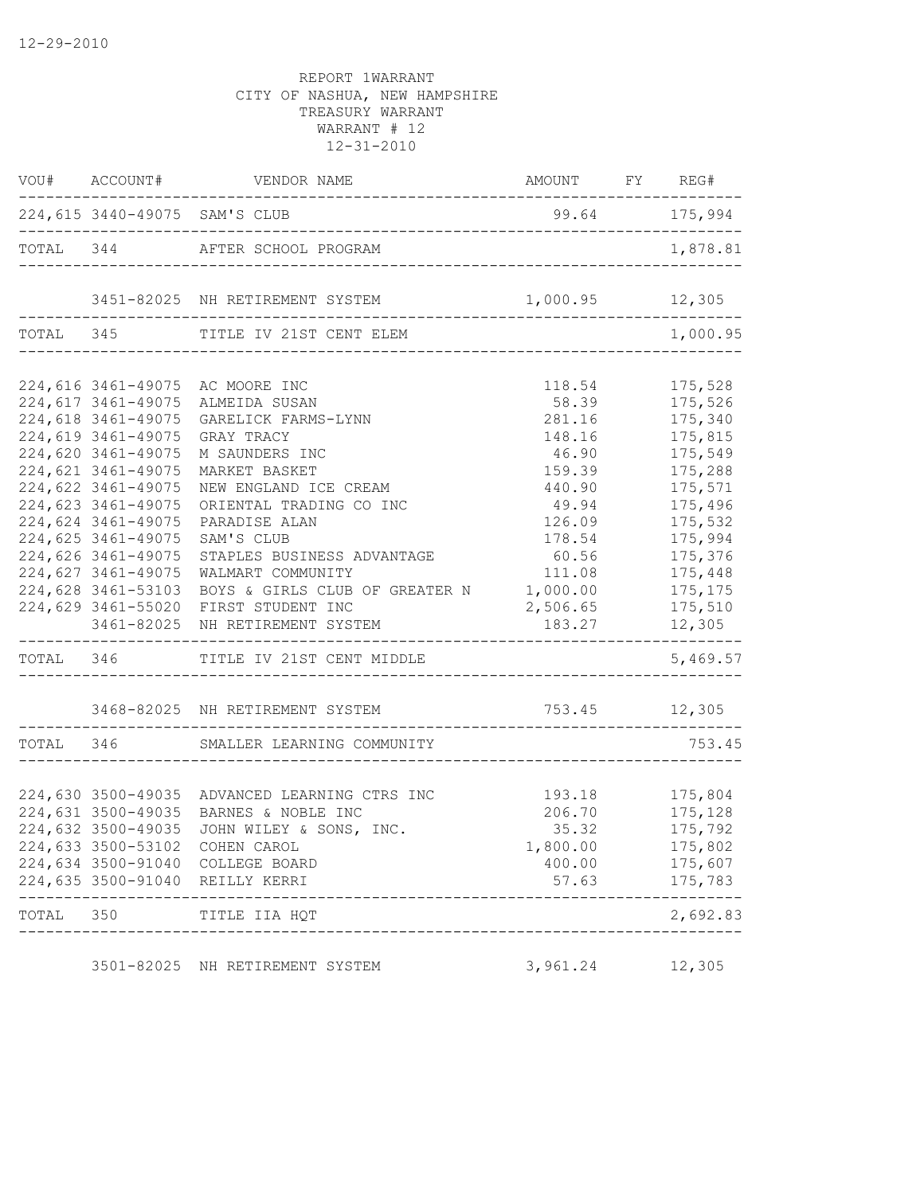12-29-2010

REPORT 1WARRANT
CITY OF NASHUA, NEW HAMPSHIRE
TREASURY WARRANT
WARRANT # 12
12-31-2010

| VOU# | ACCOUNT# | VENDOR NAME | AMOUNT | FY | REG# |
|---|---|---|---|---|---|
| 224,615 | 3440-49075 | SAM'S CLUB | 99.64 | | 175,994 |
| TOTAL | 344 | AFTER SCHOOL PROGRAM | | | 1,878.81 |
| | 3451-82025 | NH RETIREMENT SYSTEM | 1,000.95 | | 12,305 |
| TOTAL | 345 | TITLE IV 21ST CENT ELEM | | | 1,000.95 |
| 224,616 | 3461-49075 | AC MOORE INC | 118.54 | | 175,528 |
| 224,617 | 3461-49075 | ALMEIDA SUSAN | 58.39 | | 175,526 |
| 224,618 | 3461-49075 | GARELICK FARMS-LYNN | 281.16 | | 175,340 |
| 224,619 | 3461-49075 | GRAY TRACY | 148.16 | | 175,815 |
| 224,620 | 3461-49075 | M SAUNDERS INC | 46.90 | | 175,549 |
| 224,621 | 3461-49075 | MARKET BASKET | 159.39 | | 175,288 |
| 224,622 | 3461-49075 | NEW ENGLAND ICE CREAM | 440.90 | | 175,571 |
| 224,623 | 3461-49075 | ORIENTAL TRADING CO INC | 49.94 | | 175,496 |
| 224,624 | 3461-49075 | PARADISE ALAN | 126.09 | | 175,532 |
| 224,625 | 3461-49075 | SAM'S CLUB | 178.54 | | 175,994 |
| 224,626 | 3461-49075 | STAPLES BUSINESS ADVANTAGE | 60.56 | | 175,376 |
| 224,627 | 3461-49075 | WALMART COMMUNITY | 111.08 | | 175,448 |
| 224,628 | 3461-53103 | BOYS & GIRLS CLUB OF GREATER N | 1,000.00 | | 175,175 |
| 224,629 | 3461-55020 | FIRST STUDENT INC | 2,506.65 | | 175,510 |
| | 3461-82025 | NH RETIREMENT SYSTEM | 183.27 | | 12,305 |
| TOTAL | 346 | TITLE IV 21ST CENT MIDDLE | | | 5,469.57 |
| | 3468-82025 | NH RETIREMENT SYSTEM | 753.45 | | 12,305 |
| TOTAL | 346 | SMALLER LEARNING COMMUNITY | | | 753.45 |
| 224,630 | 3500-49035 | ADVANCED LEARNING CTRS INC | 193.18 | | 175,804 |
| 224,631 | 3500-49035 | BARNES & NOBLE INC | 206.70 | | 175,128 |
| 224,632 | 3500-49035 | JOHN WILEY & SONS, INC. | 35.32 | | 175,792 |
| 224,633 | 3500-53102 | COHEN CAROL | 1,800.00 | | 175,802 |
| 224,634 | 3500-91040 | COLLEGE BOARD | 400.00 | | 175,607 |
| 224,635 | 3500-91040 | REILLY KERRI | 57.63 | | 175,783 |
| TOTAL | 350 | TITLE IIA HQT | | | 2,692.83 |
| | 3501-82025 | NH RETIREMENT SYSTEM | 3,961.24 | | 12,305 |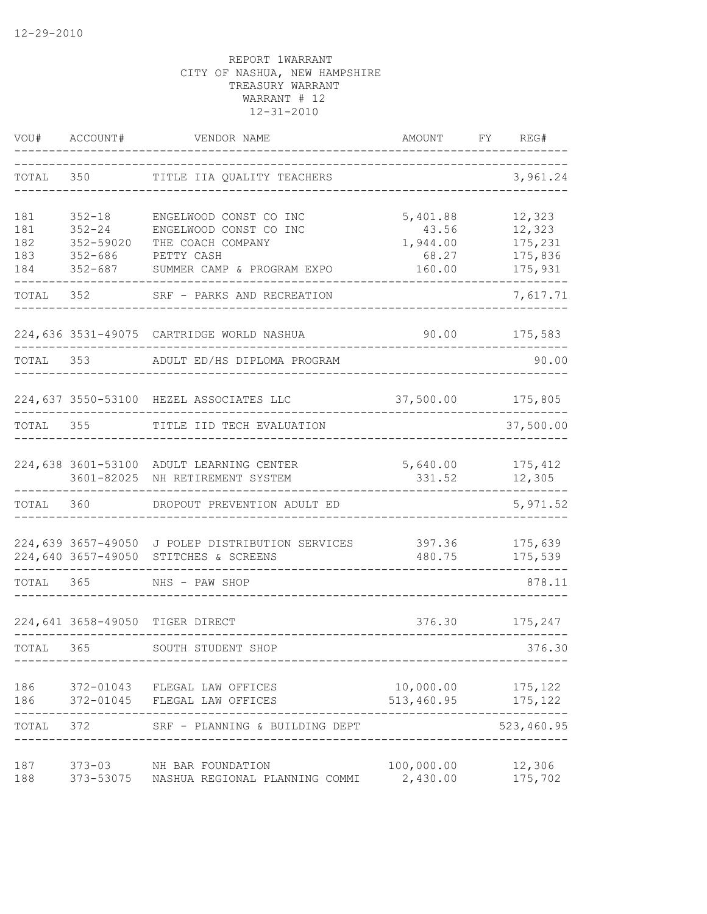12-29-2010

REPORT 1WARRANT
CITY OF NASHUA, NEW HAMPSHIRE
TREASURY WARRANT
WARRANT # 12
12-31-2010

| VOU# | ACCOUNT# | VENDOR NAME | AMOUNT | FY | REG# |
|---|---|---|---|---|---|
| TOTAL | 350 | TITLE IIA QUALITY TEACHERS | | | 3,961.24 |
| 181 | 352-18 | ENGELWOOD CONST CO INC | 5,401.88 | | 12,323 |
| 181 | 352-24 | ENGELWOOD CONST CO INC | 43.56 | | 12,323 |
| 182 | 352-59020 | THE COACH COMPANY | 1,944.00 | | 175,231 |
| 183 | 352-686 | PETTY CASH | 68.27 | | 175,836 |
| 184 | 352-687 | SUMMER CAMP & PROGRAM EXPO | 160.00 | | 175,931 |
| TOTAL | 352 | SRF - PARKS AND RECREATION | | | 7,617.71 |
| 224,636 | 3531-49075 | CARTRIDGE WORLD NASHUA | 90.00 | | 175,583 |
| TOTAL | 353 | ADULT ED/HS DIPLOMA PROGRAM | | | 90.00 |
| 224,637 | 3550-53100 | HEZEL ASSOCIATES LLC | 37,500.00 | | 175,805 |
| TOTAL | 355 | TITLE IID TECH EVALUATION | | | 37,500.00 |
| 224,638 | 3601-53100 | ADULT LEARNING CENTER | 5,640.00 | | 175,412 |
| | 3601-82025 | NH RETIREMENT SYSTEM | 331.52 | | 12,305 |
| TOTAL | 360 | DROPOUT PREVENTION ADULT ED | | | 5,971.52 |
| 224,639 | 3657-49050 | J POLEP DISTRIBUTION SERVICES | 397.36 | | 175,639 |
| 224,640 | 3657-49050 | STITCHES & SCREENS | 480.75 | | 175,539 |
| TOTAL | 365 | NHS - PAW SHOP | | | 878.11 |
| 224,641 | 3658-49050 | TIGER DIRECT | 376.30 | | 175,247 |
| TOTAL | 365 | SOUTH STUDENT SHOP | | | 376.30 |
| 186 | 372-01043 | FLEGAL LAW OFFICES | 10,000.00 | | 175,122 |
| 186 | 372-01045 | FLEGAL LAW OFFICES | 513,460.95 | | 175,122 |
| TOTAL | 372 | SRF - PLANNING & BUILDING DEPT | | | 523,460.95 |
| 187 | 373-03 | NH BAR FOUNDATION | 100,000.00 | | 12,306 |
| 188 | 373-53075 | NASHUA REGIONAL PLANNING COMMI | 2,430.00 | | 175,702 |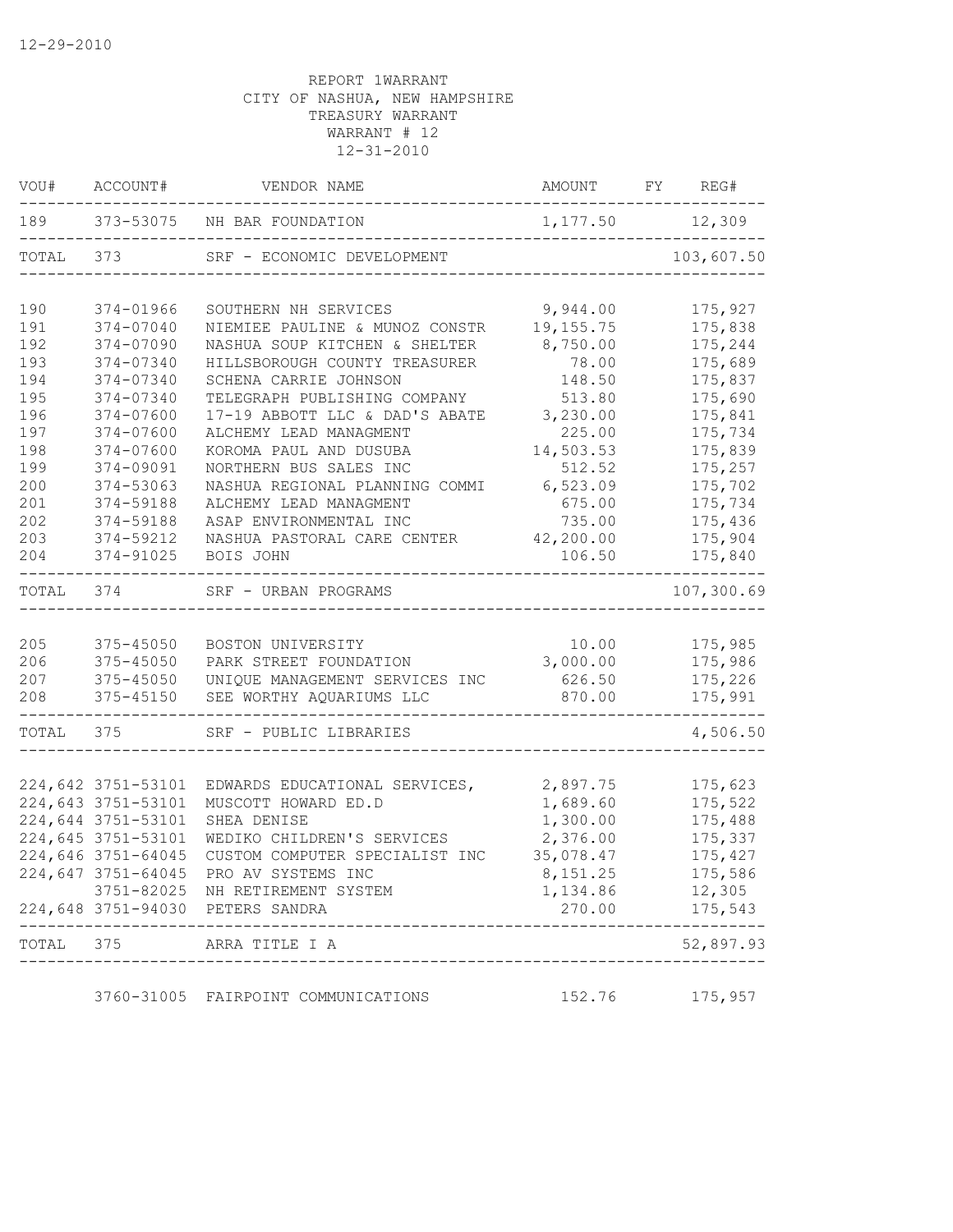REPORT 1WARRANT
CITY OF NASHUA, NEW HAMPSHIRE
TREASURY WARRANT
WARRANT # 12
12-31-2010

| VOU# | ACCOUNT# | VENDOR NAME | AMOUNT | FY | REG# |
|---|---|---|---|---|---|
| 189 | 373-53075 | NH BAR FOUNDATION | 1,177.50 | | 12,309 |
| TOTAL | 373 | SRF - ECONOMIC DEVELOPMENT | | | 103,607.50 |
| 190 | 374-01966 | SOUTHERN NH SERVICES | 9,944.00 | | 175,927 |
| 191 | 374-07040 | NIEMIEE PAULINE & MUNOZ CONSTR | 19,155.75 | | 175,838 |
| 192 | 374-07090 | NASHUA SOUP KITCHEN & SHELTER | 8,750.00 | | 175,244 |
| 193 | 374-07340 | HILLSBOROUGH COUNTY TREASURER | 78.00 | | 175,689 |
| 194 | 374-07340 | SCHENA CARRIE JOHNSON | 148.50 | | 175,837 |
| 195 | 374-07340 | TELEGRAPH PUBLISHING COMPANY | 513.80 | | 175,690 |
| 196 | 374-07600 | 17-19 ABBOTT LLC & DAD'S ABATE | 3,230.00 | | 175,841 |
| 197 | 374-07600 | ALCHEMY LEAD MANAGMENT | 225.00 | | 175,734 |
| 198 | 374-07600 | KOROMA PAUL AND DUSUBA | 14,503.53 | | 175,839 |
| 199 | 374-09091 | NORTHERN BUS SALES INC | 512.52 | | 175,257 |
| 200 | 374-53063 | NASHUA REGIONAL PLANNING COMMI | 6,523.09 | | 175,702 |
| 201 | 374-59188 | ALCHEMY LEAD MANAGMENT | 675.00 | | 175,734 |
| 202 | 374-59188 | ASAP ENVIRONMENTAL INC | 735.00 | | 175,436 |
| 203 | 374-59212 | NASHUA PASTORAL CARE CENTER | 42,200.00 | | 175,904 |
| 204 | 374-91025 | BOIS JOHN | 106.50 | | 175,840 |
| TOTAL | 374 | SRF - URBAN PROGRAMS | | | 107,300.69 |
| 205 | 375-45050 | BOSTON UNIVERSITY | 10.00 | | 175,985 |
| 206 | 375-45050 | PARK STREET FOUNDATION | 3,000.00 | | 175,986 |
| 207 | 375-45050 | UNIQUE MANAGEMENT SERVICES INC | 626.50 | | 175,226 |
| 208 | 375-45150 | SEE WORTHY AQUARIUMS LLC | 870.00 | | 175,991 |
| TOTAL | 375 | SRF - PUBLIC LIBRARIES | | | 4,506.50 |
| 224,642 | 3751-53101 | EDWARDS EDUCATIONAL SERVICES, | 2,897.75 | | 175,623 |
| 224,643 | 3751-53101 | MUSCOTT HOWARD ED.D | 1,689.60 | | 175,522 |
| 224,644 | 3751-53101 | SHEA DENISE | 1,300.00 | | 175,488 |
| 224,645 | 3751-53101 | WEDIKO CHILDREN'S SERVICES | 2,376.00 | | 175,337 |
| 224,646 | 3751-64045 | CUSTOM COMPUTER SPECIALIST INC | 35,078.47 | | 175,427 |
| 224,647 | 3751-64045 | PRO AV SYSTEMS INC | 8,151.25 | | 175,586 |
| | 3751-82025 | NH RETIREMENT SYSTEM | 1,134.86 | | 12,305 |
| 224,648 | 3751-94030 | PETERS SANDRA | 270.00 | | 175,543 |
| TOTAL | 375 | ARRA TITLE I A | | | 52,897.93 |
| | 3760-31005 | FAIRPOINT COMMUNICATIONS | 152.76 | | 175,957 |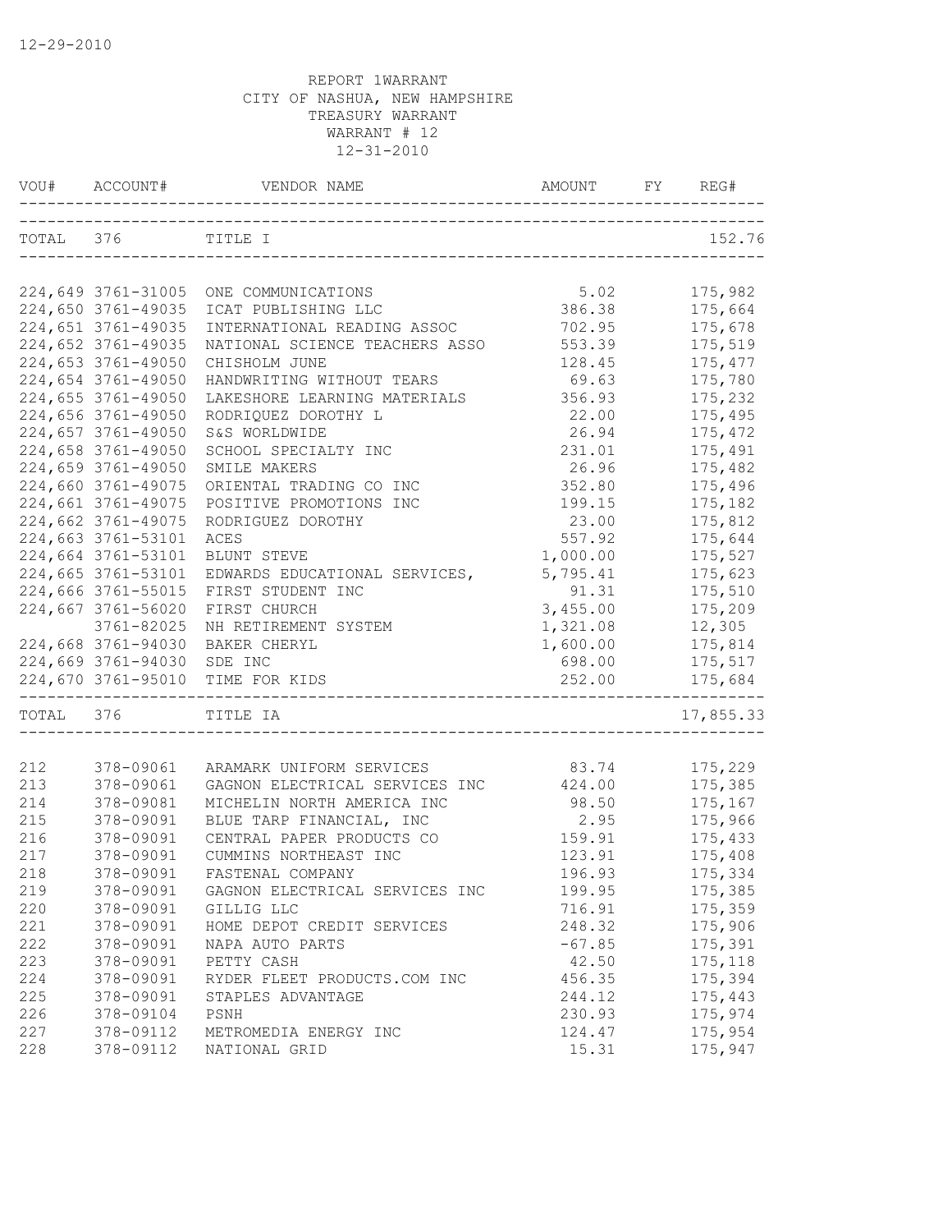12-29-2010

REPORT 1WARRANT
CITY OF NASHUA, NEW HAMPSHIRE
TREASURY WARRANT
WARRANT # 12
12-31-2010

| VOU# | ACCOUNT# | VENDOR NAME | AMOUNT | FY | REG# |
|---|---|---|---|---|---|
| TOTAL | 376 | TITLE I | | | 152.76 |
| 224,649 | 3761-31005 | ONE COMMUNICATIONS | 5.02 | | 175,982 |
| 224,650 | 3761-49035 | ICAT PUBLISHING LLC | 386.38 | | 175,664 |
| 224,651 | 3761-49035 | INTERNATIONAL READING ASSOC | 702.95 | | 175,678 |
| 224,652 | 3761-49035 | NATIONAL SCIENCE TEACHERS ASSO | 553.39 | | 175,519 |
| 224,653 | 3761-49050 | CHISHOLM JUNE | 128.45 | | 175,477 |
| 224,654 | 3761-49050 | HANDWRITING WITHOUT TEARS | 69.63 | | 175,780 |
| 224,655 | 3761-49050 | LAKESHORE LEARNING MATERIALS | 356.93 | | 175,232 |
| 224,656 | 3761-49050 | RODRIQUEZ DOROTHY L | 22.00 | | 175,495 |
| 224,657 | 3761-49050 | S&S WORLDWIDE | 26.94 | | 175,472 |
| 224,658 | 3761-49050 | SCHOOL SPECIALTY INC | 231.01 | | 175,491 |
| 224,659 | 3761-49050 | SMILE MAKERS | 26.96 | | 175,482 |
| 224,660 | 3761-49075 | ORIENTAL TRADING CO INC | 352.80 | | 175,496 |
| 224,661 | 3761-49075 | POSITIVE PROMOTIONS INC | 199.15 | | 175,182 |
| 224,662 | 3761-49075 | RODRIGUEZ DOROTHY | 23.00 | | 175,812 |
| 224,663 | 3761-53101 | ACES | 557.92 | | 175,644 |
| 224,664 | 3761-53101 | BLUNT STEVE | 1,000.00 | | 175,527 |
| 224,665 | 3761-53101 | EDWARDS EDUCATIONAL SERVICES, | 5,795.41 | | 175,623 |
| 224,666 | 3761-55015 | FIRST STUDENT INC | 91.31 | | 175,510 |
| 224,667 | 3761-56020 | FIRST CHURCH | 3,455.00 | | 175,209 |
| | 3761-82025 | NH RETIREMENT SYSTEM | 1,321.08 | | 12,305 |
| 224,668 | 3761-94030 | BAKER CHERYL | 1,600.00 | | 175,814 |
| 224,669 | 3761-94030 | SDE INC | 698.00 | | 175,517 |
| 224,670 | 3761-95010 | TIME FOR KIDS | 252.00 | | 175,684 |
| TOTAL | 376 | TITLE IA | | | 17,855.33 |
| 212 | 378-09061 | ARAMARK UNIFORM SERVICES | 83.74 | | 175,229 |
| 213 | 378-09061 | GAGNON ELECTRICAL SERVICES INC | 424.00 | | 175,385 |
| 214 | 378-09081 | MICHELIN NORTH AMERICA INC | 98.50 | | 175,167 |
| 215 | 378-09091 | BLUE TARP FINANCIAL, INC | 2.95 | | 175,966 |
| 216 | 378-09091 | CENTRAL PAPER PRODUCTS CO | 159.91 | | 175,433 |
| 217 | 378-09091 | CUMMINS NORTHEAST INC | 123.91 | | 175,408 |
| 218 | 378-09091 | FASTENAL COMPANY | 196.93 | | 175,334 |
| 219 | 378-09091 | GAGNON ELECTRICAL SERVICES INC | 199.95 | | 175,385 |
| 220 | 378-09091 | GILLIG LLC | 716.91 | | 175,359 |
| 221 | 378-09091 | HOME DEPOT CREDIT SERVICES | 248.32 | | 175,906 |
| 222 | 378-09091 | NAPA AUTO PARTS | -67.85 | | 175,391 |
| 223 | 378-09091 | PETTY CASH | 42.50 | | 175,118 |
| 224 | 378-09091 | RYDER FLEET PRODUCTS.COM INC | 456.35 | | 175,394 |
| 225 | 378-09091 | STAPLES ADVANTAGE | 244.12 | | 175,443 |
| 226 | 378-09104 | PSNH | 230.93 | | 175,974 |
| 227 | 378-09112 | METROMEDIA ENERGY INC | 124.47 | | 175,954 |
| 228 | 378-09112 | NATIONAL GRID | 15.31 | | 175,947 |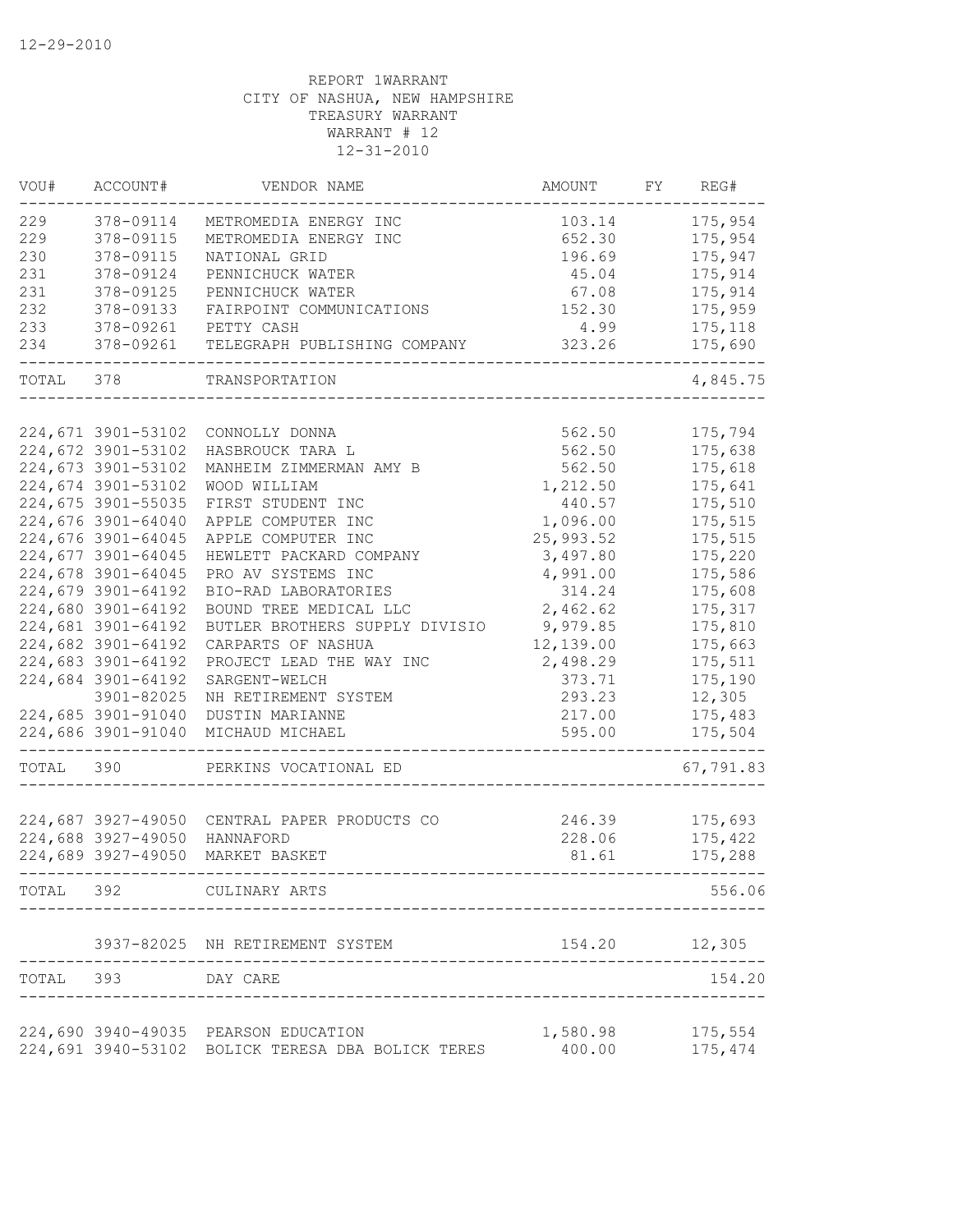12-29-2010

REPORT 1WARRANT
CITY OF NASHUA, NEW HAMPSHIRE
TREASURY WARRANT
WARRANT # 12
12-31-2010

| VOU# | ACCOUNT# | VENDOR NAME | AMOUNT | FY | REG# |
|---|---|---|---|---|---|
| 229 | 378-09114 | METROMEDIA ENERGY INC | 103.14 | | 175,954 |
| 229 | 378-09115 | METROMEDIA ENERGY INC | 652.30 | | 175,954 |
| 230 | 378-09115 | NATIONAL GRID | 196.69 | | 175,947 |
| 231 | 378-09124 | PENNICHUCK WATER | 45.04 | | 175,914 |
| 231 | 378-09125 | PENNICHUCK WATER | 67.08 | | 175,914 |
| 232 | 378-09133 | FAIRPOINT COMMUNICATIONS | 152.30 | | 175,959 |
| 233 | 378-09261 | PETTY CASH | 4.99 | | 175,118 |
| 234 | 378-09261 | TELEGRAPH PUBLISHING COMPANY | 323.26 | | 175,690 |
| TOTAL | 378 | TRANSPORTATION | | | 4,845.75 |
| 224,671 | 3901-53102 | CONNOLLY DONNA | 562.50 | | 175,794 |
| 224,672 | 3901-53102 | HASBROUCK TARA L | 562.50 | | 175,638 |
| 224,673 | 3901-53102 | MANHEIM ZIMMERMAN AMY B | 562.50 | | 175,618 |
| 224,674 | 3901-53102 | WOOD WILLIAM | 1,212.50 | | 175,641 |
| 224,675 | 3901-55035 | FIRST STUDENT INC | 440.57 | | 175,510 |
| 224,676 | 3901-64040 | APPLE COMPUTER INC | 1,096.00 | | 175,515 |
| 224,676 | 3901-64045 | APPLE COMPUTER INC | 25,993.52 | | 175,515 |
| 224,677 | 3901-64045 | HEWLETT PACKARD COMPANY | 3,497.80 | | 175,220 |
| 224,678 | 3901-64045 | PRO AV SYSTEMS INC | 4,991.00 | | 175,586 |
| 224,679 | 3901-64192 | BIO-RAD LABORATORIES | 314.24 | | 175,608 |
| 224,680 | 3901-64192 | BOUND TREE MEDICAL LLC | 2,462.62 | | 175,317 |
| 224,681 | 3901-64192 | BUTLER BROTHERS SUPPLY DIVISIO | 9,979.85 | | 175,810 |
| 224,682 | 3901-64192 | CARPARTS OF NASHUA | 12,139.00 | | 175,663 |
| 224,683 | 3901-64192 | PROJECT LEAD THE WAY INC | 2,498.29 | | 175,511 |
| 224,684 | 3901-64192 | SARGENT-WELCH | 373.71 | | 175,190 |
| | 3901-82025 | NH RETIREMENT SYSTEM | 293.23 | | 12,305 |
| 224,685 | 3901-91040 | DUSTIN MARIANNE | 217.00 | | 175,483 |
| 224,686 | 3901-91040 | MICHAUD MICHAEL | 595.00 | | 175,504 |
| TOTAL | 390 | PERKINS VOCATIONAL ED | | | 67,791.83 |
| 224,687 | 3927-49050 | CENTRAL PAPER PRODUCTS CO | 246.39 | | 175,693 |
| 224,688 | 3927-49050 | HANNAFORD | 228.06 | | 175,422 |
| 224,689 | 3927-49050 | MARKET BASKET | 81.61 | | 175,288 |
| TOTAL | 392 | CULINARY ARTS | | | 556.06 |
| | 3937-82025 | NH RETIREMENT SYSTEM | 154.20 | | 12,305 |
| TOTAL | 393 | DAY CARE | | | 154.20 |
| 224,690 | 3940-49035 | PEARSON EDUCATION | 1,580.98 | | 175,554 |
| 224,691 | 3940-53102 | BOLICK TERESA DBA BOLICK TERES | 400.00 | | 175,474 |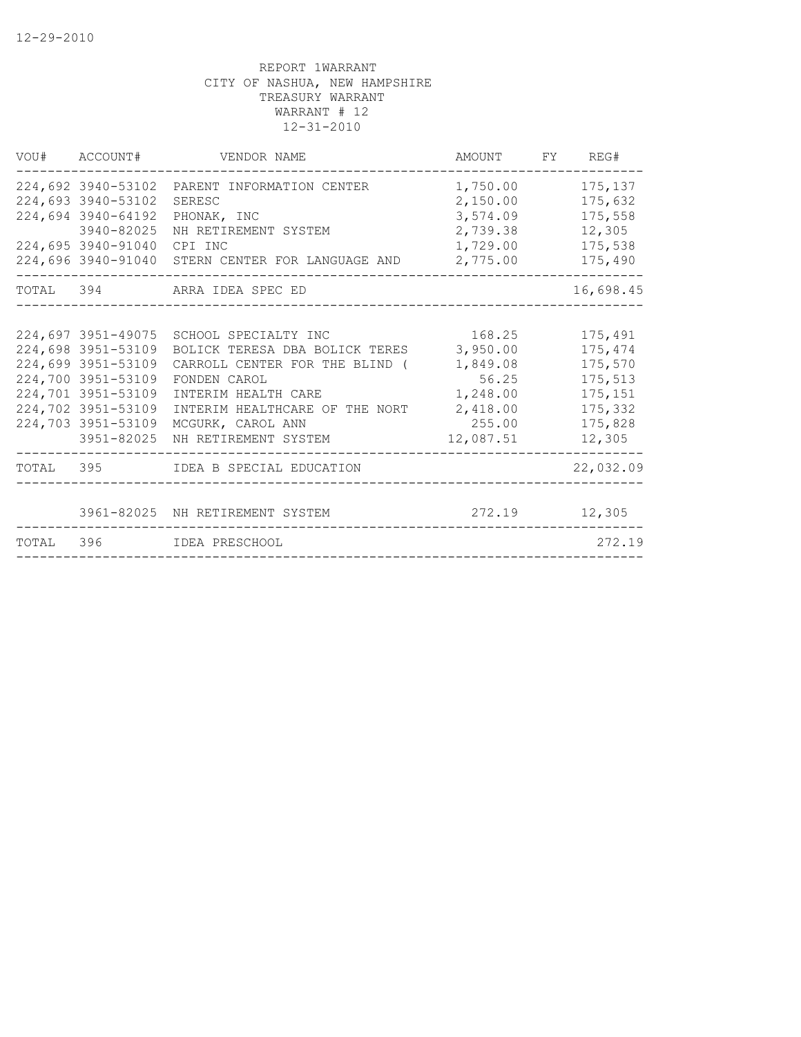12-29-2010

REPORT 1WARRANT
CITY OF NASHUA, NEW HAMPSHIRE
TREASURY WARRANT
WARRANT # 12
12-31-2010

| VOU# | ACCOUNT# | VENDOR NAME | AMOUNT | FY | REG# |
|---|---|---|---|---|---|
| 224,692 | 3940-53102 | PARENT INFORMATION CENTER | 1,750.00 | | 175,137 |
| 224,693 | 3940-53102 | SERESC | 2,150.00 | | 175,632 |
| 224,694 | 3940-64192 | PHONAK, INC | 3,574.09 | | 175,558 |
| | 3940-82025 | NH RETIREMENT SYSTEM | 2,739.38 | | 12,305 |
| 224,695 | 3940-91040 | CPI INC | 1,729.00 | | 175,538 |
| 224,696 | 3940-91040 | STERN CENTER FOR LANGUAGE AND | 2,775.00 | | 175,490 |
| TOTAL | 394 | ARRA IDEA SPEC ED | | | 16,698.45 |
| 224,697 | 3951-49075 | SCHOOL SPECIALTY INC | 168.25 | | 175,491 |
| 224,698 | 3951-53109 | BOLICK TERESA DBA BOLICK TERES | 3,950.00 | | 175,474 |
| 224,699 | 3951-53109 | CARROLL CENTER FOR THE BLIND ( | 1,849.08 | | 175,570 |
| 224,700 | 3951-53109 | FONDEN CAROL | 56.25 | | 175,513 |
| 224,701 | 3951-53109 | INTERIM HEALTH CARE | 1,248.00 | | 175,151 |
| 224,702 | 3951-53109 | INTERIM HEALTHCARE OF THE NORT | 2,418.00 | | 175,332 |
| 224,703 | 3951-53109 | MCGURK, CAROL ANN | 255.00 | | 175,828 |
| | 3951-82025 | NH RETIREMENT SYSTEM | 12,087.51 | | 12,305 |
| TOTAL | 395 | IDEA B SPECIAL EDUCATION | | | 22,032.09 |
| | 3961-82025 | NH RETIREMENT SYSTEM | 272.19 | | 12,305 |
| TOTAL | 396 | IDEA PRESCHOOL | | | 272.19 |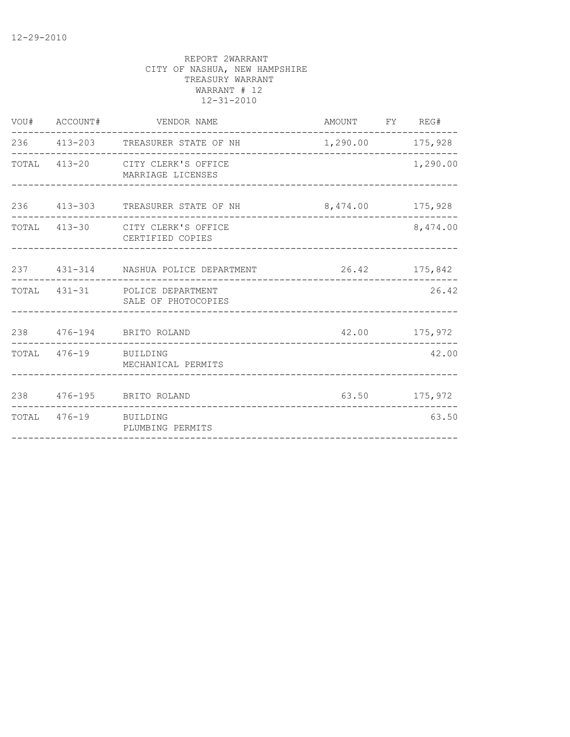REPORT 2WARRANT
CITY OF NASHUA, NEW HAMPSHIRE
TREASURY WARRANT
WARRANT # 12
12-31-2010

| VOU# | ACCOUNT# | VENDOR NAME | AMOUNT | FY | REG# |
|---|---|---|---|---|---|
| 236 | 413-203 | TREASURER STATE OF NH | 1,290.00 | | 175,928 |
| TOTAL | 413-20 | CITY CLERK'S OFFICE<br>MARRIAGE LICENSES | | | 1,290.00 |
| 236 | 413-303 | TREASURER STATE OF NH | 8,474.00 | | 175,928 |
| TOTAL | 413-30 | CITY CLERK'S OFFICE<br>CERTIFIED COPIES | | | 8,474.00 |
| 237 | 431-314 | NASHUA POLICE DEPARTMENT | 26.42 | | 175,842 |
| TOTAL | 431-31 | POLICE DEPARTMENT<br>SALE OF PHOTOCOPIES | | | 26.42 |
| 238 | 476-194 | BRITO ROLAND | 42.00 | | 175,972 |
| TOTAL | 476-19 | BUILDING<br>MECHANICAL PERMITS | | | 42.00 |
| 238 | 476-195 | BRITO ROLAND | 63.50 | | 175,972 |
| TOTAL | 476-19 | BUILDING<br>PLUMBING PERMITS | | | 63.50 |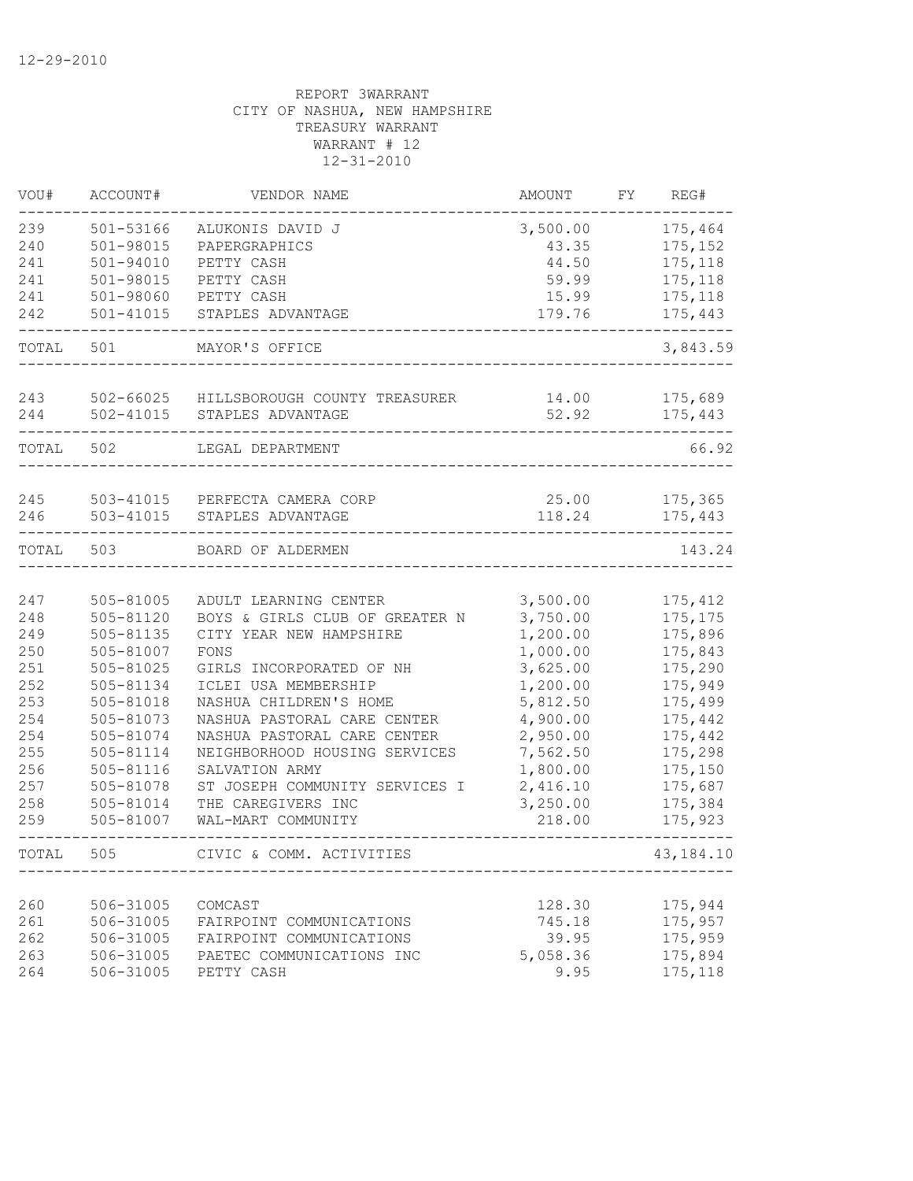12-29-2010

REPORT 3WARRANT
CITY OF NASHUA, NEW HAMPSHIRE
TREASURY WARRANT
WARRANT # 12
12-31-2010

| VOU# | ACCOUNT# | VENDOR NAME | AMOUNT | FY | REG# |
|---|---|---|---|---|---|
| 239 | 501-53166 | ALUKONIS DAVID J | 3,500.00 | | 175,464 |
| 240 | 501-98015 | PAPERGRAPHICS | 43.35 | | 175,152 |
| 241 | 501-94010 | PETTY CASH | 44.50 | | 175,118 |
| 241 | 501-98015 | PETTY CASH | 59.99 | | 175,118 |
| 241 | 501-98060 | PETTY CASH | 15.99 | | 175,118 |
| 242 | 501-41015 | STAPLES ADVANTAGE | 179.76 | | 175,443 |
| TOTAL | 501 | MAYOR'S OFFICE | | | 3,843.59 |
| 243 | 502-66025 | HILLSBOROUGH COUNTY TREASURER | 14.00 | | 175,689 |
| 244 | 502-41015 | STAPLES ADVANTAGE | 52.92 | | 175,443 |
| TOTAL | 502 | LEGAL DEPARTMENT | | | 66.92 |
| 245 | 503-41015 | PERFECTA CAMERA CORP | 25.00 | | 175,365 |
| 246 | 503-41015 | STAPLES ADVANTAGE | 118.24 | | 175,443 |
| TOTAL | 503 | BOARD OF ALDERMEN | | | 143.24 |
| 247 | 505-81005 | ADULT LEARNING CENTER | 3,500.00 | | 175,412 |
| 248 | 505-81120 | BOYS & GIRLS CLUB OF GREATER N | 3,750.00 | | 175,175 |
| 249 | 505-81135 | CITY YEAR NEW HAMPSHIRE | 1,200.00 | | 175,896 |
| 250 | 505-81007 | FONS | 1,000.00 | | 175,843 |
| 251 | 505-81025 | GIRLS INCORPORATED OF NH | 3,625.00 | | 175,290 |
| 252 | 505-81134 | ICLEI USA MEMBERSHIP | 1,200.00 | | 175,949 |
| 253 | 505-81018 | NASHUA CHILDREN'S HOME | 5,812.50 | | 175,499 |
| 254 | 505-81073 | NASHUA PASTORAL CARE CENTER | 4,900.00 | | 175,442 |
| 254 | 505-81074 | NASHUA PASTORAL CARE CENTER | 2,950.00 | | 175,442 |
| 255 | 505-81114 | NEIGHBORHOOD HOUSING SERVICES | 7,562.50 | | 175,298 |
| 256 | 505-81116 | SALVATION ARMY | 1,800.00 | | 175,150 |
| 257 | 505-81078 | ST JOSEPH COMMUNITY SERVICES I | 2,416.10 | | 175,687 |
| 258 | 505-81014 | THE CAREGIVERS INC | 3,250.00 | | 175,384 |
| 259 | 505-81007 | WAL-MART COMMUNITY | 218.00 | | 175,923 |
| TOTAL | 505 | CIVIC & COMM. ACTIVITIES | | | 43,184.10 |
| 260 | 506-31005 | COMCAST | 128.30 | | 175,944 |
| 261 | 506-31005 | FAIRPOINT COMMUNICATIONS | 745.18 | | 175,957 |
| 262 | 506-31005 | FAIRPOINT COMMUNICATIONS | 39.95 | | 175,959 |
| 263 | 506-31005 | PAETEC COMMUNICATIONS INC | 5,058.36 | | 175,894 |
| 264 | 506-31005 | PETTY CASH | 9.95 | | 175,118 |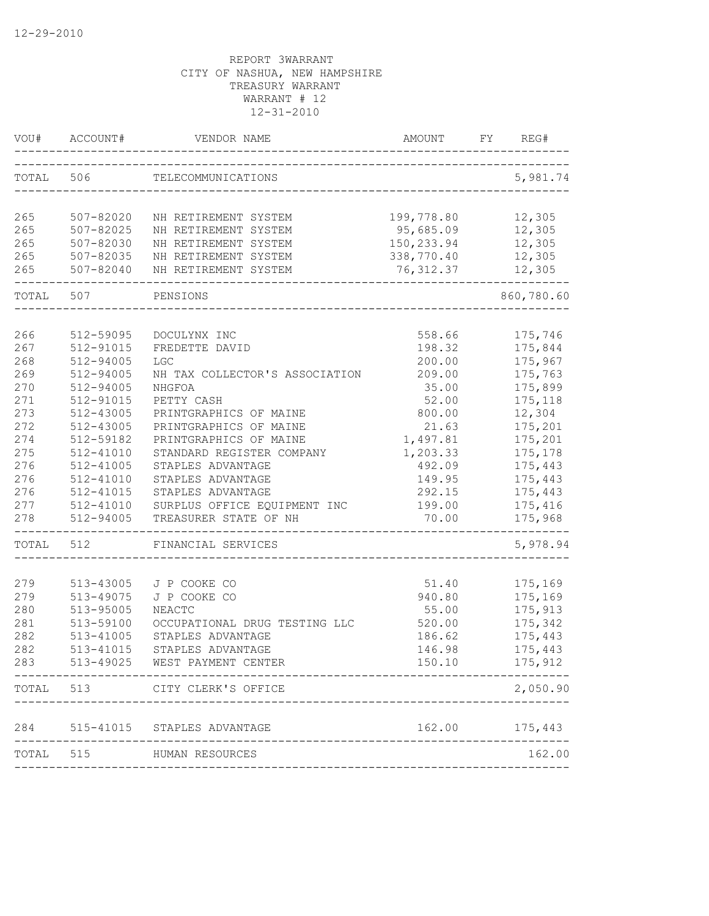12-29-2010

REPORT 3WARRANT
CITY OF NASHUA, NEW HAMPSHIRE
TREASURY WARRANT
WARRANT # 12
12-31-2010

| VOU# | ACCOUNT# | VENDOR NAME | AMOUNT | FY | REG# |
|---|---|---|---|---|---|
| TOTAL | 506 | TELECOMMUNICATIONS | | | 5,981.74 |
| 265 | 507-82020 | NH RETIREMENT SYSTEM | 199,778.80 | | 12,305 |
| 265 | 507-82025 | NH RETIREMENT SYSTEM | 95,685.09 | | 12,305 |
| 265 | 507-82030 | NH RETIREMENT SYSTEM | 150,233.94 | | 12,305 |
| 265 | 507-82035 | NH RETIREMENT SYSTEM | 338,770.40 | | 12,305 |
| 265 | 507-82040 | NH RETIREMENT SYSTEM | 76,312.37 | | 12,305 |
| TOTAL | 507 | PENSIONS | | | 860,780.60 |
| 266 | 512-59095 | DOCULYNX INC | 558.66 | | 175,746 |
| 267 | 512-91015 | FREDETTE DAVID | 198.32 | | 175,844 |
| 268 | 512-94005 | LGC | 200.00 | | 175,967 |
| 269 | 512-94005 | NH TAX COLLECTOR'S ASSOCIATION | 209.00 | | 175,763 |
| 270 | 512-94005 | NHGFOA | 35.00 | | 175,899 |
| 271 | 512-91015 | PETTY CASH | 52.00 | | 175,118 |
| 273 | 512-43005 | PRINTGRAPHICS OF MAINE | 800.00 | | 12,304 |
| 272 | 512-43005 | PRINTGRAPHICS OF MAINE | 21.63 | | 175,201 |
| 274 | 512-59182 | PRINTGRAPHICS OF MAINE | 1,497.81 | | 175,201 |
| 275 | 512-41010 | STANDARD REGISTER COMPANY | 1,203.33 | | 175,178 |
| 276 | 512-41005 | STAPLES ADVANTAGE | 492.09 | | 175,443 |
| 276 | 512-41010 | STAPLES ADVANTAGE | 149.95 | | 175,443 |
| 276 | 512-41015 | STAPLES ADVANTAGE | 292.15 | | 175,443 |
| 277 | 512-41010 | SURPLUS OFFICE EQUIPMENT INC | 199.00 | | 175,416 |
| 278 | 512-94005 | TREASURER STATE OF NH | 70.00 | | 175,968 |
| TOTAL | 512 | FINANCIAL SERVICES | | | 5,978.94 |
| 279 | 513-43005 | J P COOKE CO | 51.40 | | 175,169 |
| 279 | 513-49075 | J P COOKE CO | 940.80 | | 175,169 |
| 280 | 513-95005 | NEACTC | 55.00 | | 175,913 |
| 281 | 513-59100 | OCCUPATIONAL DRUG TESTING LLC | 520.00 | | 175,342 |
| 282 | 513-41005 | STAPLES ADVANTAGE | 186.62 | | 175,443 |
| 282 | 513-41015 | STAPLES ADVANTAGE | 146.98 | | 175,443 |
| 283 | 513-49025 | WEST PAYMENT CENTER | 150.10 | | 175,912 |
| TOTAL | 513 | CITY CLERK'S OFFICE | | | 2,050.90 |
| 284 | 515-41015 | STAPLES ADVANTAGE | 162.00 | | 175,443 |
| TOTAL | 515 | HUMAN RESOURCES | | | 162.00 |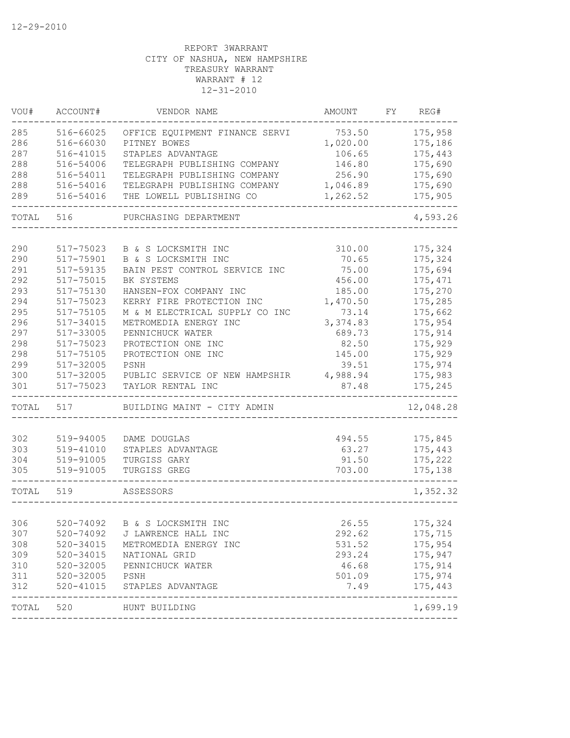12-29-2010

REPORT 3WARRANT
CITY OF NASHUA, NEW HAMPSHIRE
TREASURY WARRANT
WARRANT # 12
12-31-2010

| VOU# | ACCOUNT# | VENDOR NAME | AMOUNT | FY | REG# |
|---|---|---|---|---|---|
| 285 | 516-66025 | OFFICE EQUIPMENT FINANCE SERVI | 753.50 | | 175,958 |
| 286 | 516-66030 | PITNEY BOWES | 1,020.00 | | 175,186 |
| 287 | 516-41015 | STAPLES ADVANTAGE | 106.65 | | 175,443 |
| 288 | 516-54006 | TELEGRAPH PUBLISHING COMPANY | 146.80 | | 175,690 |
| 288 | 516-54011 | TELEGRAPH PUBLISHING COMPANY | 256.90 | | 175,690 |
| 288 | 516-54016 | TELEGRAPH PUBLISHING COMPANY | 1,046.89 | | 175,690 |
| 289 | 516-54016 | THE LOWELL PUBLISHING CO | 1,262.52 | | 175,905 |
| TOTAL | 516 | PURCHASING DEPARTMENT | | | 4,593.26 |
| 290 | 517-75023 | B & S LOCKSMITH INC | 310.00 | | 175,324 |
| 290 | 517-75901 | B & S LOCKSMITH INC | 70.65 | | 175,324 |
| 291 | 517-59135 | BAIN PEST CONTROL SERVICE INC | 75.00 | | 175,694 |
| 292 | 517-75015 | BK SYSTEMS | 456.00 | | 175,471 |
| 293 | 517-75130 | HANSEN-FOX COMPANY INC | 185.00 | | 175,270 |
| 294 | 517-75023 | KERRY FIRE PROTECTION INC | 1,470.50 | | 175,285 |
| 295 | 517-75105 | M & M ELECTRICAL SUPPLY CO INC | 73.14 | | 175,662 |
| 296 | 517-34015 | METROMEDIA ENERGY INC | 3,374.83 | | 175,954 |
| 297 | 517-33005 | PENNICHUCK WATER | 689.73 | | 175,914 |
| 298 | 517-75023 | PROTECTION ONE INC | 82.50 | | 175,929 |
| 298 | 517-75105 | PROTECTION ONE INC | 145.00 | | 175,929 |
| 299 | 517-32005 | PSNH | 39.51 | | 175,974 |
| 300 | 517-32005 | PUBLIC SERVICE OF NEW HAMPSHIR | 4,988.94 | | 175,983 |
| 301 | 517-75023 | TAYLOR RENTAL INC | 87.48 | | 175,245 |
| TOTAL | 517 | BUILDING MAINT - CITY ADMIN | | | 12,048.28 |
| 302 | 519-94005 | DAME DOUGLAS | 494.55 | | 175,845 |
| 303 | 519-41010 | STAPLES ADVANTAGE | 63.27 | | 175,443 |
| 304 | 519-91005 | TURGISS GARY | 91.50 | | 175,222 |
| 305 | 519-91005 | TURGISS GREG | 703.00 | | 175,138 |
| TOTAL | 519 | ASSESSORS | | | 1,352.32 |
| 306 | 520-74092 | B & S LOCKSMITH INC | 26.55 | | 175,324 |
| 307 | 520-74092 | J LAWRENCE HALL INC | 292.62 | | 175,715 |
| 308 | 520-34015 | METROMEDIA ENERGY INC | 531.52 | | 175,954 |
| 309 | 520-34015 | NATIONAL GRID | 293.24 | | 175,947 |
| 310 | 520-32005 | PENNICHUCK WATER | 46.68 | | 175,914 |
| 311 | 520-32005 | PSNH | 501.09 | | 175,974 |
| 312 | 520-41015 | STAPLES ADVANTAGE | 7.49 | | 175,443 |
| TOTAL | 520 | HUNT BUILDING | | | 1,699.19 |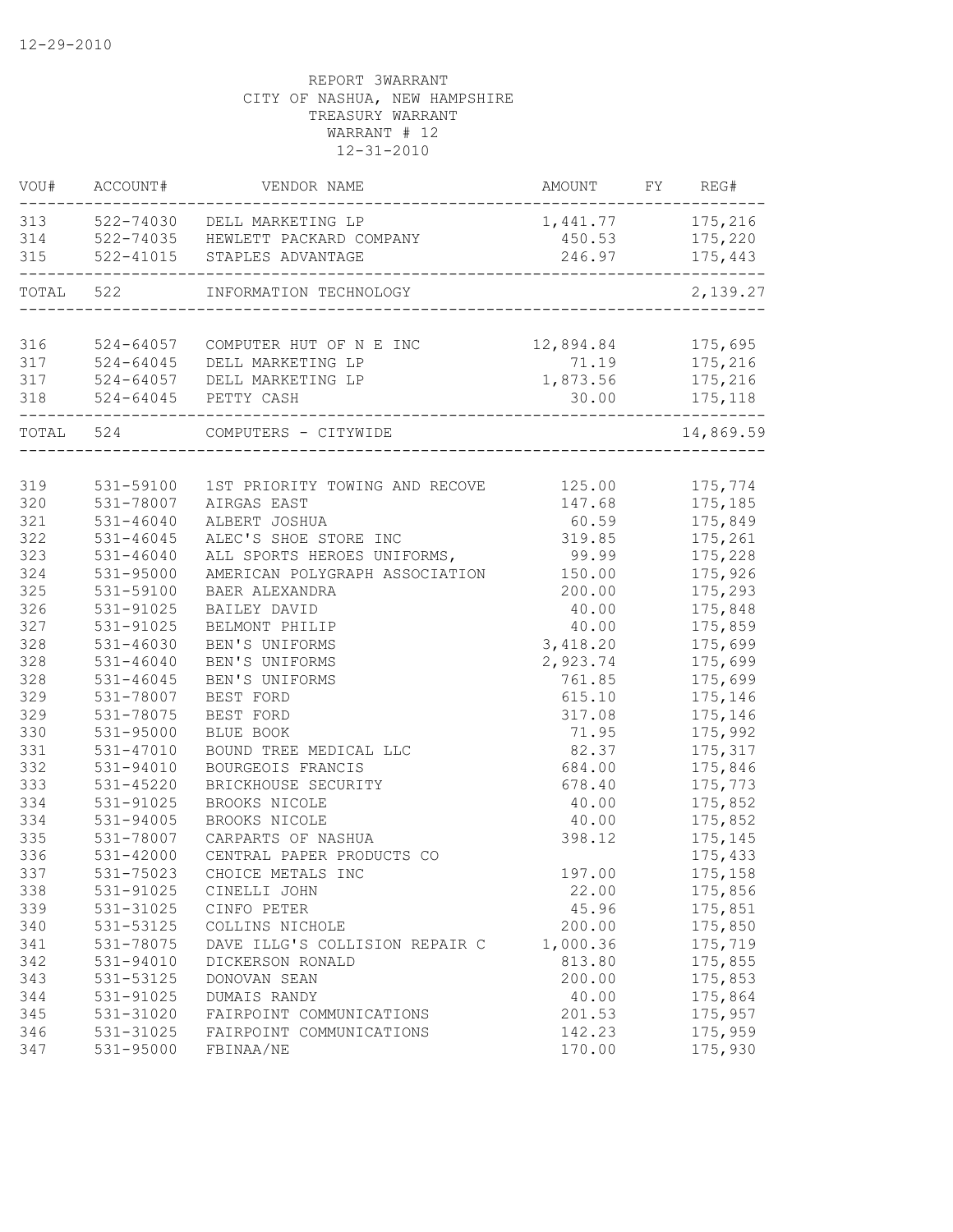12-29-2010

REPORT 3WARRANT
CITY OF NASHUA, NEW HAMPSHIRE
TREASURY WARRANT
WARRANT # 12
12-31-2010

| VOU# | ACCOUNT# | VENDOR NAME | AMOUNT | FY | REG# |
|---|---|---|---|---|---|
| 313 | 522-74030 | DELL MARKETING LP | 1,441.77 | | 175,216 |
| 314 | 522-74035 | HEWLETT PACKARD COMPANY | 450.53 | | 175,220 |
| 315 | 522-41015 | STAPLES ADVANTAGE | 246.97 | | 175,443 |
| TOTAL | 522 | INFORMATION TECHNOLOGY | | | 2,139.27 |
| 316 | 524-64057 | COMPUTER HUT OF N E INC | 12,894.84 | | 175,695 |
| 317 | 524-64045 | DELL MARKETING LP | 71.19 | | 175,216 |
| 317 | 524-64057 | DELL MARKETING LP | 1,873.56 | | 175,216 |
| 318 | 524-64045 | PETTY CASH | 30.00 | | 175,118 |
| TOTAL | 524 | COMPUTERS - CITYWIDE | | | 14,869.59 |
| 319 | 531-59100 | 1ST PRIORITY TOWING AND RECOVE | 125.00 | | 175,774 |
| 320 | 531-78007 | AIRGAS EAST | 147.68 | | 175,185 |
| 321 | 531-46040 | ALBERT JOSHUA | 60.59 | | 175,849 |
| 322 | 531-46045 | ALEC'S SHOE STORE INC | 319.85 | | 175,261 |
| 323 | 531-46040 | ALL SPORTS HEROES UNIFORMS, | 99.99 | | 175,228 |
| 324 | 531-95000 | AMERICAN POLYGRAPH ASSOCIATION | 150.00 | | 175,926 |
| 325 | 531-59100 | BAER ALEXANDRA | 200.00 | | 175,293 |
| 326 | 531-91025 | BAILEY DAVID | 40.00 | | 175,848 |
| 327 | 531-91025 | BELMONT PHILIP | 40.00 | | 175,859 |
| 328 | 531-46030 | BEN'S UNIFORMS | 3,418.20 | | 175,699 |
| 328 | 531-46040 | BEN'S UNIFORMS | 2,923.74 | | 175,699 |
| 328 | 531-46045 | BEN'S UNIFORMS | 761.85 | | 175,699 |
| 329 | 531-78007 | BEST FORD | 615.10 | | 175,146 |
| 329 | 531-78075 | BEST FORD | 317.08 | | 175,146 |
| 330 | 531-95000 | BLUE BOOK | 71.95 | | 175,992 |
| 331 | 531-47010 | BOUND TREE MEDICAL LLC | 82.37 | | 175,317 |
| 332 | 531-94010 | BOURGEOIS FRANCIS | 684.00 | | 175,846 |
| 333 | 531-45220 | BRICKHOUSE SECURITY | 678.40 | | 175,773 |
| 334 | 531-91025 | BROOKS NICOLE | 40.00 | | 175,852 |
| 334 | 531-94005 | BROOKS NICOLE | 40.00 | | 175,852 |
| 335 | 531-78007 | CARPARTS OF NASHUA | 398.12 | | 175,145 |
| 336 | 531-42000 | CENTRAL PAPER PRODUCTS CO | | | 175,433 |
| 337 | 531-75023 | CHOICE METALS INC | 197.00 | | 175,158 |
| 338 | 531-91025 | CINELLI JOHN | 22.00 | | 175,856 |
| 339 | 531-31025 | CINFO PETER | 45.96 | | 175,851 |
| 340 | 531-53125 | COLLINS NICHOLE | 200.00 | | 175,850 |
| 341 | 531-78075 | DAVE ILLG'S COLLISION REPAIR C | 1,000.36 | | 175,719 |
| 342 | 531-94010 | DICKERSON RONALD | 813.80 | | 175,855 |
| 343 | 531-53125 | DONOVAN SEAN | 200.00 | | 175,853 |
| 344 | 531-91025 | DUMAIS RANDY | 40.00 | | 175,864 |
| 345 | 531-31020 | FAIRPOINT COMMUNICATIONS | 201.53 | | 175,957 |
| 346 | 531-31025 | FAIRPOINT COMMUNICATIONS | 142.23 | | 175,959 |
| 347 | 531-95000 | FBINAA/NE | 170.00 | | 175,930 |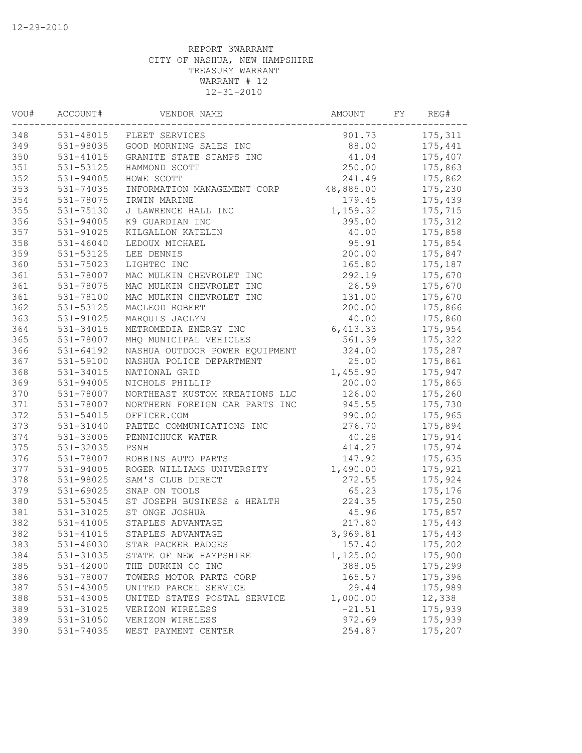12-29-2010

REPORT 3WARRANT
CITY OF NASHUA, NEW HAMPSHIRE
TREASURY WARRANT
WARRANT # 12
12-31-2010

| VOU# | ACCOUNT# | VENDOR NAME | AMOUNT | FY | REG# |
|---|---|---|---|---|---|
| 348 | 531-48015 | FLEET SERVICES | 901.73 | | 175,311 |
| 349 | 531-98035 | GOOD MORNING SALES INC | 88.00 | | 175,441 |
| 350 | 531-41015 | GRANITE STATE STAMPS INC | 41.04 | | 175,407 |
| 351 | 531-53125 | HAMMOND SCOTT | 250.00 | | 175,863 |
| 352 | 531-94005 | HOWE SCOTT | 241.49 | | 175,862 |
| 353 | 531-74035 | INFORMATION MANAGEMENT CORP | 48,885.00 | | 175,230 |
| 354 | 531-78075 | IRWIN MARINE | 179.45 | | 175,439 |
| 355 | 531-75130 | J LAWRENCE HALL INC | 1,159.32 | | 175,715 |
| 356 | 531-94005 | K9 GUARDIAN INC | 395.00 | | 175,312 |
| 357 | 531-91025 | KILGALLON KATELIN | 40.00 | | 175,858 |
| 358 | 531-46040 | LEDOUX MICHAEL | 95.91 | | 175,854 |
| 359 | 531-53125 | LEE DENNIS | 200.00 | | 175,847 |
| 360 | 531-75023 | LIGHTEC INC | 165.80 | | 175,187 |
| 361 | 531-78007 | MAC MULKIN CHEVROLET INC | 292.19 | | 175,670 |
| 361 | 531-78075 | MAC MULKIN CHEVROLET INC | 26.59 | | 175,670 |
| 361 | 531-78100 | MAC MULKIN CHEVROLET INC | 131.00 | | 175,670 |
| 362 | 531-53125 | MACLEOD ROBERT | 200.00 | | 175,866 |
| 363 | 531-91025 | MARQUIS JACLYN | 40.00 | | 175,860 |
| 364 | 531-34015 | METROMEDIA ENERGY INC | 6,413.33 | | 175,954 |
| 365 | 531-78007 | MHQ MUNICIPAL VEHICLES | 561.39 | | 175,322 |
| 366 | 531-64192 | NASHUA OUTDOOR POWER EQUIPMENT | 324.00 | | 175,287 |
| 367 | 531-59100 | NASHUA POLICE DEPARTMENT | 25.00 | | 175,861 |
| 368 | 531-34015 | NATIONAL GRID | 1,455.90 | | 175,947 |
| 369 | 531-94005 | NICHOLS PHILLIP | 200.00 | | 175,865 |
| 370 | 531-78007 | NORTHEAST KUSTOM KREATIONS LLC | 126.00 | | 175,260 |
| 371 | 531-78007 | NORTHERN FOREIGN CAR PARTS INC | 945.55 | | 175,730 |
| 372 | 531-54015 | OFFICER.COM | 990.00 | | 175,965 |
| 373 | 531-31040 | PAETEC COMMUNICATIONS INC | 276.70 | | 175,894 |
| 374 | 531-33005 | PENNICHUCK WATER | 40.28 | | 175,914 |
| 375 | 531-32035 | PSNH | 414.27 | | 175,974 |
| 376 | 531-78007 | ROBBINS AUTO PARTS | 147.92 | | 175,635 |
| 377 | 531-94005 | ROGER WILLIAMS UNIVERSITY | 1,490.00 | | 175,921 |
| 378 | 531-98025 | SAM'S CLUB DIRECT | 272.55 | | 175,924 |
| 379 | 531-69025 | SNAP ON TOOLS | 65.23 | | 175,176 |
| 380 | 531-53045 | ST JOSEPH BUSINESS & HEALTH | 224.35 | | 175,250 |
| 381 | 531-31025 | ST ONGE JOSHUA | 45.96 | | 175,857 |
| 382 | 531-41005 | STAPLES ADVANTAGE | 217.80 | | 175,443 |
| 382 | 531-41015 | STAPLES ADVANTAGE | 3,969.81 | | 175,443 |
| 383 | 531-46030 | STAR PACKER BADGES | 157.40 | | 175,202 |
| 384 | 531-31035 | STATE OF NEW HAMPSHIRE | 1,125.00 | | 175,900 |
| 385 | 531-42000 | THE DURKIN CO INC | 388.05 | | 175,299 |
| 386 | 531-78007 | TOWERS MOTOR PARTS CORP | 165.57 | | 175,396 |
| 387 | 531-43005 | UNITED PARCEL SERVICE | 29.44 | | 175,989 |
| 388 | 531-43005 | UNITED STATES POSTAL SERVICE | 1,000.00 | | 12,338 |
| 389 | 531-31025 | VERIZON WIRELESS | -21.51 | | 175,939 |
| 389 | 531-31050 | VERIZON WIRELESS | 972.69 | | 175,939 |
| 390 | 531-74035 | WEST PAYMENT CENTER | 254.87 | | 175,207 |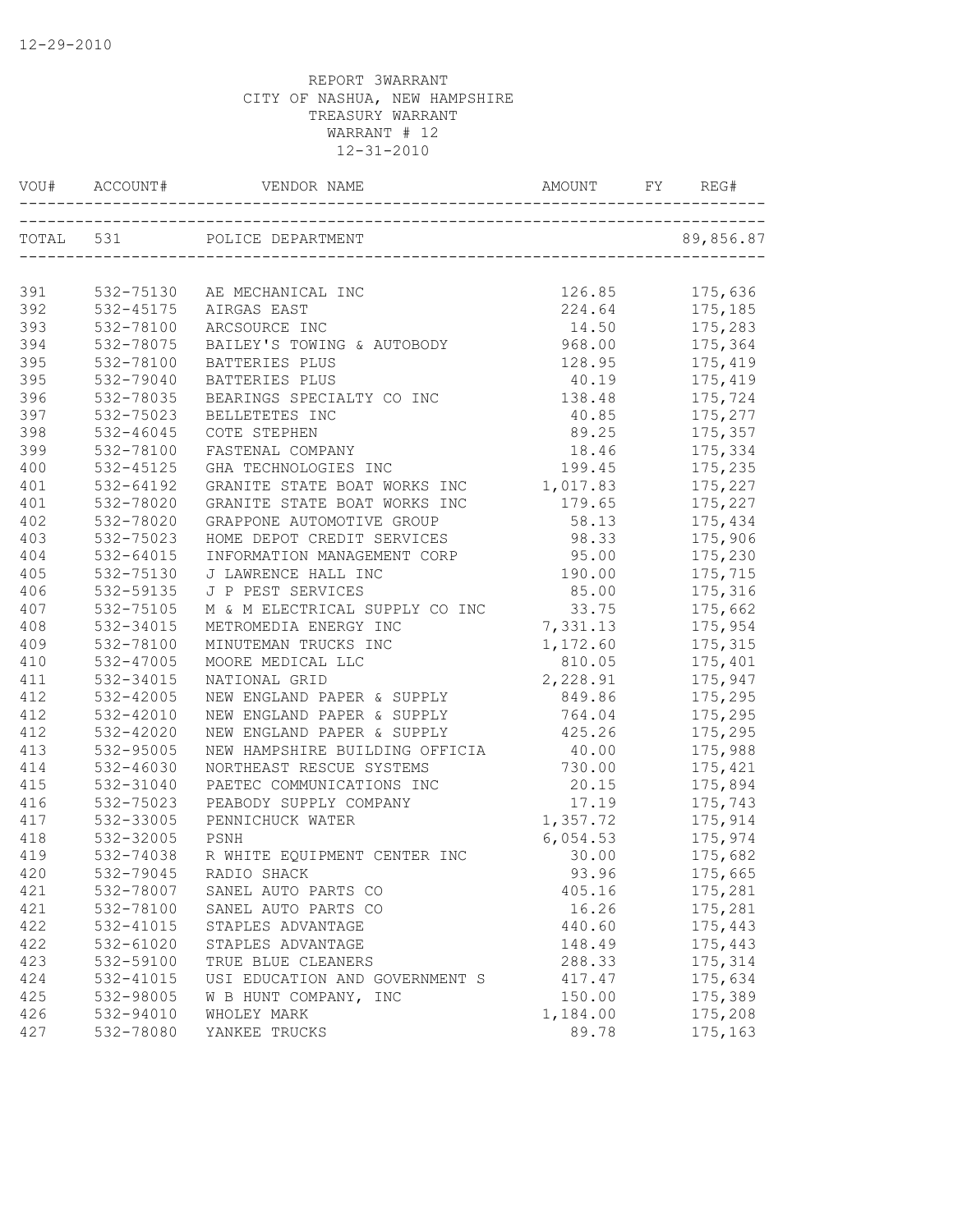12-29-2010

REPORT 3WARRANT
CITY OF NASHUA, NEW HAMPSHIRE
TREASURY WARRANT
WARRANT # 12
12-31-2010

| VOU# | ACCOUNT# | VENDOR NAME | AMOUNT | FY | REG# |
|---|---|---|---|---|---|
| TOTAL | 531 | POLICE DEPARTMENT | | | 89,856.87 |
| 391 | 532-75130 | AE MECHANICAL INC | 126.85 | | 175,636 |
| 392 | 532-45175 | AIRGAS EAST | 224.64 | | 175,185 |
| 393 | 532-78100 | ARCSOURCE INC | 14.50 | | 175,283 |
| 394 | 532-78075 | BAILEY'S TOWING & AUTOBODY | 968.00 | | 175,364 |
| 395 | 532-78100 | BATTERIES PLUS | 128.95 | | 175,419 |
| 395 | 532-79040 | BATTERIES PLUS | 40.19 | | 175,419 |
| 396 | 532-78035 | BEARINGS SPECIALTY CO INC | 138.48 | | 175,724 |
| 397 | 532-75023 | BELLETETES INC | 40.85 | | 175,277 |
| 398 | 532-46045 | COTE STEPHEN | 89.25 | | 175,357 |
| 399 | 532-78100 | FASTENAL COMPANY | 18.46 | | 175,334 |
| 400 | 532-45125 | GHA TECHNOLOGIES INC | 199.45 | | 175,235 |
| 401 | 532-64192 | GRANITE STATE BOAT WORKS INC | 1,017.83 | | 175,227 |
| 401 | 532-78020 | GRANITE STATE BOAT WORKS INC | 179.65 | | 175,227 |
| 402 | 532-78020 | GRAPPONE AUTOMOTIVE GROUP | 58.13 | | 175,434 |
| 403 | 532-75023 | HOME DEPOT CREDIT SERVICES | 98.33 | | 175,906 |
| 404 | 532-64015 | INFORMATION MANAGEMENT CORP | 95.00 | | 175,230 |
| 405 | 532-75130 | J LAWRENCE HALL INC | 190.00 | | 175,715 |
| 406 | 532-59135 | J P PEST SERVICES | 85.00 | | 175,316 |
| 407 | 532-75105 | M & M ELECTRICAL SUPPLY CO INC | 33.75 | | 175,662 |
| 408 | 532-34015 | METROMEDIA ENERGY INC | 7,331.13 | | 175,954 |
| 409 | 532-78100 | MINUTEMAN TRUCKS INC | 1,172.60 | | 175,315 |
| 410 | 532-47005 | MOORE MEDICAL LLC | 810.05 | | 175,401 |
| 411 | 532-34015 | NATIONAL GRID | 2,228.91 | | 175,947 |
| 412 | 532-42005 | NEW ENGLAND PAPER & SUPPLY | 849.86 | | 175,295 |
| 412 | 532-42010 | NEW ENGLAND PAPER & SUPPLY | 764.04 | | 175,295 |
| 412 | 532-42020 | NEW ENGLAND PAPER & SUPPLY | 425.26 | | 175,295 |
| 413 | 532-95005 | NEW HAMPSHIRE BUILDING OFFICIA | 40.00 | | 175,988 |
| 414 | 532-46030 | NORTHEAST RESCUE SYSTEMS | 730.00 | | 175,421 |
| 415 | 532-31040 | PAETEC COMMUNICATIONS INC | 20.15 | | 175,894 |
| 416 | 532-75023 | PEABODY SUPPLY COMPANY | 17.19 | | 175,743 |
| 417 | 532-33005 | PENNICHUCK WATER | 1,357.72 | | 175,914 |
| 418 | 532-32005 | PSNH | 6,054.53 | | 175,974 |
| 419 | 532-74038 | R WHITE EQUIPMENT CENTER INC | 30.00 | | 175,682 |
| 420 | 532-79045 | RADIO SHACK | 93.96 | | 175,665 |
| 421 | 532-78007 | SANEL AUTO PARTS CO | 405.16 | | 175,281 |
| 421 | 532-78100 | SANEL AUTO PARTS CO | 16.26 | | 175,281 |
| 422 | 532-41015 | STAPLES ADVANTAGE | 440.60 | | 175,443 |
| 422 | 532-61020 | STAPLES ADVANTAGE | 148.49 | | 175,443 |
| 423 | 532-59100 | TRUE BLUE CLEANERS | 288.33 | | 175,314 |
| 424 | 532-41015 | USI EDUCATION AND GOVERNMENT S | 417.47 | | 175,634 |
| 425 | 532-98005 | W B HUNT COMPANY, INC | 150.00 | | 175,389 |
| 426 | 532-94010 | WHOLEY MARK | 1,184.00 | | 175,208 |
| 427 | 532-78080 | YANKEE TRUCKS | 89.78 | | 175,163 |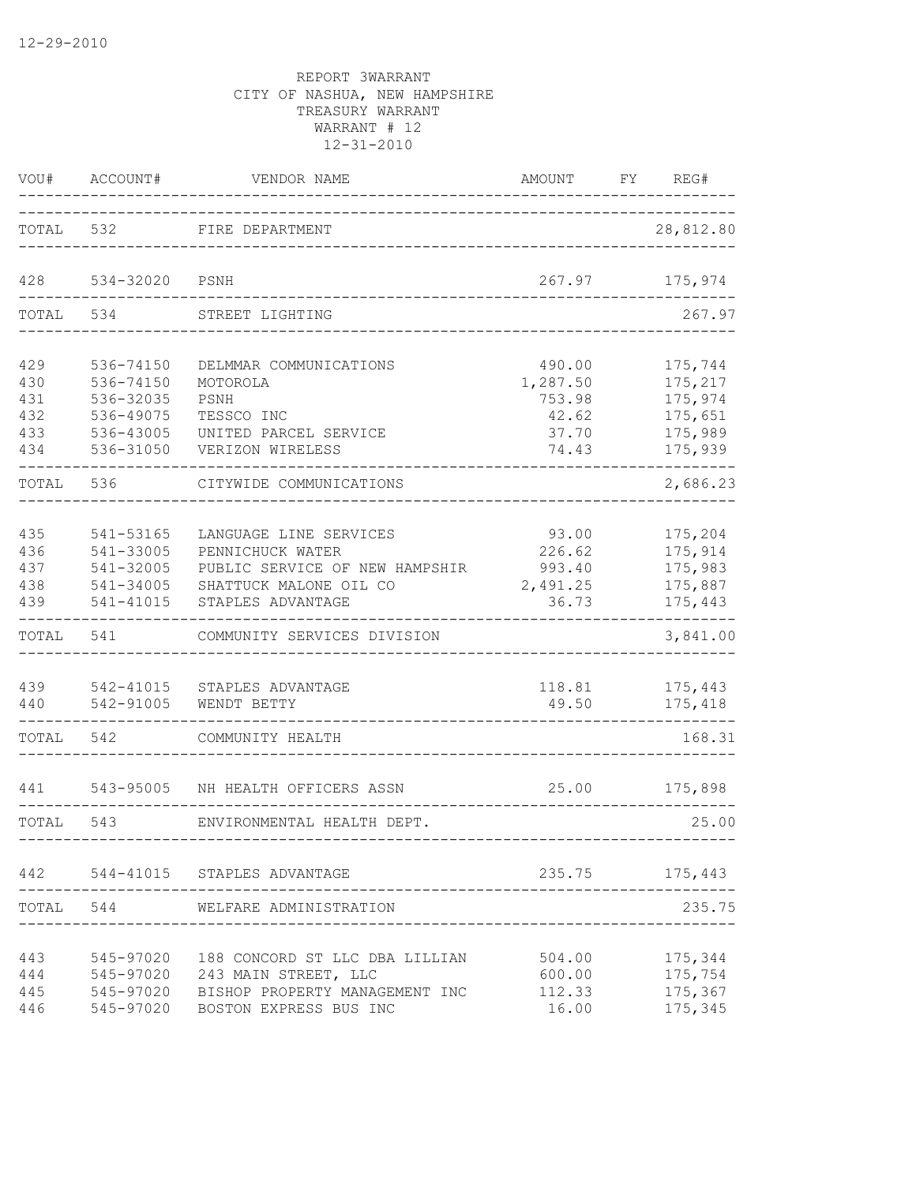12-29-2010

REPORT 3WARRANT
CITY OF NASHUA, NEW HAMPSHIRE
TREASURY WARRANT
WARRANT # 12
12-31-2010

| VOU# | ACCOUNT# | VENDOR NAME | AMOUNT | FY | REG# |
|---|---|---|---|---|---|
| TOTAL | 532 | FIRE DEPARTMENT | | | 28,812.80 |
| 428 | 534-32020 | PSNH | 267.97 | | 175,974 |
| TOTAL | 534 | STREET LIGHTING | | | 267.97 |
| 429 | 536-74150 | DELMMAR COMMUNICATIONS | 490.00 | | 175,744 |
| 430 | 536-74150 | MOTOROLA | 1,287.50 | | 175,217 |
| 431 | 536-32035 | PSNH | 753.98 | | 175,974 |
| 432 | 536-49075 | TESSCO INC | 42.62 | | 175,651 |
| 433 | 536-43005 | UNITED PARCEL SERVICE | 37.70 | | 175,989 |
| 434 | 536-31050 | VERIZON WIRELESS | 74.43 | | 175,939 |
| TOTAL | 536 | CITYWIDE COMMUNICATIONS | | | 2,686.23 |
| 435 | 541-53165 | LANGUAGE LINE SERVICES | 93.00 | | 175,204 |
| 436 | 541-33005 | PENNICHUCK WATER | 226.62 | | 175,914 |
| 437 | 541-32005 | PUBLIC SERVICE OF NEW HAMPSHIR | 993.40 | | 175,983 |
| 438 | 541-34005 | SHATTUCK MALONE OIL CO | 2,491.25 | | 175,887 |
| 439 | 541-41015 | STAPLES ADVANTAGE | 36.73 | | 175,443 |
| TOTAL | 541 | COMMUNITY SERVICES DIVISION | | | 3,841.00 |
| 439 | 542-41015 | STAPLES ADVANTAGE | 118.81 | | 175,443 |
| 440 | 542-91005 | WENDT BETTY | 49.50 | | 175,418 |
| TOTAL | 542 | COMMUNITY HEALTH | | | 168.31 |
| 441 | 543-95005 | NH HEALTH OFFICERS ASSN | 25.00 | | 175,898 |
| TOTAL | 543 | ENVIRONMENTAL HEALTH DEPT. | | | 25.00 |
| 442 | 544-41015 | STAPLES ADVANTAGE | 235.75 | | 175,443 |
| TOTAL | 544 | WELFARE ADMINISTRATION | | | 235.75 |
| 443 | 545-97020 | 188 CONCORD ST LLC DBA LILLIAN | 504.00 | | 175,344 |
| 444 | 545-97020 | 243 MAIN STREET, LLC | 600.00 | | 175,754 |
| 445 | 545-97020 | BISHOP PROPERTY MANAGEMENT INC | 112.33 | | 175,367 |
| 446 | 545-97020 | BOSTON EXPRESS BUS INC | 16.00 | | 175,345 |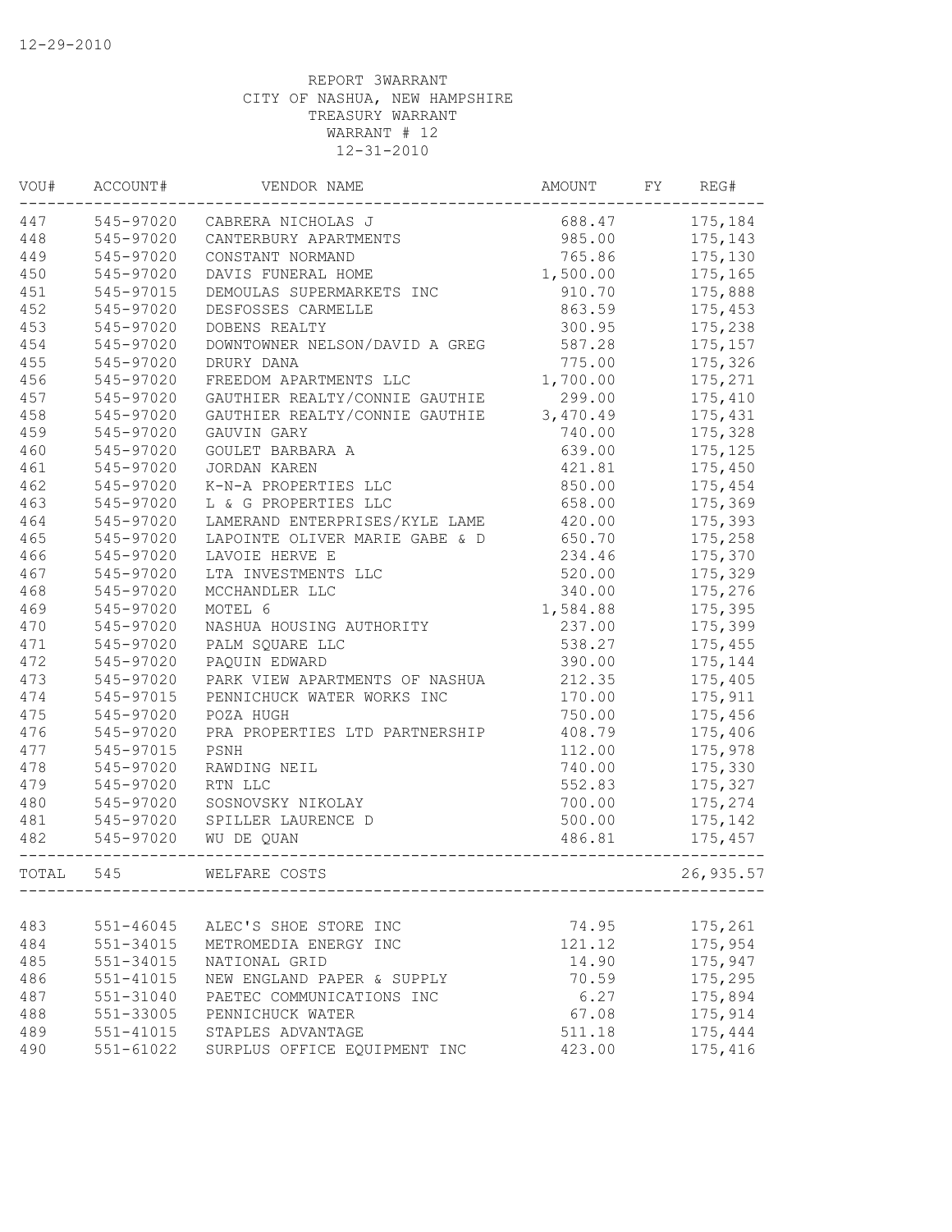12-29-2010

REPORT 3WARRANT
CITY OF NASHUA, NEW HAMPSHIRE
TREASURY WARRANT
WARRANT # 12
12-31-2010

| VOU# | ACCOUNT# | VENDOR NAME | AMOUNT | FY | REG# |
|---|---|---|---|---|---|
| 447 | 545-97020 | CABRERA NICHOLAS J | 688.47 | | 175,184 |
| 448 | 545-97020 | CANTERBURY APARTMENTS | 985.00 | | 175,143 |
| 449 | 545-97020 | CONSTANT NORMAND | 765.86 | | 175,130 |
| 450 | 545-97020 | DAVIS FUNERAL HOME | 1,500.00 | | 175,165 |
| 451 | 545-97015 | DEMOULAS SUPERMARKETS INC | 910.70 | | 175,888 |
| 452 | 545-97020 | DESFOSSES CARMELLE | 863.59 | | 175,453 |
| 453 | 545-97020 | DOBENS REALTY | 300.95 | | 175,238 |
| 454 | 545-97020 | DOWNTOWNER NELSON/DAVID A GREG | 587.28 | | 175,157 |
| 455 | 545-97020 | DRURY DANA | 775.00 | | 175,326 |
| 456 | 545-97020 | FREEDOM APARTMENTS LLC | 1,700.00 | | 175,271 |
| 457 | 545-97020 | GAUTHIER REALTY/CONNIE GAUTHIE | 299.00 | | 175,410 |
| 458 | 545-97020 | GAUTHIER REALTY/CONNIE GAUTHIE | 3,470.49 | | 175,431 |
| 459 | 545-97020 | GAUVIN GARY | 740.00 | | 175,328 |
| 460 | 545-97020 | GOULET BARBARA A | 639.00 | | 175,125 |
| 461 | 545-97020 | JORDAN KAREN | 421.81 | | 175,450 |
| 462 | 545-97020 | K-N-A PROPERTIES LLC | 850.00 | | 175,454 |
| 463 | 545-97020 | L & G PROPERTIES LLC | 658.00 | | 175,369 |
| 464 | 545-97020 | LAMERAND ENTERPRISES/KYLE LAME | 420.00 | | 175,393 |
| 465 | 545-97020 | LAPOINTE OLIVER MARIE GABE & D | 650.70 | | 175,258 |
| 466 | 545-97020 | LAVOIE HERVE E | 234.46 | | 175,370 |
| 467 | 545-97020 | LTA INVESTMENTS LLC | 520.00 | | 175,329 |
| 468 | 545-97020 | MCCHANDLER LLC | 340.00 | | 175,276 |
| 469 | 545-97020 | MOTEL 6 | 1,584.88 | | 175,395 |
| 470 | 545-97020 | NASHUA HOUSING AUTHORITY | 237.00 | | 175,399 |
| 471 | 545-97020 | PALM SQUARE LLC | 538.27 | | 175,455 |
| 472 | 545-97020 | PAQUIN EDWARD | 390.00 | | 175,144 |
| 473 | 545-97020 | PARK VIEW APARTMENTS OF NASHUA | 212.35 | | 175,405 |
| 474 | 545-97015 | PENNICHUCK WATER WORKS INC | 170.00 | | 175,911 |
| 475 | 545-97020 | POZA HUGH | 750.00 | | 175,456 |
| 476 | 545-97020 | PRA PROPERTIES LTD PARTNERSHIP | 408.79 | | 175,406 |
| 477 | 545-97015 | PSNH | 112.00 | | 175,978 |
| 478 | 545-97020 | RAWDING NEIL | 740.00 | | 175,330 |
| 479 | 545-97020 | RTN LLC | 552.83 | | 175,327 |
| 480 | 545-97020 | SOSNOVSKY NIKOLAY | 700.00 | | 175,274 |
| 481 | 545-97020 | SPILLER LAURENCE D | 500.00 | | 175,142 |
| 482 | 545-97020 | WU DE QUAN | 486.81 | | 175,457 |
| TOTAL | 545 | WELFARE COSTS | | | 26,935.57 |
| 483 | 551-46045 | ALEC'S SHOE STORE INC | 74.95 | | 175,261 |
| 484 | 551-34015 | METROMEDIA ENERGY INC | 121.12 | | 175,954 |
| 485 | 551-34015 | NATIONAL GRID | 14.90 | | 175,947 |
| 486 | 551-41015 | NEW ENGLAND PAPER & SUPPLY | 70.59 | | 175,295 |
| 487 | 551-31040 | PAETEC COMMUNICATIONS INC | 6.27 | | 175,894 |
| 488 | 551-33005 | PENNICHUCK WATER | 67.08 | | 175,914 |
| 489 | 551-41015 | STAPLES ADVANTAGE | 511.18 | | 175,444 |
| 490 | 551-61022 | SURPLUS OFFICE EQUIPMENT INC | 423.00 | | 175,416 |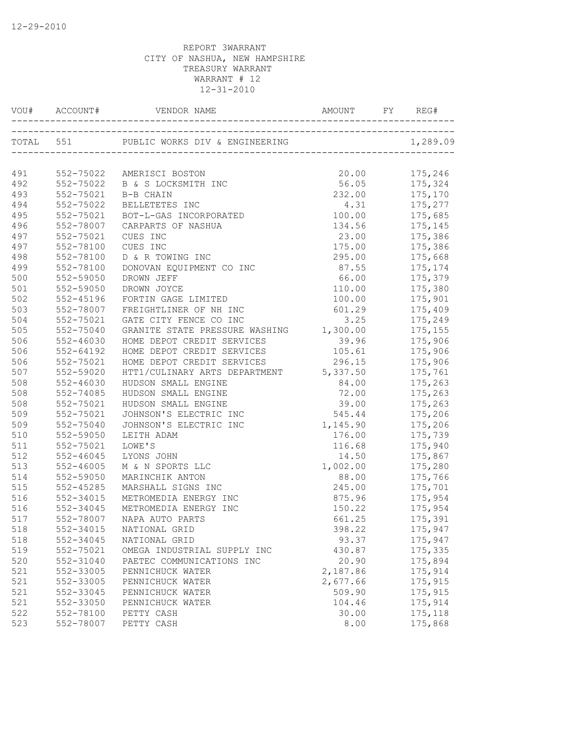12-29-2010

REPORT 3WARRANT
CITY OF NASHUA, NEW HAMPSHIRE
TREASURY WARRANT
WARRANT # 12
12-31-2010

| VOU# | ACCOUNT# | VENDOR NAME | AMOUNT | FY | REG# |
|---|---|---|---|---|---|
| TOTAL | 551 | PUBLIC WORKS DIV & ENGINEERING | | | 1,289.09 |
| 491 | 552-75022 | AMERISCI BOSTON | 20.00 | | 175,246 |
| 492 | 552-75022 | B & S LOCKSMITH INC | 56.05 | | 175,324 |
| 493 | 552-75021 | B-B CHAIN | 232.00 | | 175,170 |
| 494 | 552-75022 | BELLETETES INC | 4.31 | | 175,277 |
| 495 | 552-75021 | BOT-L-GAS INCORPORATED | 100.00 | | 175,685 |
| 496 | 552-78007 | CARPARTS OF NASHUA | 134.56 | | 175,145 |
| 497 | 552-75021 | CUES INC | 23.00 | | 175,386 |
| 497 | 552-78100 | CUES INC | 175.00 | | 175,386 |
| 498 | 552-78100 | D & R TOWING INC | 295.00 | | 175,668 |
| 499 | 552-78100 | DONOVAN EQUIPMENT CO INC | 87.55 | | 175,174 |
| 500 | 552-59050 | DROWN JEFF | 66.00 | | 175,379 |
| 501 | 552-59050 | DROWN JOYCE | 110.00 | | 175,380 |
| 502 | 552-45196 | FORTIN GAGE LIMITED | 100.00 | | 175,901 |
| 503 | 552-78007 | FREIGHTLINER OF NH INC | 601.29 | | 175,409 |
| 504 | 552-75021 | GATE CITY FENCE CO INC | 3.25 | | 175,249 |
| 505 | 552-75040 | GRANITE STATE PRESSURE WASHING | 1,300.00 | | 175,155 |
| 506 | 552-46030 | HOME DEPOT CREDIT SERVICES | 39.96 | | 175,906 |
| 506 | 552-64192 | HOME DEPOT CREDIT SERVICES | 105.61 | | 175,906 |
| 506 | 552-75021 | HOME DEPOT CREDIT SERVICES | 296.15 | | 175,906 |
| 507 | 552-59020 | HTT1/CULINARY ARTS DEPARTMENT | 5,337.50 | | 175,761 |
| 508 | 552-46030 | HUDSON SMALL ENGINE | 84.00 | | 175,263 |
| 508 | 552-74085 | HUDSON SMALL ENGINE | 72.00 | | 175,263 |
| 508 | 552-75021 | HUDSON SMALL ENGINE | 39.00 | | 175,263 |
| 509 | 552-75021 | JOHNSON'S ELECTRIC INC | 545.44 | | 175,206 |
| 509 | 552-75040 | JOHNSON'S ELECTRIC INC | 1,145.90 | | 175,206 |
| 510 | 552-59050 | LEITH ADAM | 176.00 | | 175,739 |
| 511 | 552-75021 | LOWE'S | 116.68 | | 175,940 |
| 512 | 552-46045 | LYONS JOHN | 14.50 | | 175,867 |
| 513 | 552-46005 | M & N SPORTS LLC | 1,002.00 | | 175,280 |
| 514 | 552-59050 | MARINCHIK ANTON | 88.00 | | 175,766 |
| 515 | 552-45285 | MARSHALL SIGNS INC | 245.00 | | 175,701 |
| 516 | 552-34015 | METROMEDIA ENERGY INC | 875.96 | | 175,954 |
| 516 | 552-34045 | METROMEDIA ENERGY INC | 150.22 | | 175,954 |
| 517 | 552-78007 | NAPA AUTO PARTS | 661.25 | | 175,391 |
| 518 | 552-34015 | NATIONAL GRID | 398.22 | | 175,947 |
| 518 | 552-34045 | NATIONAL GRID | 93.37 | | 175,947 |
| 519 | 552-75021 | OMEGA INDUSTRIAL SUPPLY INC | 430.87 | | 175,335 |
| 520 | 552-31040 | PAETEC COMMUNICATIONS INC | 20.90 | | 175,894 |
| 521 | 552-33005 | PENNICHUCK WATER | 2,187.86 | | 175,914 |
| 521 | 552-33005 | PENNICHUCK WATER | 2,677.66 | | 175,915 |
| 521 | 552-33045 | PENNICHUCK WATER | 509.90 | | 175,915 |
| 521 | 552-33050 | PENNICHUCK WATER | 104.46 | | 175,914 |
| 522 | 552-78100 | PETTY CASH | 30.00 | | 175,118 |
| 523 | 552-78007 | PETTY CASH | 8.00 | | 175,868 |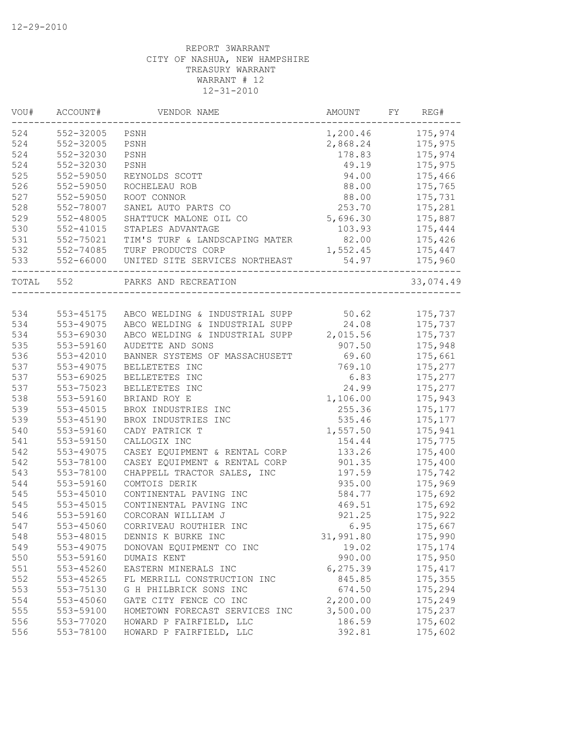12-29-2010

REPORT 3WARRANT
CITY OF NASHUA, NEW HAMPSHIRE
TREASURY WARRANT
WARRANT # 12
12-31-2010

| VOU# | ACCOUNT# | VENDOR NAME | AMOUNT | FY | REG# |
|---|---|---|---|---|---|
| 524 | 552-32005 | PSNH | 1,200.46 | | 175,974 |
| 524 | 552-32005 | PSNH | 2,868.24 | | 175,975 |
| 524 | 552-32030 | PSNH | 178.83 | | 175,974 |
| 524 | 552-32030 | PSNH | 49.19 | | 175,975 |
| 525 | 552-59050 | REYNOLDS SCOTT | 94.00 | | 175,466 |
| 526 | 552-59050 | ROCHELEAU ROB | 88.00 | | 175,765 |
| 527 | 552-59050 | ROOT CONNOR | 88.00 | | 175,731 |
| 528 | 552-78007 | SANEL AUTO PARTS CO | 253.70 | | 175,281 |
| 529 | 552-48005 | SHATTUCK MALONE OIL CO | 5,696.30 | | 175,887 |
| 530 | 552-41015 | STAPLES ADVANTAGE | 103.93 | | 175,444 |
| 531 | 552-75021 | TIM'S TURF & LANDSCAPING MATER | 82.00 | | 175,426 |
| 532 | 552-74085 | TURF PRODUCTS CORP | 1,552.45 | | 175,447 |
| 533 | 552-66000 | UNITED SITE SERVICES NORTHEAST | 54.97 | | 175,960 |
| TOTAL | 552 | PARKS AND RECREATION | | | 33,074.49 |
| 534 | 553-45175 | ABCO WELDING & INDUSTRIAL SUPP | 50.62 | | 175,737 |
| 534 | 553-49075 | ABCO WELDING & INDUSTRIAL SUPP | 24.08 | | 175,737 |
| 534 | 553-69030 | ABCO WELDING & INDUSTRIAL SUPP | 2,015.56 | | 175,737 |
| 535 | 553-59160 | AUDETTE AND SONS | 907.50 | | 175,948 |
| 536 | 553-42010 | BANNER SYSTEMS OF MASSACHUSETT | 69.60 | | 175,661 |
| 537 | 553-49075 | BELLETETES INC | 769.10 | | 175,277 |
| 537 | 553-69025 | BELLETETES INC | 6.83 | | 175,277 |
| 537 | 553-75023 | BELLETETES INC | 24.99 | | 175,277 |
| 538 | 553-59160 | BRIAND ROY E | 1,106.00 | | 175,943 |
| 539 | 553-45015 | BROX INDUSTRIES INC | 255.36 | | 175,177 |
| 539 | 553-45190 | BROX INDUSTRIES INC | 535.46 | | 175,177 |
| 540 | 553-59160 | CADY PATRICK T | 1,557.50 | | 175,941 |
| 541 | 553-59150 | CALLOGIX INC | 154.44 | | 175,775 |
| 542 | 553-49075 | CASEY EQUIPMENT & RENTAL CORP | 133.26 | | 175,400 |
| 542 | 553-78100 | CASEY EQUIPMENT & RENTAL CORP | 901.35 | | 175,400 |
| 543 | 553-78100 | CHAPPELL TRACTOR SALES, INC | 197.59 | | 175,742 |
| 544 | 553-59160 | COMTOIS DERIK | 935.00 | | 175,969 |
| 545 | 553-45010 | CONTINENTAL PAVING INC | 584.77 | | 175,692 |
| 545 | 553-45015 | CONTINENTAL PAVING INC | 469.51 | | 175,692 |
| 546 | 553-59160 | CORCORAN WILLIAM J | 921.25 | | 175,922 |
| 547 | 553-45060 | CORRIVEAU ROUTHIER INC | 6.95 | | 175,667 |
| 548 | 553-48015 | DENNIS K BURKE INC | 31,991.80 | | 175,990 |
| 549 | 553-49075 | DONOVAN EQUIPMENT CO INC | 19.02 | | 175,174 |
| 550 | 553-59160 | DUMAIS KENT | 990.00 | | 175,950 |
| 551 | 553-45260 | EASTERN MINERALS INC | 6,275.39 | | 175,417 |
| 552 | 553-45265 | FL MERRILL CONSTRUCTION INC | 845.85 | | 175,355 |
| 553 | 553-75130 | G H PHILBRICK SONS INC | 674.50 | | 175,294 |
| 554 | 553-45060 | GATE CITY FENCE CO INC | 2,200.00 | | 175,249 |
| 555 | 553-59100 | HOMETOWN FORECAST SERVICES INC | 3,500.00 | | 175,237 |
| 556 | 553-77020 | HOWARD P FAIRFIELD, LLC | 186.59 | | 175,602 |
| 556 | 553-78100 | HOWARD P FAIRFIELD, LLC | 392.81 | | 175,602 |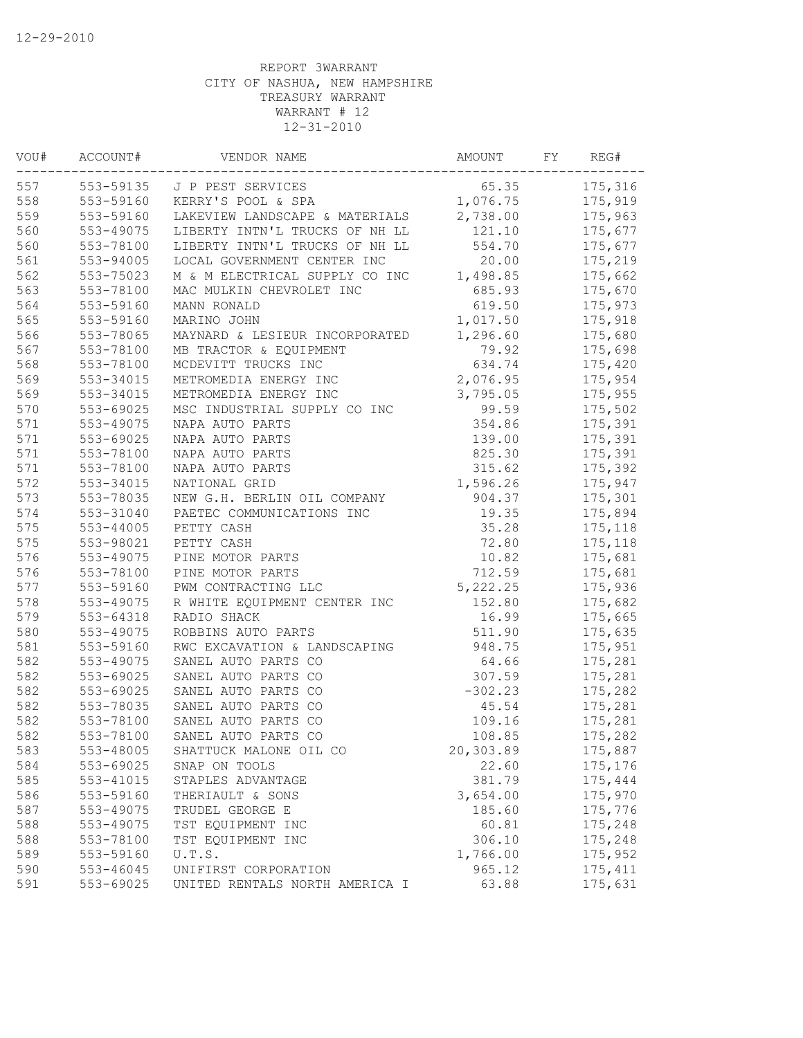12-29-2010

REPORT 3WARRANT
CITY OF NASHUA, NEW HAMPSHIRE
TREASURY WARRANT
WARRANT # 12
12-31-2010

| VOU# | ACCOUNT# | VENDOR NAME | AMOUNT | FY | REG# |
|---|---|---|---|---|---|
| 557 | 553-59135 | J P PEST SERVICES | 65.35 | | 175,316 |
| 558 | 553-59160 | KERRY'S POOL & SPA | 1,076.75 | | 175,919 |
| 559 | 553-59160 | LAKEVIEW LANDSCAPE & MATERIALS | 2,738.00 | | 175,963 |
| 560 | 553-49075 | LIBERTY INTN'L TRUCKS OF NH LL | 121.10 | | 175,677 |
| 560 | 553-78100 | LIBERTY INTN'L TRUCKS OF NH LL | 554.70 | | 175,677 |
| 561 | 553-94005 | LOCAL GOVERNMENT CENTER INC | 20.00 | | 175,219 |
| 562 | 553-75023 | M & M ELECTRICAL SUPPLY CO INC | 1,498.85 | | 175,662 |
| 563 | 553-78100 | MAC MULKIN CHEVROLET INC | 685.93 | | 175,670 |
| 564 | 553-59160 | MANN RONALD | 619.50 | | 175,973 |
| 565 | 553-59160 | MARINO JOHN | 1,017.50 | | 175,918 |
| 566 | 553-78065 | MAYNARD & LESIEUR INCORPORATED | 1,296.60 | | 175,680 |
| 567 | 553-78100 | MB TRACTOR & EQUIPMENT | 79.92 | | 175,698 |
| 568 | 553-78100 | MCDEVITT TRUCKS INC | 634.74 | | 175,420 |
| 569 | 553-34015 | METROMEDIA ENERGY INC | 2,076.95 | | 175,954 |
| 569 | 553-34015 | METROMEDIA ENERGY INC | 3,795.05 | | 175,955 |
| 570 | 553-69025 | MSC INDUSTRIAL SUPPLY CO INC | 99.59 | | 175,502 |
| 571 | 553-49075 | NAPA AUTO PARTS | 354.86 | | 175,391 |
| 571 | 553-69025 | NAPA AUTO PARTS | 139.00 | | 175,391 |
| 571 | 553-78100 | NAPA AUTO PARTS | 825.30 | | 175,391 |
| 571 | 553-78100 | NAPA AUTO PARTS | 315.62 | | 175,392 |
| 572 | 553-34015 | NATIONAL GRID | 1,596.26 | | 175,947 |
| 573 | 553-78035 | NEW G.H. BERLIN OIL COMPANY | 904.37 | | 175,301 |
| 574 | 553-31040 | PAETEC COMMUNICATIONS INC | 19.35 | | 175,894 |
| 575 | 553-44005 | PETTY CASH | 35.28 | | 175,118 |
| 575 | 553-98021 | PETTY CASH | 72.80 | | 175,118 |
| 576 | 553-49075 | PINE MOTOR PARTS | 10.82 | | 175,681 |
| 576 | 553-78100 | PINE MOTOR PARTS | 712.59 | | 175,681 |
| 577 | 553-59160 | PWM CONTRACTING LLC | 5,222.25 | | 175,936 |
| 578 | 553-49075 | R WHITE EQUIPMENT CENTER INC | 152.80 | | 175,682 |
| 579 | 553-64318 | RADIO SHACK | 16.99 | | 175,665 |
| 580 | 553-49075 | ROBBINS AUTO PARTS | 511.90 | | 175,635 |
| 581 | 553-59160 | RWC EXCAVATION & LANDSCAPING | 948.75 | | 175,951 |
| 582 | 553-49075 | SANEL AUTO PARTS CO | 64.66 | | 175,281 |
| 582 | 553-69025 | SANEL AUTO PARTS CO | 307.59 | | 175,281 |
| 582 | 553-69025 | SANEL AUTO PARTS CO | -302.23 | | 175,282 |
| 582 | 553-78035 | SANEL AUTO PARTS CO | 45.54 | | 175,281 |
| 582 | 553-78100 | SANEL AUTO PARTS CO | 109.16 | | 175,281 |
| 582 | 553-78100 | SANEL AUTO PARTS CO | 108.85 | | 175,282 |
| 583 | 553-48005 | SHATTUCK MALONE OIL CO | 20,303.89 | | 175,887 |
| 584 | 553-69025 | SNAP ON TOOLS | 22.60 | | 175,176 |
| 585 | 553-41015 | STAPLES ADVANTAGE | 381.79 | | 175,444 |
| 586 | 553-59160 | THERIAULT & SONS | 3,654.00 | | 175,970 |
| 587 | 553-49075 | TRUDEL GEORGE E | 185.60 | | 175,776 |
| 588 | 553-49075 | TST EQUIPMENT INC | 60.81 | | 175,248 |
| 588 | 553-78100 | TST EQUIPMENT INC | 306.10 | | 175,248 |
| 589 | 553-59160 | U.T.S. | 1,766.00 | | 175,952 |
| 590 | 553-46045 | UNIFIRST CORPORATION | 965.12 | | 175,411 |
| 591 | 553-69025 | UNITED RENTALS NORTH AMERICA I | 63.88 | | 175,631 |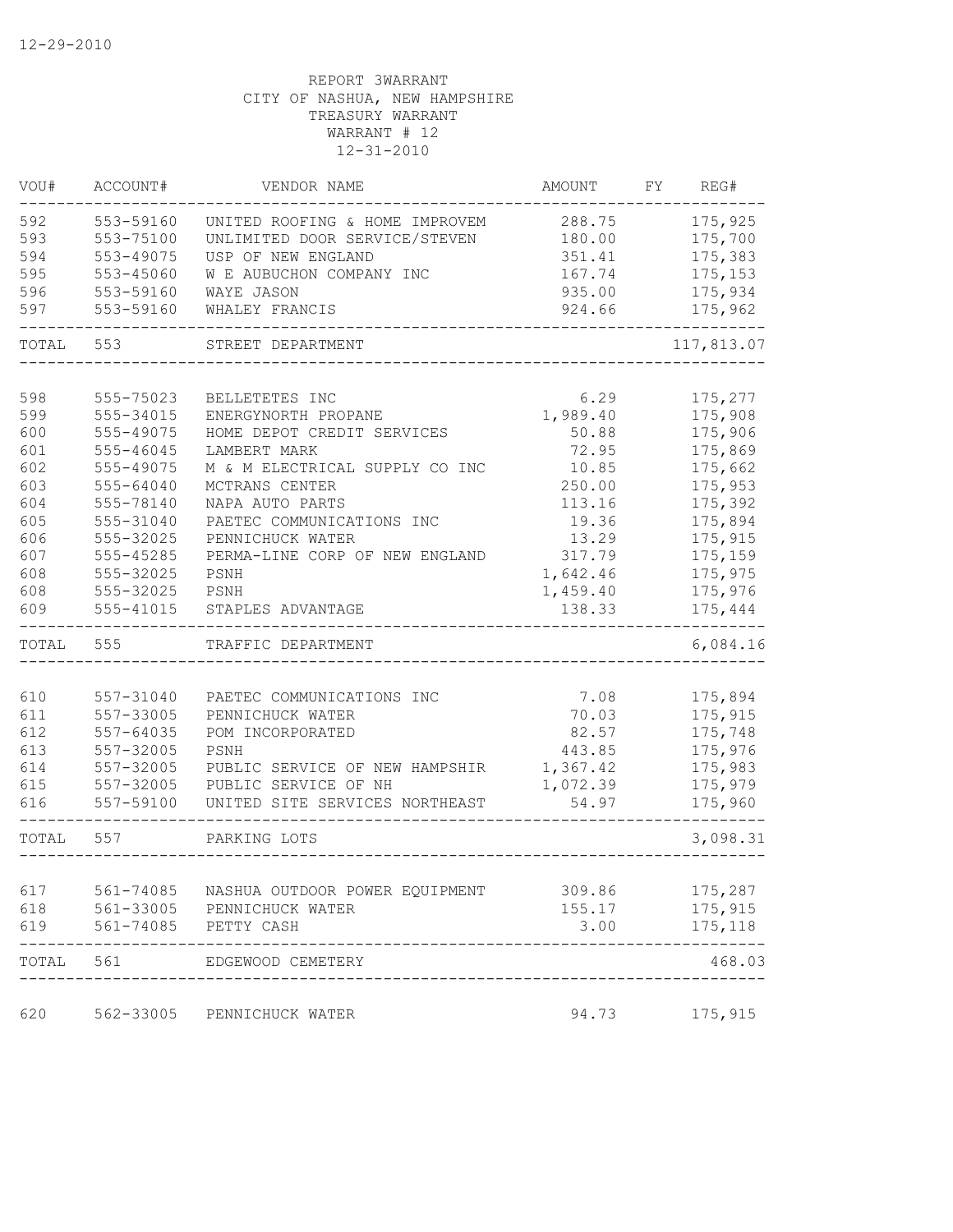12-29-2010

REPORT 3WARRANT
CITY OF NASHUA, NEW HAMPSHIRE
TREASURY WARRANT
WARRANT # 12
12-31-2010

| VOU# | ACCOUNT# | VENDOR NAME | AMOUNT | FY | REG# |
|---|---|---|---|---|---|
| 592 | 553-59160 | UNITED ROOFING & HOME IMPROVEM | 288.75 | | 175,925 |
| 593 | 553-75100 | UNLIMITED DOOR SERVICE/STEVEN | 180.00 | | 175,700 |
| 594 | 553-49075 | USP OF NEW ENGLAND | 351.41 | | 175,383 |
| 595 | 553-45060 | W E AUBUCHON COMPANY INC | 167.74 | | 175,153 |
| 596 | 553-59160 | WAYE JASON | 935.00 | | 175,934 |
| 597 | 553-59160 | WHALEY FRANCIS | 924.66 | | 175,962 |
| TOTAL | 553 | STREET DEPARTMENT | | | 117,813.07 |
| 598 | 555-75023 | BELLETETES INC | 6.29 | | 175,277 |
| 599 | 555-34015 | ENERGYNORTH PROPANE | 1,989.40 | | 175,908 |
| 600 | 555-49075 | HOME DEPOT CREDIT SERVICES | 50.88 | | 175,906 |
| 601 | 555-46045 | LAMBERT MARK | 72.95 | | 175,869 |
| 602 | 555-49075 | M & M ELECTRICAL SUPPLY CO INC | 10.85 | | 175,662 |
| 603 | 555-64040 | MCTRANS CENTER | 250.00 | | 175,953 |
| 604 | 555-78140 | NAPA AUTO PARTS | 113.16 | | 175,392 |
| 605 | 555-31040 | PAETEC COMMUNICATIONS INC | 19.36 | | 175,894 |
| 606 | 555-32025 | PENNICHUCK WATER | 13.29 | | 175,915 |
| 607 | 555-45285 | PERMA-LINE CORP OF NEW ENGLAND | 317.79 | | 175,159 |
| 608 | 555-32025 | PSNH | 1,642.46 | | 175,975 |
| 608 | 555-32025 | PSNH | 1,459.40 | | 175,976 |
| 609 | 555-41015 | STAPLES ADVANTAGE | 138.33 | | 175,444 |
| TOTAL | 555 | TRAFFIC DEPARTMENT | | | 6,084.16 |
| 610 | 557-31040 | PAETEC COMMUNICATIONS INC | 7.08 | | 175,894 |
| 611 | 557-33005 | PENNICHUCK WATER | 70.03 | | 175,915 |
| 612 | 557-64035 | POM INCORPORATED | 82.57 | | 175,748 |
| 613 | 557-32005 | PSNH | 443.85 | | 175,976 |
| 614 | 557-32005 | PUBLIC SERVICE OF NEW HAMPSHIR | 1,367.42 | | 175,983 |
| 615 | 557-32005 | PUBLIC SERVICE OF NH | 1,072.39 | | 175,979 |
| 616 | 557-59100 | UNITED SITE SERVICES NORTHEAST | 54.97 | | 175,960 |
| TOTAL | 557 | PARKING LOTS | | | 3,098.31 |
| 617 | 561-74085 | NASHUA OUTDOOR POWER EQUIPMENT | 309.86 | | 175,287 |
| 618 | 561-33005 | PENNICHUCK WATER | 155.17 | | 175,915 |
| 619 | 561-74085 | PETTY CASH | 3.00 | | 175,118 |
| TOTAL | 561 | EDGEWOOD CEMETERY | | | 468.03 |
| 620 | 562-33005 | PENNICHUCK WATER | 94.73 | | 175,915 |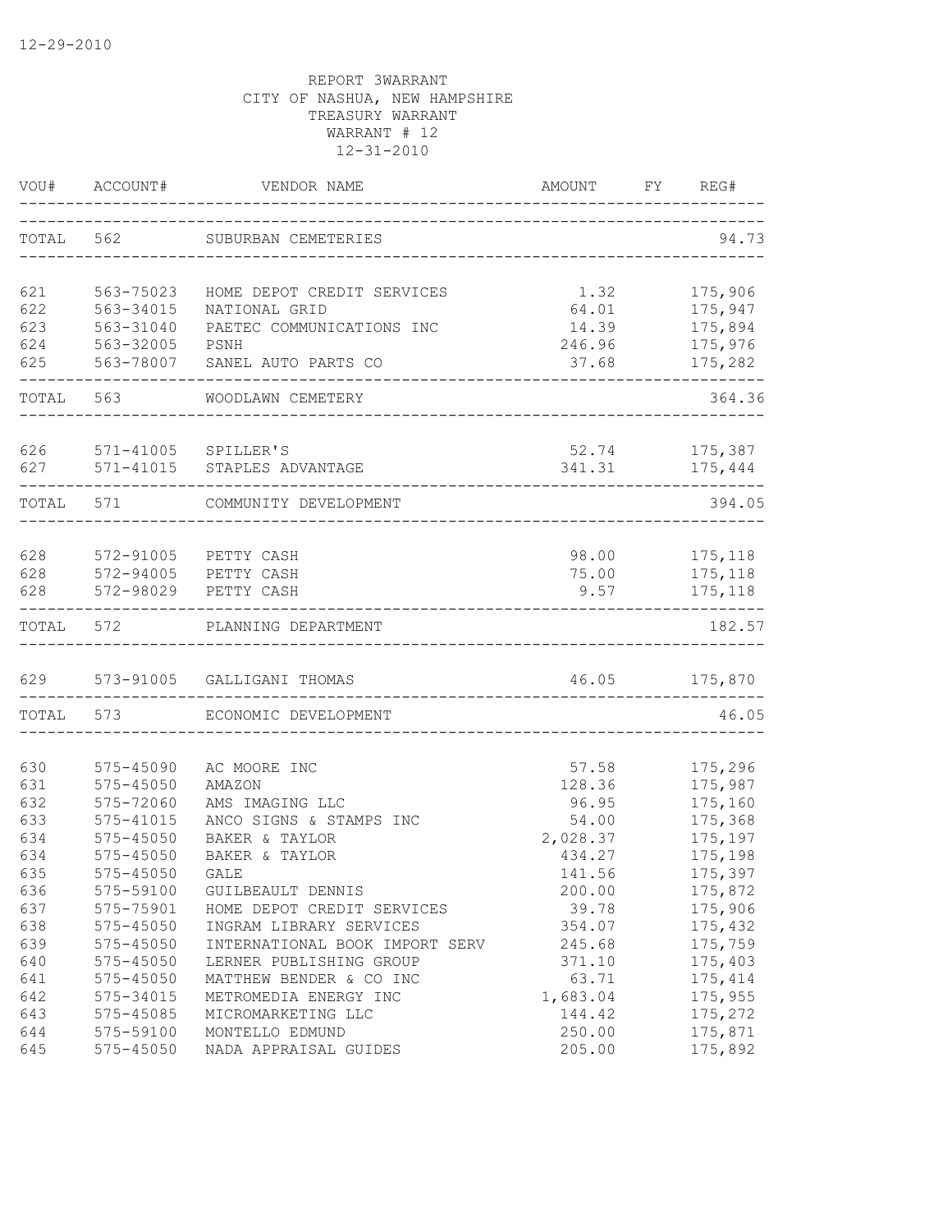12-29-2010

REPORT 3WARRANT
CITY OF NASHUA, NEW HAMPSHIRE
TREASURY WARRANT
WARRANT # 12
12-31-2010

| VOU# | ACCOUNT# | VENDOR NAME | AMOUNT | FY | REG# |
|---|---|---|---|---|---|
| TOTAL | 562 | SUBURBAN CEMETERIES | | | 94.73 |
| 621 | 563-75023 | HOME DEPOT CREDIT SERVICES | 1.32 | | 175,906 |
| 622 | 563-34015 | NATIONAL GRID | 64.01 | | 175,947 |
| 623 | 563-31040 | PAETEC COMMUNICATIONS INC | 14.39 | | 175,894 |
| 624 | 563-32005 | PSNH | 246.96 | | 175,976 |
| 625 | 563-78007 | SANEL AUTO PARTS CO | 37.68 | | 175,282 |
| TOTAL | 563 | WOODLAWN CEMETERY | | | 364.36 |
| 626 | 571-41005 | SPILLER'S | 52.74 | | 175,387 |
| 627 | 571-41015 | STAPLES ADVANTAGE | 341.31 | | 175,444 |
| TOTAL | 571 | COMMUNITY DEVELOPMENT | | | 394.05 |
| 628 | 572-91005 | PETTY CASH | 98.00 | | 175,118 |
| 628 | 572-94005 | PETTY CASH | 75.00 | | 175,118 |
| 628 | 572-98029 | PETTY CASH | 9.57 | | 175,118 |
| TOTAL | 572 | PLANNING DEPARTMENT | | | 182.57 |
| 629 | 573-91005 | GALLIGANI THOMAS | 46.05 | | 175,870 |
| TOTAL | 573 | ECONOMIC DEVELOPMENT | | | 46.05 |
| 630 | 575-45090 | AC MOORE INC | 57.58 | | 175,296 |
| 631 | 575-45050 | AMAZON | 128.36 | | 175,987 |
| 632 | 575-72060 | AMS IMAGING LLC | 96.95 | | 175,160 |
| 633 | 575-41015 | ANCO SIGNS & STAMPS INC | 54.00 | | 175,368 |
| 634 | 575-45050 | BAKER & TAYLOR | 2,028.37 | | 175,197 |
| 634 | 575-45050 | BAKER & TAYLOR | 434.27 | | 175,198 |
| 635 | 575-45050 | GALE | 141.56 | | 175,397 |
| 636 | 575-59100 | GUILBEAULT DENNIS | 200.00 | | 175,872 |
| 637 | 575-75901 | HOME DEPOT CREDIT SERVICES | 39.78 | | 175,906 |
| 638 | 575-45050 | INGRAM LIBRARY SERVICES | 354.07 | | 175,432 |
| 639 | 575-45050 | INTERNATIONAL BOOK IMPORT SERV | 245.68 | | 175,759 |
| 640 | 575-45050 | LERNER PUBLISHING GROUP | 371.10 | | 175,403 |
| 641 | 575-45050 | MATTHEW BENDER & CO INC | 63.71 | | 175,414 |
| 642 | 575-34015 | METROMEDIA ENERGY INC | 1,683.04 | | 175,955 |
| 643 | 575-45085 | MICROMARKETING LLC | 144.42 | | 175,272 |
| 644 | 575-59100 | MONTELLO EDMUND | 250.00 | | 175,871 |
| 645 | 575-45050 | NADA APPRAISAL GUIDES | 205.00 | | 175,892 |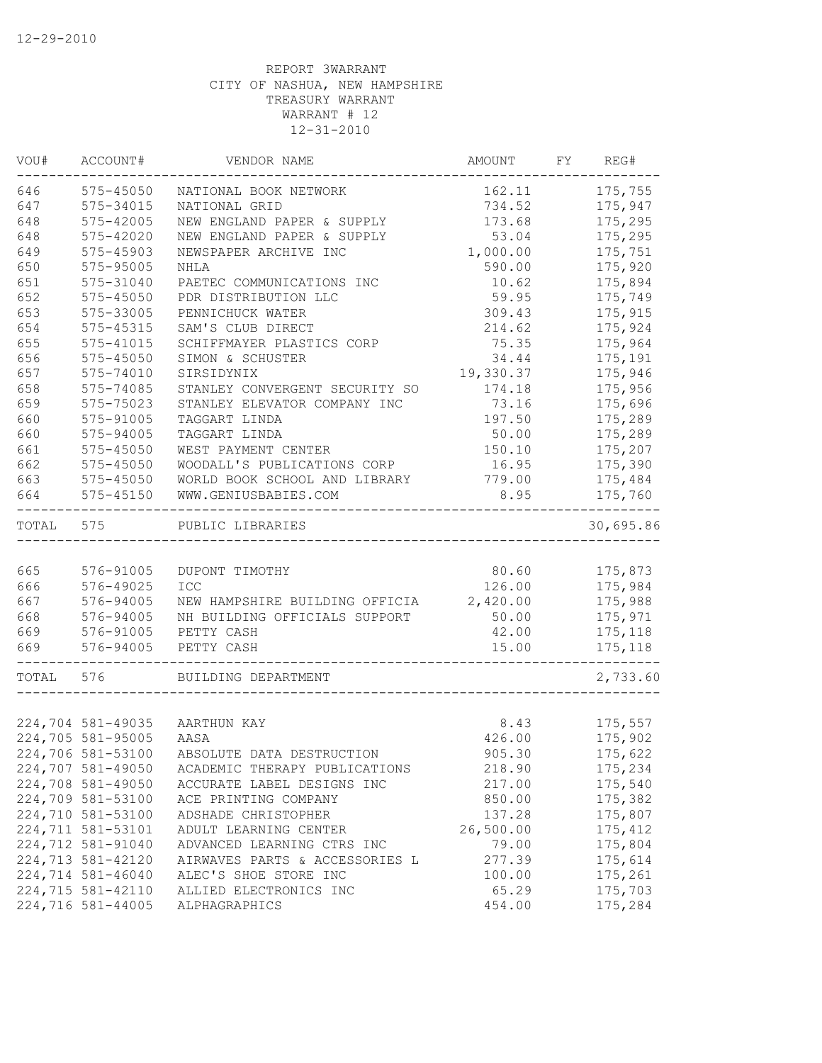12-29-2010

REPORT 3WARRANT
CITY OF NASHUA, NEW HAMPSHIRE
TREASURY WARRANT
WARRANT # 12
12-31-2010

| VOU# | ACCOUNT# | VENDOR NAME | AMOUNT | FY | REG# |
|---|---|---|---|---|---|
| 646 | 575-45050 | NATIONAL BOOK NETWORK | 162.11 | | 175,755 |
| 647 | 575-34015 | NATIONAL GRID | 734.52 | | 175,947 |
| 648 | 575-42005 | NEW ENGLAND PAPER & SUPPLY | 173.68 | | 175,295 |
| 648 | 575-42020 | NEW ENGLAND PAPER & SUPPLY | 53.04 | | 175,295 |
| 649 | 575-45903 | NEWSPAPER ARCHIVE INC | 1,000.00 | | 175,751 |
| 650 | 575-95005 | NHLA | 590.00 | | 175,920 |
| 651 | 575-31040 | PAETEC COMMUNICATIONS INC | 10.62 | | 175,894 |
| 652 | 575-45050 | PDR DISTRIBUTION LLC | 59.95 | | 175,749 |
| 653 | 575-33005 | PENNICHUCK WATER | 309.43 | | 175,915 |
| 654 | 575-45315 | SAM'S CLUB DIRECT | 214.62 | | 175,924 |
| 655 | 575-41015 | SCHIFFMAYER PLASTICS CORP | 75.35 | | 175,964 |
| 656 | 575-45050 | SIMON & SCHUSTER | 34.44 | | 175,191 |
| 657 | 575-74010 | SIRSIDYNIX | 19,330.37 | | 175,946 |
| 658 | 575-74085 | STANLEY CONVERGENT SECURITY SO | 174.18 | | 175,956 |
| 659 | 575-75023 | STANLEY ELEVATOR COMPANY INC | 73.16 | | 175,696 |
| 660 | 575-91005 | TAGGART LINDA | 197.50 | | 175,289 |
| 660 | 575-94005 | TAGGART LINDA | 50.00 | | 175,289 |
| 661 | 575-45050 | WEST PAYMENT CENTER | 150.10 | | 175,207 |
| 662 | 575-45050 | WOODALL'S PUBLICATIONS CORP | 16.95 | | 175,390 |
| 663 | 575-45050 | WORLD BOOK SCHOOL AND LIBRARY | 779.00 | | 175,484 |
| 664 | 575-45150 | WWW.GENIUSBABIES.COM | 8.95 | | 175,760 |
| TOTAL | 575 | PUBLIC LIBRARIES | | | 30,695.86 |
| 665 | 576-91005 | DUPONT TIMOTHY | 80.60 | | 175,873 |
| 666 | 576-49025 | ICC | 126.00 | | 175,984 |
| 667 | 576-94005 | NEW HAMPSHIRE BUILDING OFFICIA | 2,420.00 | | 175,988 |
| 668 | 576-94005 | NH BUILDING OFFICIALS SUPPORT | 50.00 | | 175,971 |
| 669 | 576-91005 | PETTY CASH | 42.00 | | 175,118 |
| 669 | 576-94005 | PETTY CASH | 15.00 | | 175,118 |
| TOTAL | 576 | BUILDING DEPARTMENT | | | 2,733.60 |
| 224,704 | 581-49035 | AARTHUN KAY | 8.43 | | 175,557 |
| 224,705 | 581-95005 | AASA | 426.00 | | 175,902 |
| 224,706 | 581-53100 | ABSOLUTE DATA DESTRUCTION | 905.30 | | 175,622 |
| 224,707 | 581-49050 | ACADEMIC THERAPY PUBLICATIONS | 218.90 | | 175,234 |
| 224,708 | 581-49050 | ACCURATE LABEL DESIGNS INC | 217.00 | | 175,540 |
| 224,709 | 581-53100 | ACE PRINTING COMPANY | 850.00 | | 175,382 |
| 224,710 | 581-53100 | ADSHADE CHRISTOPHER | 137.28 | | 175,807 |
| 224,711 | 581-53101 | ADULT LEARNING CENTER | 26,500.00 | | 175,412 |
| 224,712 | 581-91040 | ADVANCED LEARNING CTRS INC | 79.00 | | 175,804 |
| 224,713 | 581-42120 | AIRWAVES PARTS & ACCESSORIES L | 277.39 | | 175,614 |
| 224,714 | 581-46040 | ALEC'S SHOE STORE INC | 100.00 | | 175,261 |
| 224,715 | 581-42110 | ALLIED ELECTRONICS INC | 65.29 | | 175,703 |
| 224,716 | 581-44005 | ALPHAGRAPHICS | 454.00 | | 175,284 |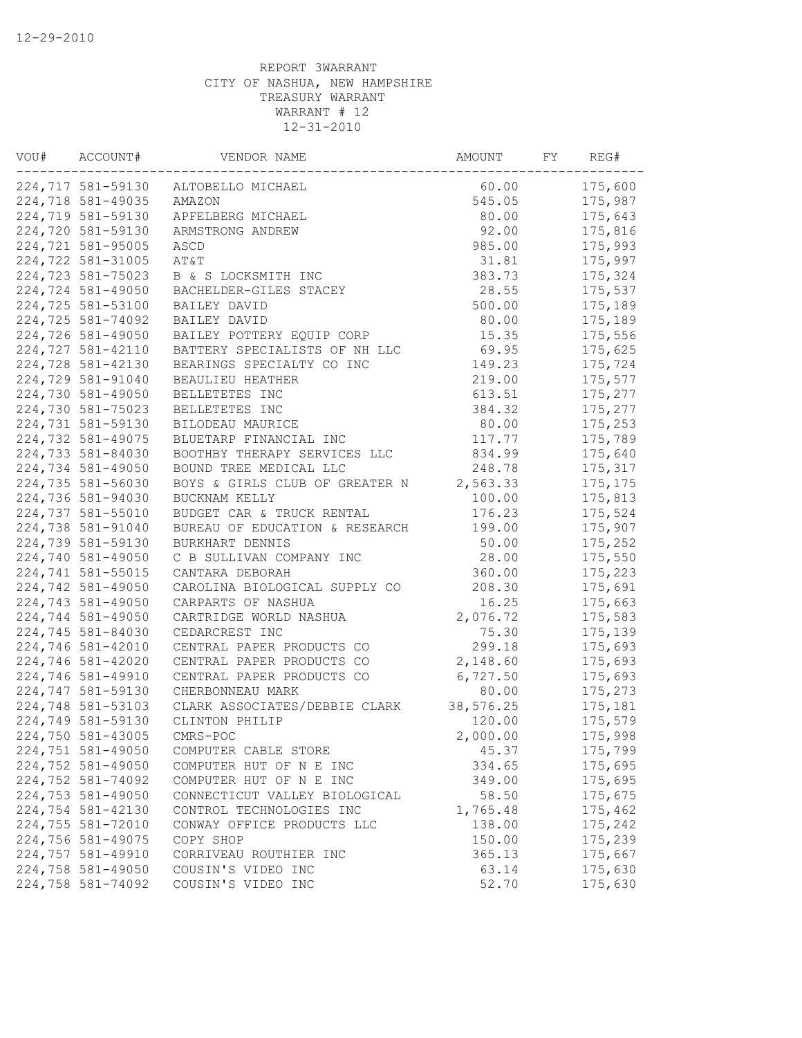12-29-2010

REPORT 3WARRANT
CITY OF NASHUA, NEW HAMPSHIRE
TREASURY WARRANT
WARRANT # 12
12-31-2010

| VOU# | ACCOUNT# | VENDOR NAME | AMOUNT | FY | REG# |
|---|---|---|---|---|---|
| 224,717 | 581-59130 | ALTOBELLO MICHAEL | 60.00 | | 175,600 |
| 224,718 | 581-49035 | AMAZON | 545.05 | | 175,987 |
| 224,719 | 581-59130 | APFELBERG MICHAEL | 80.00 | | 175,643 |
| 224,720 | 581-59130 | ARMSTRONG ANDREW | 92.00 | | 175,816 |
| 224,721 | 581-95005 | ASCD | 985.00 | | 175,993 |
| 224,722 | 581-31005 | AT&T | 31.81 | | 175,997 |
| 224,723 | 581-75023 | B & S LOCKSMITH INC | 383.73 | | 175,324 |
| 224,724 | 581-49050 | BACHELDER-GILES STACEY | 28.55 | | 175,537 |
| 224,725 | 581-53100 | BAILEY DAVID | 500.00 | | 175,189 |
| 224,725 | 581-74092 | BAILEY DAVID | 80.00 | | 175,189 |
| 224,726 | 581-49050 | BAILEY POTTERY EQUIP CORP | 15.35 | | 175,556 |
| 224,727 | 581-42110 | BATTERY SPECIALISTS OF NH LLC | 69.95 | | 175,625 |
| 224,728 | 581-42130 | BEARINGS SPECIALTY CO INC | 149.23 | | 175,724 |
| 224,729 | 581-91040 | BEAULIEU HEATHER | 219.00 | | 175,577 |
| 224,730 | 581-49050 | BELLETETES INC | 613.51 | | 175,277 |
| 224,730 | 581-75023 | BELLETETES INC | 384.32 | | 175,277 |
| 224,731 | 581-59130 | BILODEAU MAURICE | 80.00 | | 175,253 |
| 224,732 | 581-49075 | BLUETARP FINANCIAL INC | 117.77 | | 175,789 |
| 224,733 | 581-84030 | BOOTHBY THERAPY SERVICES LLC | 834.99 | | 175,640 |
| 224,734 | 581-49050 | BOUND TREE MEDICAL LLC | 248.78 | | 175,317 |
| 224,735 | 581-56030 | BOYS & GIRLS CLUB OF GREATER N | 2,563.33 | | 175,175 |
| 224,736 | 581-94030 | BUCKNAM KELLY | 100.00 | | 175,813 |
| 224,737 | 581-55010 | BUDGET CAR & TRUCK RENTAL | 176.23 | | 175,524 |
| 224,738 | 581-91040 | BUREAU OF EDUCATION & RESEARCH | 199.00 | | 175,907 |
| 224,739 | 581-59130 | BURKHART DENNIS | 50.00 | | 175,252 |
| 224,740 | 581-49050 | C B SULLIVAN COMPANY INC | 28.00 | | 175,550 |
| 224,741 | 581-55015 | CANTARA DEBORAH | 360.00 | | 175,223 |
| 224,742 | 581-49050 | CAROLINA BIOLOGICAL SUPPLY CO | 208.30 | | 175,691 |
| 224,743 | 581-49050 | CARPARTS OF NASHUA | 16.25 | | 175,663 |
| 224,744 | 581-49050 | CARTRIDGE WORLD NASHUA | 2,076.72 | | 175,583 |
| 224,745 | 581-84030 | CEDARCREST INC | 75.30 | | 175,139 |
| 224,746 | 581-42010 | CENTRAL PAPER PRODUCTS CO | 299.18 | | 175,693 |
| 224,746 | 581-42020 | CENTRAL PAPER PRODUCTS CO | 2,148.60 | | 175,693 |
| 224,746 | 581-49910 | CENTRAL PAPER PRODUCTS CO | 6,727.50 | | 175,693 |
| 224,747 | 581-59130 | CHERBONNEAU MARK | 80.00 | | 175,273 |
| 224,748 | 581-53103 | CLARK ASSOCIATES/DEBBIE CLARK | 38,576.25 | | 175,181 |
| 224,749 | 581-59130 | CLINTON PHILIP | 120.00 | | 175,579 |
| 224,750 | 581-43005 | CMRS-POC | 2,000.00 | | 175,998 |
| 224,751 | 581-49050 | COMPUTER CABLE STORE | 45.37 | | 175,799 |
| 224,752 | 581-49050 | COMPUTER HUT OF N E INC | 334.65 | | 175,695 |
| 224,752 | 581-74092 | COMPUTER HUT OF N E INC | 349.00 | | 175,695 |
| 224,753 | 581-49050 | CONNECTICUT VALLEY BIOLOGICAL | 58.50 | | 175,675 |
| 224,754 | 581-42130 | CONTROL TECHNOLOGIES INC | 1,765.48 | | 175,462 |
| 224,755 | 581-72010 | CONWAY OFFICE PRODUCTS LLC | 138.00 | | 175,242 |
| 224,756 | 581-49075 | COPY SHOP | 150.00 | | 175,239 |
| 224,757 | 581-49910 | CORRIVEAU ROUTHIER INC | 365.13 | | 175,667 |
| 224,758 | 581-49050 | COUSIN'S VIDEO INC | 63.14 | | 175,630 |
| 224,758 | 581-74092 | COUSIN'S VIDEO INC | 52.70 | | 175,630 |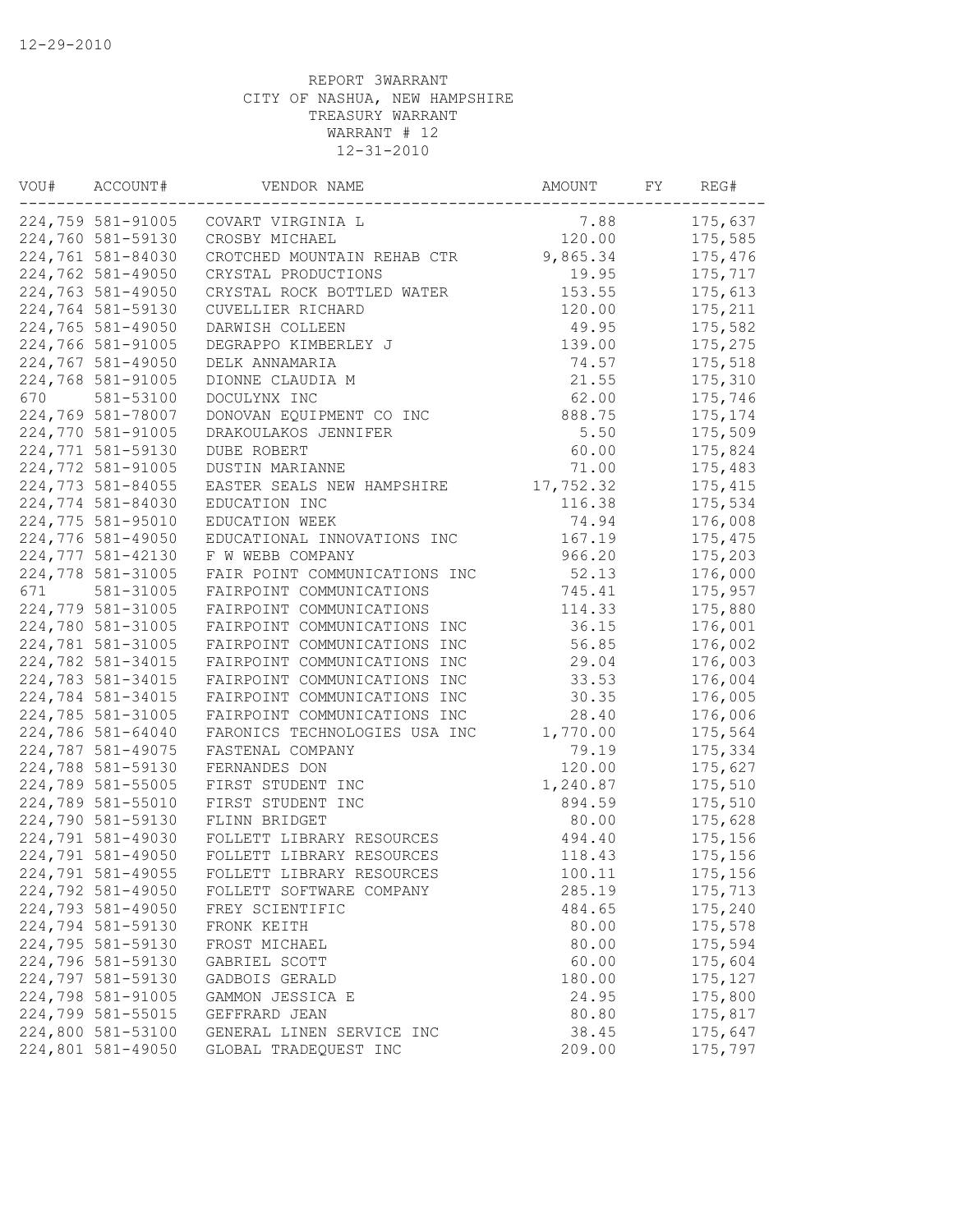12-29-2010

REPORT 3WARRANT
CITY OF NASHUA, NEW HAMPSHIRE
TREASURY WARRANT
WARRANT # 12
12-31-2010

| VOU# | ACCOUNT# | VENDOR NAME | AMOUNT | FY | REG# |
|---|---|---|---|---|---|
| 224,759 | 581-91005 | COVART VIRGINIA L | 7.88 | | 175,637 |
| 224,760 | 581-59130 | CROSBY MICHAEL | 120.00 | | 175,585 |
| 224,761 | 581-84030 | CROTCHED MOUNTAIN REHAB CTR | 9,865.34 | | 175,476 |
| 224,762 | 581-49050 | CRYSTAL PRODUCTIONS | 19.95 | | 175,717 |
| 224,763 | 581-49050 | CRYSTAL ROCK BOTTLED WATER | 153.55 | | 175,613 |
| 224,764 | 581-59130 | CUVELLIER RICHARD | 120.00 | | 175,211 |
| 224,765 | 581-49050 | DARWISH COLLEEN | 49.95 | | 175,582 |
| 224,766 | 581-91005 | DEGRAPPO KIMBERLEY J | 139.00 | | 175,275 |
| 224,767 | 581-49050 | DELK ANNAMARIA | 74.57 | | 175,518 |
| 224,768 | 581-91005 | DIONNE CLAUDIA M | 21.55 | | 175,310 |
| 670 | 581-53100 | DOCULYNX INC | 62.00 | | 175,746 |
| 224,769 | 581-78007 | DONOVAN EQUIPMENT CO INC | 888.75 | | 175,174 |
| 224,770 | 581-91005 | DRAKOULAKOS JENNIFER | 5.50 | | 175,509 |
| 224,771 | 581-59130 | DUBE ROBERT | 60.00 | | 175,824 |
| 224,772 | 581-91005 | DUSTIN MARIANNE | 71.00 | | 175,483 |
| 224,773 | 581-84055 | EASTER SEALS NEW HAMPSHIRE | 17,752.32 | | 175,415 |
| 224,774 | 581-84030 | EDUCATION INC | 116.38 | | 175,534 |
| 224,775 | 581-95010 | EDUCATION WEEK | 74.94 | | 176,008 |
| 224,776 | 581-49050 | EDUCATIONAL INNOVATIONS INC | 167.19 | | 175,475 |
| 224,777 | 581-42130 | F W WEBB COMPANY | 966.20 | | 175,203 |
| 224,778 | 581-31005 | FAIR POINT COMMUNICATIONS INC | 52.13 | | 176,000 |
| 671 | 581-31005 | FAIRPOINT COMMUNICATIONS | 745.41 | | 175,957 |
| 224,779 | 581-31005 | FAIRPOINT COMMUNICATIONS | 114.33 | | 175,880 |
| 224,780 | 581-31005 | FAIRPOINT COMMUNICATIONS INC | 36.15 | | 176,001 |
| 224,781 | 581-31005 | FAIRPOINT COMMUNICATIONS INC | 56.85 | | 176,002 |
| 224,782 | 581-34015 | FAIRPOINT COMMUNICATIONS INC | 29.04 | | 176,003 |
| 224,783 | 581-34015 | FAIRPOINT COMMUNICATIONS INC | 33.53 | | 176,004 |
| 224,784 | 581-34015 | FAIRPOINT COMMUNICATIONS INC | 30.35 | | 176,005 |
| 224,785 | 581-31005 | FAIRPOINT COMMUNICATIONS INC | 28.40 | | 176,006 |
| 224,786 | 581-64040 | FARONICS TECHNOLOGIES USA INC | 1,770.00 | | 175,564 |
| 224,787 | 581-49075 | FASTENAL COMPANY | 79.19 | | 175,334 |
| 224,788 | 581-59130 | FERNANDES DON | 120.00 | | 175,627 |
| 224,789 | 581-55005 | FIRST STUDENT INC | 1,240.87 | | 175,510 |
| 224,789 | 581-55010 | FIRST STUDENT INC | 894.59 | | 175,510 |
| 224,790 | 581-59130 | FLINN BRIDGET | 80.00 | | 175,628 |
| 224,791 | 581-49030 | FOLLETT LIBRARY RESOURCES | 494.40 | | 175,156 |
| 224,791 | 581-49050 | FOLLETT LIBRARY RESOURCES | 118.43 | | 175,156 |
| 224,791 | 581-49055 | FOLLETT LIBRARY RESOURCES | 100.11 | | 175,156 |
| 224,792 | 581-49050 | FOLLETT SOFTWARE COMPANY | 285.19 | | 175,713 |
| 224,793 | 581-49050 | FREY SCIENTIFIC | 484.65 | | 175,240 |
| 224,794 | 581-59130 | FRONK KEITH | 80.00 | | 175,578 |
| 224,795 | 581-59130 | FROST MICHAEL | 80.00 | | 175,594 |
| 224,796 | 581-59130 | GABRIEL SCOTT | 60.00 | | 175,604 |
| 224,797 | 581-59130 | GADBOIS GERALD | 180.00 | | 175,127 |
| 224,798 | 581-91005 | GAMMON JESSICA E | 24.95 | | 175,800 |
| 224,799 | 581-55015 | GEFFRARD JEAN | 80.80 | | 175,817 |
| 224,800 | 581-53100 | GENERAL LINEN SERVICE INC | 38.45 | | 175,647 |
| 224,801 | 581-49050 | GLOBAL TRADEQUEST INC | 209.00 | | 175,797 |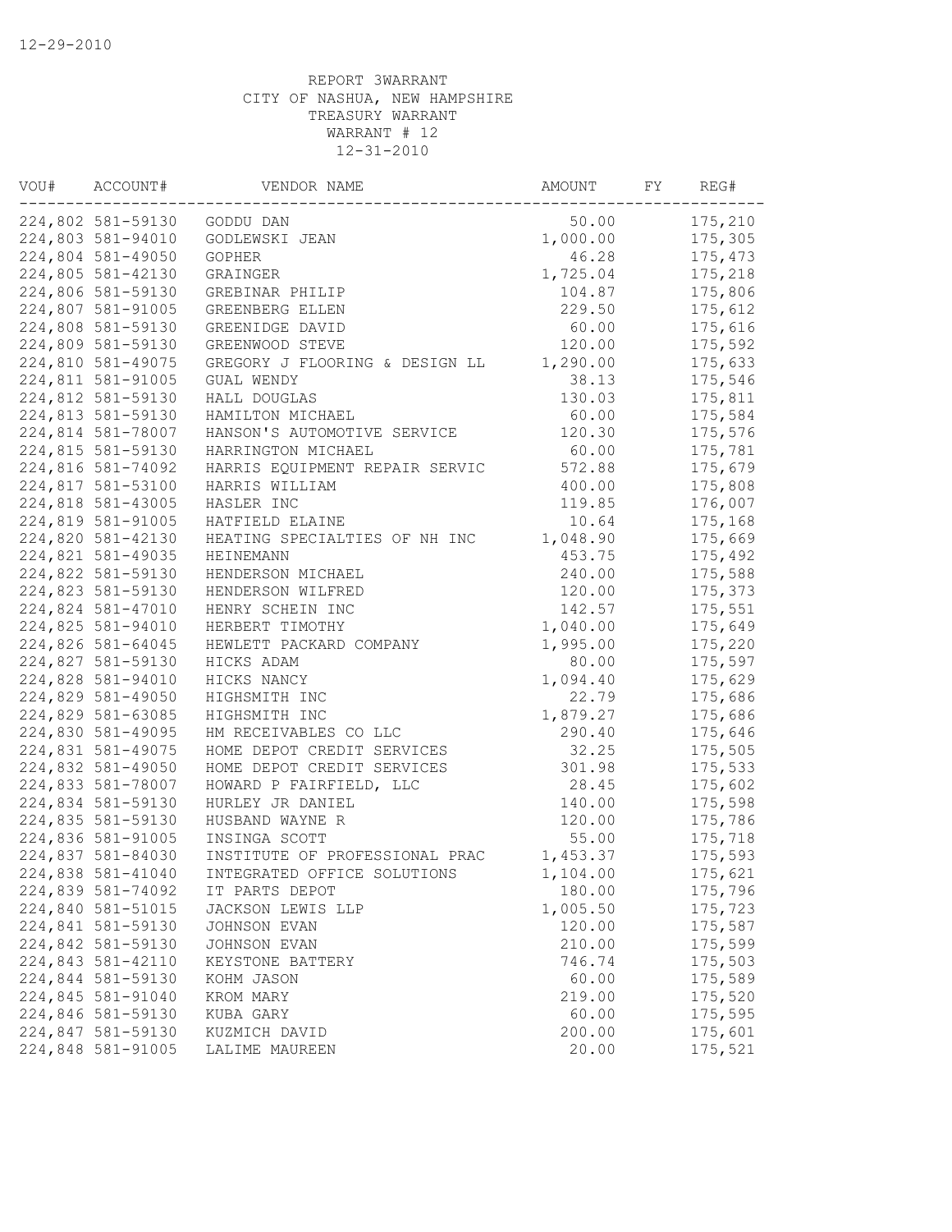12-29-2010

REPORT 3WARRANT
CITY OF NASHUA, NEW HAMPSHIRE
TREASURY WARRANT
WARRANT # 12
12-31-2010

| VOU# | ACCOUNT# | VENDOR NAME | AMOUNT | FY | REG# |
|---|---|---|---|---|---|
| 224,802 | 581-59130 | GODDU DAN | 50.00 | | 175,210 |
| 224,803 | 581-94010 | GODLEWSKI JEAN | 1,000.00 | | 175,305 |
| 224,804 | 581-49050 | GOPHER | 46.28 | | 175,473 |
| 224,805 | 581-42130 | GRAINGER | 1,725.04 | | 175,218 |
| 224,806 | 581-59130 | GREBINAR PHILIP | 104.87 | | 175,806 |
| 224,807 | 581-91005 | GREENBERG ELLEN | 229.50 | | 175,612 |
| 224,808 | 581-59130 | GREENIDGE DAVID | 60.00 | | 175,616 |
| 224,809 | 581-59130 | GREENWOOD STEVE | 120.00 | | 175,592 |
| 224,810 | 581-49075 | GREGORY J FLOORING & DESIGN LL | 1,290.00 | | 175,633 |
| 224,811 | 581-91005 | GUAL WENDY | 38.13 | | 175,546 |
| 224,812 | 581-59130 | HALL DOUGLAS | 130.03 | | 175,811 |
| 224,813 | 581-59130 | HAMILTON MICHAEL | 60.00 | | 175,584 |
| 224,814 | 581-78007 | HANSON'S AUTOMOTIVE SERVICE | 120.30 | | 175,576 |
| 224,815 | 581-59130 | HARRINGTON MICHAEL | 60.00 | | 175,781 |
| 224,816 | 581-74092 | HARRIS EQUIPMENT REPAIR SERVIC | 572.88 | | 175,679 |
| 224,817 | 581-53100 | HARRIS WILLIAM | 400.00 | | 175,808 |
| 224,818 | 581-43005 | HASLER INC | 119.85 | | 176,007 |
| 224,819 | 581-91005 | HATFIELD ELAINE | 10.64 | | 175,168 |
| 224,820 | 581-42130 | HEATING SPECIALTIES OF NH INC | 1,048.90 | | 175,669 |
| 224,821 | 581-49035 | HEINEMANN | 453.75 | | 175,492 |
| 224,822 | 581-59130 | HENDERSON MICHAEL | 240.00 | | 175,588 |
| 224,823 | 581-59130 | HENDERSON WILFRED | 120.00 | | 175,373 |
| 224,824 | 581-47010 | HENRY SCHEIN INC | 142.57 | | 175,551 |
| 224,825 | 581-94010 | HERBERT TIMOTHY | 1,040.00 | | 175,649 |
| 224,826 | 581-64045 | HEWLETT PACKARD COMPANY | 1,995.00 | | 175,220 |
| 224,827 | 581-59130 | HICKS ADAM | 80.00 | | 175,597 |
| 224,828 | 581-94010 | HICKS NANCY | 1,094.40 | | 175,629 |
| 224,829 | 581-49050 | HIGHSMITH INC | 22.79 | | 175,686 |
| 224,829 | 581-63085 | HIGHSMITH INC | 1,879.27 | | 175,686 |
| 224,830 | 581-49095 | HM RECEIVABLES CO LLC | 290.40 | | 175,646 |
| 224,831 | 581-49075 | HOME DEPOT CREDIT SERVICES | 32.25 | | 175,505 |
| 224,832 | 581-49050 | HOME DEPOT CREDIT SERVICES | 301.98 | | 175,533 |
| 224,833 | 581-78007 | HOWARD P FAIRFIELD, LLC | 28.45 | | 175,602 |
| 224,834 | 581-59130 | HURLEY JR DANIEL | 140.00 | | 175,598 |
| 224,835 | 581-59130 | HUSBAND WAYNE R | 120.00 | | 175,786 |
| 224,836 | 581-91005 | INSINGA SCOTT | 55.00 | | 175,718 |
| 224,837 | 581-84030 | INSTITUTE OF PROFESSIONAL PRAC | 1,453.37 | | 175,593 |
| 224,838 | 581-41040 | INTEGRATED OFFICE SOLUTIONS | 1,104.00 | | 175,621 |
| 224,839 | 581-74092 | IT PARTS DEPOT | 180.00 | | 175,796 |
| 224,840 | 581-51015 | JACKSON LEWIS LLP | 1,005.50 | | 175,723 |
| 224,841 | 581-59130 | JOHNSON EVAN | 120.00 | | 175,587 |
| 224,842 | 581-59130 | JOHNSON EVAN | 210.00 | | 175,599 |
| 224,843 | 581-42110 | KEYSTONE BATTERY | 746.74 | | 175,503 |
| 224,844 | 581-59130 | KOHM JASON | 60.00 | | 175,589 |
| 224,845 | 581-91040 | KROM MARY | 219.00 | | 175,520 |
| 224,846 | 581-59130 | KUBA GARY | 60.00 | | 175,595 |
| 224,847 | 581-59130 | KUZMICH DAVID | 200.00 | | 175,601 |
| 224,848 | 581-91005 | LALIME MAUREEN | 20.00 | | 175,521 |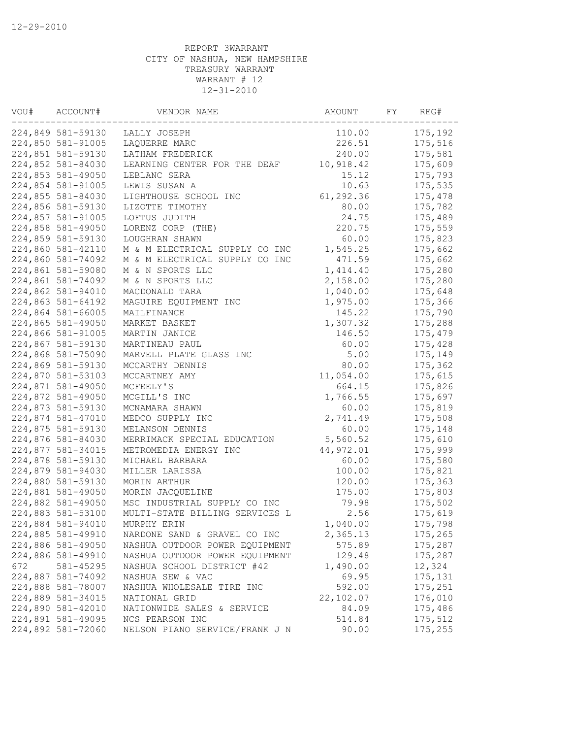12-29-2010

REPORT 3WARRANT
CITY OF NASHUA, NEW HAMPSHIRE
TREASURY WARRANT
WARRANT # 12
12-31-2010

| VOU# | ACCOUNT# | VENDOR NAME | AMOUNT | FY | REG# |
|---|---|---|---|---|---|
| 224,849 | 581-59130 | LALLY JOSEPH | 110.00 | | 175,192 |
| 224,850 | 581-91005 | LAQUERRE MARC | 226.51 | | 175,516 |
| 224,851 | 581-59130 | LATHAM FREDERICK | 240.00 | | 175,581 |
| 224,852 | 581-84030 | LEARNING CENTER FOR THE DEAF | 10,918.42 | | 175,609 |
| 224,853 | 581-49050 | LEBLANC SERA | 15.12 | | 175,793 |
| 224,854 | 581-91005 | LEWIS SUSAN A | 10.63 | | 175,535 |
| 224,855 | 581-84030 | LIGHTHOUSE SCHOOL INC | 61,292.36 | | 175,478 |
| 224,856 | 581-59130 | LIZOTTE TIMOTHY | 80.00 | | 175,782 |
| 224,857 | 581-91005 | LOFTUS JUDITH | 24.75 | | 175,489 |
| 224,858 | 581-49050 | LORENZ CORP (THE) | 220.75 | | 175,559 |
| 224,859 | 581-59130 | LOUGHRAN SHAWN | 60.00 | | 175,823 |
| 224,860 | 581-42110 | M & M ELECTRICAL SUPPLY CO INC | 1,545.25 | | 175,662 |
| 224,860 | 581-74092 | M & M ELECTRICAL SUPPLY CO INC | 471.59 | | 175,662 |
| 224,861 | 581-59080 | M & N SPORTS LLC | 1,414.40 | | 175,280 |
| 224,861 | 581-74092 | M & N SPORTS LLC | 2,158.00 | | 175,280 |
| 224,862 | 581-94010 | MACDONALD TARA | 1,040.00 | | 175,648 |
| 224,863 | 581-64192 | MAGUIRE EQUIPMENT INC | 1,975.00 | | 175,366 |
| 224,864 | 581-66005 | MAILFINANCE | 145.22 | | 175,790 |
| 224,865 | 581-49050 | MARKET BASKET | 1,307.32 | | 175,288 |
| 224,866 | 581-91005 | MARTIN JANICE | 146.50 | | 175,479 |
| 224,867 | 581-59130 | MARTINEAU PAUL | 60.00 | | 175,428 |
| 224,868 | 581-75090 | MARVELL PLATE GLASS INC | 5.00 | | 175,149 |
| 224,869 | 581-59130 | MCCARTHY DENNIS | 80.00 | | 175,362 |
| 224,870 | 581-53103 | MCCARTNEY AMY | 11,054.00 | | 175,615 |
| 224,871 | 581-49050 | MCFEELY'S | 664.15 | | 175,826 |
| 224,872 | 581-49050 | MCGILL'S INC | 1,766.55 | | 175,697 |
| 224,873 | 581-59130 | MCNAMARA SHAWN | 60.00 | | 175,819 |
| 224,874 | 581-47010 | MEDCO SUPPLY INC | 2,741.49 | | 175,508 |
| 224,875 | 581-59130 | MELANSON DENNIS | 60.00 | | 175,148 |
| 224,876 | 581-84030 | MERRIMACK SPECIAL EDUCATION | 5,560.52 | | 175,610 |
| 224,877 | 581-34015 | METROMEDIA ENERGY INC | 44,972.01 | | 175,999 |
| 224,878 | 581-59130 | MICHAEL BARBARA | 60.00 | | 175,580 |
| 224,879 | 581-94030 | MILLER LARISSA | 100.00 | | 175,821 |
| 224,880 | 581-59130 | MORIN ARTHUR | 120.00 | | 175,363 |
| 224,881 | 581-49050 | MORIN JACQUELINE | 175.00 | | 175,803 |
| 224,882 | 581-49050 | MSC INDUSTRIAL SUPPLY CO INC | 79.98 | | 175,502 |
| 224,883 | 581-53100 | MULTI-STATE BILLING SERVICES L | 2.56 | | 175,619 |
| 224,884 | 581-94010 | MURPHY ERIN | 1,040.00 | | 175,798 |
| 224,885 | 581-49910 | NARDONE SAND & GRAVEL CO INC | 2,365.13 | | 175,265 |
| 224,886 | 581-49050 | NASHUA OUTDOOR POWER EQUIPMENT | 575.89 | | 175,287 |
| 224,886 | 581-49910 | NASHUA OUTDOOR POWER EQUIPMENT | 129.48 | | 175,287 |
| 672 | 581-45295 | NASHUA SCHOOL DISTRICT #42 | 1,490.00 | | 12,324 |
| 224,887 | 581-74092 | NASHUA SEW & VAC | 69.95 | | 175,131 |
| 224,888 | 581-78007 | NASHUA WHOLESALE TIRE INC | 592.00 | | 175,251 |
| 224,889 | 581-34015 | NATIONAL GRID | 22,102.07 | | 176,010 |
| 224,890 | 581-42010 | NATIONWIDE SALES & SERVICE | 84.09 | | 175,486 |
| 224,891 | 581-49095 | NCS PEARSON INC | 514.84 | | 175,512 |
| 224,892 | 581-72060 | NELSON PIANO SERVICE/FRANK J N | 90.00 | | 175,255 |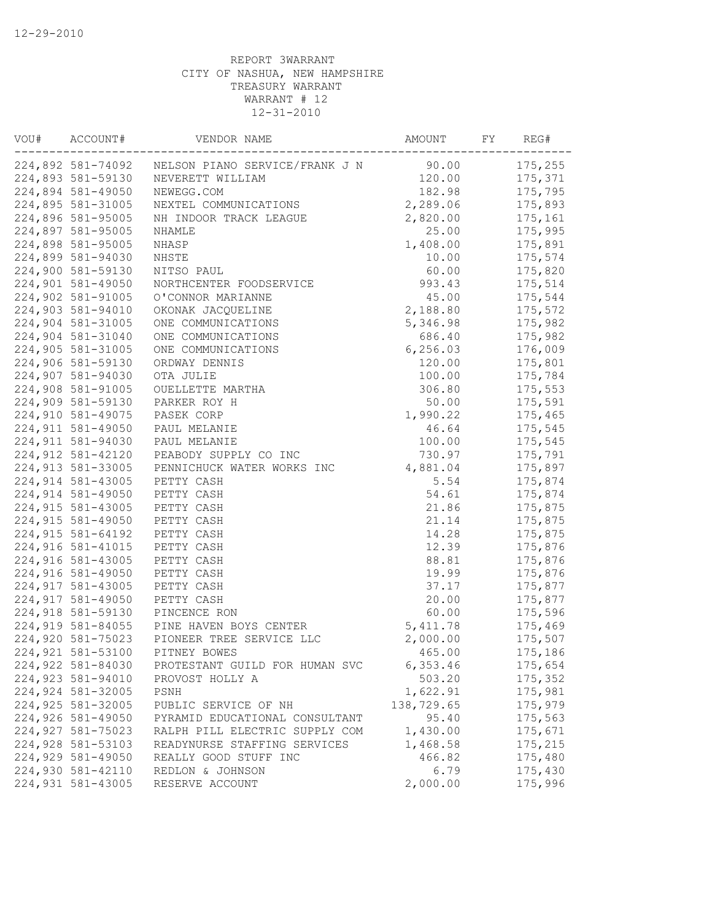12-29-2010

REPORT 3WARRANT
CITY OF NASHUA, NEW HAMPSHIRE
TREASURY WARRANT
WARRANT # 12
12-31-2010

| VOU# | ACCOUNT# | VENDOR NAME | AMOUNT | FY | REG# |
|---|---|---|---|---|---|
| 224,892 | 581-74092 | NELSON PIANO SERVICE/FRANK J N | 90.00 | | 175,255 |
| 224,893 | 581-59130 | NEVERETT WILLIAM | 120.00 | | 175,371 |
| 224,894 | 581-49050 | NEWEGG.COM | 182.98 | | 175,795 |
| 224,895 | 581-31005 | NEXTEL COMMUNICATIONS | 2,289.06 | | 175,893 |
| 224,896 | 581-95005 | NH INDOOR TRACK LEAGUE | 2,820.00 | | 175,161 |
| 224,897 | 581-95005 | NHAMLE | 25.00 | | 175,995 |
| 224,898 | 581-95005 | NHASP | 1,408.00 | | 175,891 |
| 224,899 | 581-94030 | NHSTE | 10.00 | | 175,574 |
| 224,900 | 581-59130 | NITSO PAUL | 60.00 | | 175,820 |
| 224,901 | 581-49050 | NORTHCENTER FOODSERVICE | 993.43 | | 175,514 |
| 224,902 | 581-91005 | O'CONNOR MARIANNE | 45.00 | | 175,544 |
| 224,903 | 581-94010 | OKONAK JACQUELINE | 2,188.80 | | 175,572 |
| 224,904 | 581-31005 | ONE COMMUNICATIONS | 5,346.98 | | 175,982 |
| 224,904 | 581-31040 | ONE COMMUNICATIONS | 686.40 | | 175,982 |
| 224,905 | 581-31005 | ONE COMMUNICATIONS | 6,256.03 | | 176,009 |
| 224,906 | 581-59130 | ORDWAY DENNIS | 120.00 | | 175,801 |
| 224,907 | 581-94030 | OTA JULIE | 100.00 | | 175,784 |
| 224,908 | 581-91005 | OUELLETTE MARTHA | 306.80 | | 175,553 |
| 224,909 | 581-59130 | PARKER ROY H | 50.00 | | 175,591 |
| 224,910 | 581-49075 | PASEK CORP | 1,990.22 | | 175,465 |
| 224,911 | 581-49050 | PAUL MELANIE | 46.64 | | 175,545 |
| 224,911 | 581-94030 | PAUL MELANIE | 100.00 | | 175,545 |
| 224,912 | 581-42120 | PEABODY SUPPLY CO INC | 730.97 | | 175,791 |
| 224,913 | 581-33005 | PENNICHUCK WATER WORKS INC | 4,881.04 | | 175,897 |
| 224,914 | 581-43005 | PETTY CASH | 5.54 | | 175,874 |
| 224,914 | 581-49050 | PETTY CASH | 54.61 | | 175,874 |
| 224,915 | 581-43005 | PETTY CASH | 21.86 | | 175,875 |
| 224,915 | 581-49050 | PETTY CASH | 21.14 | | 175,875 |
| 224,915 | 581-64192 | PETTY CASH | 14.28 | | 175,875 |
| 224,916 | 581-41015 | PETTY CASH | 12.39 | | 175,876 |
| 224,916 | 581-43005 | PETTY CASH | 88.81 | | 175,876 |
| 224,916 | 581-49050 | PETTY CASH | 19.99 | | 175,876 |
| 224,917 | 581-43005 | PETTY CASH | 37.17 | | 175,877 |
| 224,917 | 581-49050 | PETTY CASH | 20.00 | | 175,877 |
| 224,918 | 581-59130 | PINCENCE RON | 60.00 | | 175,596 |
| 224,919 | 581-84055 | PINE HAVEN BOYS CENTER | 5,411.78 | | 175,469 |
| 224,920 | 581-75023 | PIONEER TREE SERVICE LLC | 2,000.00 | | 175,507 |
| 224,921 | 581-53100 | PITNEY BOWES | 465.00 | | 175,186 |
| 224,922 | 581-84030 | PROTESTANT GUILD FOR HUMAN SVC | 6,353.46 | | 175,654 |
| 224,923 | 581-94010 | PROVOST HOLLY A | 503.20 | | 175,352 |
| 224,924 | 581-32005 | PSNH | 1,622.91 | | 175,981 |
| 224,925 | 581-32005 | PUBLIC SERVICE OF NH | 138,729.65 | | 175,979 |
| 224,926 | 581-49050 | PYRAMID EDUCATIONAL CONSULTANT | 95.40 | | 175,563 |
| 224,927 | 581-75023 | RALPH PILL ELECTRIC SUPPLY COM | 1,430.00 | | 175,671 |
| 224,928 | 581-53103 | READYNURSE STAFFING SERVICES | 1,468.58 | | 175,215 |
| 224,929 | 581-49050 | REALLY GOOD STUFF INC | 466.82 | | 175,480 |
| 224,930 | 581-42110 | REDLON & JOHNSON | 6.79 | | 175,430 |
| 224,931 | 581-43005 | RESERVE ACCOUNT | 2,000.00 | | 175,996 |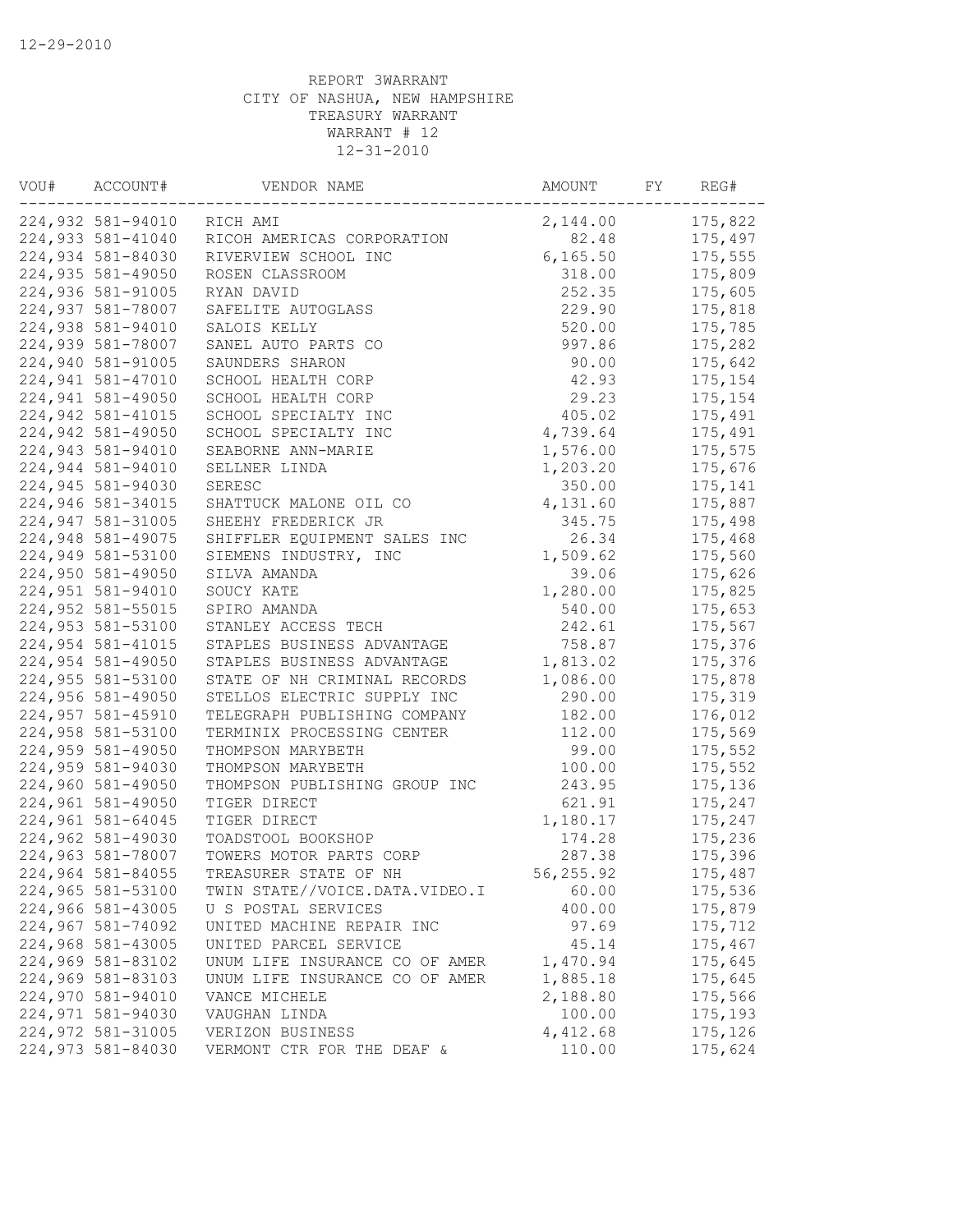12-29-2010

REPORT 3WARRANT
CITY OF NASHUA, NEW HAMPSHIRE
TREASURY WARRANT
WARRANT # 12
12-31-2010

| VOU# | ACCOUNT# | VENDOR NAME | AMOUNT | FY | REG# |
|---|---|---|---|---|---|
| 224,932 | 581-94010 | RICH AMI | 2,144.00 | | 175,822 |
| 224,933 | 581-41040 | RICOH AMERICAS CORPORATION | 82.48 | | 175,497 |
| 224,934 | 581-84030 | RIVERVIEW SCHOOL INC | 6,165.50 | | 175,555 |
| 224,935 | 581-49050 | ROSEN CLASSROOM | 318.00 | | 175,809 |
| 224,936 | 581-91005 | RYAN DAVID | 252.35 | | 175,605 |
| 224,937 | 581-78007 | SAFELITE AUTOGLASS | 229.90 | | 175,818 |
| 224,938 | 581-94010 | SALOIS KELLY | 520.00 | | 175,785 |
| 224,939 | 581-78007 | SANEL AUTO PARTS CO | 997.86 | | 175,282 |
| 224,940 | 581-91005 | SAUNDERS SHARON | 90.00 | | 175,642 |
| 224,941 | 581-47010 | SCHOOL HEALTH CORP | 42.93 | | 175,154 |
| 224,941 | 581-49050 | SCHOOL HEALTH CORP | 29.23 | | 175,154 |
| 224,942 | 581-41015 | SCHOOL SPECIALTY INC | 405.02 | | 175,491 |
| 224,942 | 581-49050 | SCHOOL SPECIALTY INC | 4,739.64 | | 175,491 |
| 224,943 | 581-94010 | SEABORNE ANN-MARIE | 1,576.00 | | 175,575 |
| 224,944 | 581-94010 | SELLNER LINDA | 1,203.20 | | 175,676 |
| 224,945 | 581-94030 | SERESC | 350.00 | | 175,141 |
| 224,946 | 581-34015 | SHATTUCK MALONE OIL CO | 4,131.60 | | 175,887 |
| 224,947 | 581-31005 | SHEEHY FREDERICK JR | 345.75 | | 175,498 |
| 224,948 | 581-49075 | SHIFFLER EQUIPMENT SALES INC | 26.34 | | 175,468 |
| 224,949 | 581-53100 | SIEMENS INDUSTRY, INC | 1,509.62 | | 175,560 |
| 224,950 | 581-49050 | SILVA AMANDA | 39.06 | | 175,626 |
| 224,951 | 581-94010 | SOUCY KATE | 1,280.00 | | 175,825 |
| 224,952 | 581-55015 | SPIRO AMANDA | 540.00 | | 175,653 |
| 224,953 | 581-53100 | STANLEY ACCESS TECH | 242.61 | | 175,567 |
| 224,954 | 581-41015 | STAPLES BUSINESS ADVANTAGE | 758.87 | | 175,376 |
| 224,954 | 581-49050 | STAPLES BUSINESS ADVANTAGE | 1,813.02 | | 175,376 |
| 224,955 | 581-53100 | STATE OF NH CRIMINAL RECORDS | 1,086.00 | | 175,878 |
| 224,956 | 581-49050 | STELLOS ELECTRIC SUPPLY INC | 290.00 | | 175,319 |
| 224,957 | 581-45910 | TELEGRAPH PUBLISHING COMPANY | 182.00 | | 176,012 |
| 224,958 | 581-53100 | TERMINIX PROCESSING CENTER | 112.00 | | 175,569 |
| 224,959 | 581-49050 | THOMPSON MARYBETH | 99.00 | | 175,552 |
| 224,959 | 581-94030 | THOMPSON MARYBETH | 100.00 | | 175,552 |
| 224,960 | 581-49050 | THOMPSON PUBLISHING GROUP INC | 243.95 | | 175,136 |
| 224,961 | 581-49050 | TIGER DIRECT | 621.91 | | 175,247 |
| 224,961 | 581-64045 | TIGER DIRECT | 1,180.17 | | 175,247 |
| 224,962 | 581-49030 | TOADSTOOL BOOKSHOP | 174.28 | | 175,236 |
| 224,963 | 581-78007 | TOWERS MOTOR PARTS CORP | 287.38 | | 175,396 |
| 224,964 | 581-84055 | TREASURER STATE OF NH | 56,255.92 | | 175,487 |
| 224,965 | 581-53100 | TWIN STATE//VOICE.DATA.VIDEO.I | 60.00 | | 175,536 |
| 224,966 | 581-43005 | U S POSTAL SERVICES | 400.00 | | 175,879 |
| 224,967 | 581-74092 | UNITED MACHINE REPAIR INC | 97.69 | | 175,712 |
| 224,968 | 581-43005 | UNITED PARCEL SERVICE | 45.14 | | 175,467 |
| 224,969 | 581-83102 | UNUM LIFE INSURANCE CO OF AMER | 1,470.94 | | 175,645 |
| 224,969 | 581-83103 | UNUM LIFE INSURANCE CO OF AMER | 1,885.18 | | 175,645 |
| 224,970 | 581-94010 | VANCE MICHELE | 2,188.80 | | 175,566 |
| 224,971 | 581-94030 | VAUGHAN LINDA | 100.00 | | 175,193 |
| 224,972 | 581-31005 | VERIZON BUSINESS | 4,412.68 | | 175,126 |
| 224,973 | 581-84030 | VERMONT CTR FOR THE DEAF & | 110.00 | | 175,624 |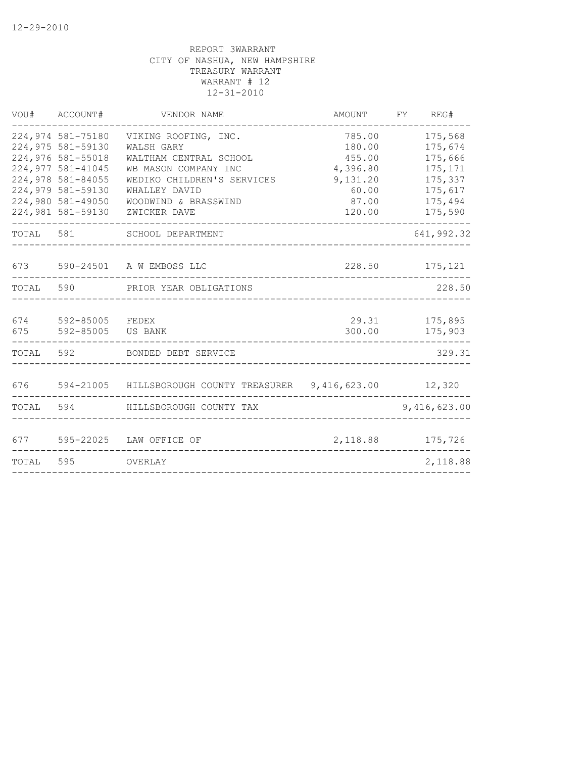12-29-2010

REPORT 3WARRANT
CITY OF NASHUA, NEW HAMPSHIRE
TREASURY WARRANT
WARRANT # 12
12-31-2010

| VOU# | ACCOUNT# | VENDOR NAME | AMOUNT | FY | REG# |
|---|---|---|---|---|---|
| 224,974 | 581-75180 | VIKING ROOFING, INC. | 785.00 | | 175,568 |
| 224,975 | 581-59130 | WALSH GARY | 180.00 | | 175,674 |
| 224,976 | 581-55018 | WALTHAM CENTRAL SCHOOL | 455.00 | | 175,666 |
| 224,977 | 581-41045 | WB MASON COMPANY INC | 4,396.80 | | 175,171 |
| 224,978 | 581-84055 | WEDIKO CHILDREN'S SERVICES | 9,131.20 | | 175,337 |
| 224,979 | 581-59130 | WHALLEY DAVID | 60.00 | | 175,617 |
| 224,980 | 581-49050 | WOODWIND & BRASSWIND | 87.00 | | 175,494 |
| 224,981 | 581-59130 | ZWICKER DAVE | 120.00 | | 175,590 |
| TOTAL | 581 | SCHOOL DEPARTMENT | | | 641,992.32 |
| 673 | 590-24501 | A W EMBOSS LLC | 228.50 | | 175,121 |
| TOTAL | 590 | PRIOR YEAR OBLIGATIONS | | | 228.50 |
| 674 | 592-85005 | FEDEX | 29.31 | | 175,895 |
| 675 | 592-85005 | US BANK | 300.00 | | 175,903 |
| TOTAL | 592 | BONDED DEBT SERVICE | | | 329.31 |
| 676 | 594-21005 | HILLSBOROUGH COUNTY TREASURER | 9,416,623.00 | | 12,320 |
| TOTAL | 594 | HILLSBOROUGH COUNTY TAX | | | 9,416,623.00 |
| 677 | 595-22025 | LAW OFFICE OF | 2,118.88 | | 175,726 |
| TOTAL | 595 | OVERLAY | | | 2,118.88 |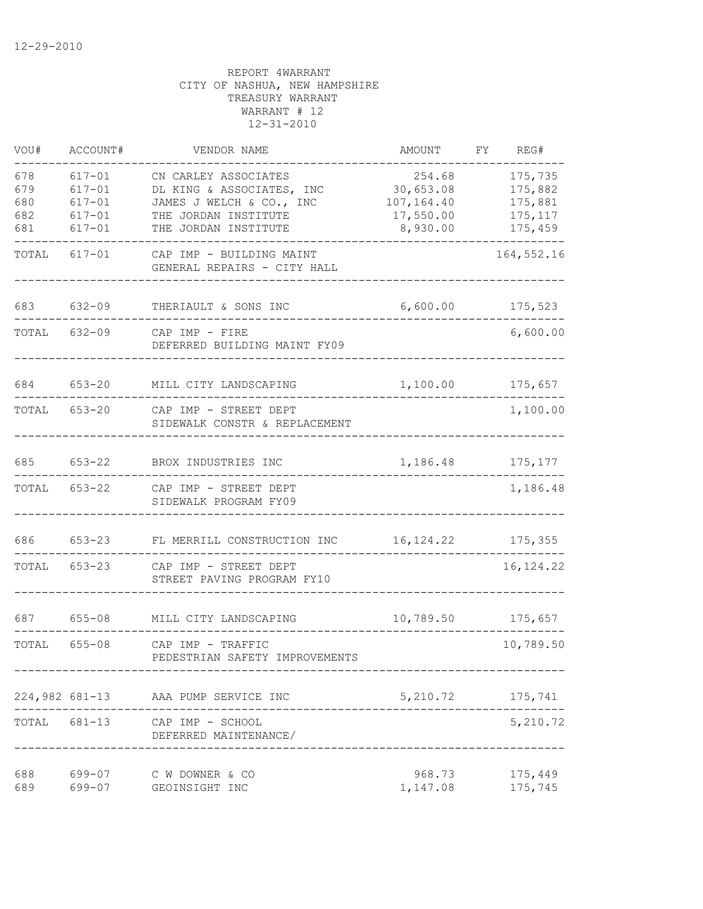12-29-2010

REPORT 4WARRANT
CITY OF NASHUA, NEW HAMPSHIRE
TREASURY WARRANT
WARRANT # 12
12-31-2010

| VOU# | ACCOUNT# | VENDOR NAME | AMOUNT | FY | REG# |
|---|---|---|---|---|---|
| 678 | 617-01 | CN CARLEY ASSOCIATES | 254.68 | | 175,735 |
| 679 | 617-01 | DL KING & ASSOCIATES, INC | 30,653.08 | | 175,882 |
| 680 | 617-01 | JAMES J WELCH & CO., INC | 107,164.40 | | 175,881 |
| 682 | 617-01 | THE JORDAN INSTITUTE | 17,550.00 | | 175,117 |
| 681 | 617-01 | THE JORDAN INSTITUTE | 8,930.00 | | 175,459 |
| TOTAL | 617-01 | CAP IMP - BUILDING MAINT GENERAL REPAIRS - CITY HALL | | | 164,552.16 |
| 683 | 632-09 | THERIAULT & SONS INC | 6,600.00 | | 175,523 |
| TOTAL | 632-09 | CAP IMP - FIRE DEFERRED BUILDING MAINT FY09 | | | 6,600.00 |
| 684 | 653-20 | MILL CITY LANDSCAPING | 1,100.00 | | 175,657 |
| TOTAL | 653-20 | CAP IMP - STREET DEPT SIDEWALK CONSTR & REPLACEMENT | | | 1,100.00 |
| 685 | 653-22 | BROX INDUSTRIES INC | 1,186.48 | | 175,177 |
| TOTAL | 653-22 | CAP IMP - STREET DEPT SIDEWALK PROGRAM FY09 | | | 1,186.48 |
| 686 | 653-23 | FL MERRILL CONSTRUCTION INC | 16,124.22 | | 175,355 |
| TOTAL | 653-23 | CAP IMP - STREET DEPT STREET PAVING PROGRAM FY10 | | | 16,124.22 |
| 687 | 655-08 | MILL CITY LANDSCAPING | 10,789.50 | | 175,657 |
| TOTAL | 655-08 | CAP IMP - TRAFFIC PEDESTRIAN SAFETY IMPROVEMENTS | | | 10,789.50 |
| 224,982 | 681-13 | AAA PUMP SERVICE INC | 5,210.72 | | 175,741 |
| TOTAL | 681-13 | CAP IMP - SCHOOL DEFERRED MAINTENANCE/ | | | 5,210.72 |
| 688 | 699-07 | C W DOWNER & CO | 968.73 | | 175,449 |
| 689 | 699-07 | GEOINSIGHT INC | 1,147.08 | | 175,745 |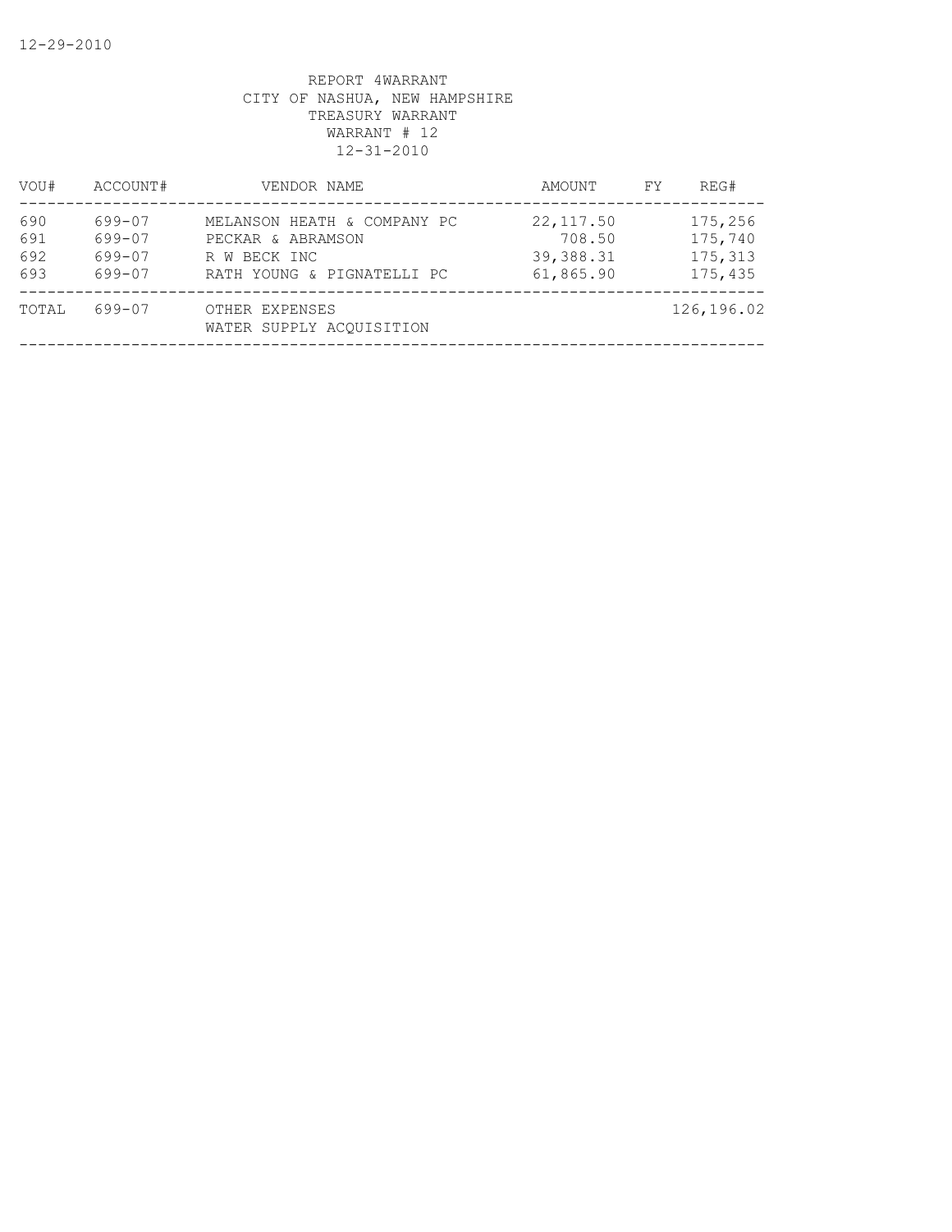12-29-2010

REPORT 4WARRANT
CITY OF NASHUA, NEW HAMPSHIRE
TREASURY WARRANT
WARRANT # 12
12-31-2010

| VOU# | ACCOUNT# | VENDOR NAME | AMOUNT | FY | REG# |
|---|---|---|---|---|---|
| 690 | 699-07 | MELANSON HEATH & COMPANY PC | 22,117.50 | | 175,256 |
| 691 | 699-07 | PECKAR & ABRAMSON | 708.50 | | 175,740 |
| 692 | 699-07 | R W BECK INC | 39,388.31 | | 175,313 |
| 693 | 699-07 | RATH YOUNG & PIGNATELLI PC | 61,865.90 | | 175,435 |
| TOTAL | 699-07 | OTHER EXPENSES<br>WATER SUPPLY ACQUISITION | | | 126,196.02 |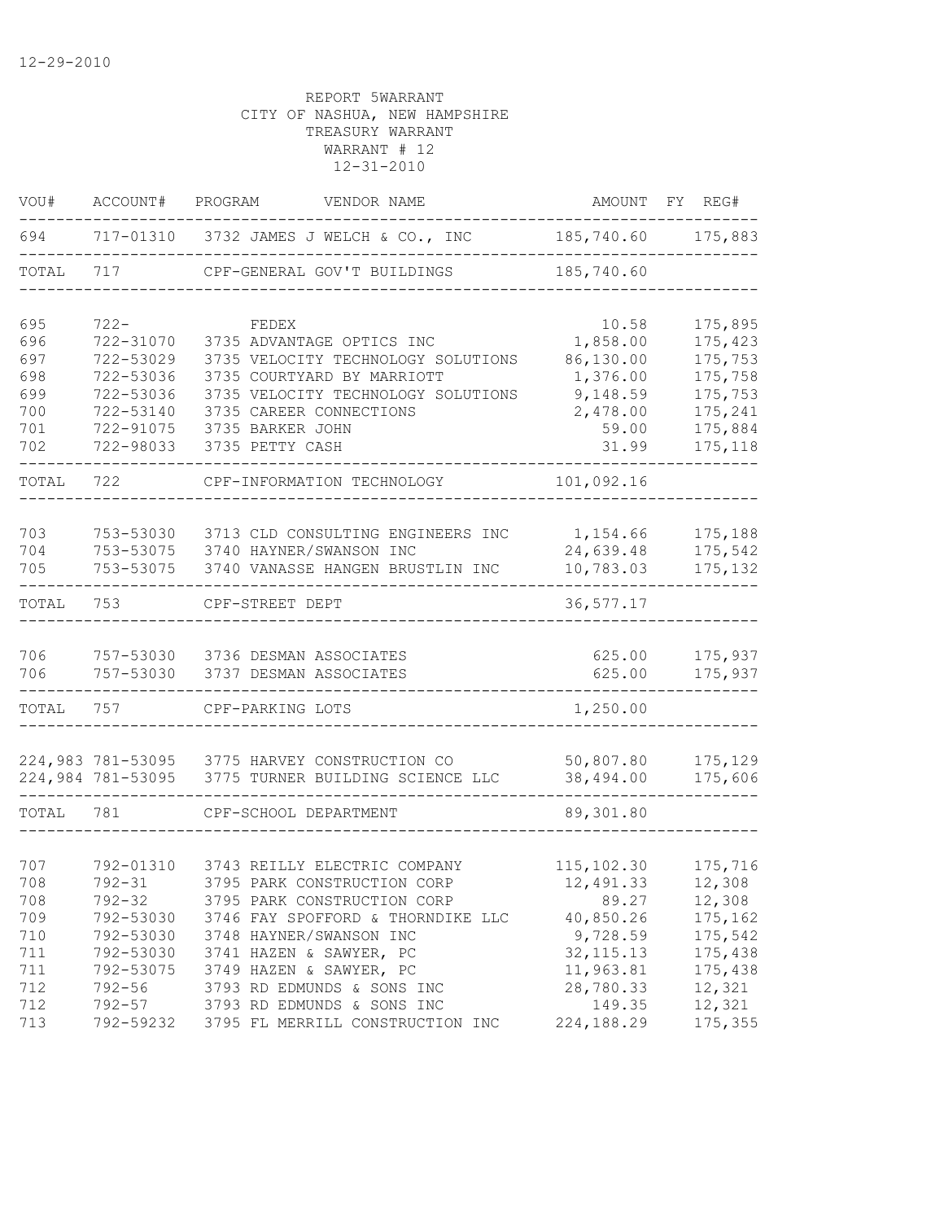12-29-2010

REPORT 5WARRANT
CITY OF NASHUA, NEW HAMPSHIRE
TREASURY WARRANT
WARRANT # 12
12-31-2010

| VOU# | ACCOUNT# | PROGRAM | VENDOR NAME | AMOUNT | FY | REG# |
|---|---|---|---|---|---|---|
| 694 | 717-01310 | 3732 | JAMES J WELCH & CO., INC | 185,740.60 | | 175,883 |
| TOTAL | 717 | | CPF-GENERAL GOV'T BUILDINGS | 185,740.60 | | |
| 695 | 722- | | FEDEX | 10.58 | | 175,895 |
| 696 | 722-31070 | 3735 | ADVANTAGE OPTICS INC | 1,858.00 | | 175,423 |
| 697 | 722-53029 | 3735 | VELOCITY TECHNOLOGY SOLUTIONS | 86,130.00 | | 175,753 |
| 698 | 722-53036 | 3735 | COURTYARD BY MARRIOTT | 1,376.00 | | 175,758 |
| 699 | 722-53036 | 3735 | VELOCITY TECHNOLOGY SOLUTIONS | 9,148.59 | | 175,753 |
| 700 | 722-53140 | 3735 | CAREER CONNECTIONS | 2,478.00 | | 175,241 |
| 701 | 722-91075 | 3735 | BARKER JOHN | 59.00 | | 175,884 |
| 702 | 722-98033 | 3735 | PETTY CASH | 31.99 | | 175,118 |
| TOTAL | 722 | | CPF-INFORMATION TECHNOLOGY | 101,092.16 | | |
| 703 | 753-53030 | 3713 | CLD CONSULTING ENGINEERS INC | 1,154.66 | | 175,188 |
| 704 | 753-53075 | 3740 | HAYNER/SWANSON INC | 24,639.48 | | 175,542 |
| 705 | 753-53075 | 3740 | VANASSE HANGEN BRUSTLIN INC | 10,783.03 | | 175,132 |
| TOTAL | 753 | | CPF-STREET DEPT | 36,577.17 | | |
| 706 | 757-53030 | 3736 | DESMAN ASSOCIATES | 625.00 | | 175,937 |
| 706 | 757-53030 | 3737 | DESMAN ASSOCIATES | 625.00 | | 175,937 |
| TOTAL | 757 | | CPF-PARKING LOTS | 1,250.00 | | |
| 224,983 | 781-53095 | 3775 | HARVEY CONSTRUCTION CO | 50,807.80 | | 175,129 |
| 224,984 | 781-53095 | 3775 | TURNER BUILDING SCIENCE LLC | 38,494.00 | | 175,606 |
| TOTAL | 781 | | CPF-SCHOOL DEPARTMENT | 89,301.80 | | |
| 707 | 792-01310 | 3743 | REILLY ELECTRIC COMPANY | 115,102.30 | | 175,716 |
| 708 | 792-31 | 3795 | PARK CONSTRUCTION CORP | 12,491.33 | | 12,308 |
| 708 | 792-32 | 3795 | PARK CONSTRUCTION CORP | 89.27 | | 12,308 |
| 709 | 792-53030 | 3746 | FAY SPOFFORD & THORNDIKE LLC | 40,850.26 | | 175,162 |
| 710 | 792-53030 | 3748 | HAYNER/SWANSON INC | 9,728.59 | | 175,542 |
| 711 | 792-53030 | 3741 | HAZEN & SAWYER, PC | 32,115.13 | | 175,438 |
| 711 | 792-53075 | 3749 | HAZEN & SAWYER, PC | 11,963.81 | | 175,438 |
| 712 | 792-56 | 3793 | RD EDMUNDS & SONS INC | 28,780.33 | | 12,321 |
| 712 | 792-57 | 3793 | RD EDMUNDS & SONS INC | 149.35 | | 12,321 |
| 713 | 792-59232 | 3795 | FL MERRILL CONSTRUCTION INC | 224,188.29 | | 175,355 |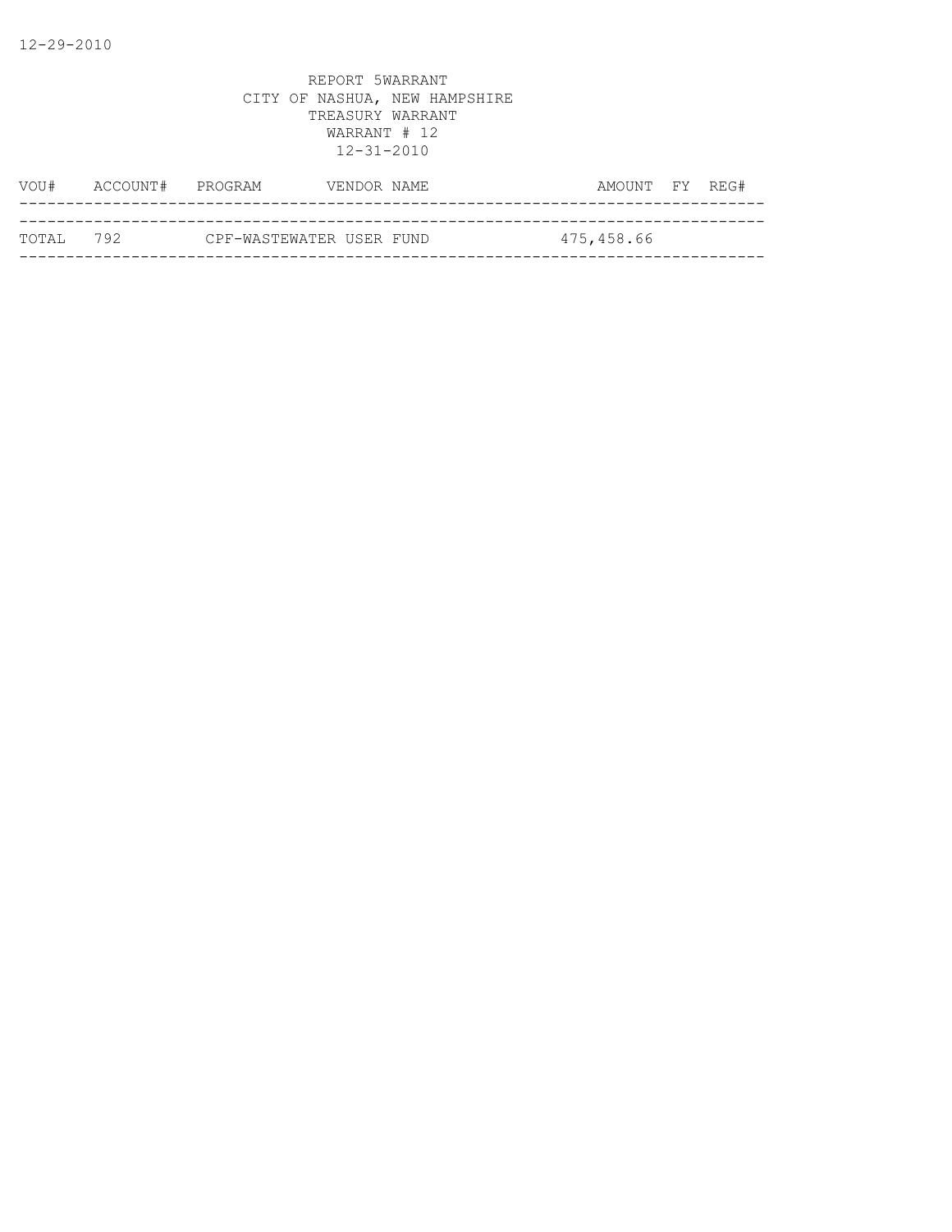12-29-2010

REPORT 5WARRANT
CITY OF NASHUA, NEW HAMPSHIRE
TREASURY WARRANT
WARRANT # 12
12-31-2010

| VOU# | ACCOUNT# | PROGRAM | VENDOR NAME | AMOUNT | FY | REG# |
|---|---|---|---|---|---|---|
| TOTAL | 792 | CPF-WASTEWATER USER FUND | | 475,458.66 | | |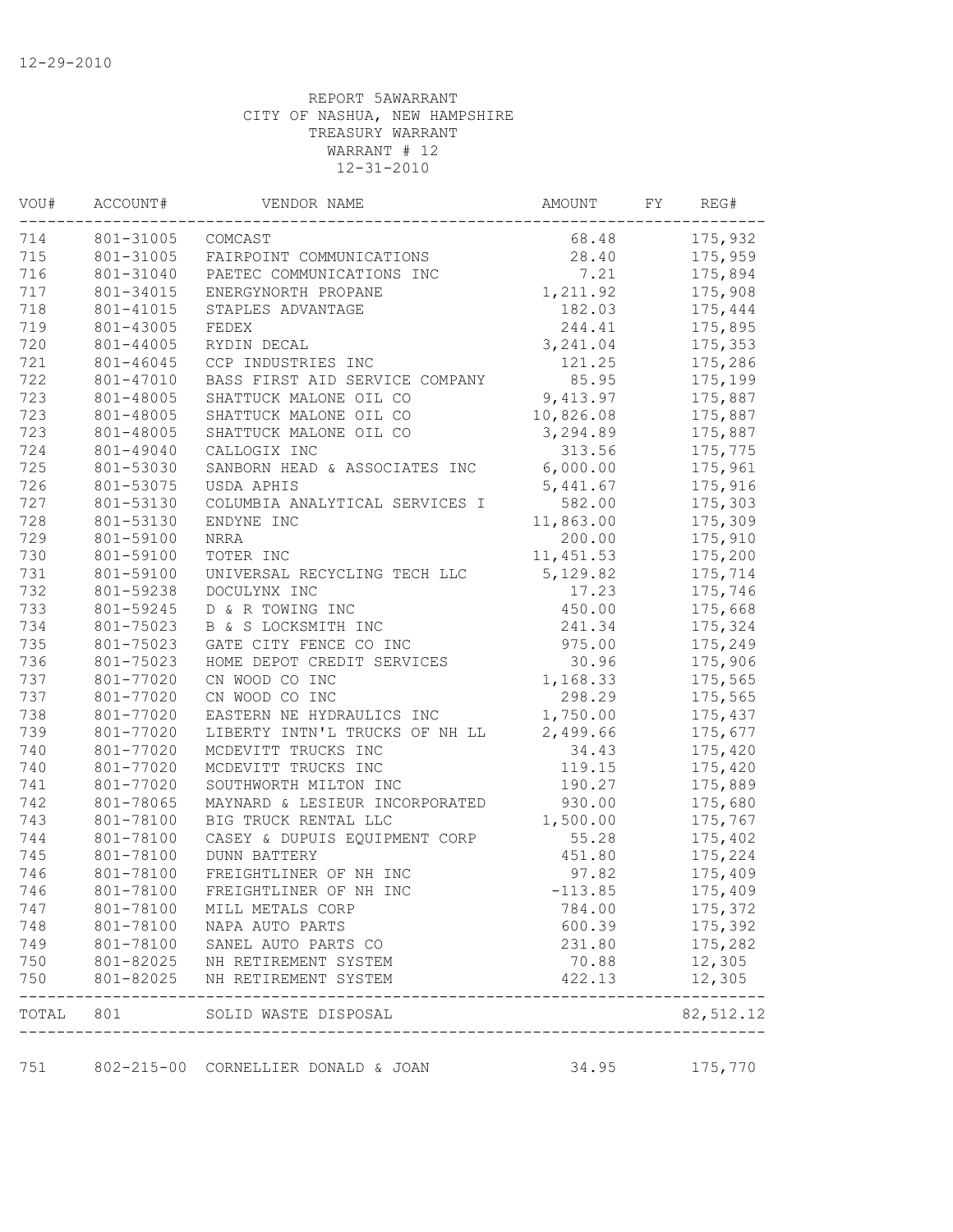12-29-2010

REPORT 5AWARRANT
CITY OF NASHUA, NEW HAMPSHIRE
TREASURY WARRANT
WARRANT # 12
12-31-2010

| VOU# | ACCOUNT# | VENDOR NAME | AMOUNT | FY | REG# |
|---|---|---|---|---|---|
| 714 | 801-31005 | COMCAST | 68.48 | | 175,932 |
| 715 | 801-31005 | FAIRPOINT COMMUNICATIONS | 28.40 | | 175,959 |
| 716 | 801-31040 | PAETEC COMMUNICATIONS INC | 7.21 | | 175,894 |
| 717 | 801-34015 | ENERGYNORTH PROPANE | 1,211.92 | | 175,908 |
| 718 | 801-41015 | STAPLES ADVANTAGE | 182.03 | | 175,444 |
| 719 | 801-43005 | FEDEX | 244.41 | | 175,895 |
| 720 | 801-44005 | RYDIN DECAL | 3,241.04 | | 175,353 |
| 721 | 801-46045 | CCP INDUSTRIES INC | 121.25 | | 175,286 |
| 722 | 801-47010 | BASS FIRST AID SERVICE COMPANY | 85.95 | | 175,199 |
| 723 | 801-48005 | SHATTUCK MALONE OIL CO | 9,413.97 | | 175,887 |
| 723 | 801-48005 | SHATTUCK MALONE OIL CO | 10,826.08 | | 175,887 |
| 723 | 801-48005 | SHATTUCK MALONE OIL CO | 3,294.89 | | 175,887 |
| 724 | 801-49040 | CALLOGIX INC | 313.56 | | 175,775 |
| 725 | 801-53030 | SANBORN HEAD & ASSOCIATES INC | 6,000.00 | | 175,961 |
| 726 | 801-53075 | USDA APHIS | 5,441.67 | | 175,916 |
| 727 | 801-53130 | COLUMBIA ANALYTICAL SERVICES I | 582.00 | | 175,303 |
| 728 | 801-53130 | ENDYNE INC | 11,863.00 | | 175,309 |
| 729 | 801-59100 | NRRA | 200.00 | | 175,910 |
| 730 | 801-59100 | TOTER INC | 11,451.53 | | 175,200 |
| 731 | 801-59100 | UNIVERSAL RECYCLING TECH LLC | 5,129.82 | | 175,714 |
| 732 | 801-59238 | DOCULYNX INC | 17.23 | | 175,746 |
| 733 | 801-59245 | D & R TOWING INC | 450.00 | | 175,668 |
| 734 | 801-75023 | B & S LOCKSMITH INC | 241.34 | | 175,324 |
| 735 | 801-75023 | GATE CITY FENCE CO INC | 975.00 | | 175,249 |
| 736 | 801-75023 | HOME DEPOT CREDIT SERVICES | 30.96 | | 175,906 |
| 737 | 801-77020 | CN WOOD CO INC | 1,168.33 | | 175,565 |
| 737 | 801-77020 | CN WOOD CO INC | 298.29 | | 175,565 |
| 738 | 801-77020 | EASTERN NE HYDRAULICS INC | 1,750.00 | | 175,437 |
| 739 | 801-77020 | LIBERTY INTN'L TRUCKS OF NH LL | 2,499.66 | | 175,677 |
| 740 | 801-77020 | MCDEVITT TRUCKS INC | 34.43 | | 175,420 |
| 740 | 801-77020 | MCDEVITT TRUCKS INC | 119.15 | | 175,420 |
| 741 | 801-77020 | SOUTHWORTH MILTON INC | 190.27 | | 175,889 |
| 742 | 801-78065 | MAYNARD & LESIEUR INCORPORATED | 930.00 | | 175,680 |
| 743 | 801-78100 | BIG TRUCK RENTAL LLC | 1,500.00 | | 175,767 |
| 744 | 801-78100 | CASEY & DUPUIS EQUIPMENT CORP | 55.28 | | 175,402 |
| 745 | 801-78100 | DUNN BATTERY | 451.80 | | 175,224 |
| 746 | 801-78100 | FREIGHTLINER OF NH INC | 97.82 | | 175,409 |
| 746 | 801-78100 | FREIGHTLINER OF NH INC | -113.85 | | 175,409 |
| 747 | 801-78100 | MILL METALS CORP | 784.00 | | 175,372 |
| 748 | 801-78100 | NAPA AUTO PARTS | 600.39 | | 175,392 |
| 749 | 801-78100 | SANEL AUTO PARTS CO | 231.80 | | 175,282 |
| 750 | 801-82025 | NH RETIREMENT SYSTEM | 70.88 | | 12,305 |
| 750 | 801-82025 | NH RETIREMENT SYSTEM | 422.13 | | 12,305 |
| TOTAL | 801 | SOLID WASTE DISPOSAL | | | 82,512.12 |
| 751 | 802-215-00 | CORNELLIER DONALD & JOAN | 34.95 | | 175,770 |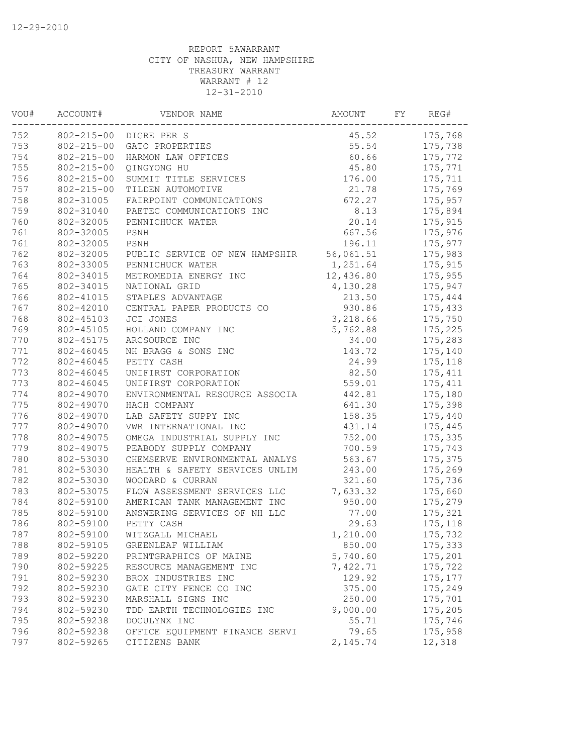12-29-2010

REPORT 5AWARRANT
CITY OF NASHUA, NEW HAMPSHIRE
TREASURY WARRANT
WARRANT # 12
12-31-2010

| VOU# | ACCOUNT# | VENDOR NAME | AMOUNT | FY | REG# |
|---|---|---|---|---|---|
| 752 | 802-215-00 | DIGRE PER S | 45.52 | | 175,768 |
| 753 | 802-215-00 | GATO PROPERTIES | 55.54 | | 175,738 |
| 754 | 802-215-00 | HARMON LAW OFFICES | 60.66 | | 175,772 |
| 755 | 802-215-00 | QINGYONG HU | 45.80 | | 175,771 |
| 756 | 802-215-00 | SUMMIT TITLE SERVICES | 176.00 | | 175,711 |
| 757 | 802-215-00 | TILDEN AUTOMOTIVE | 21.78 | | 175,769 |
| 758 | 802-31005 | FAIRPOINT COMMUNICATIONS | 672.27 | | 175,957 |
| 759 | 802-31040 | PAETEC COMMUNICATIONS INC | 8.13 | | 175,894 |
| 760 | 802-32005 | PENNICHUCK WATER | 20.14 | | 175,915 |
| 761 | 802-32005 | PSNH | 667.56 | | 175,976 |
| 761 | 802-32005 | PSNH | 196.11 | | 175,977 |
| 762 | 802-32005 | PUBLIC SERVICE OF NEW HAMPSHIR | 56,061.51 | | 175,983 |
| 763 | 802-33005 | PENNICHUCK WATER | 1,251.64 | | 175,915 |
| 764 | 802-34015 | METROMEDIA ENERGY INC | 12,436.80 | | 175,955 |
| 765 | 802-34015 | NATIONAL GRID | 4,130.28 | | 175,947 |
| 766 | 802-41015 | STAPLES ADVANTAGE | 213.50 | | 175,444 |
| 767 | 802-42010 | CENTRAL PAPER PRODUCTS CO | 930.86 | | 175,433 |
| 768 | 802-45103 | JCI JONES | 3,218.66 | | 175,750 |
| 769 | 802-45105 | HOLLAND COMPANY INC | 5,762.88 | | 175,225 |
| 770 | 802-45175 | ARCSOURCE INC | 34.00 | | 175,283 |
| 771 | 802-46045 | NH BRAGG & SONS INC | 143.72 | | 175,140 |
| 772 | 802-46045 | PETTY CASH | 24.99 | | 175,118 |
| 773 | 802-46045 | UNIFIRST CORPORATION | 82.50 | | 175,411 |
| 773 | 802-46045 | UNIFIRST CORPORATION | 559.01 | | 175,411 |
| 774 | 802-49070 | ENVIRONMENTAL RESOURCE ASSOCIA | 442.81 | | 175,180 |
| 775 | 802-49070 | HACH COMPANY | 641.30 | | 175,398 |
| 776 | 802-49070 | LAB SAFETY SUPPY INC | 158.35 | | 175,440 |
| 777 | 802-49070 | VWR INTERNATIONAL INC | 431.14 | | 175,445 |
| 778 | 802-49075 | OMEGA INDUSTRIAL SUPPLY INC | 752.00 | | 175,335 |
| 779 | 802-49075 | PEABODY SUPPLY COMPANY | 700.59 | | 175,743 |
| 780 | 802-53030 | CHEMSERVE ENVIRONMENTAL ANALYS | 563.67 | | 175,375 |
| 781 | 802-53030 | HEALTH & SAFETY SERVICES UNLIM | 243.00 | | 175,269 |
| 782 | 802-53030 | WOODARD & CURRAN | 321.60 | | 175,736 |
| 783 | 802-53075 | FLOW ASSESSMENT SERVICES LLC | 7,633.32 | | 175,660 |
| 784 | 802-59100 | AMERICAN TANK MANAGEMENT INC | 950.00 | | 175,279 |
| 785 | 802-59100 | ANSWERING SERVICES OF NH LLC | 77.00 | | 175,321 |
| 786 | 802-59100 | PETTY CASH | 29.63 | | 175,118 |
| 787 | 802-59100 | WITZGALL MICHAEL | 1,210.00 | | 175,732 |
| 788 | 802-59105 | GREENLEAF WILLIAM | 850.00 | | 175,333 |
| 789 | 802-59220 | PRINTGRAPHICS OF MAINE | 5,740.60 | | 175,201 |
| 790 | 802-59225 | RESOURCE MANAGEMENT INC | 7,422.71 | | 175,722 |
| 791 | 802-59230 | BROX INDUSTRIES INC | 129.92 | | 175,177 |
| 792 | 802-59230 | GATE CITY FENCE CO INC | 375.00 | | 175,249 |
| 793 | 802-59230 | MARSHALL SIGNS INC | 250.00 | | 175,701 |
| 794 | 802-59230 | TDD EARTH TECHNOLOGIES INC | 9,000.00 | | 175,205 |
| 795 | 802-59238 | DOCULYNX INC | 55.71 | | 175,746 |
| 796 | 802-59238 | OFFICE EQUIPMENT FINANCE SERVI | 79.65 | | 175,958 |
| 797 | 802-59265 | CITIZENS BANK | 2,145.74 | | 12,318 |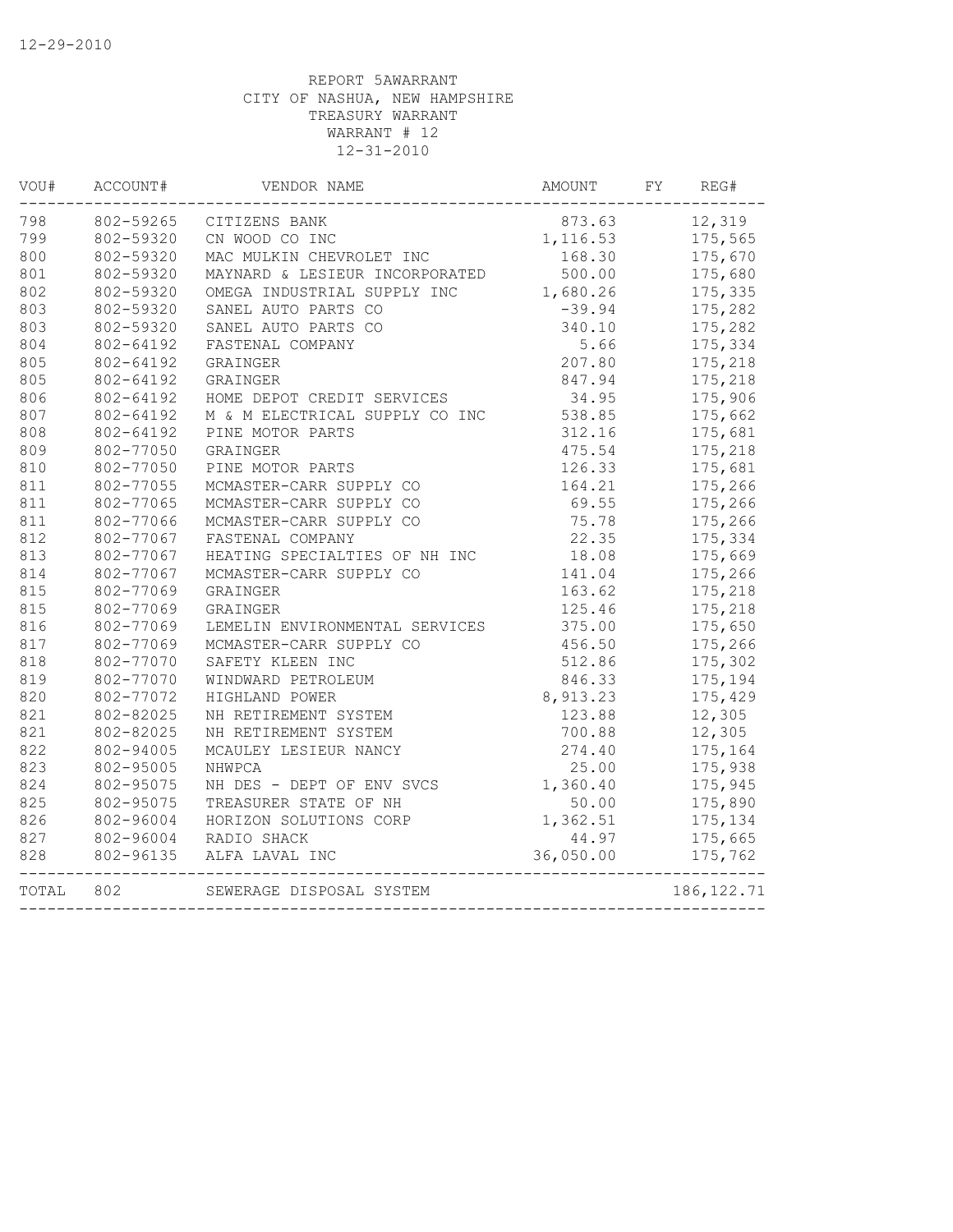12-29-2010

REPORT 5AWARRANT
CITY OF NASHUA, NEW HAMPSHIRE
TREASURY WARRANT
WARRANT # 12
12-31-2010

| VOU# | ACCOUNT# | VENDOR NAME | AMOUNT | FY | REG# |
|---|---|---|---|---|---|
| 798 | 802-59265 | CITIZENS BANK | 873.63 | | 12,319 |
| 799 | 802-59320 | CN WOOD CO INC | 1,116.53 | | 175,565 |
| 800 | 802-59320 | MAC MULKIN CHEVROLET INC | 168.30 | | 175,670 |
| 801 | 802-59320 | MAYNARD & LESIEUR INCORPORATED | 500.00 | | 175,680 |
| 802 | 802-59320 | OMEGA INDUSTRIAL SUPPLY INC | 1,680.26 | | 175,335 |
| 803 | 802-59320 | SANEL AUTO PARTS CO | -39.94 | | 175,282 |
| 803 | 802-59320 | SANEL AUTO PARTS CO | 340.10 | | 175,282 |
| 804 | 802-64192 | FASTENAL COMPANY | 5.66 | | 175,334 |
| 805 | 802-64192 | GRAINGER | 207.80 | | 175,218 |
| 805 | 802-64192 | GRAINGER | 847.94 | | 175,218 |
| 806 | 802-64192 | HOME DEPOT CREDIT SERVICES | 34.95 | | 175,906 |
| 807 | 802-64192 | M & M ELECTRICAL SUPPLY CO INC | 538.85 | | 175,662 |
| 808 | 802-64192 | PINE MOTOR PARTS | 312.16 | | 175,681 |
| 809 | 802-77050 | GRAINGER | 475.54 | | 175,218 |
| 810 | 802-77050 | PINE MOTOR PARTS | 126.33 | | 175,681 |
| 811 | 802-77055 | MCMASTER-CARR SUPPLY CO | 164.21 | | 175,266 |
| 811 | 802-77065 | MCMASTER-CARR SUPPLY CO | 69.55 | | 175,266 |
| 811 | 802-77066 | MCMASTER-CARR SUPPLY CO | 75.78 | | 175,266 |
| 812 | 802-77067 | FASTENAL COMPANY | 22.35 | | 175,334 |
| 813 | 802-77067 | HEATING SPECIALTIES OF NH INC | 18.08 | | 175,669 |
| 814 | 802-77067 | MCMASTER-CARR SUPPLY CO | 141.04 | | 175,266 |
| 815 | 802-77069 | GRAINGER | 163.62 | | 175,218 |
| 815 | 802-77069 | GRAINGER | 125.46 | | 175,218 |
| 816 | 802-77069 | LEMELIN ENVIRONMENTAL SERVICES | 375.00 | | 175,650 |
| 817 | 802-77069 | MCMASTER-CARR SUPPLY CO | 456.50 | | 175,266 |
| 818 | 802-77070 | SAFETY KLEEN INC | 512.86 | | 175,302 |
| 819 | 802-77070 | WINDWARD PETROLEUM | 846.33 | | 175,194 |
| 820 | 802-77072 | HIGHLAND POWER | 8,913.23 | | 175,429 |
| 821 | 802-82025 | NH RETIREMENT SYSTEM | 123.88 | | 12,305 |
| 821 | 802-82025 | NH RETIREMENT SYSTEM | 700.88 | | 12,305 |
| 822 | 802-94005 | MCAULEY LESIEUR NANCY | 274.40 | | 175,164 |
| 823 | 802-95005 | NHWPCA | 25.00 | | 175,938 |
| 824 | 802-95075 | NH DES - DEPT OF ENV SVCS | 1,360.40 | | 175,945 |
| 825 | 802-95075 | TREASURER STATE OF NH | 50.00 | | 175,890 |
| 826 | 802-96004 | HORIZON SOLUTIONS CORP | 1,362.51 | | 175,134 |
| 827 | 802-96004 | RADIO SHACK | 44.97 | | 175,665 |
| 828 | 802-96135 | ALFA LAVAL INC | 36,050.00 | | 175,762 |
| TOTAL | 802 | SEWERAGE DISPOSAL SYSTEM | | | 186,122.71 |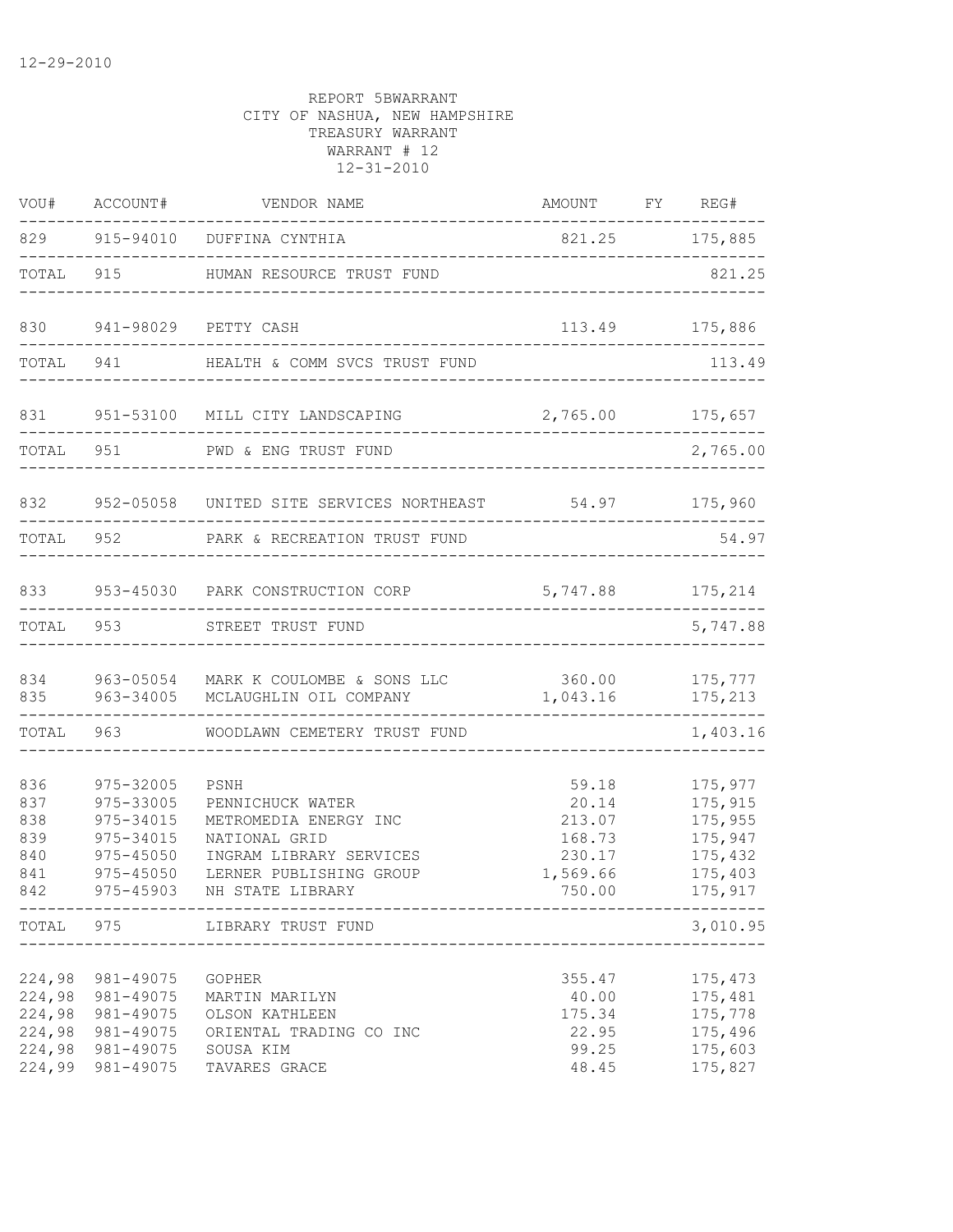12-29-2010

REPORT 5BWARRANT
CITY OF NASHUA, NEW HAMPSHIRE
TREASURY WARRANT
WARRANT # 12
12-31-2010

| VOU# | ACCOUNT# | VENDOR NAME | AMOUNT | FY | REG# |
|---|---|---|---|---|---|
| 829 | 915-94010 | DUFFINA CYNTHIA | 821.25 | | 175,885 |
| TOTAL | 915 | HUMAN RESOURCE TRUST FUND | | | 821.25 |
| 830 | 941-98029 | PETTY CASH | 113.49 | | 175,886 |
| TOTAL | 941 | HEALTH & COMM SVCS TRUST FUND | | | 113.49 |
| 831 | 951-53100 | MILL CITY LANDSCAPING | 2,765.00 | | 175,657 |
| TOTAL | 951 | PWD & ENG TRUST FUND | | | 2,765.00 |
| 832 | 952-05058 | UNITED SITE SERVICES NORTHEAST | 54.97 | | 175,960 |
| TOTAL | 952 | PARK & RECREATION TRUST FUND | | | 54.97 |
| 833 | 953-45030 | PARK CONSTRUCTION CORP | 5,747.88 | | 175,214 |
| TOTAL | 953 | STREET TRUST FUND | | | 5,747.88 |
| 834 | 963-05054 | MARK K COULOMBE & SONS LLC | 360.00 | | 175,777 |
| 835 | 963-34005 | MCLAUGHLIN OIL COMPANY | 1,043.16 | | 175,213 |
| TOTAL | 963 | WOODLAWN CEMETERY TRUST FUND | | | 1,403.16 |
| 836 | 975-32005 | PSNH | 59.18 | | 175,977 |
| 837 | 975-33005 | PENNICHUCK WATER | 20.14 | | 175,915 |
| 838 | 975-34015 | METROMEDIA ENERGY INC | 213.07 | | 175,955 |
| 839 | 975-34015 | NATIONAL GRID | 168.73 | | 175,947 |
| 840 | 975-45050 | INGRAM LIBRARY SERVICES | 230.17 | | 175,432 |
| 841 | 975-45050 | LERNER PUBLISHING GROUP | 1,569.66 | | 175,403 |
| 842 | 975-45903 | NH STATE LIBRARY | 750.00 | | 175,917 |
| TOTAL | 975 | LIBRARY TRUST FUND | | | 3,010.95 |
| 224,98 | 981-49075 | GOPHER | 355.47 | | 175,473 |
| 224,98 | 981-49075 | MARTIN MARILYN | 40.00 | | 175,481 |
| 224,98 | 981-49075 | OLSON KATHLEEN | 175.34 | | 175,778 |
| 224,98 | 981-49075 | ORIENTAL TRADING CO INC | 22.95 | | 175,496 |
| 224,98 | 981-49075 | SOUSA KIM | 99.25 | | 175,603 |
| 224,99 | 981-49075 | TAVARES GRACE | 48.45 | | 175,827 |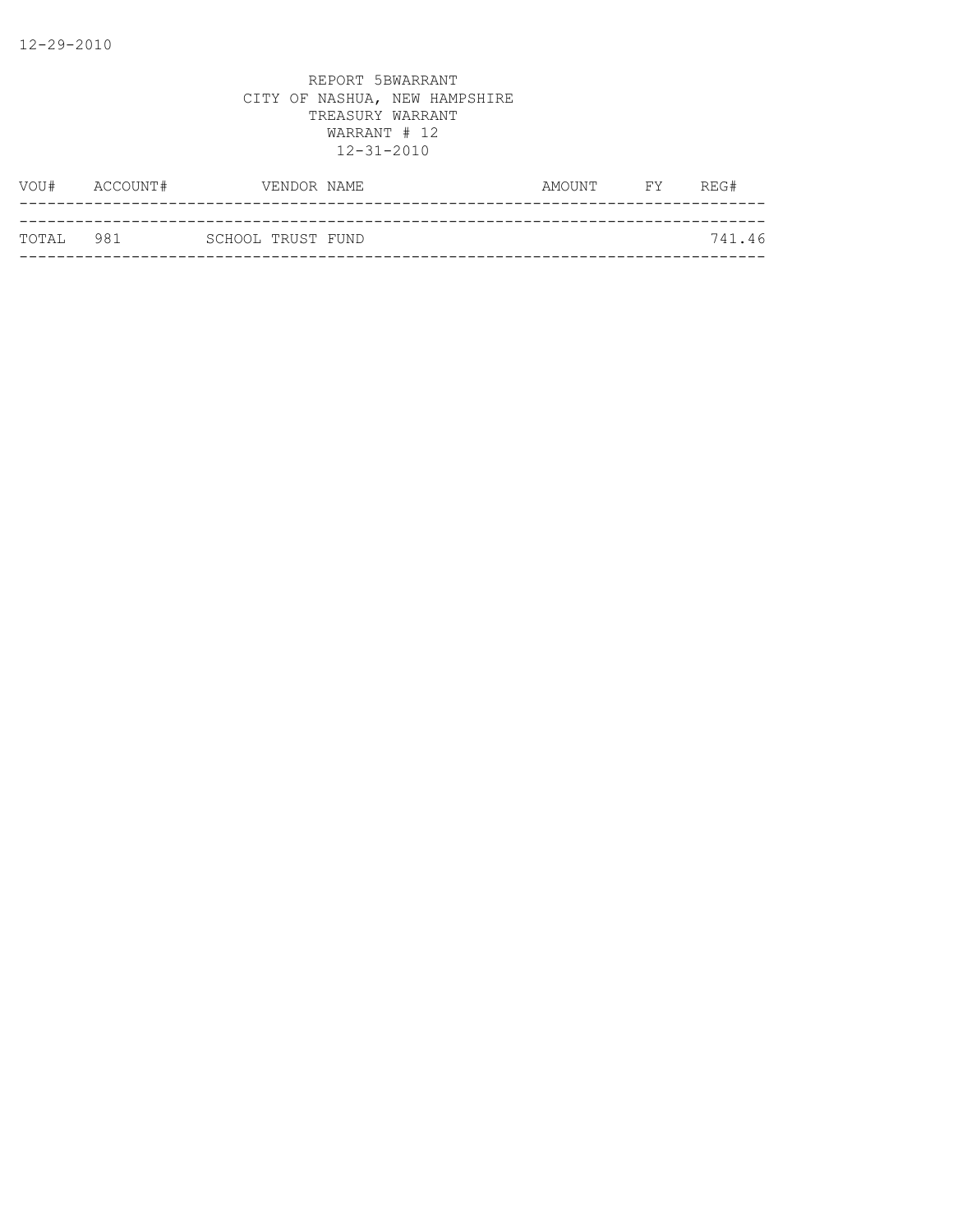12-29-2010

REPORT 5BWARRANT
CITY OF NASHUA, NEW HAMPSHIRE
TREASURY WARRANT
WARRANT # 12
12-31-2010

| VOU# | ACCOUNT# | VENDOR NAME | AMOUNT | FY | REG# |
|---|---|---|---|---|---|
| TOTAL | 981 | SCHOOL TRUST FUND | | | 741.46 |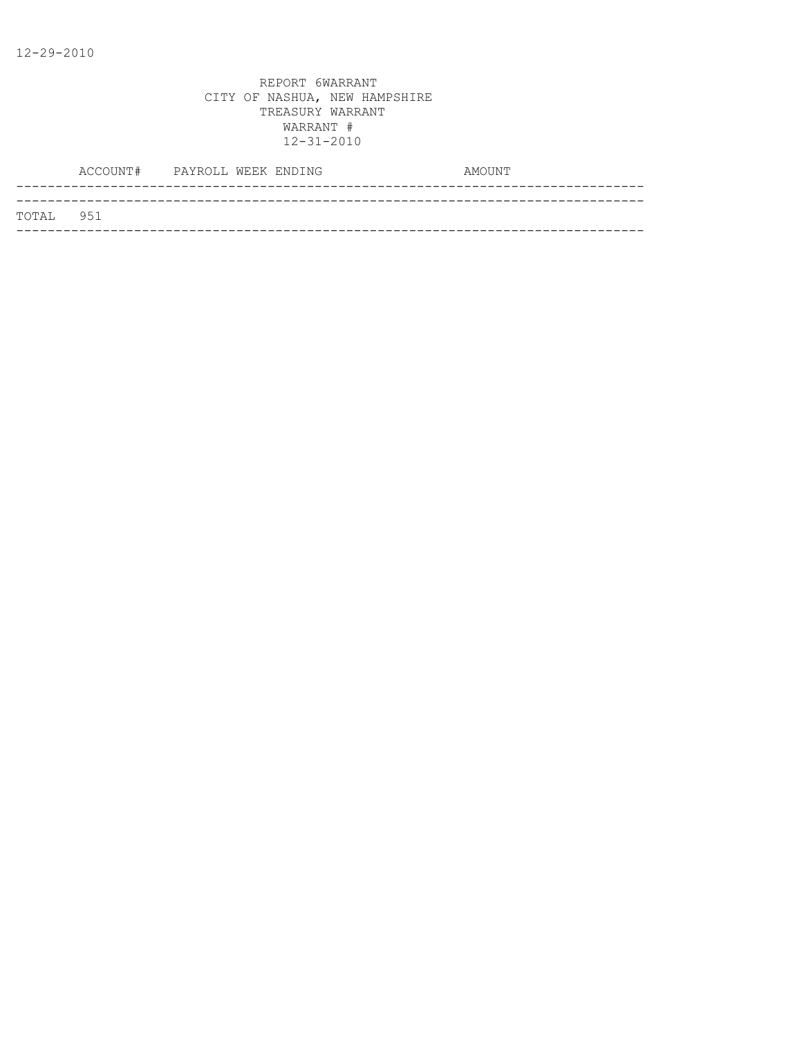12-29-2010

REPORT 6WARRANT
CITY OF NASHUA, NEW HAMPSHIRE
TREASURY WARRANT
WARRANT #
12-31-2010

| | ACCOUNT# | PAYROLL WEEK ENDING | AMOUNT |
|---|---|---|---|
| TOTAL | 951 | | |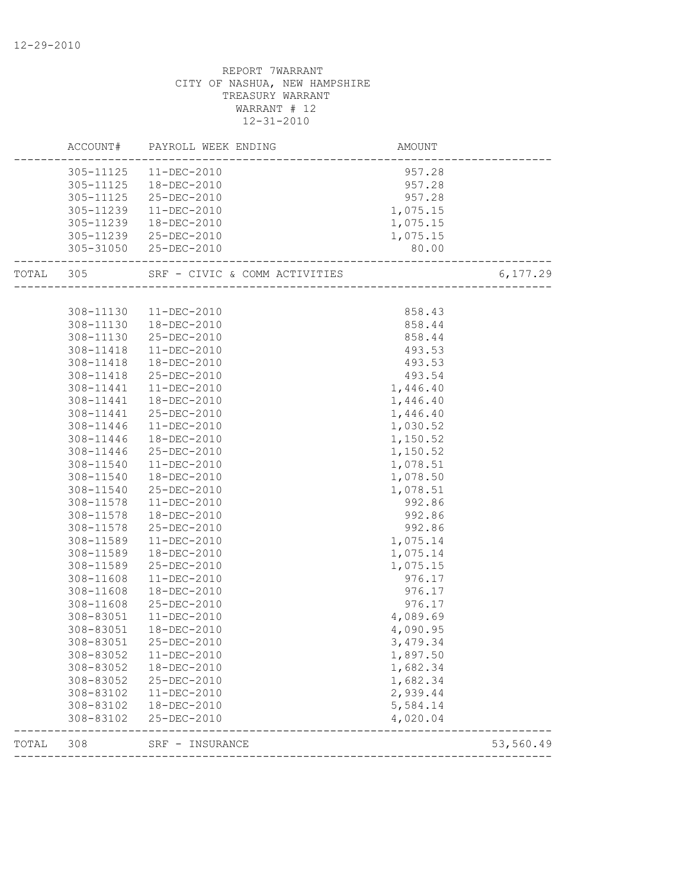12-29-2010

REPORT 7WARRANT
CITY OF NASHUA, NEW HAMPSHIRE
TREASURY WARRANT
WARRANT # 12
12-31-2010

| | ACCOUNT# | PAYROLL WEEK ENDING | AMOUNT | |
|---|---|---|---|---|
| | 305-11125 | 11-DEC-2010 | 957.28 | |
| | 305-11125 | 18-DEC-2010 | 957.28 | |
| | 305-11125 | 25-DEC-2010 | 957.28 | |
| | 305-11239 | 11-DEC-2010 | 1,075.15 | |
| | 305-11239 | 18-DEC-2010 | 1,075.15 | |
| | 305-11239 | 25-DEC-2010 | 1,075.15 | |
| | 305-31050 | 25-DEC-2010 | 80.00 | |
| TOTAL | 305 | SRF - CIVIC & COMM ACTIVITIES | | 6,177.29 |
| | 308-11130 | 11-DEC-2010 | 858.43 | |
| | 308-11130 | 18-DEC-2010 | 858.44 | |
| | 308-11130 | 25-DEC-2010 | 858.44 | |
| | 308-11418 | 11-DEC-2010 | 493.53 | |
| | 308-11418 | 18-DEC-2010 | 493.53 | |
| | 308-11418 | 25-DEC-2010 | 493.54 | |
| | 308-11441 | 11-DEC-2010 | 1,446.40 | |
| | 308-11441 | 18-DEC-2010 | 1,446.40 | |
| | 308-11441 | 25-DEC-2010 | 1,446.40 | |
| | 308-11446 | 11-DEC-2010 | 1,030.52 | |
| | 308-11446 | 18-DEC-2010 | 1,150.52 | |
| | 308-11446 | 25-DEC-2010 | 1,150.52 | |
| | 308-11540 | 11-DEC-2010 | 1,078.51 | |
| | 308-11540 | 18-DEC-2010 | 1,078.50 | |
| | 308-11540 | 25-DEC-2010 | 1,078.51 | |
| | 308-11578 | 11-DEC-2010 | 992.86 | |
| | 308-11578 | 18-DEC-2010 | 992.86 | |
| | 308-11578 | 25-DEC-2010 | 992.86 | |
| | 308-11589 | 11-DEC-2010 | 1,075.14 | |
| | 308-11589 | 18-DEC-2010 | 1,075.14 | |
| | 308-11589 | 25-DEC-2010 | 1,075.15 | |
| | 308-11608 | 11-DEC-2010 | 976.17 | |
| | 308-11608 | 18-DEC-2010 | 976.17 | |
| | 308-11608 | 25-DEC-2010 | 976.17 | |
| | 308-83051 | 11-DEC-2010 | 4,089.69 | |
| | 308-83051 | 18-DEC-2010 | 4,090.95 | |
| | 308-83051 | 25-DEC-2010 | 3,479.34 | |
| | 308-83052 | 11-DEC-2010 | 1,897.50 | |
| | 308-83052 | 18-DEC-2010 | 1,682.34 | |
| | 308-83052 | 25-DEC-2010 | 1,682.34 | |
| | 308-83102 | 11-DEC-2010 | 2,939.44 | |
| | 308-83102 | 18-DEC-2010 | 5,584.14 | |
| | 308-83102 | 25-DEC-2010 | 4,020.04 | |
| TOTAL | 308 | SRF - INSURANCE | | 53,560.49 |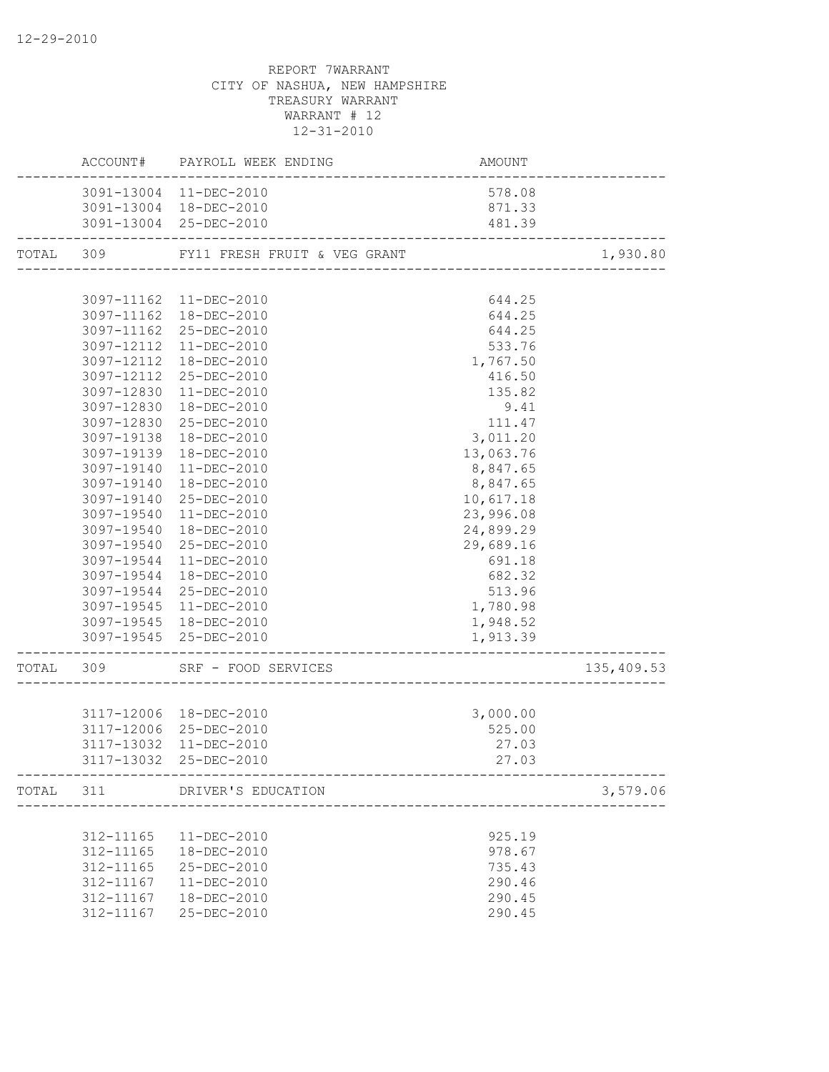12-29-2010

REPORT 7WARRANT
CITY OF NASHUA, NEW HAMPSHIRE
TREASURY WARRANT
WARRANT # 12
12-31-2010

| | ACCOUNT# | PAYROLL WEEK ENDING | AMOUNT | |
|---|---|---|---|---|
| | 3091-13004 | 11-DEC-2010 | 578.08 | |
| | 3091-13004 | 18-DEC-2010 | 871.33 | |
| | 3091-13004 | 25-DEC-2010 | 481.39 | |
| TOTAL | 309 | FY11 FRESH FRUIT & VEG GRANT | | 1,930.80 |
| | 3097-11162 | 11-DEC-2010 | 644.25 | |
| | 3097-11162 | 18-DEC-2010 | 644.25 | |
| | 3097-11162 | 25-DEC-2010 | 644.25 | |
| | 3097-12112 | 11-DEC-2010 | 533.76 | |
| | 3097-12112 | 18-DEC-2010 | 1,767.50 | |
| | 3097-12112 | 25-DEC-2010 | 416.50 | |
| | 3097-12830 | 11-DEC-2010 | 135.82 | |
| | 3097-12830 | 18-DEC-2010 | 9.41 | |
| | 3097-12830 | 25-DEC-2010 | 111.47 | |
| | 3097-19138 | 18-DEC-2010 | 3,011.20 | |
| | 3097-19139 | 18-DEC-2010 | 13,063.76 | |
| | 3097-19140 | 11-DEC-2010 | 8,847.65 | |
| | 3097-19140 | 18-DEC-2010 | 8,847.65 | |
| | 3097-19140 | 25-DEC-2010 | 10,617.18 | |
| | 3097-19540 | 11-DEC-2010 | 23,996.08 | |
| | 3097-19540 | 18-DEC-2010 | 24,899.29 | |
| | 3097-19540 | 25-DEC-2010 | 29,689.16 | |
| | 3097-19544 | 11-DEC-2010 | 691.18 | |
| | 3097-19544 | 18-DEC-2010 | 682.32 | |
| | 3097-19544 | 25-DEC-2010 | 513.96 | |
| | 3097-19545 | 11-DEC-2010 | 1,780.98 | |
| | 3097-19545 | 18-DEC-2010 | 1,948.52 | |
| | 3097-19545 | 25-DEC-2010 | 1,913.39 | |
| TOTAL | 309 | SRF - FOOD SERVICES | | 135,409.53 |
| | 3117-12006 | 18-DEC-2010 | 3,000.00 | |
| | 3117-12006 | 25-DEC-2010 | 525.00 | |
| | 3117-13032 | 11-DEC-2010 | 27.03 | |
| | 3117-13032 | 25-DEC-2010 | 27.03 | |
| TOTAL | 311 | DRIVER'S EDUCATION | | 3,579.06 |
| | 312-11165 | 11-DEC-2010 | 925.19 | |
| | 312-11165 | 18-DEC-2010 | 978.67 | |
| | 312-11165 | 25-DEC-2010 | 735.43 | |
| | 312-11167 | 11-DEC-2010 | 290.46 | |
| | 312-11167 | 18-DEC-2010 | 290.45 | |
| | 312-11167 | 25-DEC-2010 | 290.45 | |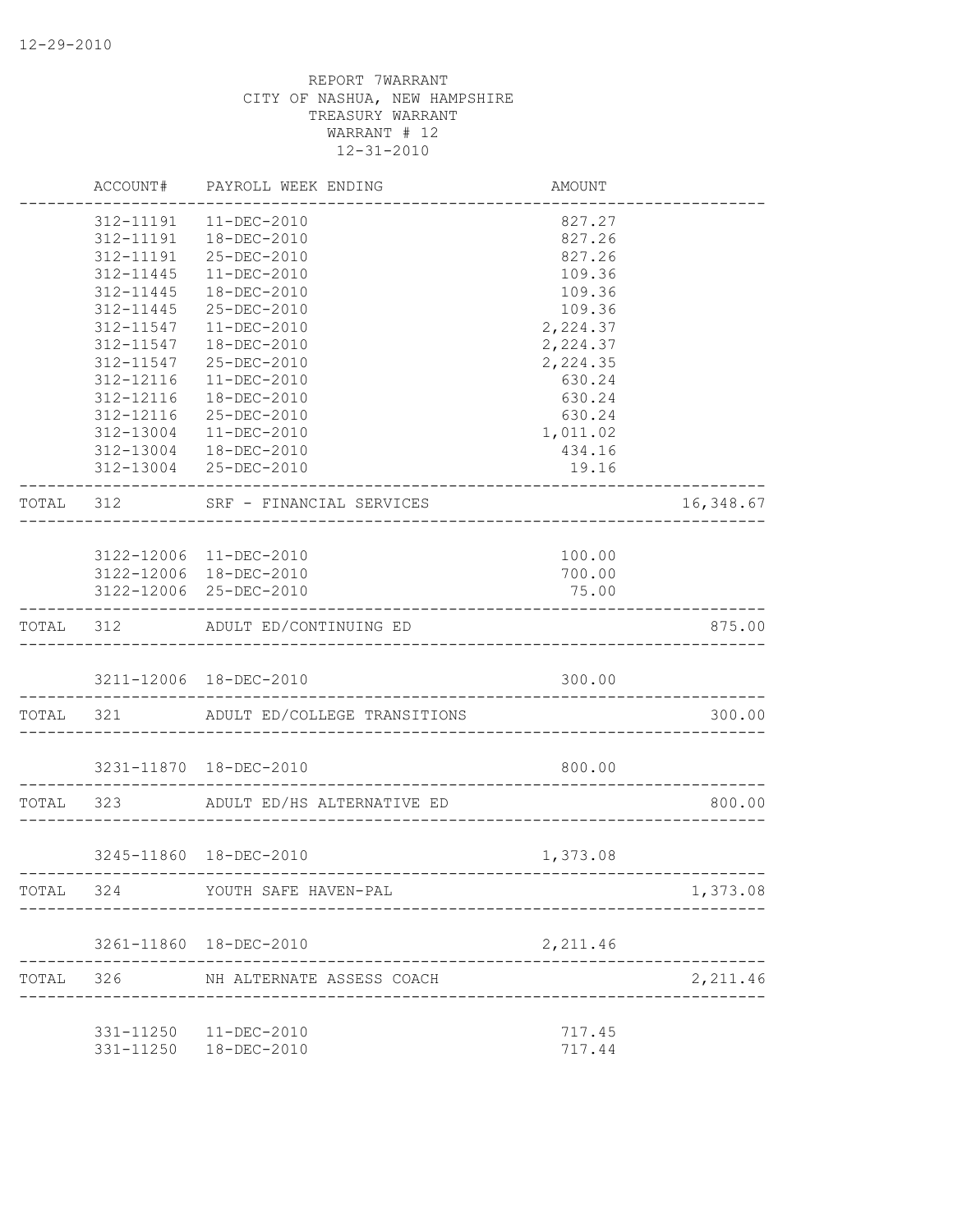REPORT 7WARRANT
CITY OF NASHUA, NEW HAMPSHIRE
TREASURY WARRANT
WARRANT # 12
12-31-2010

| | ACCOUNT# | PAYROLL WEEK ENDING | AMOUNT | |
|---|---|---|---|---|
| | 312-11191 | 11-DEC-2010 | 827.27 | |
| | 312-11191 | 18-DEC-2010 | 827.26 | |
| | 312-11191 | 25-DEC-2010 | 827.26 | |
| | 312-11445 | 11-DEC-2010 | 109.36 | |
| | 312-11445 | 18-DEC-2010 | 109.36 | |
| | 312-11445 | 25-DEC-2010 | 109.36 | |
| | 312-11547 | 11-DEC-2010 | 2,224.37 | |
| | 312-11547 | 18-DEC-2010 | 2,224.37 | |
| | 312-11547 | 25-DEC-2010 | 2,224.35 | |
| | 312-12116 | 11-DEC-2010 | 630.24 | |
| | 312-12116 | 18-DEC-2010 | 630.24 | |
| | 312-12116 | 25-DEC-2010 | 630.24 | |
| | 312-13004 | 11-DEC-2010 | 1,011.02 | |
| | 312-13004 | 18-DEC-2010 | 434.16 | |
| | 312-13004 | 25-DEC-2010 | 19.16 | |
| TOTAL | 312 | SRF - FINANCIAL SERVICES | | 16,348.67 |
| | 3122-12006 | 11-DEC-2010 | 100.00 | |
| | 3122-12006 | 18-DEC-2010 | 700.00 | |
| | 3122-12006 | 25-DEC-2010 | 75.00 | |
| TOTAL | 312 | ADULT ED/CONTINUING ED | | 875.00 |
| | 3211-12006 | 18-DEC-2010 | 300.00 | |
| TOTAL | 321 | ADULT ED/COLLEGE TRANSITIONS | | 300.00 |
| | 3231-11870 | 18-DEC-2010 | 800.00 | |
| TOTAL | 323 | ADULT ED/HS ALTERNATIVE ED | | 800.00 |
| | 3245-11860 | 18-DEC-2010 | 1,373.08 | |
| TOTAL | 324 | YOUTH SAFE HAVEN-PAL | | 1,373.08 |
| | 3261-11860 | 18-DEC-2010 | 2,211.46 | |
| TOTAL | 326 | NH ALTERNATE ASSESS COACH | | 2,211.46 |
| | 331-11250 | 11-DEC-2010 | 717.45 | |
| | 331-11250 | 18-DEC-2010 | 717.44 | |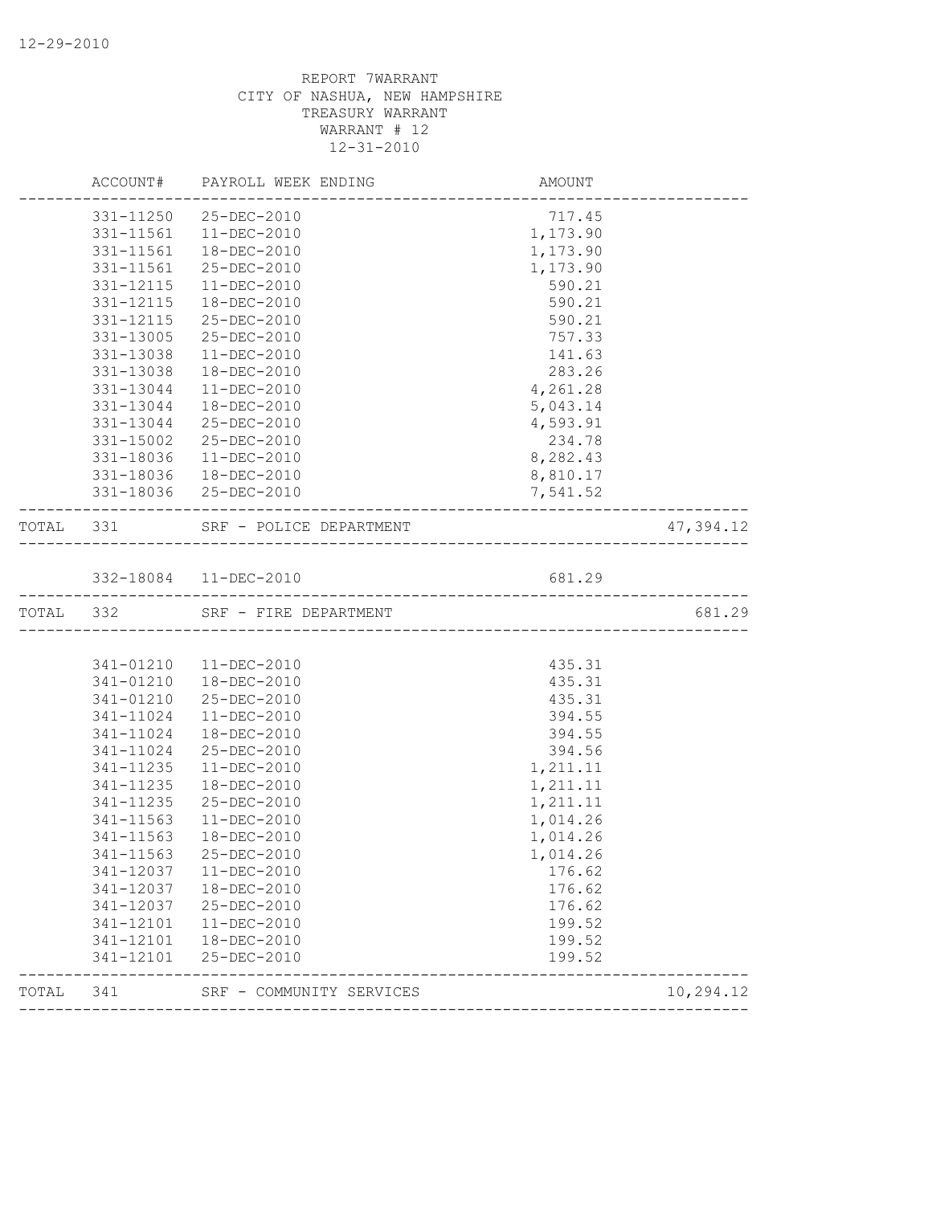REPORT 7WARRANT
CITY OF NASHUA, NEW HAMPSHIRE
TREASURY WARRANT
WARRANT # 12
12-31-2010

| | ACCOUNT# | PAYROLL WEEK ENDING | AMOUNT | |
|---|---|---|---|---|
| | 331-11250 | 25-DEC-2010 | 717.45 | |
| | 331-11561 | 11-DEC-2010 | 1,173.90 | |
| | 331-11561 | 18-DEC-2010 | 1,173.90 | |
| | 331-11561 | 25-DEC-2010 | 1,173.90 | |
| | 331-12115 | 11-DEC-2010 | 590.21 | |
| | 331-12115 | 18-DEC-2010 | 590.21 | |
| | 331-12115 | 25-DEC-2010 | 590.21 | |
| | 331-13005 | 25-DEC-2010 | 757.33 | |
| | 331-13038 | 11-DEC-2010 | 141.63 | |
| | 331-13038 | 18-DEC-2010 | 283.26 | |
| | 331-13044 | 11-DEC-2010 | 4,261.28 | |
| | 331-13044 | 18-DEC-2010 | 5,043.14 | |
| | 331-13044 | 25-DEC-2010 | 4,593.91 | |
| | 331-15002 | 25-DEC-2010 | 234.78 | |
| | 331-18036 | 11-DEC-2010 | 8,282.43 | |
| | 331-18036 | 18-DEC-2010 | 8,810.17 | |
| | 331-18036 | 25-DEC-2010 | 7,541.52 | |
| TOTAL | 331 | SRF - POLICE DEPARTMENT | | 47,394.12 |
| | 332-18084 | 11-DEC-2010 | 681.29 | |
| TOTAL | 332 | SRF - FIRE DEPARTMENT | | 681.29 |
| | 341-01210 | 11-DEC-2010 | 435.31 | |
| | 341-01210 | 18-DEC-2010 | 435.31 | |
| | 341-01210 | 25-DEC-2010 | 435.31 | |
| | 341-11024 | 11-DEC-2010 | 394.55 | |
| | 341-11024 | 18-DEC-2010 | 394.55 | |
| | 341-11024 | 25-DEC-2010 | 394.56 | |
| | 341-11235 | 11-DEC-2010 | 1,211.11 | |
| | 341-11235 | 18-DEC-2010 | 1,211.11 | |
| | 341-11235 | 25-DEC-2010 | 1,211.11 | |
| | 341-11563 | 11-DEC-2010 | 1,014.26 | |
| | 341-11563 | 18-DEC-2010 | 1,014.26 | |
| | 341-11563 | 25-DEC-2010 | 1,014.26 | |
| | 341-12037 | 11-DEC-2010 | 176.62 | |
| | 341-12037 | 18-DEC-2010 | 176.62 | |
| | 341-12037 | 25-DEC-2010 | 176.62 | |
| | 341-12101 | 11-DEC-2010 | 199.52 | |
| | 341-12101 | 18-DEC-2010 | 199.52 | |
| | 341-12101 | 25-DEC-2010 | 199.52 | |
| TOTAL | 341 | SRF - COMMUNITY SERVICES | | 10,294.12 |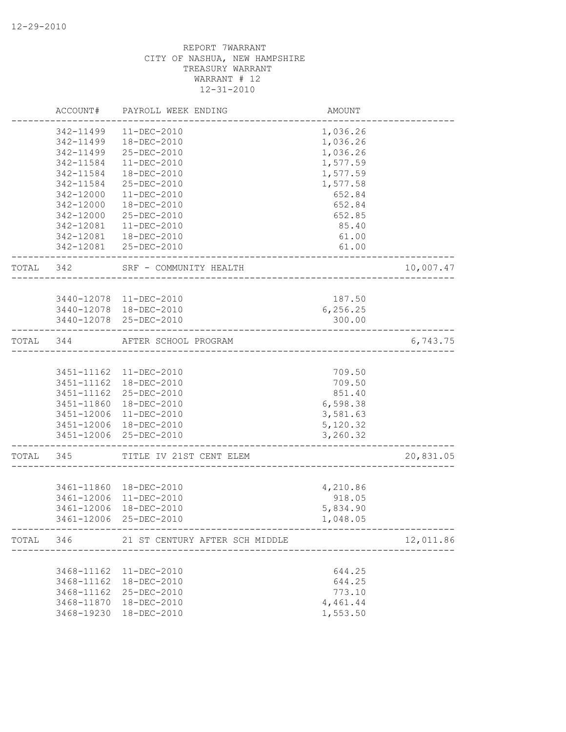12-29-2010

REPORT 7WARRANT
CITY OF NASHUA, NEW HAMPSHIRE
TREASURY WARRANT
WARRANT # 12
12-31-2010

| | ACCOUNT# | PAYROLL WEEK ENDING | AMOUNT | |
|---|---|---|---|---|
| | 342-11499 | 11-DEC-2010 | 1,036.26 | |
| | 342-11499 | 18-DEC-2010 | 1,036.26 | |
| | 342-11499 | 25-DEC-2010 | 1,036.26 | |
| | 342-11584 | 11-DEC-2010 | 1,577.59 | |
| | 342-11584 | 18-DEC-2010 | 1,577.59 | |
| | 342-11584 | 25-DEC-2010 | 1,577.58 | |
| | 342-12000 | 11-DEC-2010 | 652.84 | |
| | 342-12000 | 18-DEC-2010 | 652.84 | |
| | 342-12000 | 25-DEC-2010 | 652.85 | |
| | 342-12081 | 11-DEC-2010 | 85.40 | |
| | 342-12081 | 18-DEC-2010 | 61.00 | |
| | 342-12081 | 25-DEC-2010 | 61.00 | |
| TOTAL | 342 | SRF - COMMUNITY HEALTH | | 10,007.47 |
| | 3440-12078 | 11-DEC-2010 | 187.50 | |
| | 3440-12078 | 18-DEC-2010 | 6,256.25 | |
| | 3440-12078 | 25-DEC-2010 | 300.00 | |
| TOTAL | 344 | AFTER SCHOOL PROGRAM | | 6,743.75 |
| | 3451-11162 | 11-DEC-2010 | 709.50 | |
| | 3451-11162 | 18-DEC-2010 | 709.50 | |
| | 3451-11162 | 25-DEC-2010 | 851.40 | |
| | 3451-11860 | 18-DEC-2010 | 6,598.38 | |
| | 3451-12006 | 11-DEC-2010 | 3,581.63 | |
| | 3451-12006 | 18-DEC-2010 | 5,120.32 | |
| | 3451-12006 | 25-DEC-2010 | 3,260.32 | |
| TOTAL | 345 | TITLE IV 21ST CENT ELEM | | 20,831.05 |
| | 3461-11860 | 18-DEC-2010 | 4,210.86 | |
| | 3461-12006 | 11-DEC-2010 | 918.05 | |
| | 3461-12006 | 18-DEC-2010 | 5,834.90 | |
| | 3461-12006 | 25-DEC-2010 | 1,048.05 | |
| TOTAL | 346 | 21 ST CENTURY AFTER SCH MIDDLE | | 12,011.86 |
| | 3468-11162 | 11-DEC-2010 | 644.25 | |
| | 3468-11162 | 18-DEC-2010 | 644.25 | |
| | 3468-11162 | 25-DEC-2010 | 773.10 | |
| | 3468-11870 | 18-DEC-2010 | 4,461.44 | |
| | 3468-19230 | 18-DEC-2010 | 1,553.50 | |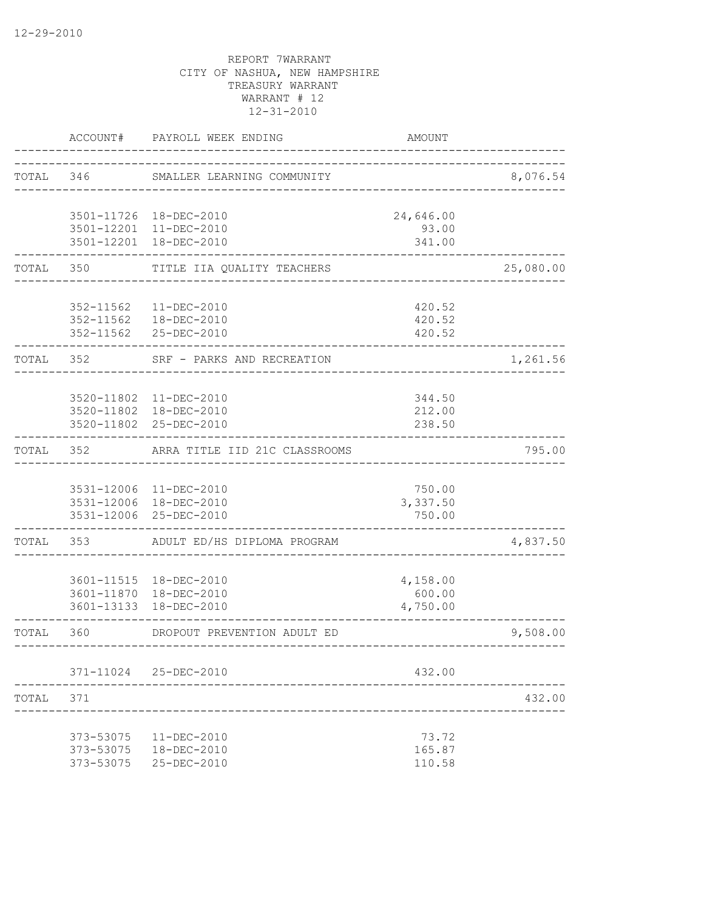REPORT 7WARRANT
CITY OF NASHUA, NEW HAMPSHIRE
TREASURY WARRANT
WARRANT # 12
12-31-2010

| | ACCOUNT# | PAYROLL WEEK ENDING | AMOUNT | |
|---|---|---|---|---|
| TOTAL | 346 | SMALLER LEARNING COMMUNITY | | 8,076.54 |
| | 3501-11726 | 18-DEC-2010 | 24,646.00 | |
| | 3501-12201 | 11-DEC-2010 | 93.00 | |
| | 3501-12201 | 18-DEC-2010 | 341.00 | |
| TOTAL | 350 | TITLE IIA QUALITY TEACHERS | | 25,080.00 |
| | 352-11562 | 11-DEC-2010 | 420.52 | |
| | 352-11562 | 18-DEC-2010 | 420.52 | |
| | 352-11562 | 25-DEC-2010 | 420.52 | |
| TOTAL | 352 | SRF - PARKS AND RECREATION | | 1,261.56 |
| | 3520-11802 | 11-DEC-2010 | 344.50 | |
| | 3520-11802 | 18-DEC-2010 | 212.00 | |
| | 3520-11802 | 25-DEC-2010 | 238.50 | |
| TOTAL | 352 | ARRA TITLE IID 21C CLASSROOMS | | 795.00 |
| | 3531-12006 | 11-DEC-2010 | 750.00 | |
| | 3531-12006 | 18-DEC-2010 | 3,337.50 | |
| | 3531-12006 | 25-DEC-2010 | 750.00 | |
| TOTAL | 353 | ADULT ED/HS DIPLOMA PROGRAM | | 4,837.50 |
| | 3601-11515 | 18-DEC-2010 | 4,158.00 | |
| | 3601-11870 | 18-DEC-2010 | 600.00 | |
| | 3601-13133 | 18-DEC-2010 | 4,750.00 | |
| TOTAL | 360 | DROPOUT PREVENTION ADULT ED | | 9,508.00 |
| | 371-11024 | 25-DEC-2010 | 432.00 | |
| TOTAL | 371 | | | 432.00 |
| | 373-53075 | 11-DEC-2010 | 73.72 | |
| | 373-53075 | 18-DEC-2010 | 165.87 | |
| | 373-53075 | 25-DEC-2010 | 110.58 | |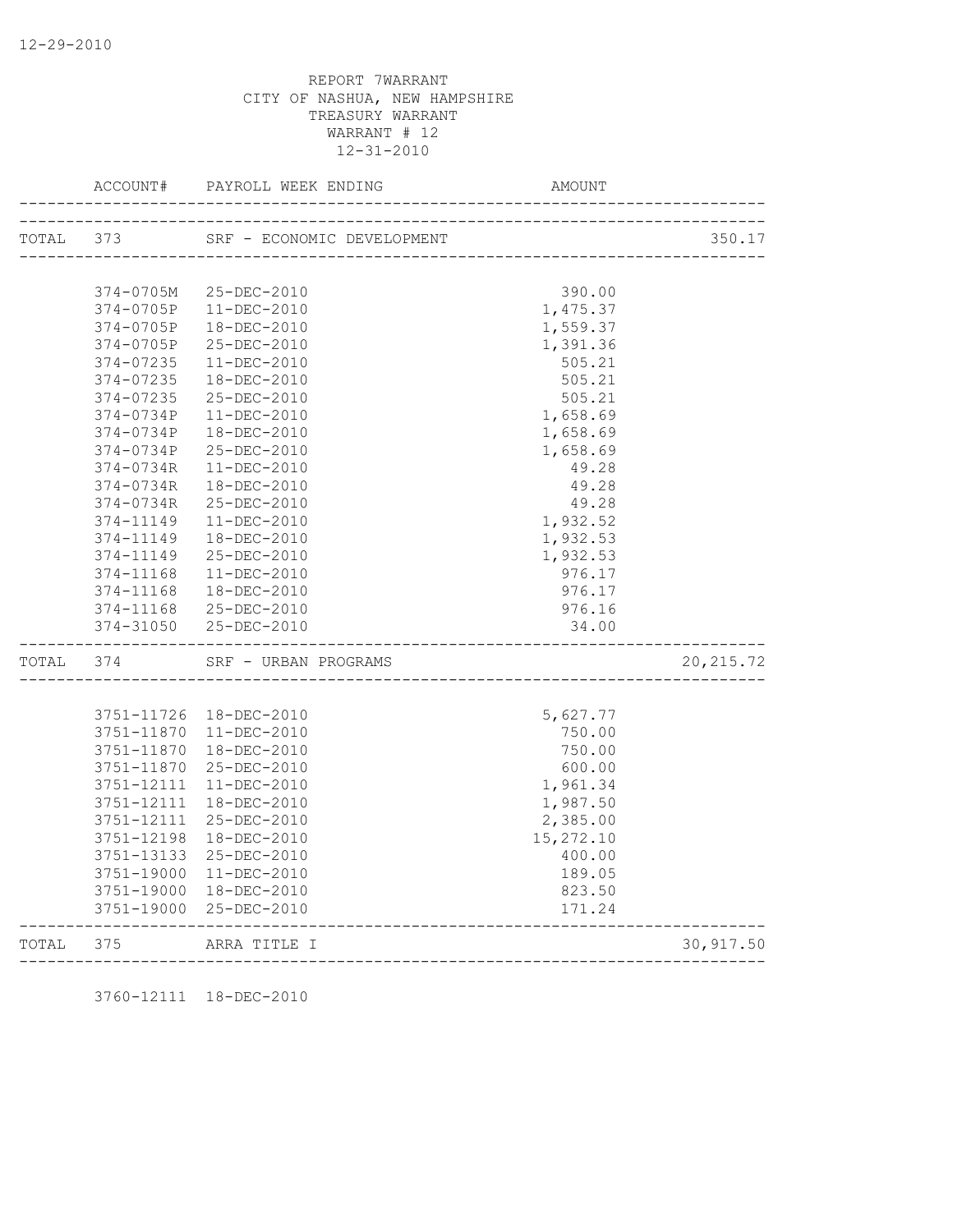REPORT 7WARRANT
CITY OF NASHUA, NEW HAMPSHIRE
TREASURY WARRANT
WARRANT # 12
12-31-2010

| | ACCOUNT# | PAYROLL WEEK ENDING | AMOUNT | |
|---|---|---|---|---|
| TOTAL | 373 | SRF - ECONOMIC DEVELOPMENT | | 350.17 |
| | 374-0705M | 25-DEC-2010 | 390.00 | |
| | 374-0705P | 11-DEC-2010 | 1,475.37 | |
| | 374-0705P | 18-DEC-2010 | 1,559.37 | |
| | 374-0705P | 25-DEC-2010 | 1,391.36 | |
| | 374-07235 | 11-DEC-2010 | 505.21 | |
| | 374-07235 | 18-DEC-2010 | 505.21 | |
| | 374-07235 | 25-DEC-2010 | 505.21 | |
| | 374-0734P | 11-DEC-2010 | 1,658.69 | |
| | 374-0734P | 18-DEC-2010 | 1,658.69 | |
| | 374-0734P | 25-DEC-2010 | 1,658.69 | |
| | 374-0734R | 11-DEC-2010 | 49.28 | |
| | 374-0734R | 18-DEC-2010 | 49.28 | |
| | 374-0734R | 25-DEC-2010 | 49.28 | |
| | 374-11149 | 11-DEC-2010 | 1,932.52 | |
| | 374-11149 | 18-DEC-2010 | 1,932.53 | |
| | 374-11149 | 25-DEC-2010 | 1,932.53 | |
| | 374-11168 | 11-DEC-2010 | 976.17 | |
| | 374-11168 | 18-DEC-2010 | 976.17 | |
| | 374-11168 | 25-DEC-2010 | 976.16 | |
| | 374-31050 | 25-DEC-2010 | 34.00 | |
| TOTAL | 374 | SRF - URBAN PROGRAMS | | 20,215.72 |
| | 3751-11726 | 18-DEC-2010 | 5,627.77 | |
| | 3751-11870 | 11-DEC-2010 | 750.00 | |
| | 3751-11870 | 18-DEC-2010 | 750.00 | |
| | 3751-11870 | 25-DEC-2010 | 600.00 | |
| | 3751-12111 | 11-DEC-2010 | 1,961.34 | |
| | 3751-12111 | 18-DEC-2010 | 1,987.50 | |
| | 3751-12111 | 25-DEC-2010 | 2,385.00 | |
| | 3751-12198 | 18-DEC-2010 | 15,272.10 | |
| | 3751-13133 | 25-DEC-2010 | 400.00 | |
| | 3751-19000 | 11-DEC-2010 | 189.05 | |
| | 3751-19000 | 18-DEC-2010 | 823.50 | |
| | 3751-19000 | 25-DEC-2010 | 171.24 | |
| TOTAL | 375 | ARRA TITLE I | | 30,917.50 |
| | 3760-12111 | 18-DEC-2010 | | |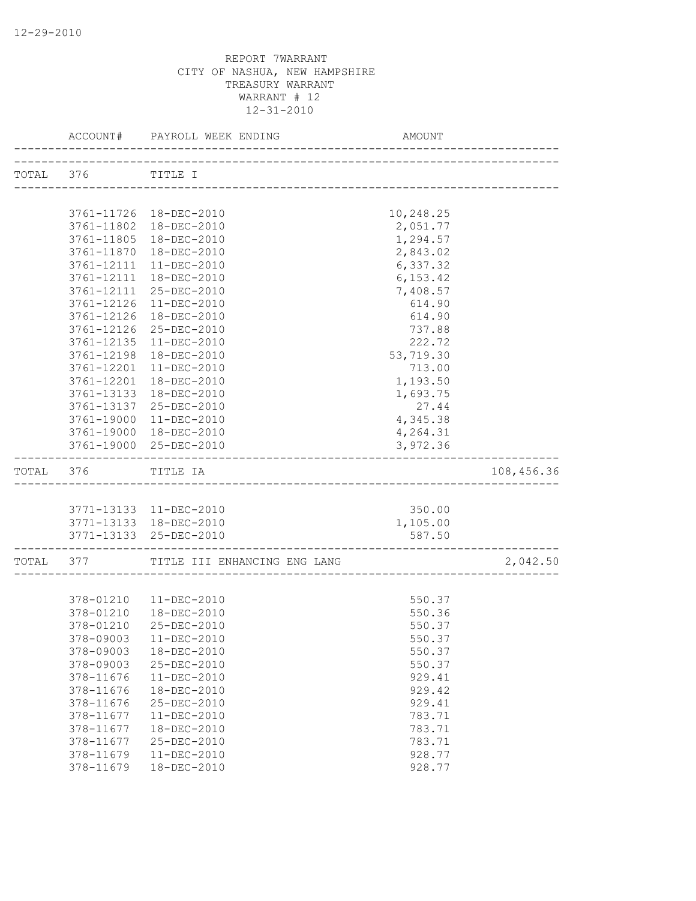12-29-2010

REPORT 7WARRANT
CITY OF NASHUA, NEW HAMPSHIRE
TREASURY WARRANT
WARRANT # 12
12-31-2010

| | ACCOUNT# | PAYROLL WEEK ENDING | AMOUNT | |
|---|---|---|---|---|
| TOTAL | 376 | TITLE I | | |
| | 3761-11726 | 18-DEC-2010 | 10,248.25 | |
| | 3761-11802 | 18-DEC-2010 | 2,051.77 | |
| | 3761-11805 | 18-DEC-2010 | 1,294.57 | |
| | 3761-11870 | 18-DEC-2010 | 2,843.02 | |
| | 3761-12111 | 11-DEC-2010 | 6,337.32 | |
| | 3761-12111 | 18-DEC-2010 | 6,153.42 | |
| | 3761-12111 | 25-DEC-2010 | 7,408.57 | |
| | 3761-12126 | 11-DEC-2010 | 614.90 | |
| | 3761-12126 | 18-DEC-2010 | 614.90 | |
| | 3761-12126 | 25-DEC-2010 | 737.88 | |
| | 3761-12135 | 11-DEC-2010 | 222.72 | |
| | 3761-12198 | 18-DEC-2010 | 53,719.30 | |
| | 3761-12201 | 11-DEC-2010 | 713.00 | |
| | 3761-12201 | 18-DEC-2010 | 1,193.50 | |
| | 3761-13133 | 18-DEC-2010 | 1,693.75 | |
| | 3761-13137 | 25-DEC-2010 | 27.44 | |
| | 3761-19000 | 11-DEC-2010 | 4,345.38 | |
| | 3761-19000 | 18-DEC-2010 | 4,264.31 | |
| | 3761-19000 | 25-DEC-2010 | 3,972.36 | |
| TOTAL | 376 | TITLE IA | | 108,456.36 |
| | 3771-13133 | 11-DEC-2010 | 350.00 | |
| | 3771-13133 | 18-DEC-2010 | 1,105.00 | |
| | 3771-13133 | 25-DEC-2010 | 587.50 | |
| TOTAL | 377 | TITLE III ENHANCING ENG LANG | | 2,042.50 |
| | 378-01210 | 11-DEC-2010 | 550.37 | |
| | 378-01210 | 18-DEC-2010 | 550.36 | |
| | 378-01210 | 25-DEC-2010 | 550.37 | |
| | 378-09003 | 11-DEC-2010 | 550.37 | |
| | 378-09003 | 18-DEC-2010 | 550.37 | |
| | 378-09003 | 25-DEC-2010 | 550.37 | |
| | 378-11676 | 11-DEC-2010 | 929.41 | |
| | 378-11676 | 18-DEC-2010 | 929.42 | |
| | 378-11676 | 25-DEC-2010 | 929.41 | |
| | 378-11677 | 11-DEC-2010 | 783.71 | |
| | 378-11677 | 18-DEC-2010 | 783.71 | |
| | 378-11677 | 25-DEC-2010 | 783.71 | |
| | 378-11679 | 11-DEC-2010 | 928.77 | |
| | 378-11679 | 18-DEC-2010 | 928.77 | |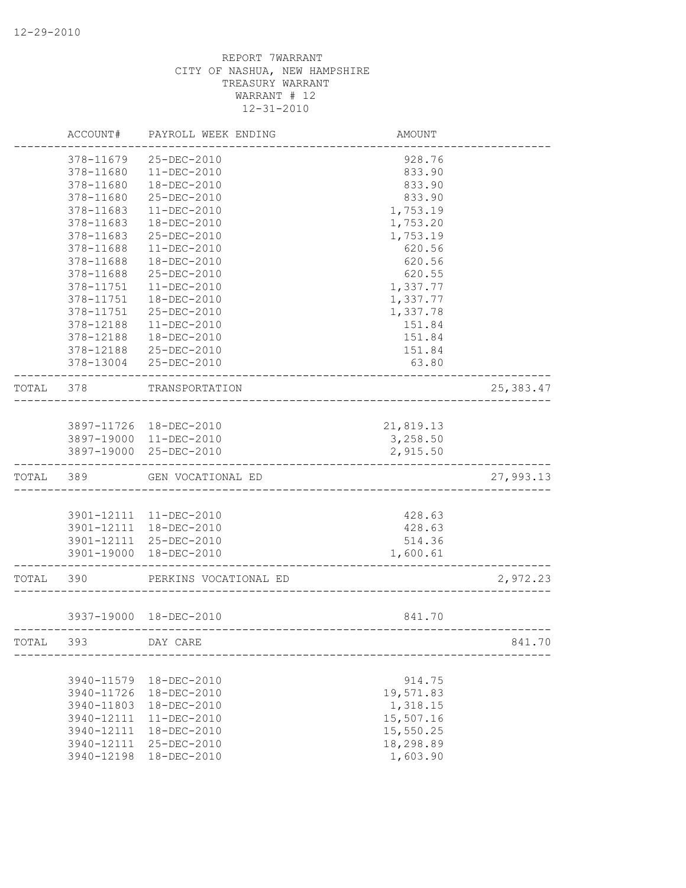12-29-2010

REPORT 7WARRANT
CITY OF NASHUA, NEW HAMPSHIRE
TREASURY WARRANT
WARRANT # 12
12-31-2010

| | ACCOUNT# | PAYROLL WEEK ENDING | AMOUNT | |
|---|---|---|---|---|
| | 378-11679 | 25-DEC-2010 | 928.76 | |
| | 378-11680 | 11-DEC-2010 | 833.90 | |
| | 378-11680 | 18-DEC-2010 | 833.90 | |
| | 378-11680 | 25-DEC-2010 | 833.90 | |
| | 378-11683 | 11-DEC-2010 | 1,753.19 | |
| | 378-11683 | 18-DEC-2010 | 1,753.20 | |
| | 378-11683 | 25-DEC-2010 | 1,753.19 | |
| | 378-11688 | 11-DEC-2010 | 620.56 | |
| | 378-11688 | 18-DEC-2010 | 620.56 | |
| | 378-11688 | 25-DEC-2010 | 620.55 | |
| | 378-11751 | 11-DEC-2010 | 1,337.77 | |
| | 378-11751 | 18-DEC-2010 | 1,337.77 | |
| | 378-11751 | 25-DEC-2010 | 1,337.78 | |
| | 378-12188 | 11-DEC-2010 | 151.84 | |
| | 378-12188 | 18-DEC-2010 | 151.84 | |
| | 378-12188 | 25-DEC-2010 | 151.84 | |
| | 378-13004 | 25-DEC-2010 | 63.80 | |
| TOTAL | 378 | TRANSPORTATION | | 25,383.47 |
| | 3897-11726 | 18-DEC-2010 | 21,819.13 | |
| | 3897-19000 | 11-DEC-2010 | 3,258.50 | |
| | 3897-19000 | 25-DEC-2010 | 2,915.50 | |
| TOTAL | 389 | GEN VOCATIONAL ED | | 27,993.13 |
| | 3901-12111 | 11-DEC-2010 | 428.63 | |
| | 3901-12111 | 18-DEC-2010 | 428.63 | |
| | 3901-12111 | 25-DEC-2010 | 514.36 | |
| | 3901-19000 | 18-DEC-2010 | 1,600.61 | |
| TOTAL | 390 | PERKINS VOCATIONAL ED | | 2,972.23 |
| | 3937-19000 | 18-DEC-2010 | 841.70 | |
| TOTAL | 393 | DAY CARE | | 841.70 |
| | 3940-11579 | 18-DEC-2010 | 914.75 | |
| | 3940-11726 | 18-DEC-2010 | 19,571.83 | |
| | 3940-11803 | 18-DEC-2010 | 1,318.15 | |
| | 3940-12111 | 11-DEC-2010 | 15,507.16 | |
| | 3940-12111 | 18-DEC-2010 | 15,550.25 | |
| | 3940-12111 | 25-DEC-2010 | 18,298.89 | |
| | 3940-12198 | 18-DEC-2010 | 1,603.90 | |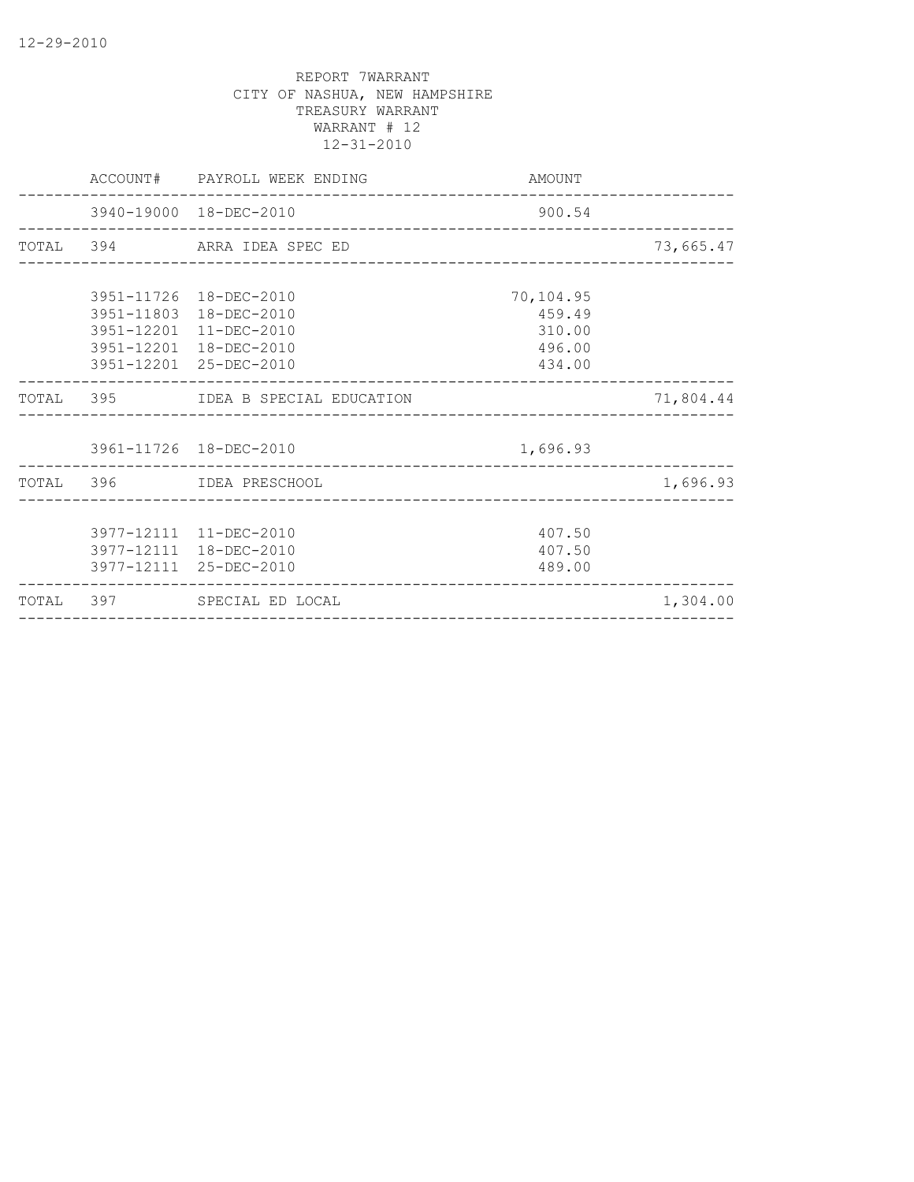12-29-2010

REPORT 7WARRANT
CITY OF NASHUA, NEW HAMPSHIRE
TREASURY WARRANT
WARRANT # 12
12-31-2010

| | ACCOUNT# | PAYROLL WEEK ENDING | AMOUNT | |
|---|---|---|---|---|
| | 3940-19000 | 18-DEC-2010 | 900.54 | |
| TOTAL | 394 | ARRA IDEA SPEC ED | | 73,665.47 |
| | 3951-11726 | 18-DEC-2010 | 70,104.95 | |
| | 3951-11803 | 18-DEC-2010 | 459.49 | |
| | 3951-12201 | 11-DEC-2010 | 310.00 | |
| | 3951-12201 | 18-DEC-2010 | 496.00 | |
| | 3951-12201 | 25-DEC-2010 | 434.00 | |
| TOTAL | 395 | IDEA B SPECIAL EDUCATION | | 71,804.44 |
| | 3961-11726 | 18-DEC-2010 | 1,696.93 | |
| TOTAL | 396 | IDEA PRESCHOOL | | 1,696.93 |
| | 3977-12111 | 11-DEC-2010 | 407.50 | |
| | 3977-12111 | 18-DEC-2010 | 407.50 | |
| | 3977-12111 | 25-DEC-2010 | 489.00 | |
| TOTAL | 397 | SPECIAL ED LOCAL | | 1,304.00 |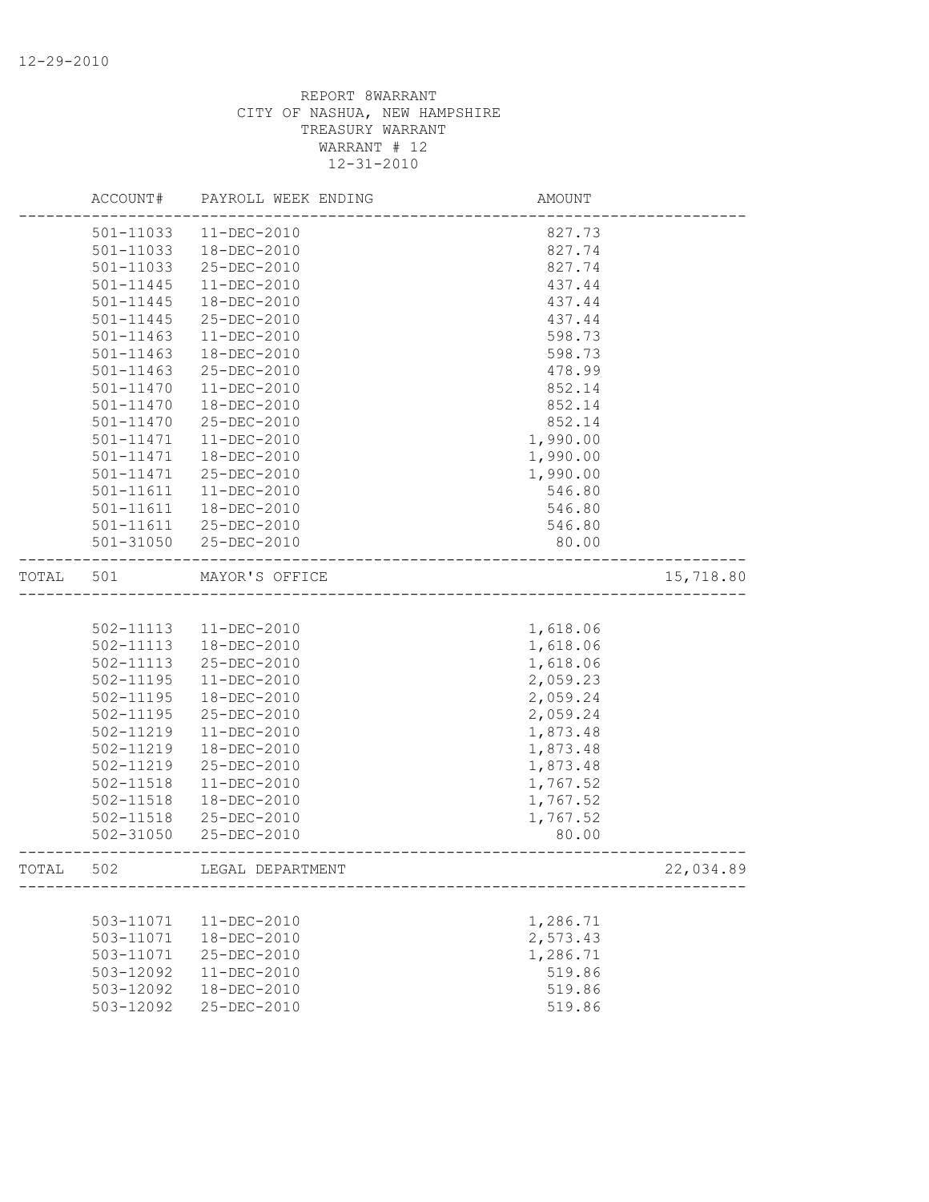12-29-2010

REPORT 8WARRANT
CITY OF NASHUA, NEW HAMPSHIRE
TREASURY WARRANT
WARRANT # 12
12-31-2010

| | ACCOUNT# | PAYROLL WEEK ENDING | AMOUNT | |
|---|---|---|---|---|
| | 501-11033 | 11-DEC-2010 | 827.73 | |
| | 501-11033 | 18-DEC-2010 | 827.74 | |
| | 501-11033 | 25-DEC-2010 | 827.74 | |
| | 501-11445 | 11-DEC-2010 | 437.44 | |
| | 501-11445 | 18-DEC-2010 | 437.44 | |
| | 501-11445 | 25-DEC-2010 | 437.44 | |
| | 501-11463 | 11-DEC-2010 | 598.73 | |
| | 501-11463 | 18-DEC-2010 | 598.73 | |
| | 501-11463 | 25-DEC-2010 | 478.99 | |
| | 501-11470 | 11-DEC-2010 | 852.14 | |
| | 501-11470 | 18-DEC-2010 | 852.14 | |
| | 501-11470 | 25-DEC-2010 | 852.14 | |
| | 501-11471 | 11-DEC-2010 | 1,990.00 | |
| | 501-11471 | 18-DEC-2010 | 1,990.00 | |
| | 501-11471 | 25-DEC-2010 | 1,990.00 | |
| | 501-11611 | 11-DEC-2010 | 546.80 | |
| | 501-11611 | 18-DEC-2010 | 546.80 | |
| | 501-11611 | 25-DEC-2010 | 546.80 | |
| | 501-31050 | 25-DEC-2010 | 80.00 | |
| TOTAL | 501 | MAYOR'S OFFICE | | 15,718.80 |
| | 502-11113 | 11-DEC-2010 | 1,618.06 | |
| | 502-11113 | 18-DEC-2010 | 1,618.06 | |
| | 502-11113 | 25-DEC-2010 | 1,618.06 | |
| | 502-11195 | 11-DEC-2010 | 2,059.23 | |
| | 502-11195 | 18-DEC-2010 | 2,059.24 | |
| | 502-11195 | 25-DEC-2010 | 2,059.24 | |
| | 502-11219 | 11-DEC-2010 | 1,873.48 | |
| | 502-11219 | 18-DEC-2010 | 1,873.48 | |
| | 502-11219 | 25-DEC-2010 | 1,873.48 | |
| | 502-11518 | 11-DEC-2010 | 1,767.52 | |
| | 502-11518 | 18-DEC-2010 | 1,767.52 | |
| | 502-11518 | 25-DEC-2010 | 1,767.52 | |
| | 502-31050 | 25-DEC-2010 | 80.00 | |
| TOTAL | 502 | LEGAL DEPARTMENT | | 22,034.89 |
| | 503-11071 | 11-DEC-2010 | 1,286.71 | |
| | 503-11071 | 18-DEC-2010 | 2,573.43 | |
| | 503-11071 | 25-DEC-2010 | 1,286.71 | |
| | 503-12092 | 11-DEC-2010 | 519.86 | |
| | 503-12092 | 18-DEC-2010 | 519.86 | |
| | 503-12092 | 25-DEC-2010 | 519.86 | |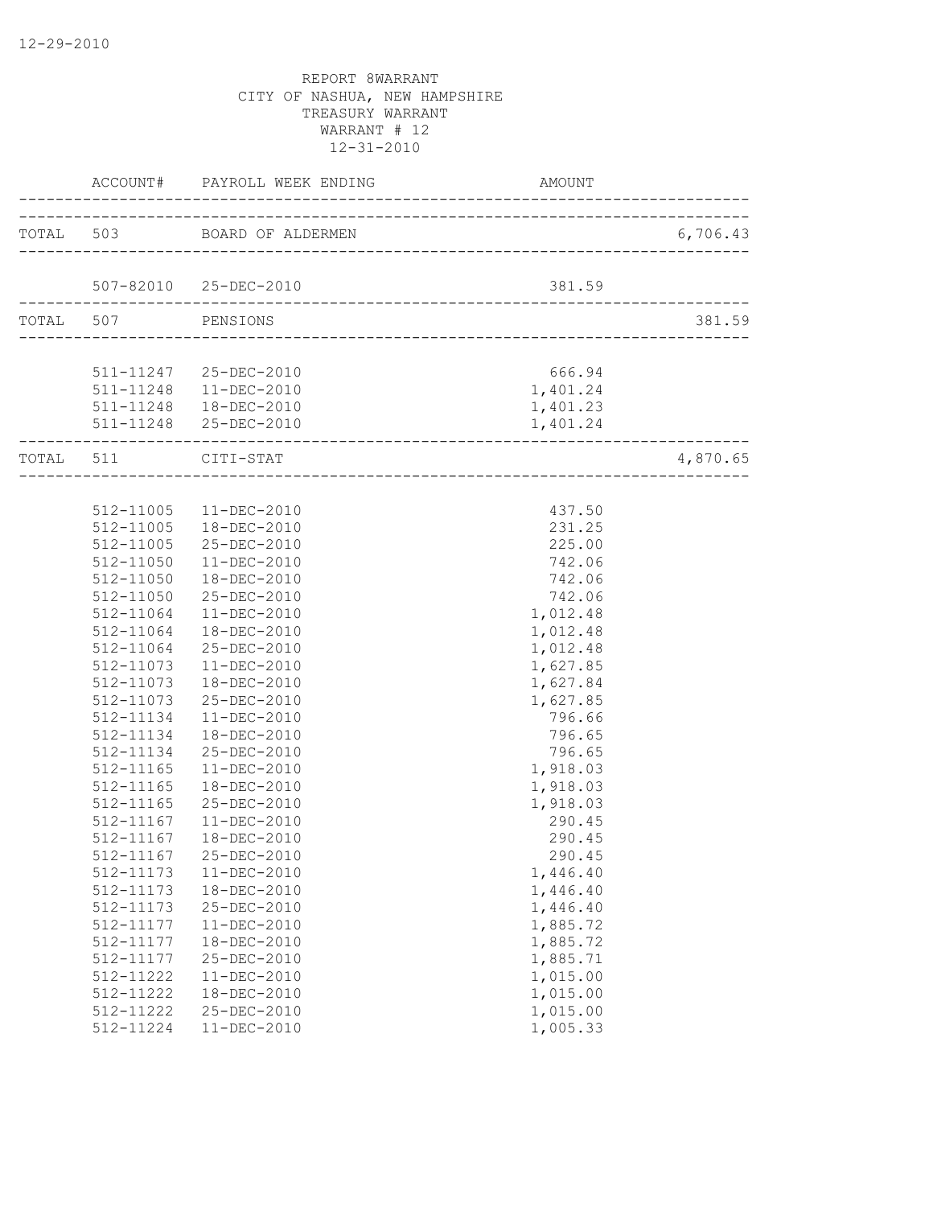12-29-2010

REPORT 8WARRANT
CITY OF NASHUA, NEW HAMPSHIRE
TREASURY WARRANT
WARRANT # 12
12-31-2010

| ACCOUNT# | PAYROLL WEEK ENDING | AMOUNT | |
|---|---|---|---|
| TOTAL 503 | BOARD OF ALDERMEN | | 6,706.43 |
| 507-82010 | 25-DEC-2010 | 381.59 | |
| TOTAL 507 | PENSIONS | | 381.59 |
| 511-11247 | 25-DEC-2010 | 666.94 | |
| 511-11248 | 11-DEC-2010 | 1,401.24 | |
| 511-11248 | 18-DEC-2010 | 1,401.23 | |
| 511-11248 | 25-DEC-2010 | 1,401.24 | |
| TOTAL 511 | CITI-STAT | | 4,870.65 |
| 512-11005 | 11-DEC-2010 | 437.50 | |
| 512-11005 | 18-DEC-2010 | 231.25 | |
| 512-11005 | 25-DEC-2010 | 225.00 | |
| 512-11050 | 11-DEC-2010 | 742.06 | |
| 512-11050 | 18-DEC-2010 | 742.06 | |
| 512-11050 | 25-DEC-2010 | 742.06 | |
| 512-11064 | 11-DEC-2010 | 1,012.48 | |
| 512-11064 | 18-DEC-2010 | 1,012.48 | |
| 512-11064 | 25-DEC-2010 | 1,012.48 | |
| 512-11073 | 11-DEC-2010 | 1,627.85 | |
| 512-11073 | 18-DEC-2010 | 1,627.84 | |
| 512-11073 | 25-DEC-2010 | 1,627.85 | |
| 512-11134 | 11-DEC-2010 | 796.66 | |
| 512-11134 | 18-DEC-2010 | 796.65 | |
| 512-11134 | 25-DEC-2010 | 796.65 | |
| 512-11165 | 11-DEC-2010 | 1,918.03 | |
| 512-11165 | 18-DEC-2010 | 1,918.03 | |
| 512-11165 | 25-DEC-2010 | 1,918.03 | |
| 512-11167 | 11-DEC-2010 | 290.45 | |
| 512-11167 | 18-DEC-2010 | 290.45 | |
| 512-11167 | 25-DEC-2010 | 290.45 | |
| 512-11173 | 11-DEC-2010 | 1,446.40 | |
| 512-11173 | 18-DEC-2010 | 1,446.40 | |
| 512-11173 | 25-DEC-2010 | 1,446.40 | |
| 512-11177 | 11-DEC-2010 | 1,885.72 | |
| 512-11177 | 18-DEC-2010 | 1,885.72 | |
| 512-11177 | 25-DEC-2010 | 1,885.71 | |
| 512-11222 | 11-DEC-2010 | 1,015.00 | |
| 512-11222 | 18-DEC-2010 | 1,015.00 | |
| 512-11222 | 25-DEC-2010 | 1,015.00 | |
| 512-11224 | 11-DEC-2010 | 1,005.33 | |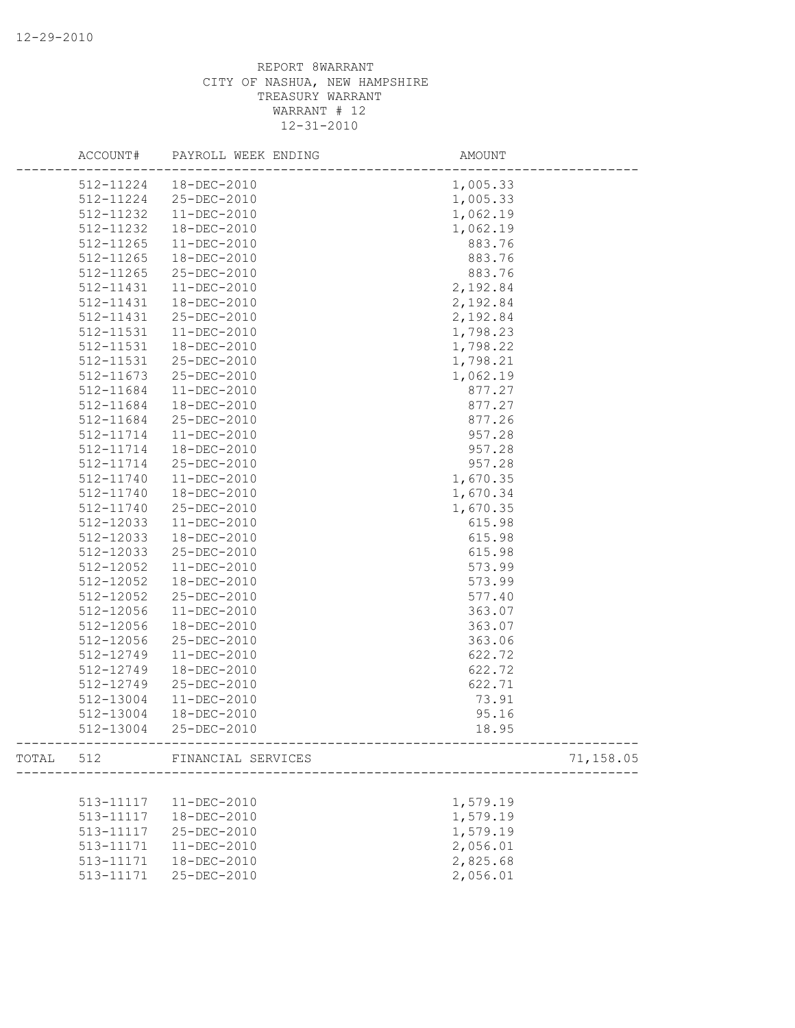REPORT 8WARRANT
CITY OF NASHUA, NEW HAMPSHIRE
TREASURY WARRANT
WARRANT # 12
12-31-2010

| ACCOUNT# | PAYROLL WEEK ENDING | AMOUNT | |
|---|---|---|---|
| 512-11224 | 18-DEC-2010 | 1,005.33 | |
| 512-11224 | 25-DEC-2010 | 1,005.33 | |
| 512-11232 | 11-DEC-2010 | 1,062.19 | |
| 512-11232 | 18-DEC-2010 | 1,062.19 | |
| 512-11265 | 11-DEC-2010 | 883.76 | |
| 512-11265 | 18-DEC-2010 | 883.76 | |
| 512-11265 | 25-DEC-2010 | 883.76 | |
| 512-11431 | 11-DEC-2010 | 2,192.84 | |
| 512-11431 | 18-DEC-2010 | 2,192.84 | |
| 512-11431 | 25-DEC-2010 | 2,192.84 | |
| 512-11531 | 11-DEC-2010 | 1,798.23 | |
| 512-11531 | 18-DEC-2010 | 1,798.22 | |
| 512-11531 | 25-DEC-2010 | 1,798.21 | |
| 512-11673 | 25-DEC-2010 | 1,062.19 | |
| 512-11684 | 11-DEC-2010 | 877.27 | |
| 512-11684 | 18-DEC-2010 | 877.27 | |
| 512-11684 | 25-DEC-2010 | 877.26 | |
| 512-11714 | 11-DEC-2010 | 957.28 | |
| 512-11714 | 18-DEC-2010 | 957.28 | |
| 512-11714 | 25-DEC-2010 | 957.28 | |
| 512-11740 | 11-DEC-2010 | 1,670.35 | |
| 512-11740 | 18-DEC-2010 | 1,670.34 | |
| 512-11740 | 25-DEC-2010 | 1,670.35 | |
| 512-12033 | 11-DEC-2010 | 615.98 | |
| 512-12033 | 18-DEC-2010 | 615.98 | |
| 512-12033 | 25-DEC-2010 | 615.98 | |
| 512-12052 | 11-DEC-2010 | 573.99 | |
| 512-12052 | 18-DEC-2010 | 573.99 | |
| 512-12052 | 25-DEC-2010 | 577.40 | |
| 512-12056 | 11-DEC-2010 | 363.07 | |
| 512-12056 | 18-DEC-2010 | 363.07 | |
| 512-12056 | 25-DEC-2010 | 363.06 | |
| 512-12749 | 11-DEC-2010 | 622.72 | |
| 512-12749 | 18-DEC-2010 | 622.72 | |
| 512-12749 | 25-DEC-2010 | 622.71 | |
| 512-13004 | 11-DEC-2010 | 73.91 | |
| 512-13004 | 18-DEC-2010 | 95.16 | |
| 512-13004 | 25-DEC-2010 | 18.95 | |
| TOTAL 512 | FINANCIAL SERVICES | | 71,158.05 |
| 513-11117 | 11-DEC-2010 | 1,579.19 | |
| 513-11117 | 18-DEC-2010 | 1,579.19 | |
| 513-11117 | 25-DEC-2010 | 1,579.19 | |
| 513-11171 | 11-DEC-2010 | 2,056.01 | |
| 513-11171 | 18-DEC-2010 | 2,825.68 | |
| 513-11171 | 25-DEC-2010 | 2,056.01 | |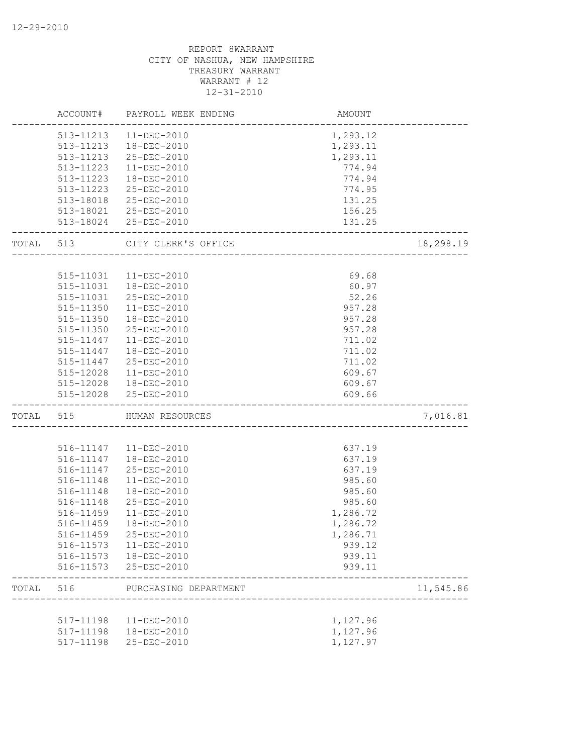12-29-2010

REPORT 8WARRANT
CITY OF NASHUA, NEW HAMPSHIRE
TREASURY WARRANT
WARRANT # 12
12-31-2010

| | ACCOUNT# | PAYROLL WEEK ENDING | AMOUNT | |
|---|---|---|---|---|
| | 513-11213 | 11-DEC-2010 | 1,293.12 | |
| | 513-11213 | 18-DEC-2010 | 1,293.11 | |
| | 513-11213 | 25-DEC-2010 | 1,293.11 | |
| | 513-11223 | 11-DEC-2010 | 774.94 | |
| | 513-11223 | 18-DEC-2010 | 774.94 | |
| | 513-11223 | 25-DEC-2010 | 774.95 | |
| | 513-18018 | 25-DEC-2010 | 131.25 | |
| | 513-18021 | 25-DEC-2010 | 156.25 | |
| | 513-18024 | 25-DEC-2010 | 131.25 | |
| TOTAL | 513 | CITY CLERK'S OFFICE | | 18,298.19 |
| | 515-11031 | 11-DEC-2010 | 69.68 | |
| | 515-11031 | 18-DEC-2010 | 60.97 | |
| | 515-11031 | 25-DEC-2010 | 52.26 | |
| | 515-11350 | 11-DEC-2010 | 957.28 | |
| | 515-11350 | 18-DEC-2010 | 957.28 | |
| | 515-11350 | 25-DEC-2010 | 957.28 | |
| | 515-11447 | 11-DEC-2010 | 711.02 | |
| | 515-11447 | 18-DEC-2010 | 711.02 | |
| | 515-11447 | 25-DEC-2010 | 711.02 | |
| | 515-12028 | 11-DEC-2010 | 609.67 | |
| | 515-12028 | 18-DEC-2010 | 609.67 | |
| | 515-12028 | 25-DEC-2010 | 609.66 | |
| TOTAL | 515 | HUMAN RESOURCES | | 7,016.81 |
| | 516-11147 | 11-DEC-2010 | 637.19 | |
| | 516-11147 | 18-DEC-2010 | 637.19 | |
| | 516-11147 | 25-DEC-2010 | 637.19 | |
| | 516-11148 | 11-DEC-2010 | 985.60 | |
| | 516-11148 | 18-DEC-2010 | 985.60 | |
| | 516-11148 | 25-DEC-2010 | 985.60 | |
| | 516-11459 | 11-DEC-2010 | 1,286.72 | |
| | 516-11459 | 18-DEC-2010 | 1,286.72 | |
| | 516-11459 | 25-DEC-2010 | 1,286.71 | |
| | 516-11573 | 11-DEC-2010 | 939.12 | |
| | 516-11573 | 18-DEC-2010 | 939.11 | |
| | 516-11573 | 25-DEC-2010 | 939.11 | |
| TOTAL | 516 | PURCHASING DEPARTMENT | | 11,545.86 |
| | 517-11198 | 11-DEC-2010 | 1,127.96 | |
| | 517-11198 | 18-DEC-2010 | 1,127.96 | |
| | 517-11198 | 25-DEC-2010 | 1,127.97 | |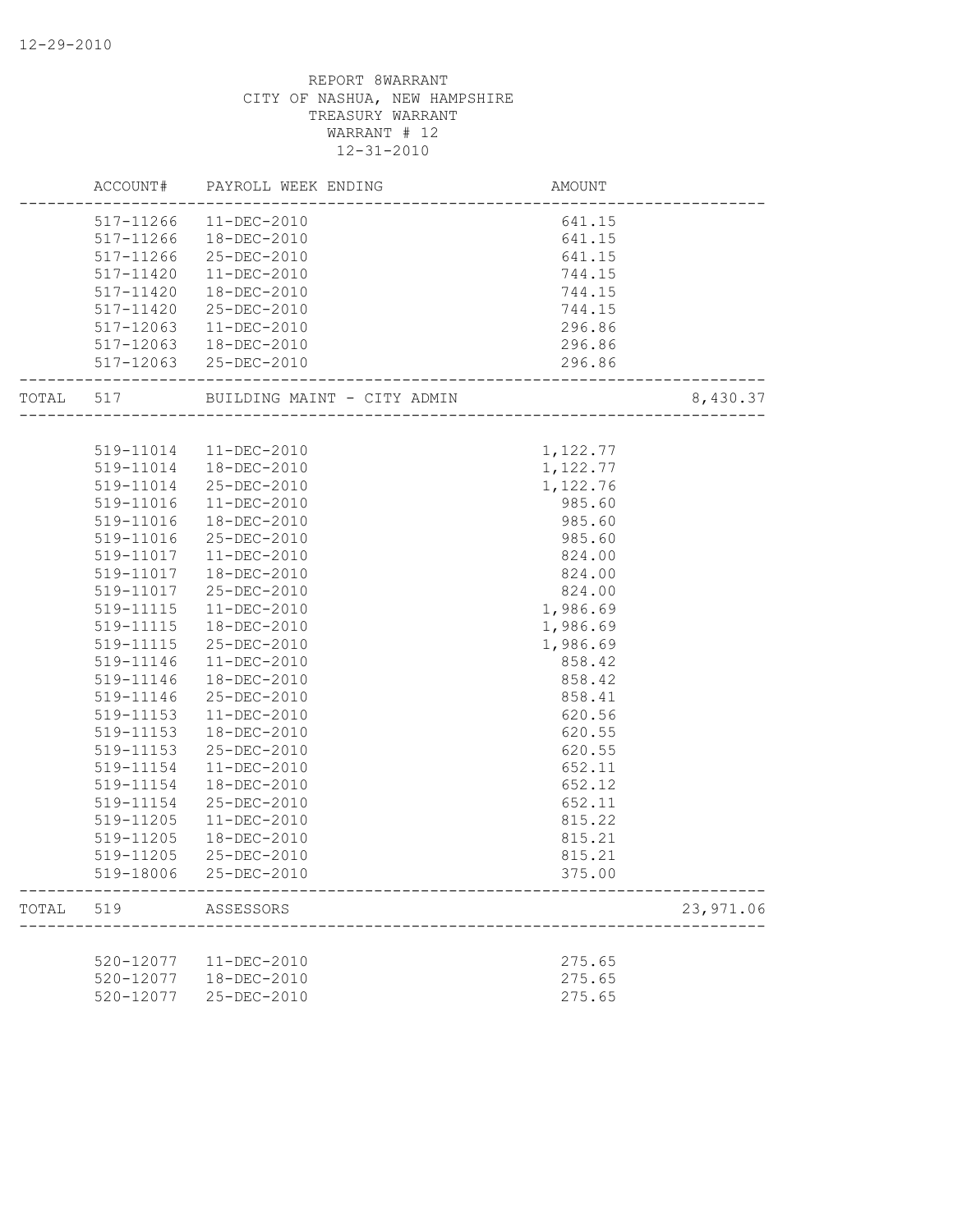REPORT 8WARRANT
CITY OF NASHUA, NEW HAMPSHIRE
TREASURY WARRANT
WARRANT # 12
12-31-2010

| | ACCOUNT# | PAYROLL WEEK ENDING | AMOUNT | |
|---|---|---|---|---|
| | 517-11266 | 11-DEC-2010 | 641.15 | |
| | 517-11266 | 18-DEC-2010 | 641.15 | |
| | 517-11266 | 25-DEC-2010 | 641.15 | |
| | 517-11420 | 11-DEC-2010 | 744.15 | |
| | 517-11420 | 18-DEC-2010 | 744.15 | |
| | 517-11420 | 25-DEC-2010 | 744.15 | |
| | 517-12063 | 11-DEC-2010 | 296.86 | |
| | 517-12063 | 18-DEC-2010 | 296.86 | |
| | 517-12063 | 25-DEC-2010 | 296.86 | |
| TOTAL | 517 | BUILDING MAINT - CITY ADMIN | | 8,430.37 |
| | 519-11014 | 11-DEC-2010 | 1,122.77 | |
| | 519-11014 | 18-DEC-2010 | 1,122.77 | |
| | 519-11014 | 25-DEC-2010 | 1,122.76 | |
| | 519-11016 | 11-DEC-2010 | 985.60 | |
| | 519-11016 | 18-DEC-2010 | 985.60 | |
| | 519-11016 | 25-DEC-2010 | 985.60 | |
| | 519-11017 | 11-DEC-2010 | 824.00 | |
| | 519-11017 | 18-DEC-2010 | 824.00 | |
| | 519-11017 | 25-DEC-2010 | 824.00 | |
| | 519-11115 | 11-DEC-2010 | 1,986.69 | |
| | 519-11115 | 18-DEC-2010 | 1,986.69 | |
| | 519-11115 | 25-DEC-2010 | 1,986.69 | |
| | 519-11146 | 11-DEC-2010 | 858.42 | |
| | 519-11146 | 18-DEC-2010 | 858.42 | |
| | 519-11146 | 25-DEC-2010 | 858.41 | |
| | 519-11153 | 11-DEC-2010 | 620.56 | |
| | 519-11153 | 18-DEC-2010 | 620.55 | |
| | 519-11153 | 25-DEC-2010 | 620.55 | |
| | 519-11154 | 11-DEC-2010 | 652.11 | |
| | 519-11154 | 18-DEC-2010 | 652.12 | |
| | 519-11154 | 25-DEC-2010 | 652.11 | |
| | 519-11205 | 11-DEC-2010 | 815.22 | |
| | 519-11205 | 18-DEC-2010 | 815.21 | |
| | 519-11205 | 25-DEC-2010 | 815.21 | |
| | 519-18006 | 25-DEC-2010 | 375.00 | |
| TOTAL | 519 | ASSESSORS | | 23,971.06 |
| | 520-12077 | 11-DEC-2010 | 275.65 | |
| | 520-12077 | 18-DEC-2010 | 275.65 | |
| | 520-12077 | 25-DEC-2010 | 275.65 | |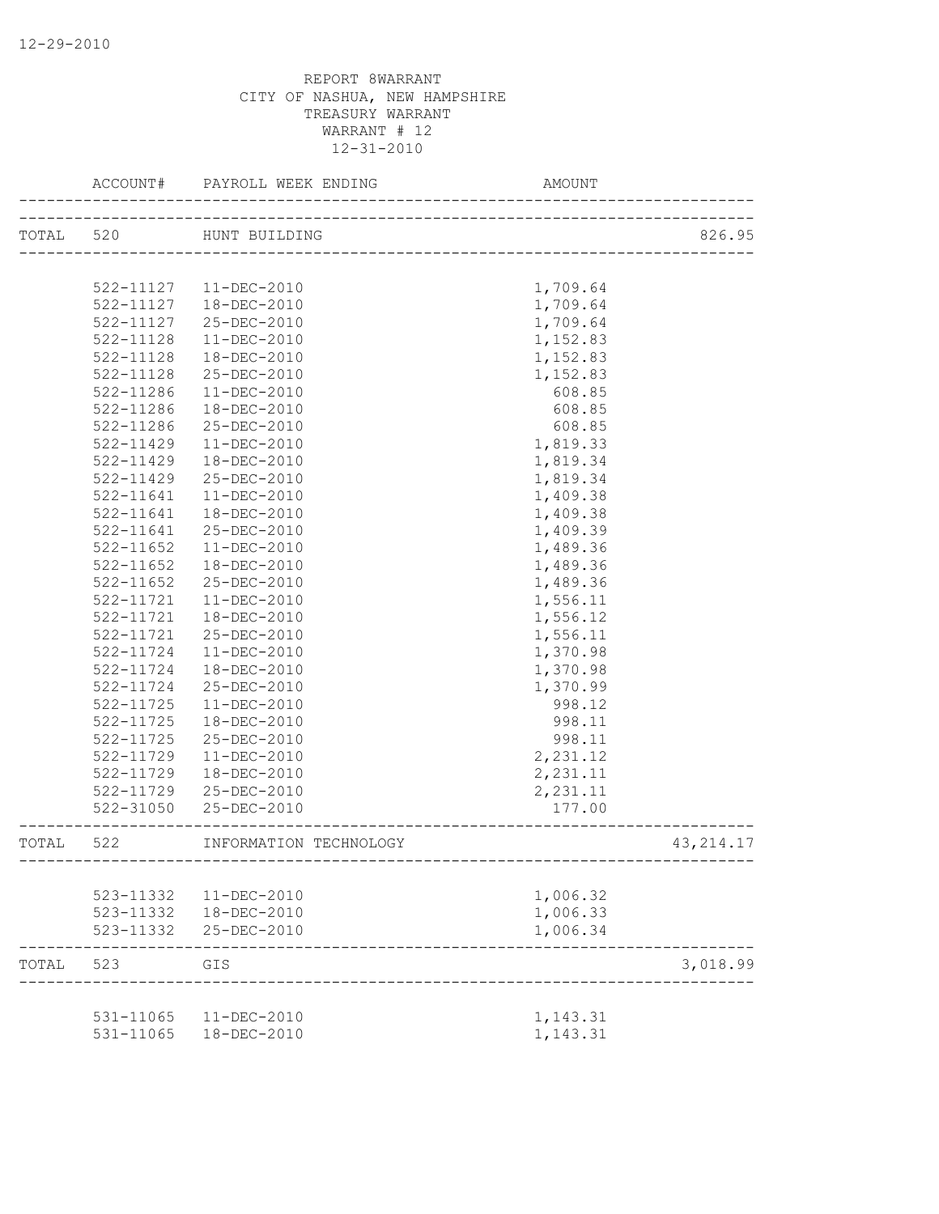REPORT 8WARRANT
CITY OF NASHUA, NEW HAMPSHIRE
TREASURY WARRANT
WARRANT # 12
12-31-2010

| | ACCOUNT# | PAYROLL WEEK ENDING | AMOUNT | |
|---|---|---|---|---|
| TOTAL | 520 | HUNT BUILDING | | 826.95 |
| | 522-11127 | 11-DEC-2010 | 1,709.64 | |
| | 522-11127 | 18-DEC-2010 | 1,709.64 | |
| | 522-11127 | 25-DEC-2010 | 1,709.64 | |
| | 522-11128 | 11-DEC-2010 | 1,152.83 | |
| | 522-11128 | 18-DEC-2010 | 1,152.83 | |
| | 522-11128 | 25-DEC-2010 | 1,152.83 | |
| | 522-11286 | 11-DEC-2010 | 608.85 | |
| | 522-11286 | 18-DEC-2010 | 608.85 | |
| | 522-11286 | 25-DEC-2010 | 608.85 | |
| | 522-11429 | 11-DEC-2010 | 1,819.33 | |
| | 522-11429 | 18-DEC-2010 | 1,819.34 | |
| | 522-11429 | 25-DEC-2010 | 1,819.34 | |
| | 522-11641 | 11-DEC-2010 | 1,409.38 | |
| | 522-11641 | 18-DEC-2010 | 1,409.38 | |
| | 522-11641 | 25-DEC-2010 | 1,409.39 | |
| | 522-11652 | 11-DEC-2010 | 1,489.36 | |
| | 522-11652 | 18-DEC-2010 | 1,489.36 | |
| | 522-11652 | 25-DEC-2010 | 1,489.36 | |
| | 522-11721 | 11-DEC-2010 | 1,556.11 | |
| | 522-11721 | 18-DEC-2010 | 1,556.12 | |
| | 522-11721 | 25-DEC-2010 | 1,556.11 | |
| | 522-11724 | 11-DEC-2010 | 1,370.98 | |
| | 522-11724 | 18-DEC-2010 | 1,370.98 | |
| | 522-11724 | 25-DEC-2010 | 1,370.99 | |
| | 522-11725 | 11-DEC-2010 | 998.12 | |
| | 522-11725 | 18-DEC-2010 | 998.11 | |
| | 522-11725 | 25-DEC-2010 | 998.11 | |
| | 522-11729 | 11-DEC-2010 | 2,231.12 | |
| | 522-11729 | 18-DEC-2010 | 2,231.11 | |
| | 522-11729 | 25-DEC-2010 | 2,231.11 | |
| | 522-31050 | 25-DEC-2010 | 177.00 | |
| TOTAL | 522 | INFORMATION TECHNOLOGY | | 43,214.17 |
| | 523-11332 | 11-DEC-2010 | 1,006.32 | |
| | 523-11332 | 18-DEC-2010 | 1,006.33 | |
| | 523-11332 | 25-DEC-2010 | 1,006.34 | |
| TOTAL | 523 | GIS | | 3,018.99 |
| | 531-11065 | 11-DEC-2010 | 1,143.31 | |
| | 531-11065 | 18-DEC-2010 | 1,143.31 | |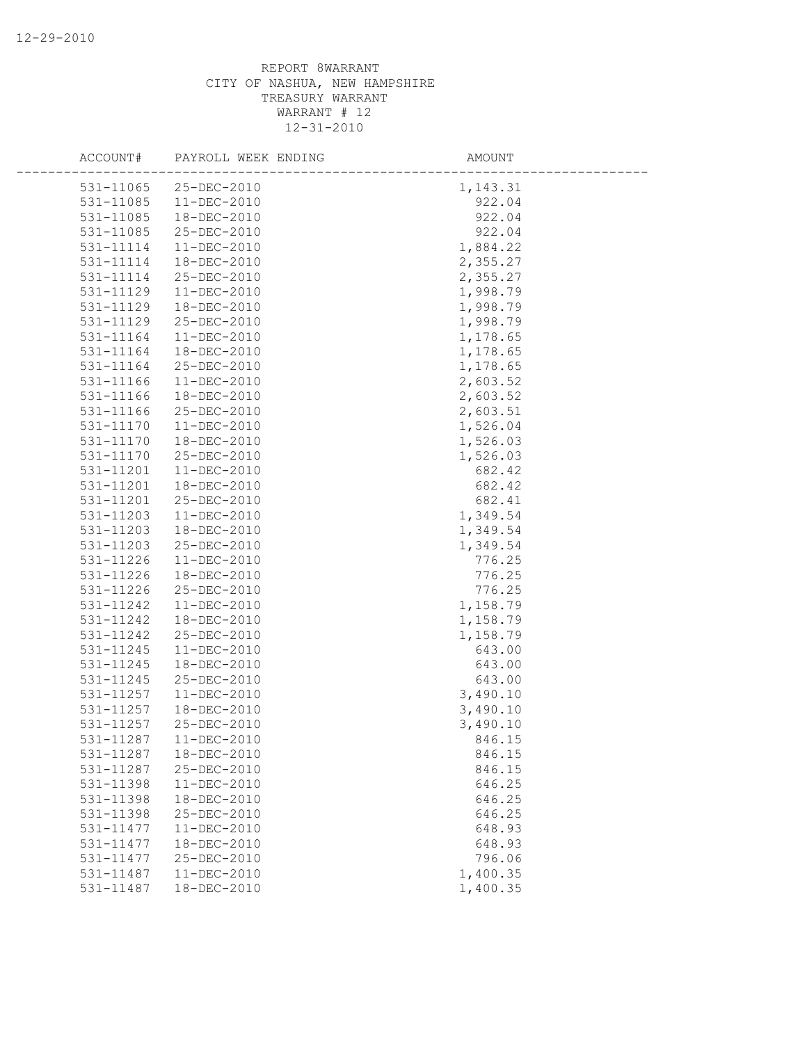REPORT 8WARRANT
CITY OF NASHUA, NEW HAMPSHIRE
TREASURY WARRANT
WARRANT # 12
12-31-2010

| ACCOUNT# | PAYROLL WEEK ENDING | AMOUNT |
|---|---|---|
| 531-11065 | 25-DEC-2010 | 1,143.31 |
| 531-11085 | 11-DEC-2010 | 922.04 |
| 531-11085 | 18-DEC-2010 | 922.04 |
| 531-11085 | 25-DEC-2010 | 922.04 |
| 531-11114 | 11-DEC-2010 | 1,884.22 |
| 531-11114 | 18-DEC-2010 | 2,355.27 |
| 531-11114 | 25-DEC-2010 | 2,355.27 |
| 531-11129 | 11-DEC-2010 | 1,998.79 |
| 531-11129 | 18-DEC-2010 | 1,998.79 |
| 531-11129 | 25-DEC-2010 | 1,998.79 |
| 531-11164 | 11-DEC-2010 | 1,178.65 |
| 531-11164 | 18-DEC-2010 | 1,178.65 |
| 531-11164 | 25-DEC-2010 | 1,178.65 |
| 531-11166 | 11-DEC-2010 | 2,603.52 |
| 531-11166 | 18-DEC-2010 | 2,603.52 |
| 531-11166 | 25-DEC-2010 | 2,603.51 |
| 531-11170 | 11-DEC-2010 | 1,526.04 |
| 531-11170 | 18-DEC-2010 | 1,526.03 |
| 531-11170 | 25-DEC-2010 | 1,526.03 |
| 531-11201 | 11-DEC-2010 | 682.42 |
| 531-11201 | 18-DEC-2010 | 682.42 |
| 531-11201 | 25-DEC-2010 | 682.41 |
| 531-11203 | 11-DEC-2010 | 1,349.54 |
| 531-11203 | 18-DEC-2010 | 1,349.54 |
| 531-11203 | 25-DEC-2010 | 1,349.54 |
| 531-11226 | 11-DEC-2010 | 776.25 |
| 531-11226 | 18-DEC-2010 | 776.25 |
| 531-11226 | 25-DEC-2010 | 776.25 |
| 531-11242 | 11-DEC-2010 | 1,158.79 |
| 531-11242 | 18-DEC-2010 | 1,158.79 |
| 531-11242 | 25-DEC-2010 | 1,158.79 |
| 531-11245 | 11-DEC-2010 | 643.00 |
| 531-11245 | 18-DEC-2010 | 643.00 |
| 531-11245 | 25-DEC-2010 | 643.00 |
| 531-11257 | 11-DEC-2010 | 3,490.10 |
| 531-11257 | 18-DEC-2010 | 3,490.10 |
| 531-11257 | 25-DEC-2010 | 3,490.10 |
| 531-11287 | 11-DEC-2010 | 846.15 |
| 531-11287 | 18-DEC-2010 | 846.15 |
| 531-11287 | 25-DEC-2010 | 846.15 |
| 531-11398 | 11-DEC-2010 | 646.25 |
| 531-11398 | 18-DEC-2010 | 646.25 |
| 531-11398 | 25-DEC-2010 | 646.25 |
| 531-11477 | 11-DEC-2010 | 648.93 |
| 531-11477 | 18-DEC-2010 | 648.93 |
| 531-11477 | 25-DEC-2010 | 796.06 |
| 531-11487 | 11-DEC-2010 | 1,400.35 |
| 531-11487 | 18-DEC-2010 | 1,400.35 |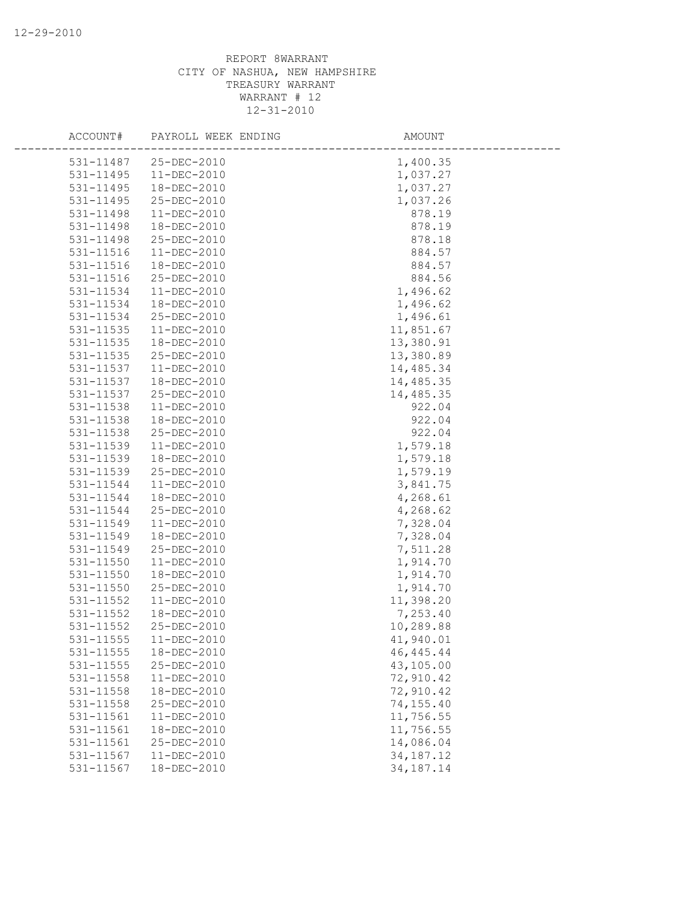REPORT 8WARRANT
CITY OF NASHUA, NEW HAMPSHIRE
TREASURY WARRANT
WARRANT # 12
12-31-2010

| ACCOUNT# | PAYROLL WEEK ENDING | AMOUNT |
|---|---|---|
| 531-11487 | 25-DEC-2010 | 1,400.35 |
| 531-11495 | 11-DEC-2010 | 1,037.27 |
| 531-11495 | 18-DEC-2010 | 1,037.27 |
| 531-11495 | 25-DEC-2010 | 1,037.26 |
| 531-11498 | 11-DEC-2010 | 878.19 |
| 531-11498 | 18-DEC-2010 | 878.19 |
| 531-11498 | 25-DEC-2010 | 878.18 |
| 531-11516 | 11-DEC-2010 | 884.57 |
| 531-11516 | 18-DEC-2010 | 884.57 |
| 531-11516 | 25-DEC-2010 | 884.56 |
| 531-11534 | 11-DEC-2010 | 1,496.62 |
| 531-11534 | 18-DEC-2010 | 1,496.62 |
| 531-11534 | 25-DEC-2010 | 1,496.61 |
| 531-11535 | 11-DEC-2010 | 11,851.67 |
| 531-11535 | 18-DEC-2010 | 13,380.91 |
| 531-11535 | 25-DEC-2010 | 13,380.89 |
| 531-11537 | 11-DEC-2010 | 14,485.34 |
| 531-11537 | 18-DEC-2010 | 14,485.35 |
| 531-11537 | 25-DEC-2010 | 14,485.35 |
| 531-11538 | 11-DEC-2010 | 922.04 |
| 531-11538 | 18-DEC-2010 | 922.04 |
| 531-11538 | 25-DEC-2010 | 922.04 |
| 531-11539 | 11-DEC-2010 | 1,579.18 |
| 531-11539 | 18-DEC-2010 | 1,579.18 |
| 531-11539 | 25-DEC-2010 | 1,579.19 |
| 531-11544 | 11-DEC-2010 | 3,841.75 |
| 531-11544 | 18-DEC-2010 | 4,268.61 |
| 531-11544 | 25-DEC-2010 | 4,268.62 |
| 531-11549 | 11-DEC-2010 | 7,328.04 |
| 531-11549 | 18-DEC-2010 | 7,328.04 |
| 531-11549 | 25-DEC-2010 | 7,511.28 |
| 531-11550 | 11-DEC-2010 | 1,914.70 |
| 531-11550 | 18-DEC-2010 | 1,914.70 |
| 531-11550 | 25-DEC-2010 | 1,914.70 |
| 531-11552 | 11-DEC-2010 | 11,398.20 |
| 531-11552 | 18-DEC-2010 | 7,253.40 |
| 531-11552 | 25-DEC-2010 | 10,289.88 |
| 531-11555 | 11-DEC-2010 | 41,940.01 |
| 531-11555 | 18-DEC-2010 | 46,445.44 |
| 531-11555 | 25-DEC-2010 | 43,105.00 |
| 531-11558 | 11-DEC-2010 | 72,910.42 |
| 531-11558 | 18-DEC-2010 | 72,910.42 |
| 531-11558 | 25-DEC-2010 | 74,155.40 |
| 531-11561 | 11-DEC-2010 | 11,756.55 |
| 531-11561 | 18-DEC-2010 | 11,756.55 |
| 531-11561 | 25-DEC-2010 | 14,086.04 |
| 531-11567 | 11-DEC-2010 | 34,187.12 |
| 531-11567 | 18-DEC-2010 | 34,187.14 |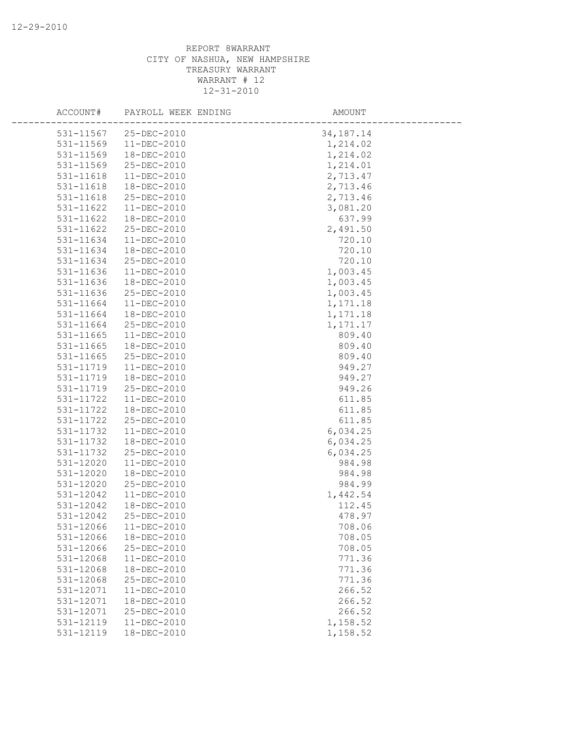REPORT 8WARRANT
CITY OF NASHUA, NEW HAMPSHIRE
TREASURY WARRANT
WARRANT # 12
12-31-2010

| ACCOUNT# | PAYROLL WEEK ENDING | AMOUNT |
|---|---|---|
| 531-11567 | 25-DEC-2010 | 34,187.14 |
| 531-11569 | 11-DEC-2010 | 1,214.02 |
| 531-11569 | 18-DEC-2010 | 1,214.02 |
| 531-11569 | 25-DEC-2010 | 1,214.01 |
| 531-11618 | 11-DEC-2010 | 2,713.47 |
| 531-11618 | 18-DEC-2010 | 2,713.46 |
| 531-11618 | 25-DEC-2010 | 2,713.46 |
| 531-11622 | 11-DEC-2010 | 3,081.20 |
| 531-11622 | 18-DEC-2010 | 637.99 |
| 531-11622 | 25-DEC-2010 | 2,491.50 |
| 531-11634 | 11-DEC-2010 | 720.10 |
| 531-11634 | 18-DEC-2010 | 720.10 |
| 531-11634 | 25-DEC-2010 | 720.10 |
| 531-11636 | 11-DEC-2010 | 1,003.45 |
| 531-11636 | 18-DEC-2010 | 1,003.45 |
| 531-11636 | 25-DEC-2010 | 1,003.45 |
| 531-11664 | 11-DEC-2010 | 1,171.18 |
| 531-11664 | 18-DEC-2010 | 1,171.18 |
| 531-11664 | 25-DEC-2010 | 1,171.17 |
| 531-11665 | 11-DEC-2010 | 809.40 |
| 531-11665 | 18-DEC-2010 | 809.40 |
| 531-11665 | 25-DEC-2010 | 809.40 |
| 531-11719 | 11-DEC-2010 | 949.27 |
| 531-11719 | 18-DEC-2010 | 949.27 |
| 531-11719 | 25-DEC-2010 | 949.26 |
| 531-11722 | 11-DEC-2010 | 611.85 |
| 531-11722 | 18-DEC-2010 | 611.85 |
| 531-11722 | 25-DEC-2010 | 611.85 |
| 531-11732 | 11-DEC-2010 | 6,034.25 |
| 531-11732 | 18-DEC-2010 | 6,034.25 |
| 531-11732 | 25-DEC-2010 | 6,034.25 |
| 531-12020 | 11-DEC-2010 | 984.98 |
| 531-12020 | 18-DEC-2010 | 984.98 |
| 531-12020 | 25-DEC-2010 | 984.99 |
| 531-12042 | 11-DEC-2010 | 1,442.54 |
| 531-12042 | 18-DEC-2010 | 112.45 |
| 531-12042 | 25-DEC-2010 | 478.97 |
| 531-12066 | 11-DEC-2010 | 708.06 |
| 531-12066 | 18-DEC-2010 | 708.05 |
| 531-12066 | 25-DEC-2010 | 708.05 |
| 531-12068 | 11-DEC-2010 | 771.36 |
| 531-12068 | 18-DEC-2010 | 771.36 |
| 531-12068 | 25-DEC-2010 | 771.36 |
| 531-12071 | 11-DEC-2010 | 266.52 |
| 531-12071 | 18-DEC-2010 | 266.52 |
| 531-12071 | 25-DEC-2010 | 266.52 |
| 531-12119 | 11-DEC-2010 | 1,158.52 |
| 531-12119 | 18-DEC-2010 | 1,158.52 |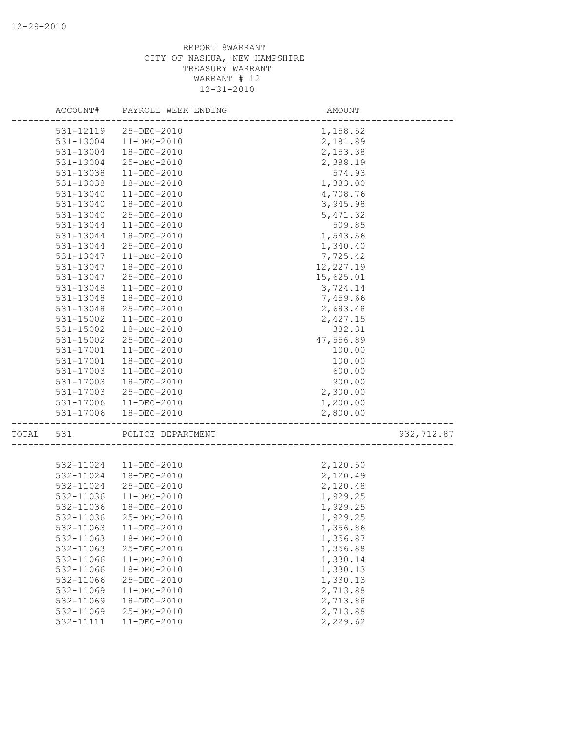REPORT 8WARRANT
CITY OF NASHUA, NEW HAMPSHIRE
TREASURY WARRANT
WARRANT # 12
12-31-2010

| ACCOUNT# | PAYROLL WEEK ENDING | AMOUNT | |
|---|---|---|---|
| 531-12119 | 25-DEC-2010 | 1,158.52 | |
| 531-13004 | 11-DEC-2010 | 2,181.89 | |
| 531-13004 | 18-DEC-2010 | 2,153.38 | |
| 531-13004 | 25-DEC-2010 | 2,388.19 | |
| 531-13038 | 11-DEC-2010 | 574.93 | |
| 531-13038 | 18-DEC-2010 | 1,383.00 | |
| 531-13040 | 11-DEC-2010 | 4,708.76 | |
| 531-13040 | 18-DEC-2010 | 3,945.98 | |
| 531-13040 | 25-DEC-2010 | 5,471.32 | |
| 531-13044 | 11-DEC-2010 | 509.85 | |
| 531-13044 | 18-DEC-2010 | 1,543.56 | |
| 531-13044 | 25-DEC-2010 | 1,340.40 | |
| 531-13047 | 11-DEC-2010 | 7,725.42 | |
| 531-13047 | 18-DEC-2010 | 12,227.19 | |
| 531-13047 | 25-DEC-2010 | 15,625.01 | |
| 531-13048 | 11-DEC-2010 | 3,724.14 | |
| 531-13048 | 18-DEC-2010 | 7,459.66 | |
| 531-13048 | 25-DEC-2010 | 2,683.48 | |
| 531-15002 | 11-DEC-2010 | 2,427.15 | |
| 531-15002 | 18-DEC-2010 | 382.31 | |
| 531-15002 | 25-DEC-2010 | 47,556.89 | |
| 531-17001 | 11-DEC-2010 | 100.00 | |
| 531-17001 | 18-DEC-2010 | 100.00 | |
| 531-17003 | 11-DEC-2010 | 600.00 | |
| 531-17003 | 18-DEC-2010 | 900.00 | |
| 531-17003 | 25-DEC-2010 | 2,300.00 | |
| 531-17006 | 11-DEC-2010 | 1,200.00 | |
| 531-17006 | 18-DEC-2010 | 2,800.00 | |
| TOTAL 531 | POLICE DEPARTMENT | | 932,712.87 |
| 532-11024 | 11-DEC-2010 | 2,120.50 | |
| 532-11024 | 18-DEC-2010 | 2,120.49 | |
| 532-11024 | 25-DEC-2010 | 2,120.48 | |
| 532-11036 | 11-DEC-2010 | 1,929.25 | |
| 532-11036 | 18-DEC-2010 | 1,929.25 | |
| 532-11036 | 25-DEC-2010 | 1,929.25 | |
| 532-11063 | 11-DEC-2010 | 1,356.86 | |
| 532-11063 | 18-DEC-2010 | 1,356.87 | |
| 532-11063 | 25-DEC-2010 | 1,356.88 | |
| 532-11066 | 11-DEC-2010 | 1,330.14 | |
| 532-11066 | 18-DEC-2010 | 1,330.13 | |
| 532-11066 | 25-DEC-2010 | 1,330.13 | |
| 532-11069 | 11-DEC-2010 | 2,713.88 | |
| 532-11069 | 18-DEC-2010 | 2,713.88 | |
| 532-11069 | 25-DEC-2010 | 2,713.88 | |
| 532-11111 | 11-DEC-2010 | 2,229.62 | |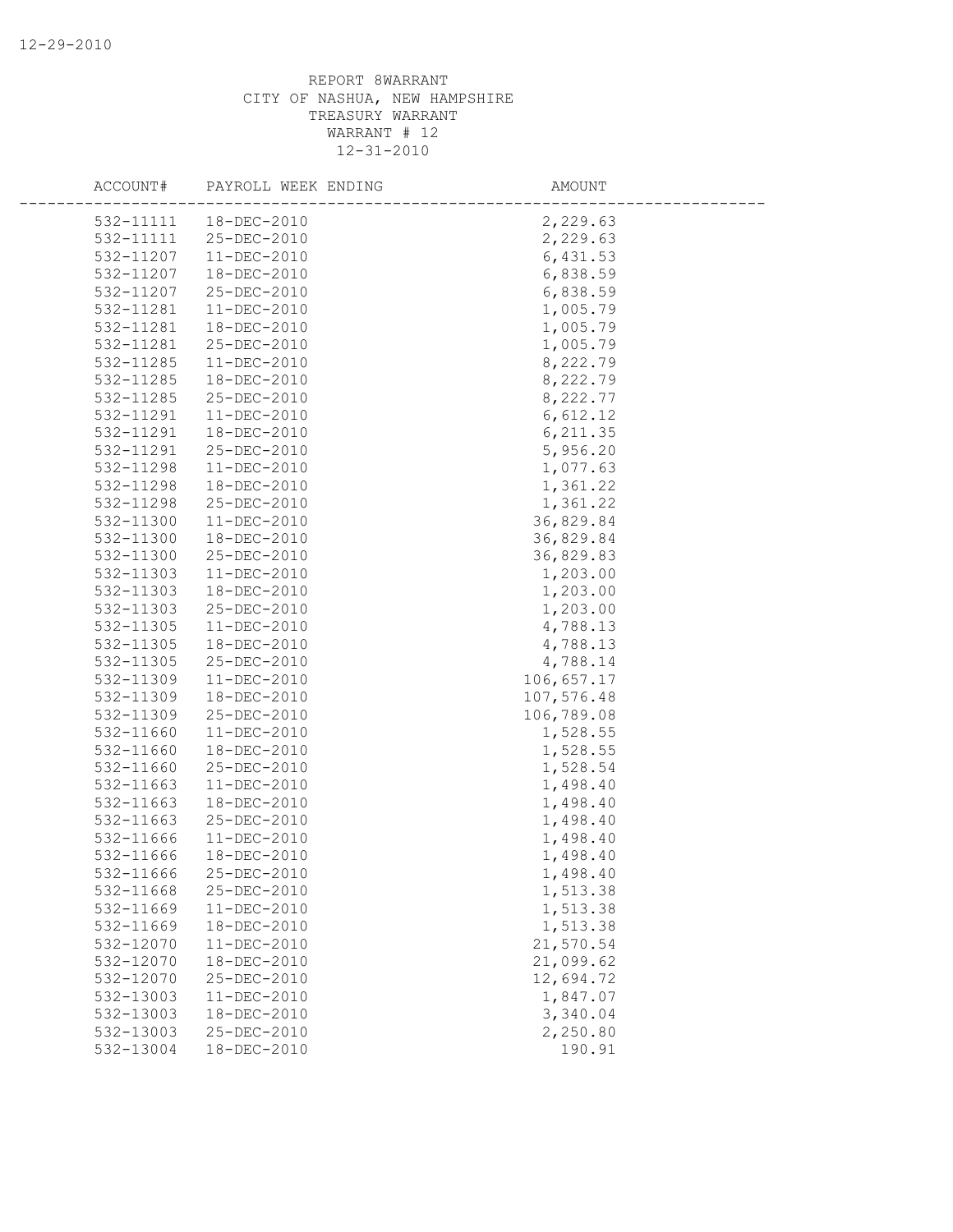REPORT 8WARRANT
CITY OF NASHUA, NEW HAMPSHIRE
TREASURY WARRANT
WARRANT # 12
12-31-2010

| ACCOUNT# | PAYROLL WEEK ENDING | AMOUNT |
|---|---|---|
| 532-11111 | 18-DEC-2010 | 2,229.63 |
| 532-11111 | 25-DEC-2010 | 2,229.63 |
| 532-11207 | 11-DEC-2010 | 6,431.53 |
| 532-11207 | 18-DEC-2010 | 6,838.59 |
| 532-11207 | 25-DEC-2010 | 6,838.59 |
| 532-11281 | 11-DEC-2010 | 1,005.79 |
| 532-11281 | 18-DEC-2010 | 1,005.79 |
| 532-11281 | 25-DEC-2010 | 1,005.79 |
| 532-11285 | 11-DEC-2010 | 8,222.79 |
| 532-11285 | 18-DEC-2010 | 8,222.79 |
| 532-11285 | 25-DEC-2010 | 8,222.77 |
| 532-11291 | 11-DEC-2010 | 6,612.12 |
| 532-11291 | 18-DEC-2010 | 6,211.35 |
| 532-11291 | 25-DEC-2010 | 5,956.20 |
| 532-11298 | 11-DEC-2010 | 1,077.63 |
| 532-11298 | 18-DEC-2010 | 1,361.22 |
| 532-11298 | 25-DEC-2010 | 1,361.22 |
| 532-11300 | 11-DEC-2010 | 36,829.84 |
| 532-11300 | 18-DEC-2010 | 36,829.84 |
| 532-11300 | 25-DEC-2010 | 36,829.83 |
| 532-11303 | 11-DEC-2010 | 1,203.00 |
| 532-11303 | 18-DEC-2010 | 1,203.00 |
| 532-11303 | 25-DEC-2010 | 1,203.00 |
| 532-11305 | 11-DEC-2010 | 4,788.13 |
| 532-11305 | 18-DEC-2010 | 4,788.13 |
| 532-11305 | 25-DEC-2010 | 4,788.14 |
| 532-11309 | 11-DEC-2010 | 106,657.17 |
| 532-11309 | 18-DEC-2010 | 107,576.48 |
| 532-11309 | 25-DEC-2010 | 106,789.08 |
| 532-11660 | 11-DEC-2010 | 1,528.55 |
| 532-11660 | 18-DEC-2010 | 1,528.55 |
| 532-11660 | 25-DEC-2010 | 1,528.54 |
| 532-11663 | 11-DEC-2010 | 1,498.40 |
| 532-11663 | 18-DEC-2010 | 1,498.40 |
| 532-11663 | 25-DEC-2010 | 1,498.40 |
| 532-11666 | 11-DEC-2010 | 1,498.40 |
| 532-11666 | 18-DEC-2010 | 1,498.40 |
| 532-11666 | 25-DEC-2010 | 1,498.40 |
| 532-11668 | 25-DEC-2010 | 1,513.38 |
| 532-11669 | 11-DEC-2010 | 1,513.38 |
| 532-11669 | 18-DEC-2010 | 1,513.38 |
| 532-12070 | 11-DEC-2010 | 21,570.54 |
| 532-12070 | 18-DEC-2010 | 21,099.62 |
| 532-12070 | 25-DEC-2010 | 12,694.72 |
| 532-13003 | 11-DEC-2010 | 1,847.07 |
| 532-13003 | 18-DEC-2010 | 3,340.04 |
| 532-13003 | 25-DEC-2010 | 2,250.80 |
| 532-13004 | 18-DEC-2010 | 190.91 |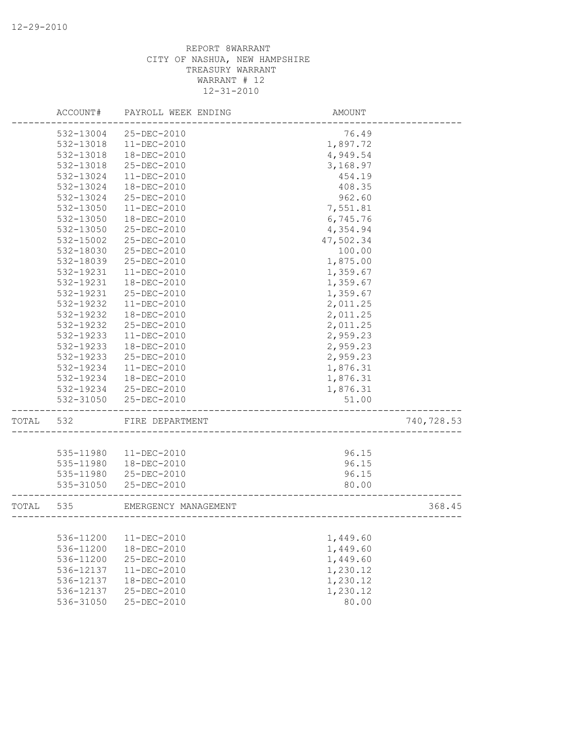12-29-2010

REPORT 8WARRANT
CITY OF NASHUA, NEW HAMPSHIRE
TREASURY WARRANT
WARRANT # 12
12-31-2010

| | ACCOUNT# | PAYROLL WEEK ENDING | AMOUNT | |
|---|---|---|---|---|
| | 532-13004 | 25-DEC-2010 | 76.49 | |
| | 532-13018 | 11-DEC-2010 | 1,897.72 | |
| | 532-13018 | 18-DEC-2010 | 4,949.54 | |
| | 532-13018 | 25-DEC-2010 | 3,168.97 | |
| | 532-13024 | 11-DEC-2010 | 454.19 | |
| | 532-13024 | 18-DEC-2010 | 408.35 | |
| | 532-13024 | 25-DEC-2010 | 962.60 | |
| | 532-13050 | 11-DEC-2010 | 7,551.81 | |
| | 532-13050 | 18-DEC-2010 | 6,745.76 | |
| | 532-13050 | 25-DEC-2010 | 4,354.94 | |
| | 532-15002 | 25-DEC-2010 | 47,502.34 | |
| | 532-18030 | 25-DEC-2010 | 100.00 | |
| | 532-18039 | 25-DEC-2010 | 1,875.00 | |
| | 532-19231 | 11-DEC-2010 | 1,359.67 | |
| | 532-19231 | 18-DEC-2010 | 1,359.67 | |
| | 532-19231 | 25-DEC-2010 | 1,359.67 | |
| | 532-19232 | 11-DEC-2010 | 2,011.25 | |
| | 532-19232 | 18-DEC-2010 | 2,011.25 | |
| | 532-19232 | 25-DEC-2010 | 2,011.25 | |
| | 532-19233 | 11-DEC-2010 | 2,959.23 | |
| | 532-19233 | 18-DEC-2010 | 2,959.23 | |
| | 532-19233 | 25-DEC-2010 | 2,959.23 | |
| | 532-19234 | 11-DEC-2010 | 1,876.31 | |
| | 532-19234 | 18-DEC-2010 | 1,876.31 | |
| | 532-19234 | 25-DEC-2010 | 1,876.31 | |
| | 532-31050 | 25-DEC-2010 | 51.00 | |
| TOTAL | 532 | FIRE DEPARTMENT | | 740,728.53 |
| | 535-11980 | 11-DEC-2010 | 96.15 | |
| | 535-11980 | 18-DEC-2010 | 96.15 | |
| | 535-11980 | 25-DEC-2010 | 96.15 | |
| | 535-31050 | 25-DEC-2010 | 80.00 | |
| TOTAL | 535 | EMERGENCY MANAGEMENT | | 368.45 |
| | 536-11200 | 11-DEC-2010 | 1,449.60 | |
| | 536-11200 | 18-DEC-2010 | 1,449.60 | |
| | 536-11200 | 25-DEC-2010 | 1,449.60 | |
| | 536-12137 | 11-DEC-2010 | 1,230.12 | |
| | 536-12137 | 18-DEC-2010 | 1,230.12 | |
| | 536-12137 | 25-DEC-2010 | 1,230.12 | |
| | 536-31050 | 25-DEC-2010 | 80.00 | |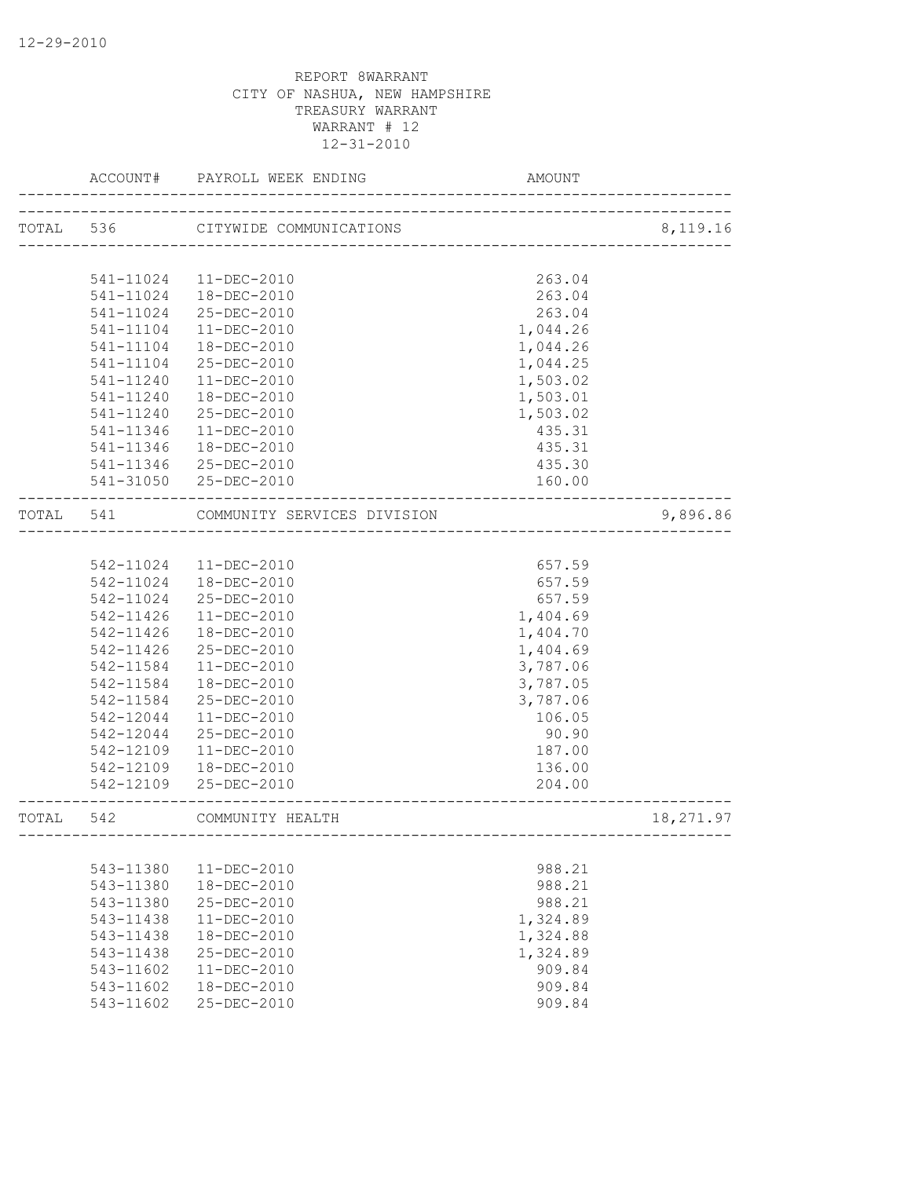12-29-2010

REPORT 8WARRANT
CITY OF NASHUA, NEW HAMPSHIRE
TREASURY WARRANT
WARRANT # 12
12-31-2010

| ACCOUNT# | PAYROLL WEEK ENDING | AMOUNT | |
|---|---|---|---|
| TOTAL 536 | CITYWIDE COMMUNICATIONS | | 8,119.16 |
| 541-11024 | 11-DEC-2010 | 263.04 | |
| 541-11024 | 18-DEC-2010 | 263.04 | |
| 541-11024 | 25-DEC-2010 | 263.04 | |
| 541-11104 | 11-DEC-2010 | 1,044.26 | |
| 541-11104 | 18-DEC-2010 | 1,044.26 | |
| 541-11104 | 25-DEC-2010 | 1,044.25 | |
| 541-11240 | 11-DEC-2010 | 1,503.02 | |
| 541-11240 | 18-DEC-2010 | 1,503.01 | |
| 541-11240 | 25-DEC-2010 | 1,503.02 | |
| 541-11346 | 11-DEC-2010 | 435.31 | |
| 541-11346 | 18-DEC-2010 | 435.31 | |
| 541-11346 | 25-DEC-2010 | 435.30 | |
| 541-31050 | 25-DEC-2010 | 160.00 | |
| TOTAL 541 | COMMUNITY SERVICES DIVISION | | 9,896.86 |
| 542-11024 | 11-DEC-2010 | 657.59 | |
| 542-11024 | 18-DEC-2010 | 657.59 | |
| 542-11024 | 25-DEC-2010 | 657.59 | |
| 542-11426 | 11-DEC-2010 | 1,404.69 | |
| 542-11426 | 18-DEC-2010 | 1,404.70 | |
| 542-11426 | 25-DEC-2010 | 1,404.69 | |
| 542-11584 | 11-DEC-2010 | 3,787.06 | |
| 542-11584 | 18-DEC-2010 | 3,787.05 | |
| 542-11584 | 25-DEC-2010 | 3,787.06 | |
| 542-12044 | 11-DEC-2010 | 106.05 | |
| 542-12044 | 25-DEC-2010 | 90.90 | |
| 542-12109 | 11-DEC-2010 | 187.00 | |
| 542-12109 | 18-DEC-2010 | 136.00 | |
| 542-12109 | 25-DEC-2010 | 204.00 | |
| TOTAL 542 | COMMUNITY HEALTH | | 18,271.97 |
| 543-11380 | 11-DEC-2010 | 988.21 | |
| 543-11380 | 18-DEC-2010 | 988.21 | |
| 543-11380 | 25-DEC-2010 | 988.21 | |
| 543-11438 | 11-DEC-2010 | 1,324.89 | |
| 543-11438 | 18-DEC-2010 | 1,324.88 | |
| 543-11438 | 25-DEC-2010 | 1,324.89 | |
| 543-11602 | 11-DEC-2010 | 909.84 | |
| 543-11602 | 18-DEC-2010 | 909.84 | |
| 543-11602 | 25-DEC-2010 | 909.84 | |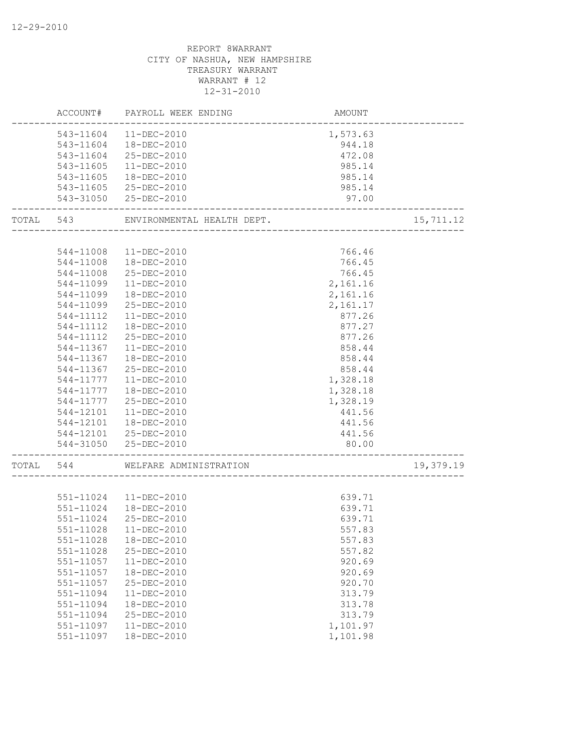12-29-2010

REPORT 8WARRANT
CITY OF NASHUA, NEW HAMPSHIRE
TREASURY WARRANT
WARRANT # 12
12-31-2010

| | ACCOUNT# | PAYROLL WEEK ENDING | AMOUNT | |
|---|---|---|---|---|
| | 543-11604 | 11-DEC-2010 | 1,573.63 | |
| | 543-11604 | 18-DEC-2010 | 944.18 | |
| | 543-11604 | 25-DEC-2010 | 472.08 | |
| | 543-11605 | 11-DEC-2010 | 985.14 | |
| | 543-11605 | 18-DEC-2010 | 985.14 | |
| | 543-11605 | 25-DEC-2010 | 985.14 | |
| | 543-31050 | 25-DEC-2010 | 97.00 | |
| TOTAL | 543 | ENVIRONMENTAL HEALTH DEPT. | | 15,711.12 |
| | 544-11008 | 11-DEC-2010 | 766.46 | |
| | 544-11008 | 18-DEC-2010 | 766.45 | |
| | 544-11008 | 25-DEC-2010 | 766.45 | |
| | 544-11099 | 11-DEC-2010 | 2,161.16 | |
| | 544-11099 | 18-DEC-2010 | 2,161.16 | |
| | 544-11099 | 25-DEC-2010 | 2,161.17 | |
| | 544-11112 | 11-DEC-2010 | 877.26 | |
| | 544-11112 | 18-DEC-2010 | 877.27 | |
| | 544-11112 | 25-DEC-2010 | 877.26 | |
| | 544-11367 | 11-DEC-2010 | 858.44 | |
| | 544-11367 | 18-DEC-2010 | 858.44 | |
| | 544-11367 | 25-DEC-2010 | 858.44 | |
| | 544-11777 | 11-DEC-2010 | 1,328.18 | |
| | 544-11777 | 18-DEC-2010 | 1,328.18 | |
| | 544-11777 | 25-DEC-2010 | 1,328.19 | |
| | 544-12101 | 11-DEC-2010 | 441.56 | |
| | 544-12101 | 18-DEC-2010 | 441.56 | |
| | 544-12101 | 25-DEC-2010 | 441.56 | |
| | 544-31050 | 25-DEC-2010 | 80.00 | |
| TOTAL | 544 | WELFARE ADMINISTRATION | | 19,379.19 |
| | 551-11024 | 11-DEC-2010 | 639.71 | |
| | 551-11024 | 18-DEC-2010 | 639.71 | |
| | 551-11024 | 25-DEC-2010 | 639.71 | |
| | 551-11028 | 11-DEC-2010 | 557.83 | |
| | 551-11028 | 18-DEC-2010 | 557.83 | |
| | 551-11028 | 25-DEC-2010 | 557.82 | |
| | 551-11057 | 11-DEC-2010 | 920.69 | |
| | 551-11057 | 18-DEC-2010 | 920.69 | |
| | 551-11057 | 25-DEC-2010 | 920.70 | |
| | 551-11094 | 11-DEC-2010 | 313.79 | |
| | 551-11094 | 18-DEC-2010 | 313.78 | |
| | 551-11094 | 25-DEC-2010 | 313.79 | |
| | 551-11097 | 11-DEC-2010 | 1,101.97 | |
| | 551-11097 | 18-DEC-2010 | 1,101.98 | |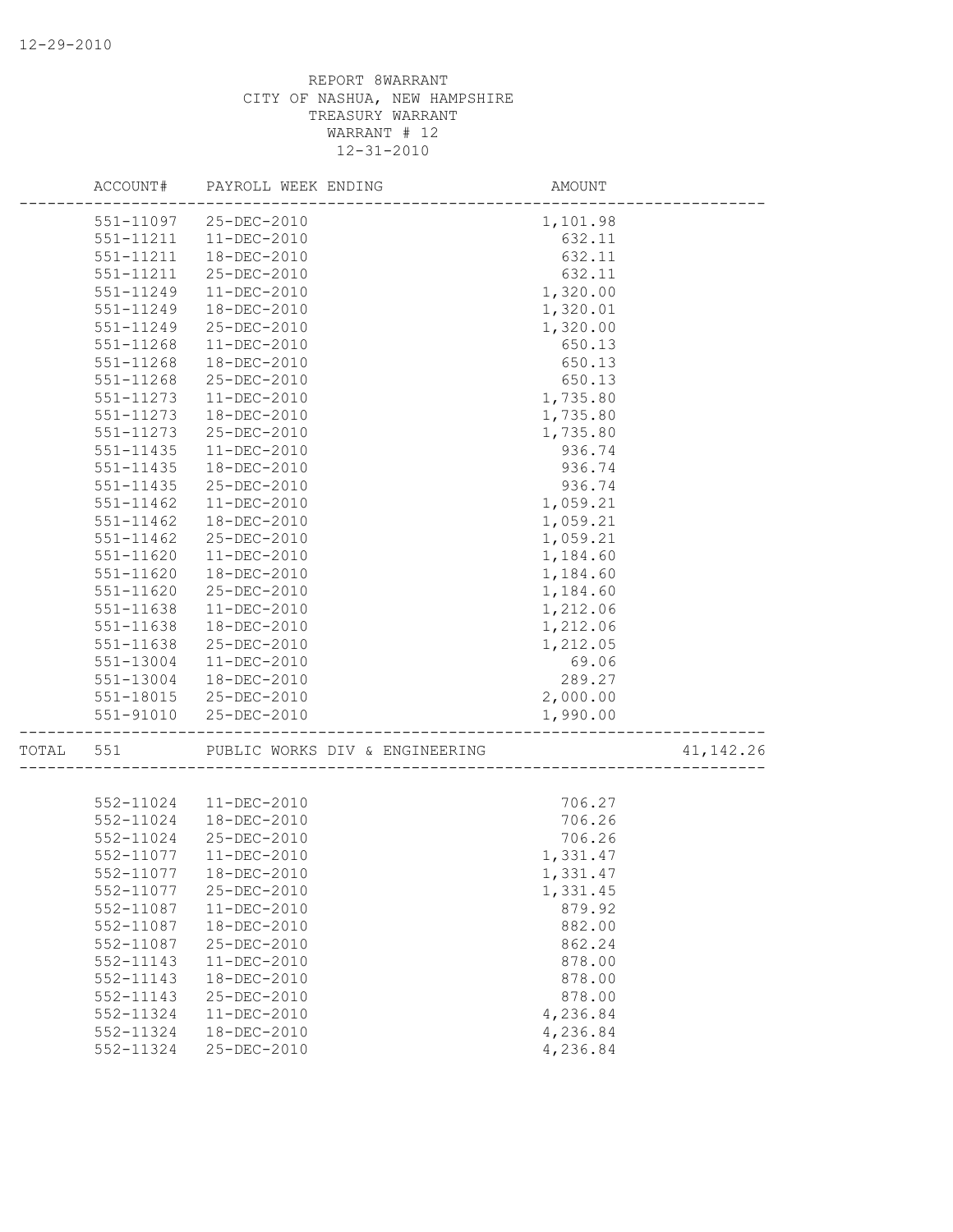REPORT 8WARRANT
CITY OF NASHUA, NEW HAMPSHIRE
TREASURY WARRANT
WARRANT # 12
12-31-2010

| ACCOUNT# | PAYROLL WEEK ENDING | AMOUNT | |
|---|---|---|---|
| 551-11097 | 25-DEC-2010 | 1,101.98 | |
| 551-11211 | 11-DEC-2010 | 632.11 | |
| 551-11211 | 18-DEC-2010 | 632.11 | |
| 551-11211 | 25-DEC-2010 | 632.11 | |
| 551-11249 | 11-DEC-2010 | 1,320.00 | |
| 551-11249 | 18-DEC-2010 | 1,320.01 | |
| 551-11249 | 25-DEC-2010 | 1,320.00 | |
| 551-11268 | 11-DEC-2010 | 650.13 | |
| 551-11268 | 18-DEC-2010 | 650.13 | |
| 551-11268 | 25-DEC-2010 | 650.13 | |
| 551-11273 | 11-DEC-2010 | 1,735.80 | |
| 551-11273 | 18-DEC-2010 | 1,735.80 | |
| 551-11273 | 25-DEC-2010 | 1,735.80 | |
| 551-11435 | 11-DEC-2010 | 936.74 | |
| 551-11435 | 18-DEC-2010 | 936.74 | |
| 551-11435 | 25-DEC-2010 | 936.74 | |
| 551-11462 | 11-DEC-2010 | 1,059.21 | |
| 551-11462 | 18-DEC-2010 | 1,059.21 | |
| 551-11462 | 25-DEC-2010 | 1,059.21 | |
| 551-11620 | 11-DEC-2010 | 1,184.60 | |
| 551-11620 | 18-DEC-2010 | 1,184.60 | |
| 551-11620 | 25-DEC-2010 | 1,184.60 | |
| 551-11638 | 11-DEC-2010 | 1,212.06 | |
| 551-11638 | 18-DEC-2010 | 1,212.06 | |
| 551-11638 | 25-DEC-2010 | 1,212.05 | |
| 551-13004 | 11-DEC-2010 | 69.06 | |
| 551-13004 | 18-DEC-2010 | 289.27 | |
| 551-18015 | 25-DEC-2010 | 2,000.00 | |
| 551-91010 | 25-DEC-2010 | 1,990.00 | |
| TOTAL 551 | PUBLIC WORKS DIV & ENGINEERING | | 41,142.26 |
| 552-11024 | 11-DEC-2010 | 706.27 | |
| 552-11024 | 18-DEC-2010 | 706.26 | |
| 552-11024 | 25-DEC-2010 | 706.26 | |
| 552-11077 | 11-DEC-2010 | 1,331.47 | |
| 552-11077 | 18-DEC-2010 | 1,331.47 | |
| 552-11077 | 25-DEC-2010 | 1,331.45 | |
| 552-11087 | 11-DEC-2010 | 879.92 | |
| 552-11087 | 18-DEC-2010 | 882.00 | |
| 552-11087 | 25-DEC-2010 | 862.24 | |
| 552-11143 | 11-DEC-2010 | 878.00 | |
| 552-11143 | 18-DEC-2010 | 878.00 | |
| 552-11143 | 25-DEC-2010 | 878.00 | |
| 552-11324 | 11-DEC-2010 | 4,236.84 | |
| 552-11324 | 18-DEC-2010 | 4,236.84 | |
| 552-11324 | 25-DEC-2010 | 4,236.84 | |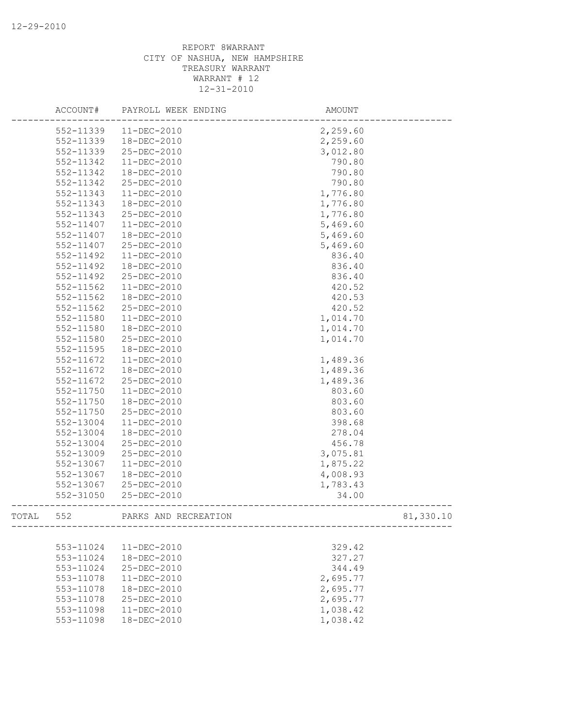12-29-2010

REPORT 8WARRANT
CITY OF NASHUA, NEW HAMPSHIRE
TREASURY WARRANT
WARRANT # 12
12-31-2010

| | ACCOUNT# | PAYROLL WEEK ENDING | AMOUNT | |
|---|---|---|---|---|
| | 552-11339 | 11-DEC-2010 | 2,259.60 | |
| | 552-11339 | 18-DEC-2010 | 2,259.60 | |
| | 552-11339 | 25-DEC-2010 | 3,012.80 | |
| | 552-11342 | 11-DEC-2010 | 790.80 | |
| | 552-11342 | 18-DEC-2010 | 790.80 | |
| | 552-11342 | 25-DEC-2010 | 790.80 | |
| | 552-11343 | 11-DEC-2010 | 1,776.80 | |
| | 552-11343 | 18-DEC-2010 | 1,776.80 | |
| | 552-11343 | 25-DEC-2010 | 1,776.80 | |
| | 552-11407 | 11-DEC-2010 | 5,469.60 | |
| | 552-11407 | 18-DEC-2010 | 5,469.60 | |
| | 552-11407 | 25-DEC-2010 | 5,469.60 | |
| | 552-11492 | 11-DEC-2010 | 836.40 | |
| | 552-11492 | 18-DEC-2010 | 836.40 | |
| | 552-11492 | 25-DEC-2010 | 836.40 | |
| | 552-11562 | 11-DEC-2010 | 420.52 | |
| | 552-11562 | 18-DEC-2010 | 420.53 | |
| | 552-11562 | 25-DEC-2010 | 420.52 | |
| | 552-11580 | 11-DEC-2010 | 1,014.70 | |
| | 552-11580 | 18-DEC-2010 | 1,014.70 | |
| | 552-11580 | 25-DEC-2010 | 1,014.70 | |
| | 552-11595 | 18-DEC-2010 | | |
| | 552-11672 | 11-DEC-2010 | 1,489.36 | |
| | 552-11672 | 18-DEC-2010 | 1,489.36 | |
| | 552-11672 | 25-DEC-2010 | 1,489.36 | |
| | 552-11750 | 11-DEC-2010 | 803.60 | |
| | 552-11750 | 18-DEC-2010 | 803.60 | |
| | 552-11750 | 25-DEC-2010 | 803.60 | |
| | 552-13004 | 11-DEC-2010 | 398.68 | |
| | 552-13004 | 18-DEC-2010 | 278.04 | |
| | 552-13004 | 25-DEC-2010 | 456.78 | |
| | 552-13009 | 25-DEC-2010 | 3,075.81 | |
| | 552-13067 | 11-DEC-2010 | 1,875.22 | |
| | 552-13067 | 18-DEC-2010 | 4,008.93 | |
| | 552-13067 | 25-DEC-2010 | 1,783.43 | |
| | 552-31050 | 25-DEC-2010 | 34.00 | |
| TOTAL | 552 | PARKS AND RECREATION | | 81,330.10 |
| | 553-11024 | 11-DEC-2010 | 329.42 | |
| | 553-11024 | 18-DEC-2010 | 327.27 | |
| | 553-11024 | 25-DEC-2010 | 344.49 | |
| | 553-11078 | 11-DEC-2010 | 2,695.77 | |
| | 553-11078 | 18-DEC-2010 | 2,695.77 | |
| | 553-11078 | 25-DEC-2010 | 2,695.77 | |
| | 553-11098 | 11-DEC-2010 | 1,038.42 | |
| | 553-11098 | 18-DEC-2010 | 1,038.42 | |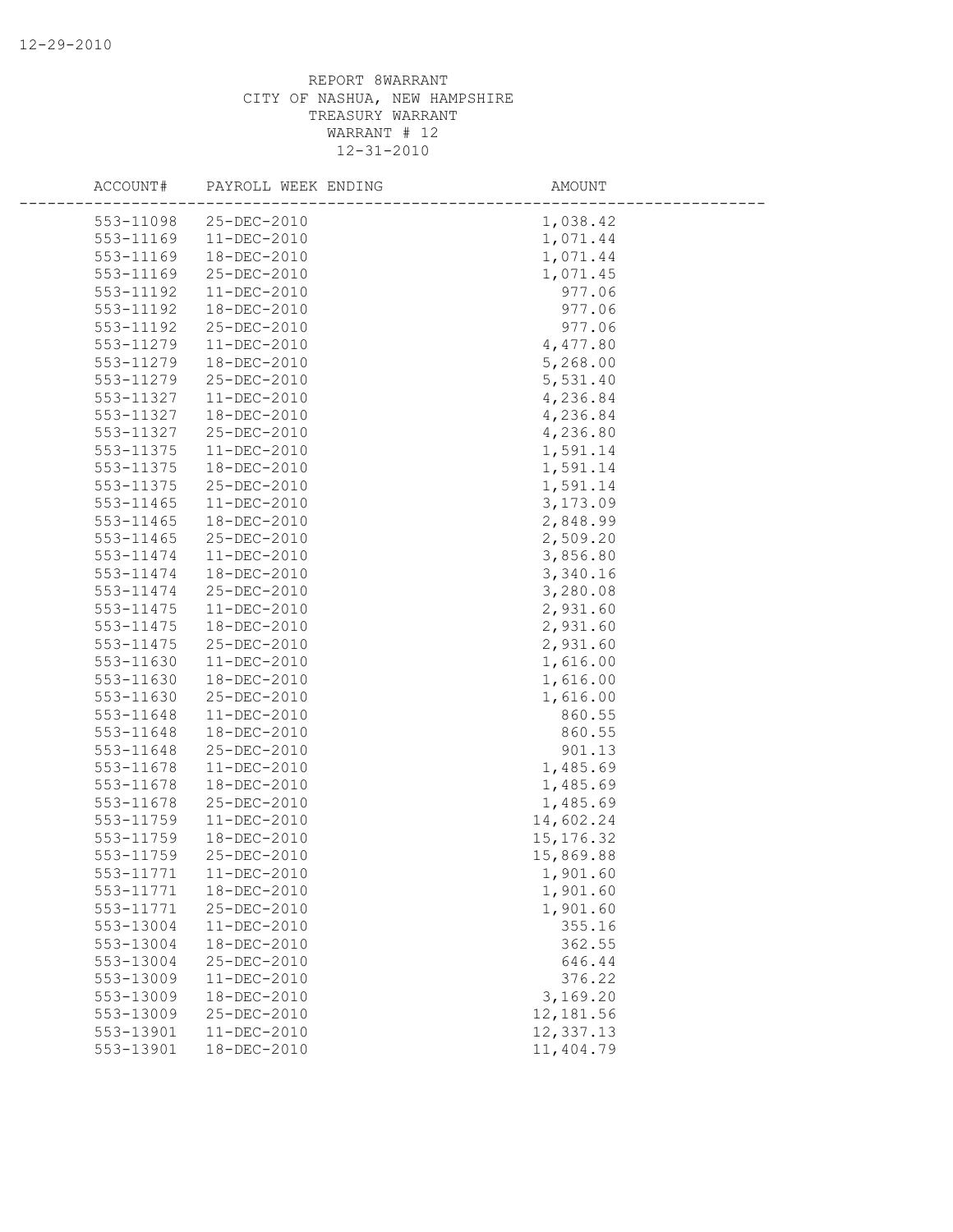REPORT 8WARRANT
CITY OF NASHUA, NEW HAMPSHIRE
TREASURY WARRANT
WARRANT # 12
12-31-2010

| ACCOUNT# | PAYROLL WEEK ENDING | AMOUNT |
|---|---|---|
| 553-11098 | 25-DEC-2010 | 1,038.42 |
| 553-11169 | 11-DEC-2010 | 1,071.44 |
| 553-11169 | 18-DEC-2010 | 1,071.44 |
| 553-11169 | 25-DEC-2010 | 1,071.45 |
| 553-11192 | 11-DEC-2010 | 977.06 |
| 553-11192 | 18-DEC-2010 | 977.06 |
| 553-11192 | 25-DEC-2010 | 977.06 |
| 553-11279 | 11-DEC-2010 | 4,477.80 |
| 553-11279 | 18-DEC-2010 | 5,268.00 |
| 553-11279 | 25-DEC-2010 | 5,531.40 |
| 553-11327 | 11-DEC-2010 | 4,236.84 |
| 553-11327 | 18-DEC-2010 | 4,236.84 |
| 553-11327 | 25-DEC-2010 | 4,236.80 |
| 553-11375 | 11-DEC-2010 | 1,591.14 |
| 553-11375 | 18-DEC-2010 | 1,591.14 |
| 553-11375 | 25-DEC-2010 | 1,591.14 |
| 553-11465 | 11-DEC-2010 | 3,173.09 |
| 553-11465 | 18-DEC-2010 | 2,848.99 |
| 553-11465 | 25-DEC-2010 | 2,509.20 |
| 553-11474 | 11-DEC-2010 | 3,856.80 |
| 553-11474 | 18-DEC-2010 | 3,340.16 |
| 553-11474 | 25-DEC-2010 | 3,280.08 |
| 553-11475 | 11-DEC-2010 | 2,931.60 |
| 553-11475 | 18-DEC-2010 | 2,931.60 |
| 553-11475 | 25-DEC-2010 | 2,931.60 |
| 553-11630 | 11-DEC-2010 | 1,616.00 |
| 553-11630 | 18-DEC-2010 | 1,616.00 |
| 553-11630 | 25-DEC-2010 | 1,616.00 |
| 553-11648 | 11-DEC-2010 | 860.55 |
| 553-11648 | 18-DEC-2010 | 860.55 |
| 553-11648 | 25-DEC-2010 | 901.13 |
| 553-11678 | 11-DEC-2010 | 1,485.69 |
| 553-11678 | 18-DEC-2010 | 1,485.69 |
| 553-11678 | 25-DEC-2010 | 1,485.69 |
| 553-11759 | 11-DEC-2010 | 14,602.24 |
| 553-11759 | 18-DEC-2010 | 15,176.32 |
| 553-11759 | 25-DEC-2010 | 15,869.88 |
| 553-11771 | 11-DEC-2010 | 1,901.60 |
| 553-11771 | 18-DEC-2010 | 1,901.60 |
| 553-11771 | 25-DEC-2010 | 1,901.60 |
| 553-13004 | 11-DEC-2010 | 355.16 |
| 553-13004 | 18-DEC-2010 | 362.55 |
| 553-13004 | 25-DEC-2010 | 646.44 |
| 553-13009 | 11-DEC-2010 | 376.22 |
| 553-13009 | 18-DEC-2010 | 3,169.20 |
| 553-13009 | 25-DEC-2010 | 12,181.56 |
| 553-13901 | 11-DEC-2010 | 12,337.13 |
| 553-13901 | 18-DEC-2010 | 11,404.79 |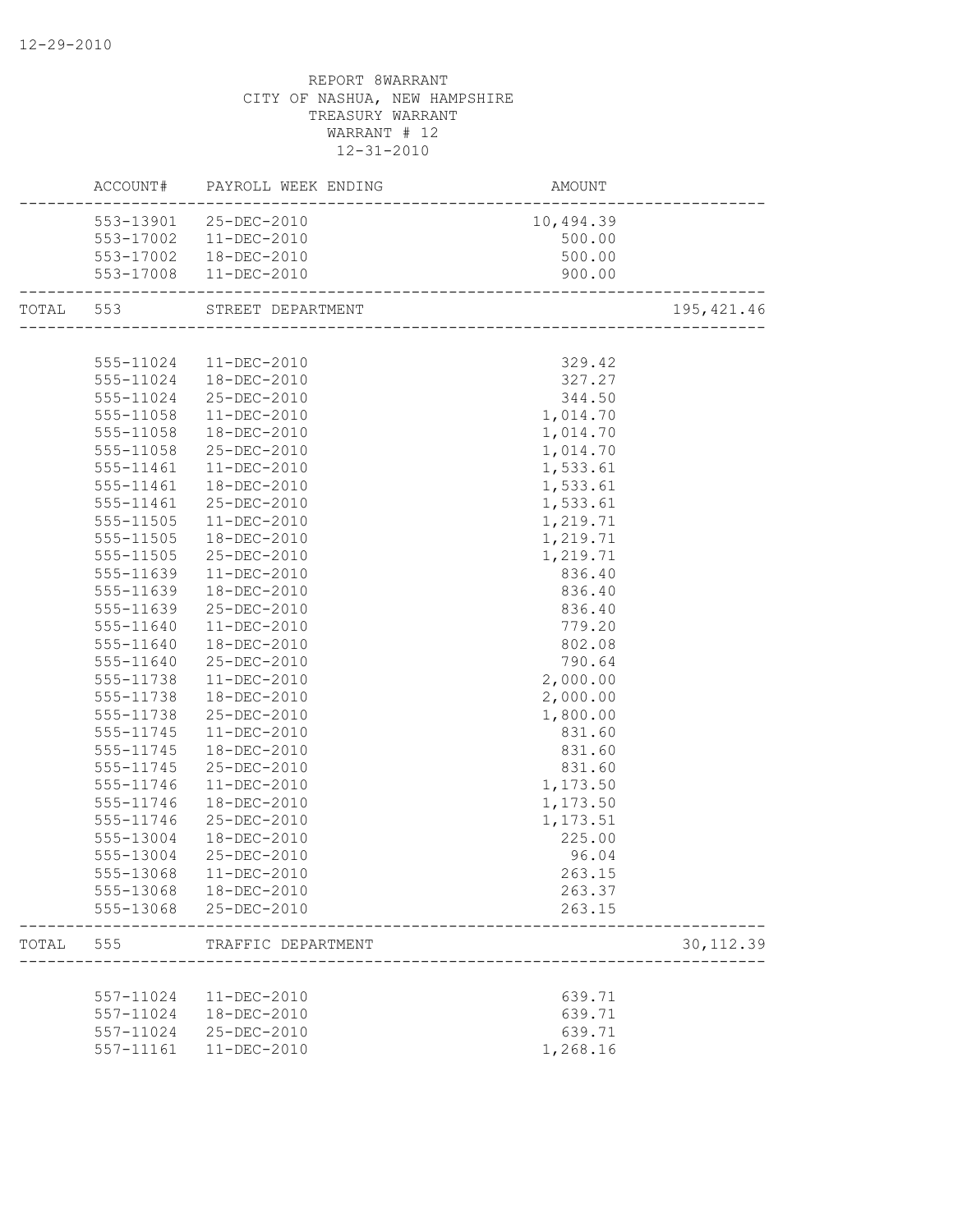12-29-2010

REPORT 8WARRANT
CITY OF NASHUA, NEW HAMPSHIRE
TREASURY WARRANT
WARRANT # 12
12-31-2010

| | ACCOUNT# | PAYROLL WEEK ENDING | AMOUNT | |
|---|---|---|---|---|
| | 553-13901 | 25-DEC-2010 | 10,494.39 | |
| | 553-17002 | 11-DEC-2010 | 500.00 | |
| | 553-17002 | 18-DEC-2010 | 500.00 | |
| | 553-17008 | 11-DEC-2010 | 900.00 | |
| TOTAL | 553 | STREET DEPARTMENT | | 195,421.46 |
| | 555-11024 | 11-DEC-2010 | 329.42 | |
| | 555-11024 | 18-DEC-2010 | 327.27 | |
| | 555-11024 | 25-DEC-2010 | 344.50 | |
| | 555-11058 | 11-DEC-2010 | 1,014.70 | |
| | 555-11058 | 18-DEC-2010 | 1,014.70 | |
| | 555-11058 | 25-DEC-2010 | 1,014.70 | |
| | 555-11461 | 11-DEC-2010 | 1,533.61 | |
| | 555-11461 | 18-DEC-2010 | 1,533.61 | |
| | 555-11461 | 25-DEC-2010 | 1,533.61 | |
| | 555-11505 | 11-DEC-2010 | 1,219.71 | |
| | 555-11505 | 18-DEC-2010 | 1,219.71 | |
| | 555-11505 | 25-DEC-2010 | 1,219.71 | |
| | 555-11639 | 11-DEC-2010 | 836.40 | |
| | 555-11639 | 18-DEC-2010 | 836.40 | |
| | 555-11639 | 25-DEC-2010 | 836.40 | |
| | 555-11640 | 11-DEC-2010 | 779.20 | |
| | 555-11640 | 18-DEC-2010 | 802.08 | |
| | 555-11640 | 25-DEC-2010 | 790.64 | |
| | 555-11738 | 11-DEC-2010 | 2,000.00 | |
| | 555-11738 | 18-DEC-2010 | 2,000.00 | |
| | 555-11738 | 25-DEC-2010 | 1,800.00 | |
| | 555-11745 | 11-DEC-2010 | 831.60 | |
| | 555-11745 | 18-DEC-2010 | 831.60 | |
| | 555-11745 | 25-DEC-2010 | 831.60 | |
| | 555-11746 | 11-DEC-2010 | 1,173.50 | |
| | 555-11746 | 18-DEC-2010 | 1,173.50 | |
| | 555-11746 | 25-DEC-2010 | 1,173.51 | |
| | 555-13004 | 18-DEC-2010 | 225.00 | |
| | 555-13004 | 25-DEC-2010 | 96.04 | |
| | 555-13068 | 11-DEC-2010 | 263.15 | |
| | 555-13068 | 18-DEC-2010 | 263.37 | |
| | 555-13068 | 25-DEC-2010 | 263.15 | |
| TOTAL | 555 | TRAFFIC DEPARTMENT | | 30,112.39 |
| | 557-11024 | 11-DEC-2010 | 639.71 | |
| | 557-11024 | 18-DEC-2010 | 639.71 | |
| | 557-11024 | 25-DEC-2010 | 639.71 | |
| | 557-11161 | 11-DEC-2010 | 1,268.16 | |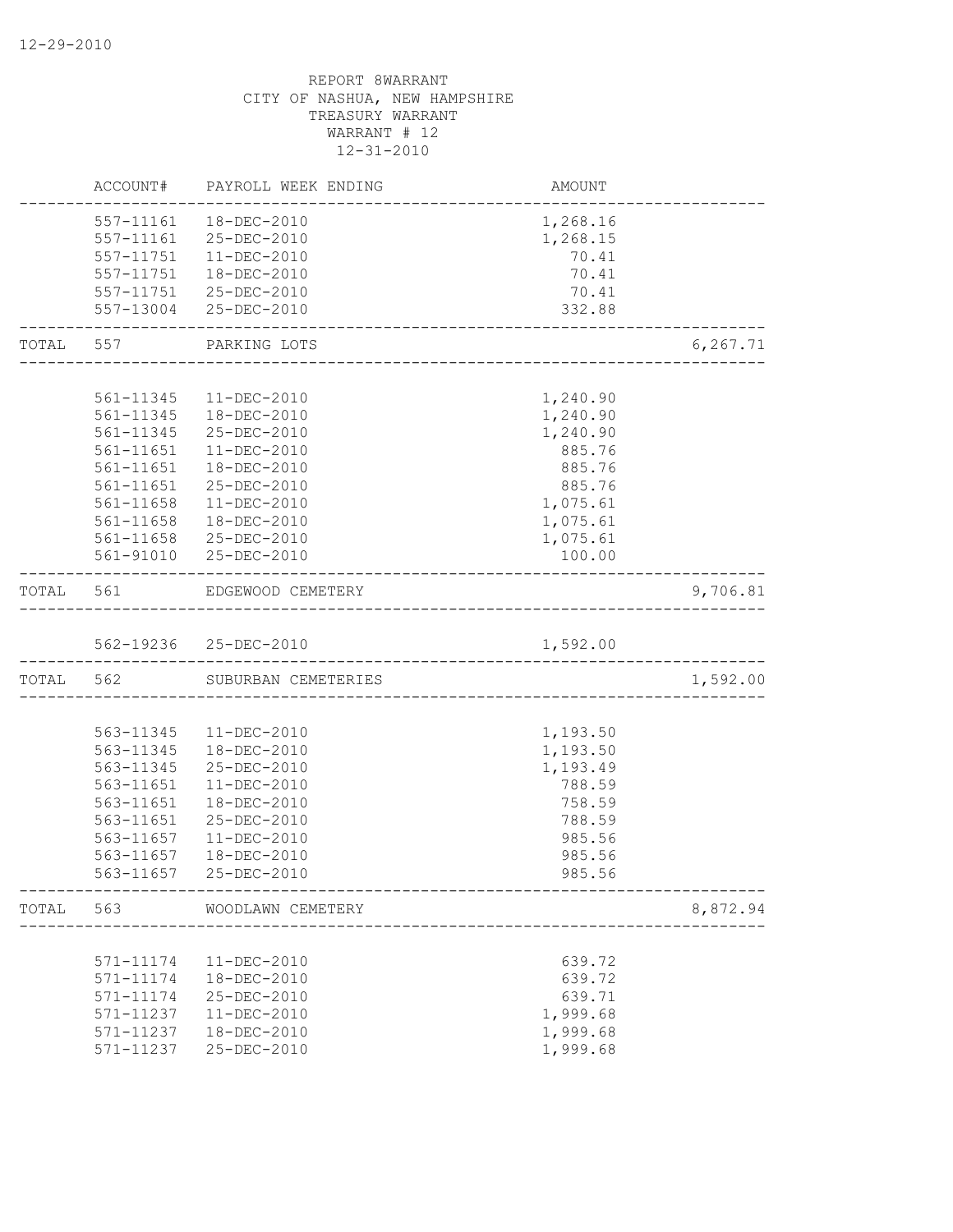12-29-2010

REPORT 8WARRANT
CITY OF NASHUA, NEW HAMPSHIRE
TREASURY WARRANT
WARRANT # 12
12-31-2010

| | ACCOUNT# | PAYROLL WEEK ENDING | AMOUNT | |
|---|---|---|---|---|
| | 557-11161 | 18-DEC-2010 | 1,268.16 | |
| | 557-11161 | 25-DEC-2010 | 1,268.15 | |
| | 557-11751 | 11-DEC-2010 | 70.41 | |
| | 557-11751 | 18-DEC-2010 | 70.41 | |
| | 557-11751 | 25-DEC-2010 | 70.41 | |
| | 557-13004 | 25-DEC-2010 | 332.88 | |
| TOTAL | 557 | PARKING LOTS | | 6,267.71 |
| | 561-11345 | 11-DEC-2010 | 1,240.90 | |
| | 561-11345 | 18-DEC-2010 | 1,240.90 | |
| | 561-11345 | 25-DEC-2010 | 1,240.90 | |
| | 561-11651 | 11-DEC-2010 | 885.76 | |
| | 561-11651 | 18-DEC-2010 | 885.76 | |
| | 561-11651 | 25-DEC-2010 | 885.76 | |
| | 561-11658 | 11-DEC-2010 | 1,075.61 | |
| | 561-11658 | 18-DEC-2010 | 1,075.61 | |
| | 561-11658 | 25-DEC-2010 | 1,075.61 | |
| | 561-91010 | 25-DEC-2010 | 100.00 | |
| TOTAL | 561 | EDGEWOOD CEMETERY | | 9,706.81 |
| | 562-19236 | 25-DEC-2010 | 1,592.00 | |
| TOTAL | 562 | SUBURBAN CEMETERIES | | 1,592.00 |
| | 563-11345 | 11-DEC-2010 | 1,193.50 | |
| | 563-11345 | 18-DEC-2010 | 1,193.50 | |
| | 563-11345 | 25-DEC-2010 | 1,193.49 | |
| | 563-11651 | 11-DEC-2010 | 788.59 | |
| | 563-11651 | 18-DEC-2010 | 758.59 | |
| | 563-11651 | 25-DEC-2010 | 788.59 | |
| | 563-11657 | 11-DEC-2010 | 985.56 | |
| | 563-11657 | 18-DEC-2010 | 985.56 | |
| | 563-11657 | 25-DEC-2010 | 985.56 | |
| TOTAL | 563 | WOODLAWN CEMETERY | | 8,872.94 |
| | 571-11174 | 11-DEC-2010 | 639.72 | |
| | 571-11174 | 18-DEC-2010 | 639.72 | |
| | 571-11174 | 25-DEC-2010 | 639.71 | |
| | 571-11237 | 11-DEC-2010 | 1,999.68 | |
| | 571-11237 | 18-DEC-2010 | 1,999.68 | |
| | 571-11237 | 25-DEC-2010 | 1,999.68 | |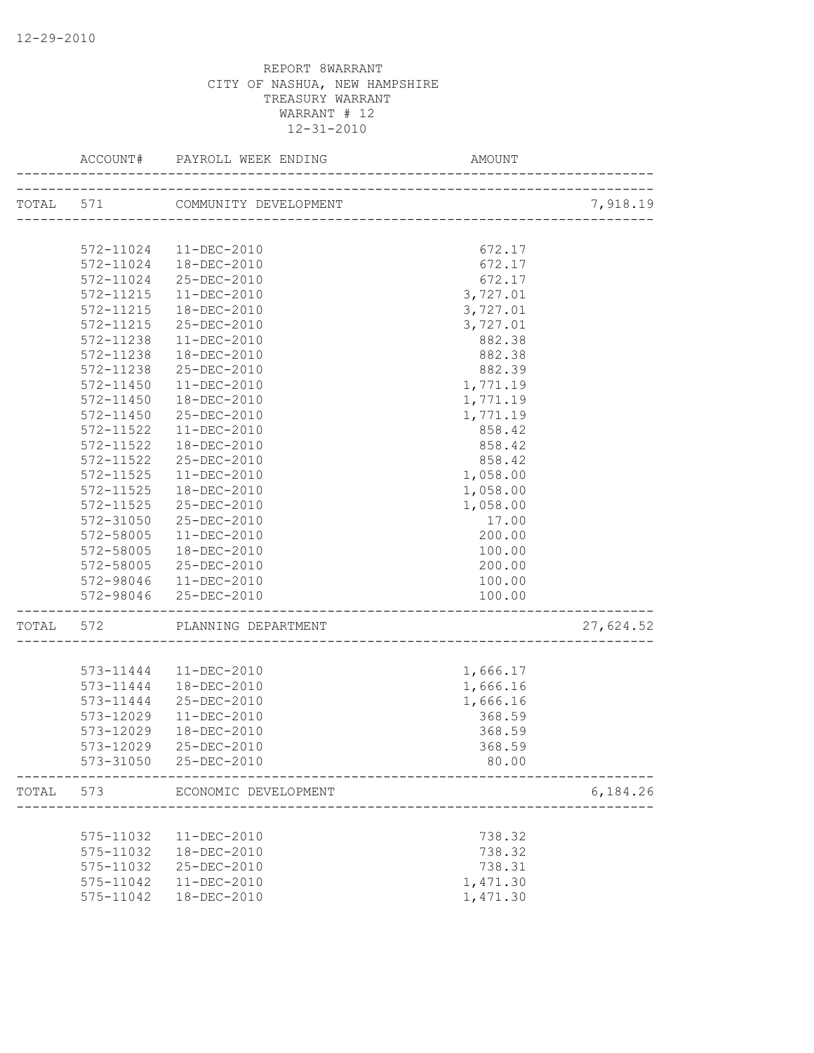REPORT 8WARRANT
CITY OF NASHUA, NEW HAMPSHIRE
TREASURY WARRANT
WARRANT # 12
12-31-2010

| | ACCOUNT# | PAYROLL WEEK ENDING | AMOUNT | |
|---|---|---|---|---|
| TOTAL | 571 | COMMUNITY DEVELOPMENT | | 7,918.19 |
| | 572-11024 | 11-DEC-2010 | 672.17 | |
| | 572-11024 | 18-DEC-2010 | 672.17 | |
| | 572-11024 | 25-DEC-2010 | 672.17 | |
| | 572-11215 | 11-DEC-2010 | 3,727.01 | |
| | 572-11215 | 18-DEC-2010 | 3,727.01 | |
| | 572-11215 | 25-DEC-2010 | 3,727.01 | |
| | 572-11238 | 11-DEC-2010 | 882.38 | |
| | 572-11238 | 18-DEC-2010 | 882.38 | |
| | 572-11238 | 25-DEC-2010 | 882.39 | |
| | 572-11450 | 11-DEC-2010 | 1,771.19 | |
| | 572-11450 | 18-DEC-2010 | 1,771.19 | |
| | 572-11450 | 25-DEC-2010 | 1,771.19 | |
| | 572-11522 | 11-DEC-2010 | 858.42 | |
| | 572-11522 | 18-DEC-2010 | 858.42 | |
| | 572-11522 | 25-DEC-2010 | 858.42 | |
| | 572-11525 | 11-DEC-2010 | 1,058.00 | |
| | 572-11525 | 18-DEC-2010 | 1,058.00 | |
| | 572-11525 | 25-DEC-2010 | 1,058.00 | |
| | 572-31050 | 25-DEC-2010 | 17.00 | |
| | 572-58005 | 11-DEC-2010 | 200.00 | |
| | 572-58005 | 18-DEC-2010 | 100.00 | |
| | 572-58005 | 25-DEC-2010 | 200.00 | |
| | 572-98046 | 11-DEC-2010 | 100.00 | |
| | 572-98046 | 25-DEC-2010 | 100.00 | |
| TOTAL | 572 | PLANNING DEPARTMENT | | 27,624.52 |
| | 573-11444 | 11-DEC-2010 | 1,666.17 | |
| | 573-11444 | 18-DEC-2010 | 1,666.16 | |
| | 573-11444 | 25-DEC-2010 | 1,666.16 | |
| | 573-12029 | 11-DEC-2010 | 368.59 | |
| | 573-12029 | 18-DEC-2010 | 368.59 | |
| | 573-12029 | 25-DEC-2010 | 368.59 | |
| | 573-31050 | 25-DEC-2010 | 80.00 | |
| TOTAL | 573 | ECONOMIC DEVELOPMENT | | 6,184.26 |
| | 575-11032 | 11-DEC-2010 | 738.32 | |
| | 575-11032 | 18-DEC-2010 | 738.32 | |
| | 575-11032 | 25-DEC-2010 | 738.31 | |
| | 575-11042 | 11-DEC-2010 | 1,471.30 | |
| | 575-11042 | 18-DEC-2010 | 1,471.30 | |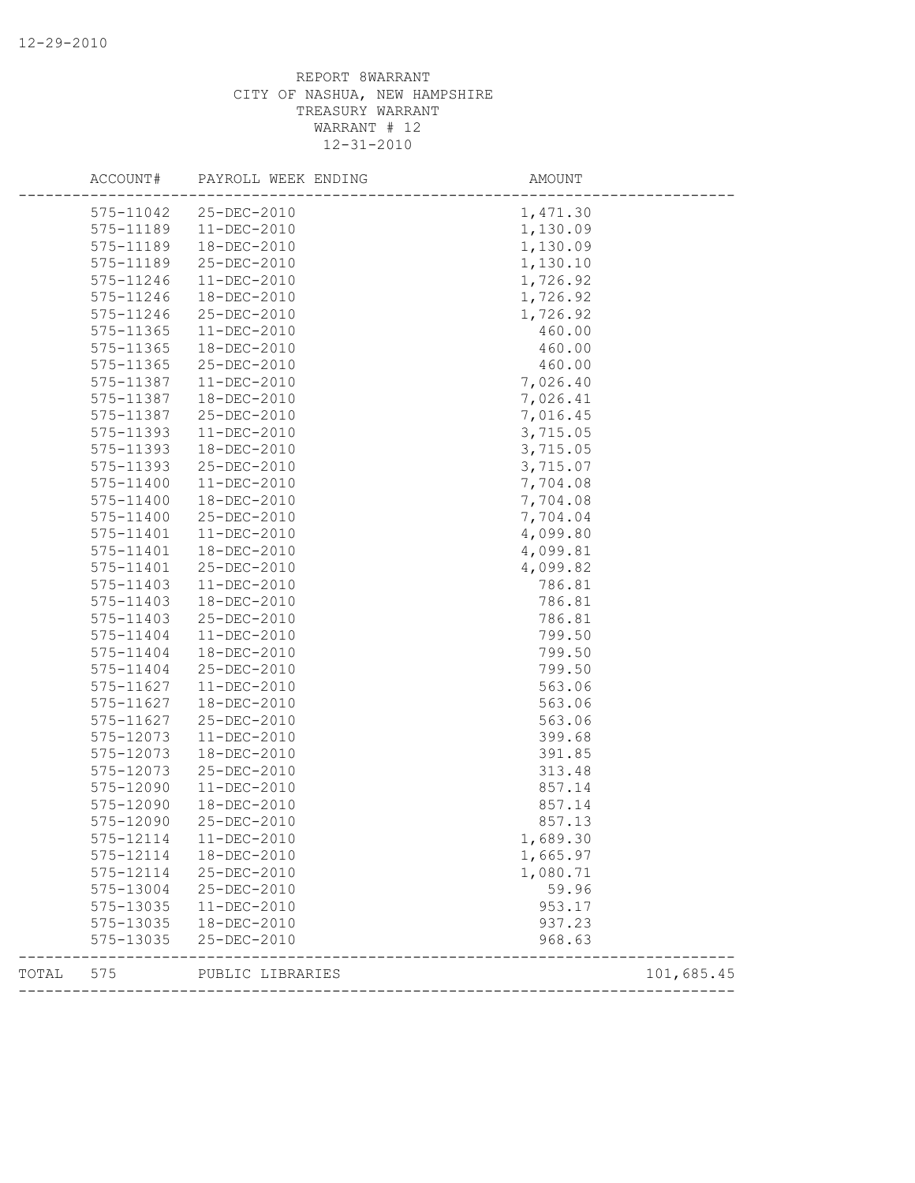12-29-2010

REPORT 8WARRANT
CITY OF NASHUA, NEW HAMPSHIRE
TREASURY WARRANT
WARRANT # 12
12-31-2010

| ACCOUNT# | PAYROLL WEEK ENDING | AMOUNT | |
|---|---|---|---|
| 575-11042 | 25-DEC-2010 | 1,471.30 | |
| 575-11189 | 11-DEC-2010 | 1,130.09 | |
| 575-11189 | 18-DEC-2010 | 1,130.09 | |
| 575-11189 | 25-DEC-2010 | 1,130.10 | |
| 575-11246 | 11-DEC-2010 | 1,726.92 | |
| 575-11246 | 18-DEC-2010 | 1,726.92 | |
| 575-11246 | 25-DEC-2010 | 1,726.92 | |
| 575-11365 | 11-DEC-2010 | 460.00 | |
| 575-11365 | 18-DEC-2010 | 460.00 | |
| 575-11365 | 25-DEC-2010 | 460.00 | |
| 575-11387 | 11-DEC-2010 | 7,026.40 | |
| 575-11387 | 18-DEC-2010 | 7,026.41 | |
| 575-11387 | 25-DEC-2010 | 7,016.45 | |
| 575-11393 | 11-DEC-2010 | 3,715.05 | |
| 575-11393 | 18-DEC-2010 | 3,715.05 | |
| 575-11393 | 25-DEC-2010 | 3,715.07 | |
| 575-11400 | 11-DEC-2010 | 7,704.08 | |
| 575-11400 | 18-DEC-2010 | 7,704.08 | |
| 575-11400 | 25-DEC-2010 | 7,704.04 | |
| 575-11401 | 11-DEC-2010 | 4,099.80 | |
| 575-11401 | 18-DEC-2010 | 4,099.81 | |
| 575-11401 | 25-DEC-2010 | 4,099.82 | |
| 575-11403 | 11-DEC-2010 | 786.81 | |
| 575-11403 | 18-DEC-2010 | 786.81 | |
| 575-11403 | 25-DEC-2010 | 786.81 | |
| 575-11404 | 11-DEC-2010 | 799.50 | |
| 575-11404 | 18-DEC-2010 | 799.50 | |
| 575-11404 | 25-DEC-2010 | 799.50 | |
| 575-11627 | 11-DEC-2010 | 563.06 | |
| 575-11627 | 18-DEC-2010 | 563.06 | |
| 575-11627 | 25-DEC-2010 | 563.06 | |
| 575-12073 | 11-DEC-2010 | 399.68 | |
| 575-12073 | 18-DEC-2010 | 391.85 | |
| 575-12073 | 25-DEC-2010 | 313.48 | |
| 575-12090 | 11-DEC-2010 | 857.14 | |
| 575-12090 | 18-DEC-2010 | 857.14 | |
| 575-12090 | 25-DEC-2010 | 857.13 | |
| 575-12114 | 11-DEC-2010 | 1,689.30 | |
| 575-12114 | 18-DEC-2010 | 1,665.97 | |
| 575-12114 | 25-DEC-2010 | 1,080.71 | |
| 575-13004 | 25-DEC-2010 | 59.96 | |
| 575-13035 | 11-DEC-2010 | 953.17 | |
| 575-13035 | 18-DEC-2010 | 937.23 | |
| 575-13035 | 25-DEC-2010 | 968.63 | |
| TOTAL 575 | PUBLIC LIBRARIES | | 101,685.45 |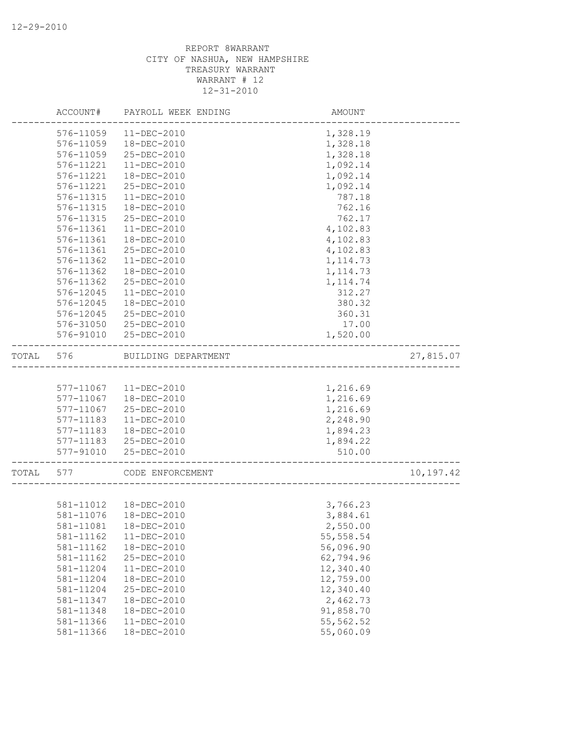REPORT 8WARRANT
CITY OF NASHUA, NEW HAMPSHIRE
TREASURY WARRANT
WARRANT # 12
12-31-2010

| | ACCOUNT# | PAYROLL WEEK ENDING | AMOUNT | |
|---|---|---|---|---|
| | 576-11059 | 11-DEC-2010 | 1,328.19 | |
| | 576-11059 | 18-DEC-2010 | 1,328.18 | |
| | 576-11059 | 25-DEC-2010 | 1,328.18 | |
| | 576-11221 | 11-DEC-2010 | 1,092.14 | |
| | 576-11221 | 18-DEC-2010 | 1,092.14 | |
| | 576-11221 | 25-DEC-2010 | 1,092.14 | |
| | 576-11315 | 11-DEC-2010 | 787.18 | |
| | 576-11315 | 18-DEC-2010 | 762.16 | |
| | 576-11315 | 25-DEC-2010 | 762.17 | |
| | 576-11361 | 11-DEC-2010 | 4,102.83 | |
| | 576-11361 | 18-DEC-2010 | 4,102.83 | |
| | 576-11361 | 25-DEC-2010 | 4,102.83 | |
| | 576-11362 | 11-DEC-2010 | 1,114.73 | |
| | 576-11362 | 18-DEC-2010 | 1,114.73 | |
| | 576-11362 | 25-DEC-2010 | 1,114.74 | |
| | 576-12045 | 11-DEC-2010 | 312.27 | |
| | 576-12045 | 18-DEC-2010 | 380.32 | |
| | 576-12045 | 25-DEC-2010 | 360.31 | |
| | 576-31050 | 25-DEC-2010 | 17.00 | |
| | 576-91010 | 25-DEC-2010 | 1,520.00 | |
| TOTAL | 576 | BUILDING DEPARTMENT | | 27,815.07 |
| | 577-11067 | 11-DEC-2010 | 1,216.69 | |
| | 577-11067 | 18-DEC-2010 | 1,216.69 | |
| | 577-11067 | 25-DEC-2010 | 1,216.69 | |
| | 577-11183 | 11-DEC-2010 | 2,248.90 | |
| | 577-11183 | 18-DEC-2010 | 1,894.23 | |
| | 577-11183 | 25-DEC-2010 | 1,894.22 | |
| | 577-91010 | 25-DEC-2010 | 510.00 | |
| TOTAL | 577 | CODE ENFORCEMENT | | 10,197.42 |
| | 581-11012 | 18-DEC-2010 | 3,766.23 | |
| | 581-11076 | 18-DEC-2010 | 3,884.61 | |
| | 581-11081 | 18-DEC-2010 | 2,550.00 | |
| | 581-11162 | 11-DEC-2010 | 55,558.54 | |
| | 581-11162 | 18-DEC-2010 | 56,096.90 | |
| | 581-11162 | 25-DEC-2010 | 62,794.96 | |
| | 581-11204 | 11-DEC-2010 | 12,340.40 | |
| | 581-11204 | 18-DEC-2010 | 12,759.00 | |
| | 581-11204 | 25-DEC-2010 | 12,340.40 | |
| | 581-11347 | 18-DEC-2010 | 2,462.73 | |
| | 581-11348 | 18-DEC-2010 | 91,858.70 | |
| | 581-11366 | 11-DEC-2010 | 55,562.52 | |
| | 581-11366 | 18-DEC-2010 | 55,060.09 | |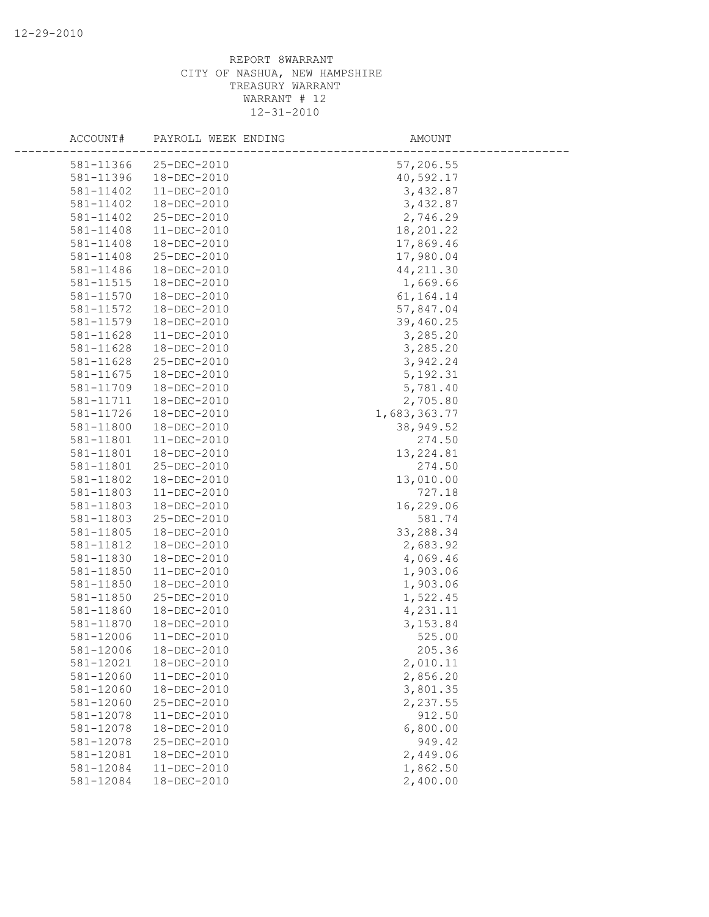REPORT 8WARRANT
CITY OF NASHUA, NEW HAMPSHIRE
TREASURY WARRANT
WARRANT # 12
12-31-2010

| ACCOUNT# | PAYROLL WEEK ENDING | AMOUNT |
|---|---|---|
| 581-11366 | 25-DEC-2010 | 57,206.55 |
| 581-11396 | 18-DEC-2010 | 40,592.17 |
| 581-11402 | 11-DEC-2010 | 3,432.87 |
| 581-11402 | 18-DEC-2010 | 3,432.87 |
| 581-11402 | 25-DEC-2010 | 2,746.29 |
| 581-11408 | 11-DEC-2010 | 18,201.22 |
| 581-11408 | 18-DEC-2010 | 17,869.46 |
| 581-11408 | 25-DEC-2010 | 17,980.04 |
| 581-11486 | 18-DEC-2010 | 44,211.30 |
| 581-11515 | 18-DEC-2010 | 1,669.66 |
| 581-11570 | 18-DEC-2010 | 61,164.14 |
| 581-11572 | 18-DEC-2010 | 57,847.04 |
| 581-11579 | 18-DEC-2010 | 39,460.25 |
| 581-11628 | 11-DEC-2010 | 3,285.20 |
| 581-11628 | 18-DEC-2010 | 3,285.20 |
| 581-11628 | 25-DEC-2010 | 3,942.24 |
| 581-11675 | 18-DEC-2010 | 5,192.31 |
| 581-11709 | 18-DEC-2010 | 5,781.40 |
| 581-11711 | 18-DEC-2010 | 2,705.80 |
| 581-11726 | 18-DEC-2010 | 1,683,363.77 |
| 581-11800 | 18-DEC-2010 | 38,949.52 |
| 581-11801 | 11-DEC-2010 | 274.50 |
| 581-11801 | 18-DEC-2010 | 13,224.81 |
| 581-11801 | 25-DEC-2010 | 274.50 |
| 581-11802 | 18-DEC-2010 | 13,010.00 |
| 581-11803 | 11-DEC-2010 | 727.18 |
| 581-11803 | 18-DEC-2010 | 16,229.06 |
| 581-11803 | 25-DEC-2010 | 581.74 |
| 581-11805 | 18-DEC-2010 | 33,288.34 |
| 581-11812 | 18-DEC-2010 | 2,683.92 |
| 581-11830 | 18-DEC-2010 | 4,069.46 |
| 581-11850 | 11-DEC-2010 | 1,903.06 |
| 581-11850 | 18-DEC-2010 | 1,903.06 |
| 581-11850 | 25-DEC-2010 | 1,522.45 |
| 581-11860 | 18-DEC-2010 | 4,231.11 |
| 581-11870 | 18-DEC-2010 | 3,153.84 |
| 581-12006 | 11-DEC-2010 | 525.00 |
| 581-12006 | 18-DEC-2010 | 205.36 |
| 581-12021 | 18-DEC-2010 | 2,010.11 |
| 581-12060 | 11-DEC-2010 | 2,856.20 |
| 581-12060 | 18-DEC-2010 | 3,801.35 |
| 581-12060 | 25-DEC-2010 | 2,237.55 |
| 581-12078 | 11-DEC-2010 | 912.50 |
| 581-12078 | 18-DEC-2010 | 6,800.00 |
| 581-12078 | 25-DEC-2010 | 949.42 |
| 581-12081 | 18-DEC-2010 | 2,449.06 |
| 581-12084 | 11-DEC-2010 | 1,862.50 |
| 581-12084 | 18-DEC-2010 | 2,400.00 |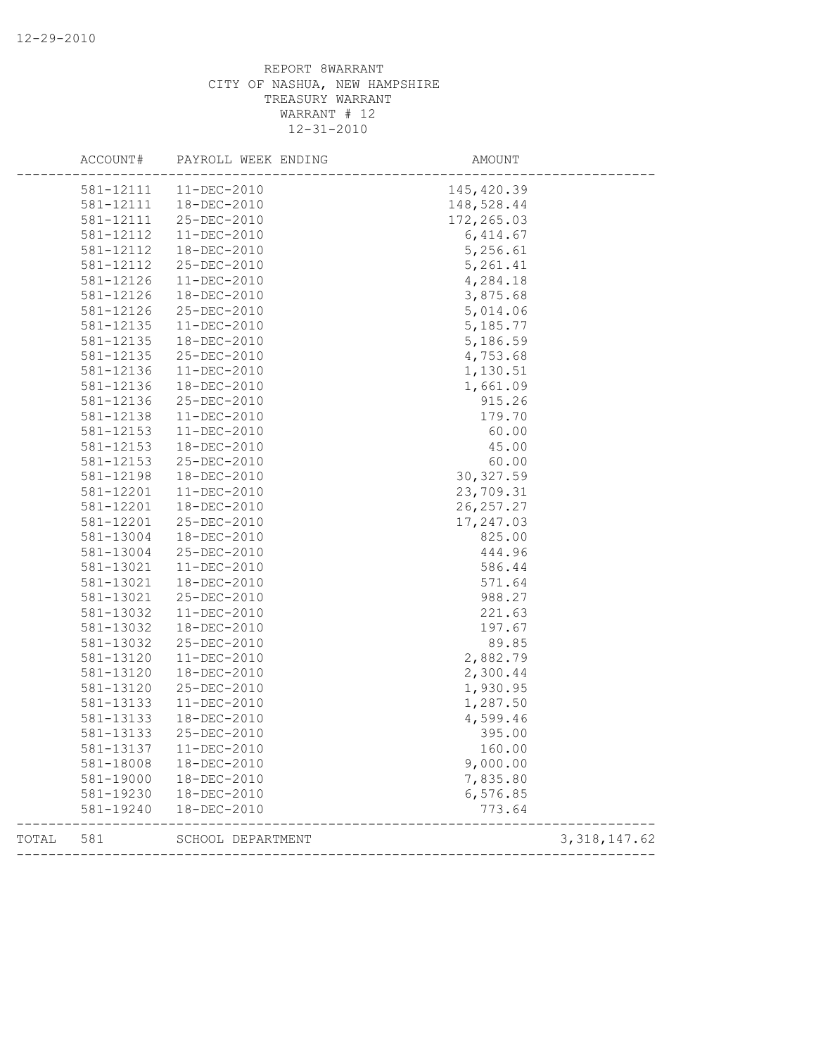REPORT 8WARRANT
CITY OF NASHUA, NEW HAMPSHIRE
TREASURY WARRANT
WARRANT # 12
12-31-2010

| ACCOUNT# | PAYROLL WEEK ENDING | AMOUNT | |
|---|---|---|---|
| 581-12111 | 11-DEC-2010 | 145,420.39 | |
| 581-12111 | 18-DEC-2010 | 148,528.44 | |
| 581-12111 | 25-DEC-2010 | 172,265.03 | |
| 581-12112 | 11-DEC-2010 | 6,414.67 | |
| 581-12112 | 18-DEC-2010 | 5,256.61 | |
| 581-12112 | 25-DEC-2010 | 5,261.41 | |
| 581-12126 | 11-DEC-2010 | 4,284.18 | |
| 581-12126 | 18-DEC-2010 | 3,875.68 | |
| 581-12126 | 25-DEC-2010 | 5,014.06 | |
| 581-12135 | 11-DEC-2010 | 5,185.77 | |
| 581-12135 | 18-DEC-2010 | 5,186.59 | |
| 581-12135 | 25-DEC-2010 | 4,753.68 | |
| 581-12136 | 11-DEC-2010 | 1,130.51 | |
| 581-12136 | 18-DEC-2010 | 1,661.09 | |
| 581-12136 | 25-DEC-2010 | 915.26 | |
| 581-12138 | 11-DEC-2010 | 179.70 | |
| 581-12153 | 11-DEC-2010 | 60.00 | |
| 581-12153 | 18-DEC-2010 | 45.00 | |
| 581-12153 | 25-DEC-2010 | 60.00 | |
| 581-12198 | 18-DEC-2010 | 30,327.59 | |
| 581-12201 | 11-DEC-2010 | 23,709.31 | |
| 581-12201 | 18-DEC-2010 | 26,257.27 | |
| 581-12201 | 25-DEC-2010 | 17,247.03 | |
| 581-13004 | 18-DEC-2010 | 825.00 | |
| 581-13004 | 25-DEC-2010 | 444.96 | |
| 581-13021 | 11-DEC-2010 | 586.44 | |
| 581-13021 | 18-DEC-2010 | 571.64 | |
| 581-13021 | 25-DEC-2010 | 988.27 | |
| 581-13032 | 11-DEC-2010 | 221.63 | |
| 581-13032 | 18-DEC-2010 | 197.67 | |
| 581-13032 | 25-DEC-2010 | 89.85 | |
| 581-13120 | 11-DEC-2010 | 2,882.79 | |
| 581-13120 | 18-DEC-2010 | 2,300.44 | |
| 581-13120 | 25-DEC-2010 | 1,930.95 | |
| 581-13133 | 11-DEC-2010 | 1,287.50 | |
| 581-13133 | 18-DEC-2010 | 4,599.46 | |
| 581-13133 | 25-DEC-2010 | 395.00 | |
| 581-13137 | 11-DEC-2010 | 160.00 | |
| 581-18008 | 18-DEC-2010 | 9,000.00 | |
| 581-19000 | 18-DEC-2010 | 7,835.80 | |
| 581-19230 | 18-DEC-2010 | 6,576.85 | |
| 581-19240 | 18-DEC-2010 | 773.64 | |
| TOTAL 581 | SCHOOL DEPARTMENT | | 3,318,147.62 |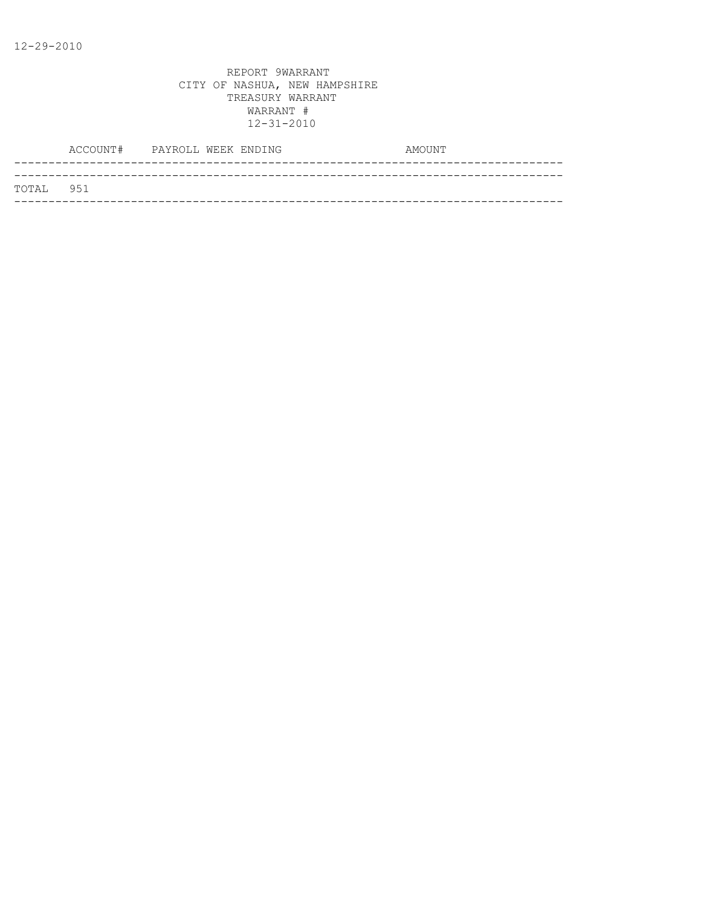12-29-2010

REPORT 9WARRANT
CITY OF NASHUA, NEW HAMPSHIRE
TREASURY WARRANT
WARRANT #
12-31-2010

| | ACCOUNT# | PAYROLL WEEK ENDING | AMOUNT |
|---|---|---|---|
| TOTAL | 951 | | |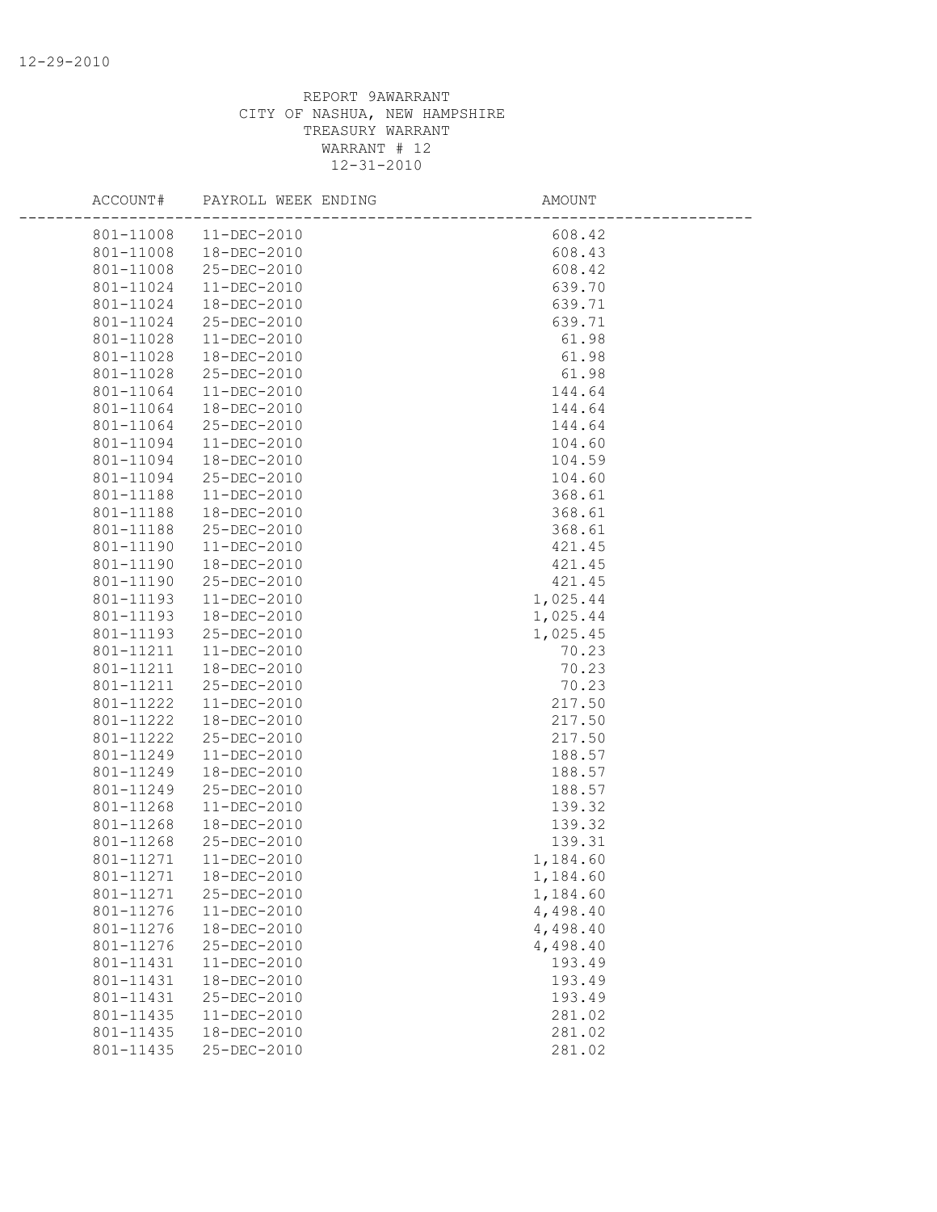REPORT 9AWARRANT
CITY OF NASHUA, NEW HAMPSHIRE
TREASURY WARRANT
WARRANT # 12
12-31-2010

| ACCOUNT# | PAYROLL WEEK ENDING | AMOUNT |
|---|---|---|
| 801-11008 | 11-DEC-2010 | 608.42 |
| 801-11008 | 18-DEC-2010 | 608.43 |
| 801-11008 | 25-DEC-2010 | 608.42 |
| 801-11024 | 11-DEC-2010 | 639.70 |
| 801-11024 | 18-DEC-2010 | 639.71 |
| 801-11024 | 25-DEC-2010 | 639.71 |
| 801-11028 | 11-DEC-2010 | 61.98 |
| 801-11028 | 18-DEC-2010 | 61.98 |
| 801-11028 | 25-DEC-2010 | 61.98 |
| 801-11064 | 11-DEC-2010 | 144.64 |
| 801-11064 | 18-DEC-2010 | 144.64 |
| 801-11064 | 25-DEC-2010 | 144.64 |
| 801-11094 | 11-DEC-2010 | 104.60 |
| 801-11094 | 18-DEC-2010 | 104.59 |
| 801-11094 | 25-DEC-2010 | 104.60 |
| 801-11188 | 11-DEC-2010 | 368.61 |
| 801-11188 | 18-DEC-2010 | 368.61 |
| 801-11188 | 25-DEC-2010 | 368.61 |
| 801-11190 | 11-DEC-2010 | 421.45 |
| 801-11190 | 18-DEC-2010 | 421.45 |
| 801-11190 | 25-DEC-2010 | 421.45 |
| 801-11193 | 11-DEC-2010 | 1,025.44 |
| 801-11193 | 18-DEC-2010 | 1,025.44 |
| 801-11193 | 25-DEC-2010 | 1,025.45 |
| 801-11211 | 11-DEC-2010 | 70.23 |
| 801-11211 | 18-DEC-2010 | 70.23 |
| 801-11211 | 25-DEC-2010 | 70.23 |
| 801-11222 | 11-DEC-2010 | 217.50 |
| 801-11222 | 18-DEC-2010 | 217.50 |
| 801-11222 | 25-DEC-2010 | 217.50 |
| 801-11249 | 11-DEC-2010 | 188.57 |
| 801-11249 | 18-DEC-2010 | 188.57 |
| 801-11249 | 25-DEC-2010 | 188.57 |
| 801-11268 | 11-DEC-2010 | 139.32 |
| 801-11268 | 18-DEC-2010 | 139.32 |
| 801-11268 | 25-DEC-2010 | 139.31 |
| 801-11271 | 11-DEC-2010 | 1,184.60 |
| 801-11271 | 18-DEC-2010 | 1,184.60 |
| 801-11271 | 25-DEC-2010 | 1,184.60 |
| 801-11276 | 11-DEC-2010 | 4,498.40 |
| 801-11276 | 18-DEC-2010 | 4,498.40 |
| 801-11276 | 25-DEC-2010 | 4,498.40 |
| 801-11431 | 11-DEC-2010 | 193.49 |
| 801-11431 | 18-DEC-2010 | 193.49 |
| 801-11431 | 25-DEC-2010 | 193.49 |
| 801-11435 | 11-DEC-2010 | 281.02 |
| 801-11435 | 18-DEC-2010 | 281.02 |
| 801-11435 | 25-DEC-2010 | 281.02 |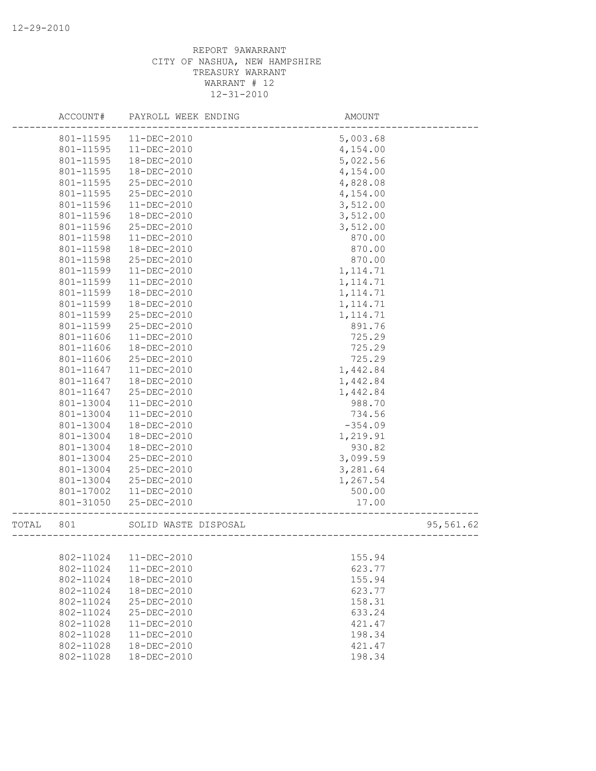12-29-2010

REPORT 9AWARRANT
CITY OF NASHUA, NEW HAMPSHIRE
TREASURY WARRANT
WARRANT # 12
12-31-2010

| | ACCOUNT# | PAYROLL WEEK ENDING | AMOUNT | |
|---|---|---|---|---|
| | 801-11595 | 11-DEC-2010 | 5,003.68 | |
| | 801-11595 | 11-DEC-2010 | 4,154.00 | |
| | 801-11595 | 18-DEC-2010 | 5,022.56 | |
| | 801-11595 | 18-DEC-2010 | 4,154.00 | |
| | 801-11595 | 25-DEC-2010 | 4,828.08 | |
| | 801-11595 | 25-DEC-2010 | 4,154.00 | |
| | 801-11596 | 11-DEC-2010 | 3,512.00 | |
| | 801-11596 | 18-DEC-2010 | 3,512.00 | |
| | 801-11596 | 25-DEC-2010 | 3,512.00 | |
| | 801-11598 | 11-DEC-2010 | 870.00 | |
| | 801-11598 | 18-DEC-2010 | 870.00 | |
| | 801-11598 | 25-DEC-2010 | 870.00 | |
| | 801-11599 | 11-DEC-2010 | 1,114.71 | |
| | 801-11599 | 11-DEC-2010 | 1,114.71 | |
| | 801-11599 | 18-DEC-2010 | 1,114.71 | |
| | 801-11599 | 18-DEC-2010 | 1,114.71 | |
| | 801-11599 | 25-DEC-2010 | 1,114.71 | |
| | 801-11599 | 25-DEC-2010 | 891.76 | |
| | 801-11606 | 11-DEC-2010 | 725.29 | |
| | 801-11606 | 18-DEC-2010 | 725.29 | |
| | 801-11606 | 25-DEC-2010 | 725.29 | |
| | 801-11647 | 11-DEC-2010 | 1,442.84 | |
| | 801-11647 | 18-DEC-2010 | 1,442.84 | |
| | 801-11647 | 25-DEC-2010 | 1,442.84 | |
| | 801-13004 | 11-DEC-2010 | 988.70 | |
| | 801-13004 | 11-DEC-2010 | 734.56 | |
| | 801-13004 | 18-DEC-2010 | -354.09 | |
| | 801-13004 | 18-DEC-2010 | 1,219.91 | |
| | 801-13004 | 18-DEC-2010 | 930.82 | |
| | 801-13004 | 25-DEC-2010 | 3,099.59 | |
| | 801-13004 | 25-DEC-2010 | 3,281.64 | |
| | 801-13004 | 25-DEC-2010 | 1,267.54 | |
| | 801-17002 | 11-DEC-2010 | 500.00 | |
| | 801-31050 | 25-DEC-2010 | 17.00 | |
| TOTAL | 801 | SOLID WASTE DISPOSAL | | 95,561.62 |
| | 802-11024 | 11-DEC-2010 | 155.94 | |
| | 802-11024 | 11-DEC-2010 | 623.77 | |
| | 802-11024 | 18-DEC-2010 | 155.94 | |
| | 802-11024 | 18-DEC-2010 | 623.77 | |
| | 802-11024 | 25-DEC-2010 | 158.31 | |
| | 802-11024 | 25-DEC-2010 | 633.24 | |
| | 802-11028 | 11-DEC-2010 | 421.47 | |
| | 802-11028 | 11-DEC-2010 | 198.34 | |
| | 802-11028 | 18-DEC-2010 | 421.47 | |
| | 802-11028 | 18-DEC-2010 | 198.34 | |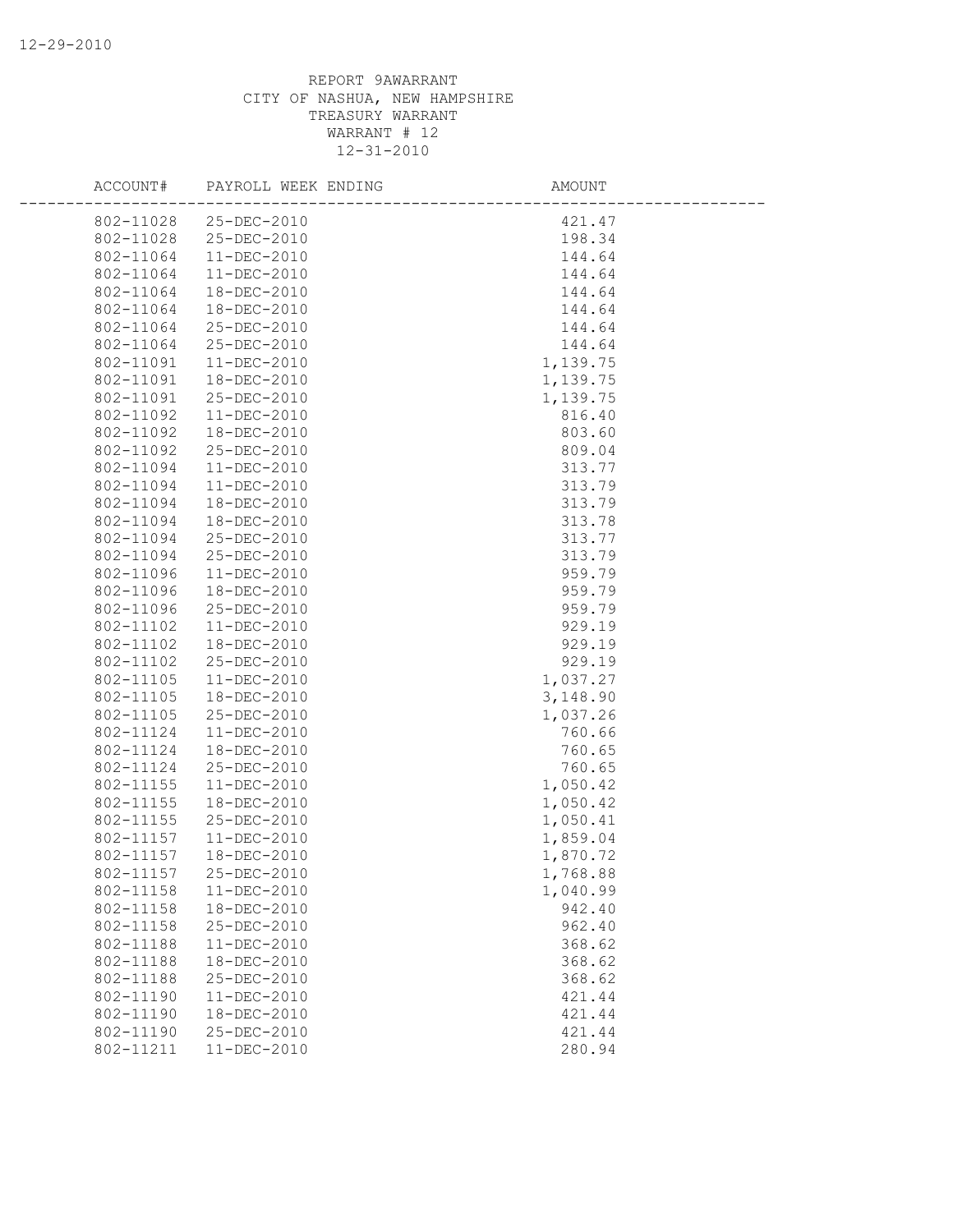REPORT 9AWARRANT
CITY OF NASHUA, NEW HAMPSHIRE
TREASURY WARRANT
WARRANT # 12
12-31-2010

| ACCOUNT# | PAYROLL WEEK ENDING | AMOUNT |
|---|---|---|
| 802-11028 | 25-DEC-2010 | 421.47 |
| 802-11028 | 25-DEC-2010 | 198.34 |
| 802-11064 | 11-DEC-2010 | 144.64 |
| 802-11064 | 11-DEC-2010 | 144.64 |
| 802-11064 | 18-DEC-2010 | 144.64 |
| 802-11064 | 18-DEC-2010 | 144.64 |
| 802-11064 | 25-DEC-2010 | 144.64 |
| 802-11064 | 25-DEC-2010 | 144.64 |
| 802-11091 | 11-DEC-2010 | 1,139.75 |
| 802-11091 | 18-DEC-2010 | 1,139.75 |
| 802-11091 | 25-DEC-2010 | 1,139.75 |
| 802-11092 | 11-DEC-2010 | 816.40 |
| 802-11092 | 18-DEC-2010 | 803.60 |
| 802-11092 | 25-DEC-2010 | 809.04 |
| 802-11094 | 11-DEC-2010 | 313.77 |
| 802-11094 | 11-DEC-2010 | 313.79 |
| 802-11094 | 18-DEC-2010 | 313.79 |
| 802-11094 | 18-DEC-2010 | 313.78 |
| 802-11094 | 25-DEC-2010 | 313.77 |
| 802-11094 | 25-DEC-2010 | 313.79 |
| 802-11096 | 11-DEC-2010 | 959.79 |
| 802-11096 | 18-DEC-2010 | 959.79 |
| 802-11096 | 25-DEC-2010 | 959.79 |
| 802-11102 | 11-DEC-2010 | 929.19 |
| 802-11102 | 18-DEC-2010 | 929.19 |
| 802-11102 | 25-DEC-2010 | 929.19 |
| 802-11105 | 11-DEC-2010 | 1,037.27 |
| 802-11105 | 18-DEC-2010 | 3,148.90 |
| 802-11105 | 25-DEC-2010 | 1,037.26 |
| 802-11124 | 11-DEC-2010 | 760.66 |
| 802-11124 | 18-DEC-2010 | 760.65 |
| 802-11124 | 25-DEC-2010 | 760.65 |
| 802-11155 | 11-DEC-2010 | 1,050.42 |
| 802-11155 | 18-DEC-2010 | 1,050.42 |
| 802-11155 | 25-DEC-2010 | 1,050.41 |
| 802-11157 | 11-DEC-2010 | 1,859.04 |
| 802-11157 | 18-DEC-2010 | 1,870.72 |
| 802-11157 | 25-DEC-2010 | 1,768.88 |
| 802-11158 | 11-DEC-2010 | 1,040.99 |
| 802-11158 | 18-DEC-2010 | 942.40 |
| 802-11158 | 25-DEC-2010 | 962.40 |
| 802-11188 | 11-DEC-2010 | 368.62 |
| 802-11188 | 18-DEC-2010 | 368.62 |
| 802-11188 | 25-DEC-2010 | 368.62 |
| 802-11190 | 11-DEC-2010 | 421.44 |
| 802-11190 | 18-DEC-2010 | 421.44 |
| 802-11190 | 25-DEC-2010 | 421.44 |
| 802-11211 | 11-DEC-2010 | 280.94 |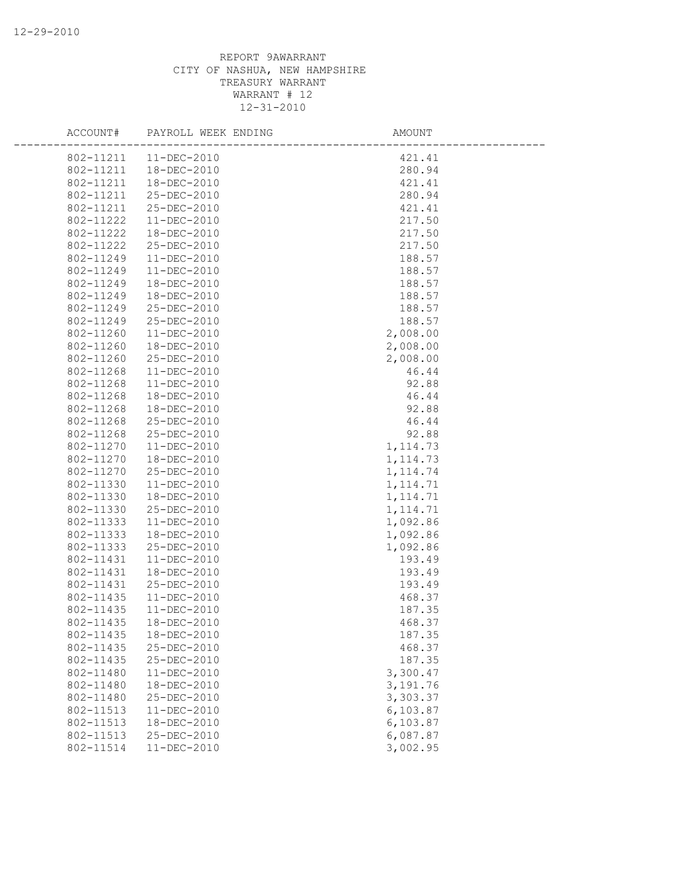REPORT 9AWARRANT
CITY OF NASHUA, NEW HAMPSHIRE
TREASURY WARRANT
WARRANT # 12
12-31-2010

| ACCOUNT# | PAYROLL WEEK ENDING | AMOUNT |
|---|---|---|
| 802-11211 | 11-DEC-2010 | 421.41 |
| 802-11211 | 18-DEC-2010 | 280.94 |
| 802-11211 | 18-DEC-2010 | 421.41 |
| 802-11211 | 25-DEC-2010 | 280.94 |
| 802-11211 | 25-DEC-2010 | 421.41 |
| 802-11222 | 11-DEC-2010 | 217.50 |
| 802-11222 | 18-DEC-2010 | 217.50 |
| 802-11222 | 25-DEC-2010 | 217.50 |
| 802-11249 | 11-DEC-2010 | 188.57 |
| 802-11249 | 11-DEC-2010 | 188.57 |
| 802-11249 | 18-DEC-2010 | 188.57 |
| 802-11249 | 18-DEC-2010 | 188.57 |
| 802-11249 | 25-DEC-2010 | 188.57 |
| 802-11249 | 25-DEC-2010 | 188.57 |
| 802-11260 | 11-DEC-2010 | 2,008.00 |
| 802-11260 | 18-DEC-2010 | 2,008.00 |
| 802-11260 | 25-DEC-2010 | 2,008.00 |
| 802-11268 | 11-DEC-2010 | 46.44 |
| 802-11268 | 11-DEC-2010 | 92.88 |
| 802-11268 | 18-DEC-2010 | 46.44 |
| 802-11268 | 18-DEC-2010 | 92.88 |
| 802-11268 | 25-DEC-2010 | 46.44 |
| 802-11268 | 25-DEC-2010 | 92.88 |
| 802-11270 | 11-DEC-2010 | 1,114.73 |
| 802-11270 | 18-DEC-2010 | 1,114.73 |
| 802-11270 | 25-DEC-2010 | 1,114.74 |
| 802-11330 | 11-DEC-2010 | 1,114.71 |
| 802-11330 | 18-DEC-2010 | 1,114.71 |
| 802-11330 | 25-DEC-2010 | 1,114.71 |
| 802-11333 | 11-DEC-2010 | 1,092.86 |
| 802-11333 | 18-DEC-2010 | 1,092.86 |
| 802-11333 | 25-DEC-2010 | 1,092.86 |
| 802-11431 | 11-DEC-2010 | 193.49 |
| 802-11431 | 18-DEC-2010 | 193.49 |
| 802-11431 | 25-DEC-2010 | 193.49 |
| 802-11435 | 11-DEC-2010 | 468.37 |
| 802-11435 | 11-DEC-2010 | 187.35 |
| 802-11435 | 18-DEC-2010 | 468.37 |
| 802-11435 | 18-DEC-2010 | 187.35 |
| 802-11435 | 25-DEC-2010 | 468.37 |
| 802-11435 | 25-DEC-2010 | 187.35 |
| 802-11480 | 11-DEC-2010 | 3,300.47 |
| 802-11480 | 18-DEC-2010 | 3,191.76 |
| 802-11480 | 25-DEC-2010 | 3,303.37 |
| 802-11513 | 11-DEC-2010 | 6,103.87 |
| 802-11513 | 18-DEC-2010 | 6,103.87 |
| 802-11513 | 25-DEC-2010 | 6,087.87 |
| 802-11514 | 11-DEC-2010 | 3,002.95 |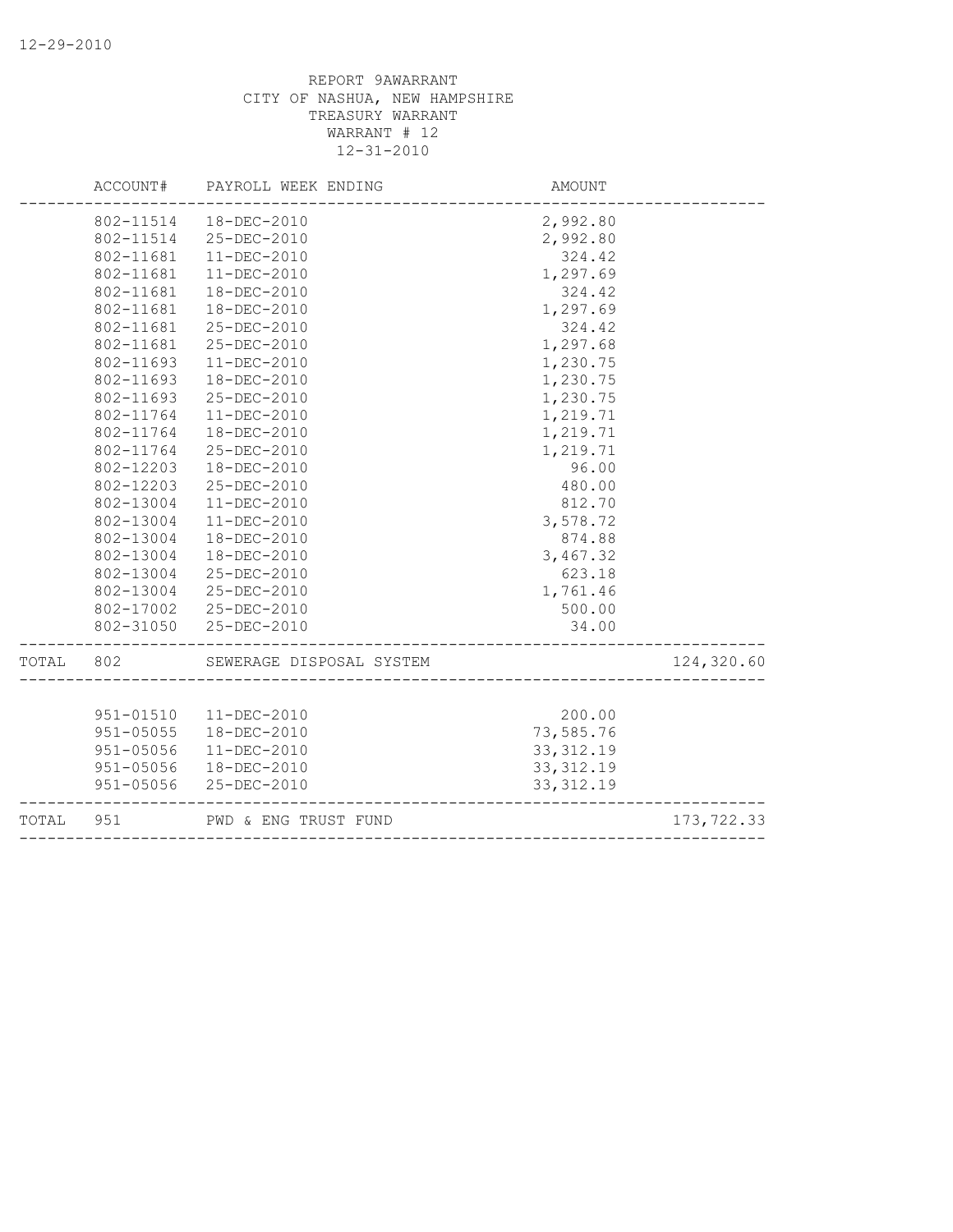REPORT 9AWARRANT
CITY OF NASHUA, NEW HAMPSHIRE
TREASURY WARRANT
WARRANT # 12
12-31-2010

| | ACCOUNT# | PAYROLL WEEK ENDING | AMOUNT | |
|---|---|---|---|---|
| | 802-11514 | 18-DEC-2010 | 2,992.80 | |
| | 802-11514 | 25-DEC-2010 | 2,992.80 | |
| | 802-11681 | 11-DEC-2010 | 324.42 | |
| | 802-11681 | 11-DEC-2010 | 1,297.69 | |
| | 802-11681 | 18-DEC-2010 | 324.42 | |
| | 802-11681 | 18-DEC-2010 | 1,297.69 | |
| | 802-11681 | 25-DEC-2010 | 324.42 | |
| | 802-11681 | 25-DEC-2010 | 1,297.68 | |
| | 802-11693 | 11-DEC-2010 | 1,230.75 | |
| | 802-11693 | 18-DEC-2010 | 1,230.75 | |
| | 802-11693 | 25-DEC-2010 | 1,230.75 | |
| | 802-11764 | 11-DEC-2010 | 1,219.71 | |
| | 802-11764 | 18-DEC-2010 | 1,219.71 | |
| | 802-11764 | 25-DEC-2010 | 1,219.71 | |
| | 802-12203 | 18-DEC-2010 | 96.00 | |
| | 802-12203 | 25-DEC-2010 | 480.00 | |
| | 802-13004 | 11-DEC-2010 | 812.70 | |
| | 802-13004 | 11-DEC-2010 | 3,578.72 | |
| | 802-13004 | 18-DEC-2010 | 874.88 | |
| | 802-13004 | 18-DEC-2010 | 3,467.32 | |
| | 802-13004 | 25-DEC-2010 | 623.18 | |
| | 802-13004 | 25-DEC-2010 | 1,761.46 | |
| | 802-17002 | 25-DEC-2010 | 500.00 | |
| | 802-31050 | 25-DEC-2010 | 34.00 | |
| TOTAL | 802 | SEWERAGE DISPOSAL SYSTEM | | 124,320.60 |
| | 951-01510 | 11-DEC-2010 | 200.00 | |
| | 951-05055 | 18-DEC-2010 | 73,585.76 | |
| | 951-05056 | 11-DEC-2010 | 33,312.19 | |
| | 951-05056 | 18-DEC-2010 | 33,312.19 | |
| | 951-05056 | 25-DEC-2010 | 33,312.19 | |
| TOTAL | 951 | PWD & ENG TRUST FUND | | 173,722.33 |